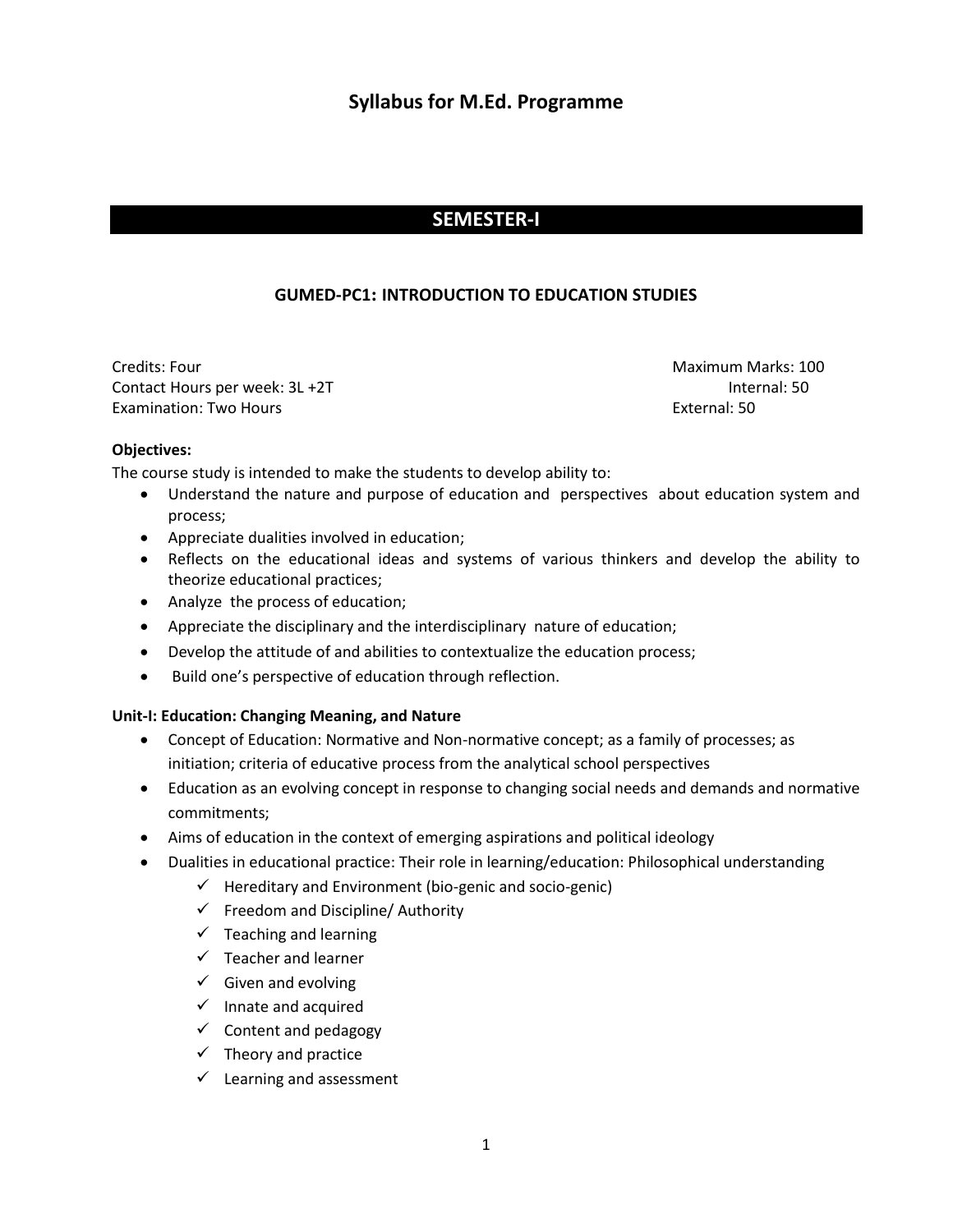# Syllabus for M.Ed. Programme

## SEMESTER-I

### GUMED-PC1: INTRODUCTION TO EDUCATION STUDIES

Credits: Four
Contact Hours per week: 3L +2T
Examination: Two Hours

Maximum Marks: 100
Internal: 50
External: 50

**Objectives:**

The course study is intended to make the students to develop ability to:

- Understand the nature and purpose of education and perspectives about education system and process;
- Appreciate dualities involved in education;
- Reflects on the educational ideas and systems of various thinkers and develop the ability to theorize educational practices;
- Analyze the process of education;
- Appreciate the disciplinary and the interdisciplinary nature of education;
- Develop the attitude of and abilities to contextualize the education process;
- Build one's perspective of education through reflection.

**Unit-I: Education: Changing Meaning, and Nature**

- Concept of Education: Normative and Non-normative concept; as a family of processes; as initiation; criteria of educative process from the analytical school perspectives
- Education as an evolving concept in response to changing social needs and demands and normative commitments;
- Aims of education in the context of emerging aspirations and political ideology
- Dualities in educational practice: Their role in learning/education: Philosophical understanding
    - ✓ Hereditary and Environment (bio-genic and socio-genic)
    - ✓ Freedom and Discipline/ Authority
    - ✓ Teaching and learning
    - ✓ Teacher and learner
    - ✓ Given and evolving
    - ✓ Innate and acquired
    - ✓ Content and pedagogy
    - ✓ Theory and practice
    - ✓ Learning and assessment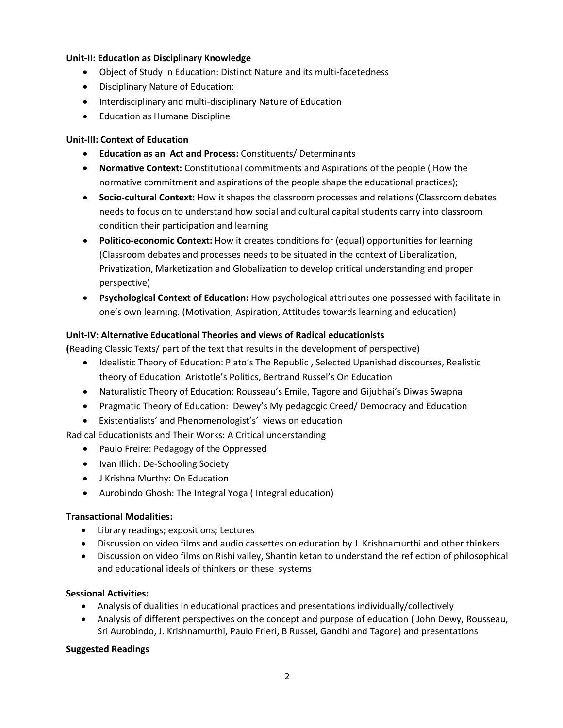**Unit-II: Education as Disciplinary Knowledge**

- Object of Study in Education: Distinct Nature and its multi-facetedness
- Disciplinary Nature of Education:
- Interdisciplinary and multi-disciplinary Nature of Education
- Education as Humane Discipline

**Unit-III: Context of Education**

- **Education as an Act and Process:** Constituents/ Determinants
- **Normative Context:** Constitutional commitments and Aspirations of the people ( How the normative commitment and aspirations of the people shape the educational practices);
- **Socio-cultural Context:** How it shapes the classroom processes and relations (Classroom debates needs to focus on to understand how social and cultural capital students carry into classroom condition their participation and learning
- **Politico-economic Context:** How it creates conditions for (equal) opportunities for learning (Classroom debates and processes needs to be situated in the context of Liberalization, Privatization, Marketization and Globalization to develop critical understanding and proper perspective)
- **Psychological Context of Education:** How psychological attributes one possessed with facilitate in one's own learning. (Motivation, Aspiration, Attitudes towards learning and education)

**Unit-IV: Alternative Educational Theories and views of Radical educationists**

**(**Reading Classic Texts/ part of the text that results in the development of perspective)

- Idealistic Theory of Education: Plato's The Republic , Selected Upanishad discourses, Realistic theory of Education: Aristotle's Politics, Bertrand Russel's On Education
- Naturalistic Theory of Education: Rousseau's Emile, Tagore and Gijubhai's Diwas Swapna
- Pragmatic Theory of Education: Dewey's My pedagogic Creed/ Democracy and Education
- Existentialists' and Phenomenologist's' views on education

Radical Educationists and Their Works: A Critical understanding

- Paulo Freire: Pedagogy of the Oppressed
- Ivan Illich: De-Schooling Society
- J Krishna Murthy: On Education
- Aurobindo Ghosh: The Integral Yoga ( Integral education)

**Transactional Modalities:**

- Library readings; expositions; Lectures
- Discussion on video films and audio cassettes on education by J. Krishnamurthi and other thinkers
- Discussion on video films on Rishi valley, Shantiniketan to understand the reflection of philosophical and educational ideals of thinkers on these systems

**Sessional Activities:**

- Analysis of dualities in educational practices and presentations individually/collectively
- Analysis of different perspectives on the concept and purpose of education ( John Dewy, Rousseau, Sri Aurobindo, J. Krishnamurthi, Paulo Frieri, B Russel, Gandhi and Tagore) and presentations

**Suggested Readings**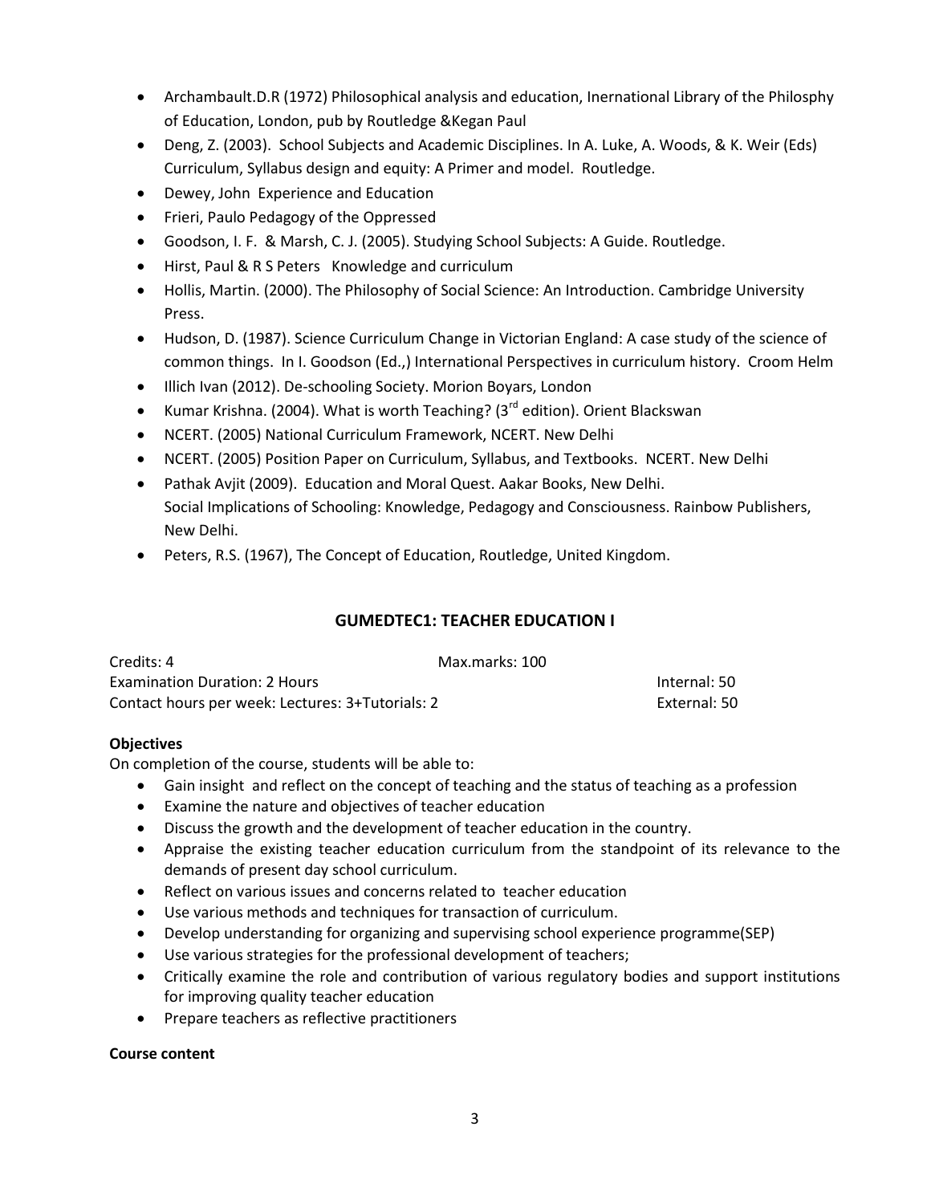- Archambault.D.R (1972) Philosophical analysis and education, Inernational Library of the Philosphy of Education, London, pub by Routledge &Kegan Paul
- Deng, Z. (2003). School Subjects and Academic Disciplines. In A. Luke, A. Woods, & K. Weir (Eds) Curriculum, Syllabus design and equity: A Primer and model. Routledge.
- Dewey, John Experience and Education
- Frieri, Paulo Pedagogy of the Oppressed
- Goodson, I. F. & Marsh, C. J. (2005). Studying School Subjects: A Guide. Routledge.
- Hirst, Paul & R S Peters Knowledge and curriculum
- Hollis, Martin. (2000). The Philosophy of Social Science: An Introduction. Cambridge University Press.
- Hudson, D. (1987). Science Curriculum Change in Victorian England: A case study of the science of common things. In I. Goodson (Ed.,) International Perspectives in curriculum history. Croom Helm
- Illich Ivan (2012). De-schooling Society. Morion Boyars, London
- Kumar Krishna. (2004). What is worth Teaching? (3rd edition). Orient Blackswan
- NCERT. (2005) National Curriculum Framework, NCERT. New Delhi
- NCERT. (2005) Position Paper on Curriculum, Syllabus, and Textbooks. NCERT. New Delhi
- Pathak Avjit (2009). Education and Moral Quest. Aakar Books, New Delhi.
  Social Implications of Schooling: Knowledge, Pedagogy and Consciousness. Rainbow Publishers, New Delhi.
- Peters, R.S. (1967), The Concept of Education, Routledge, United Kingdom.

## GUMEDTEC1: TEACHER EDUCATION I

Credits: 4 Max.marks: 100
Examination Duration: 2 Hours Internal: 50
Contact hours per week: Lectures: 3+Tutorials: 2 External: 50

**Objectives**

On completion of the course, students will be able to:

- Gain insight and reflect on the concept of teaching and the status of teaching as a profession
- Examine the nature and objectives of teacher education
- Discuss the growth and the development of teacher education in the country.
- Appraise the existing teacher education curriculum from the standpoint of its relevance to the demands of present day school curriculum.
- Reflect on various issues and concerns related to teacher education
- Use various methods and techniques for transaction of curriculum.
- Develop understanding for organizing and supervising school experience programme(SEP)
- Use various strategies for the professional development of teachers;
- Critically examine the role and contribution of various regulatory bodies and support institutions for improving quality teacher education
- Prepare teachers as reflective practitioners

**Course content**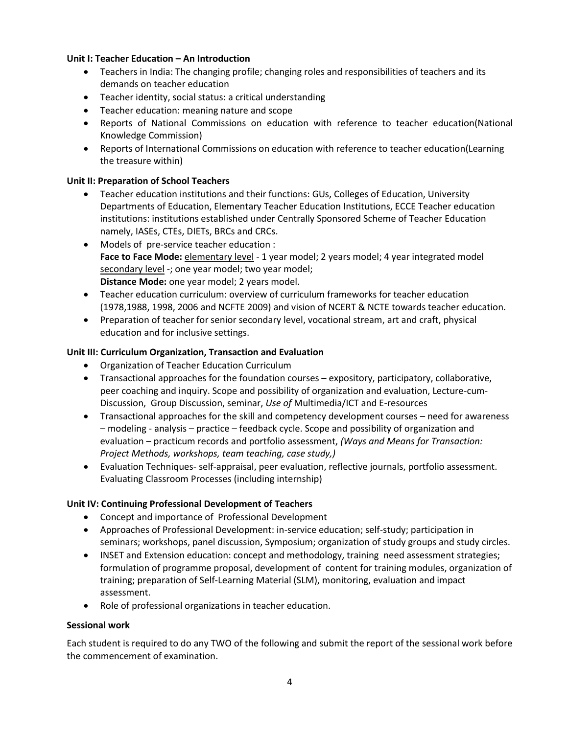**Unit I: Teacher Education – An Introduction**

- Teachers in India: The changing profile; changing roles and responsibilities of teachers and its demands on teacher education
- Teacher identity, social status: a critical understanding
- Teacher education: meaning nature and scope
- Reports of National Commissions on education with reference to teacher education(National Knowledge Commission)
- Reports of International Commissions on education with reference to teacher education(Learning the treasure within)

**Unit II: Preparation of School Teachers**

- Teacher education institutions and their functions: GUs, Colleges of Education, University Departments of Education, Elementary Teacher Education Institutions, ECCE Teacher education institutions: institutions established under Centrally Sponsored Scheme of Teacher Education namely, IASEs, CTEs, DIETs, BRCs and CRCs.
- Models of pre-service teacher education :
  **Face to Face Mode:** elementary level - 1 year model; 2 years model; 4 year integrated model
  secondary level -; one year model; two year model;
  **Distance Mode:** one year model; 2 years model.
- Teacher education curriculum: overview of curriculum frameworks for teacher education (1978,1988, 1998, 2006 and NCFTE 2009) and vision of NCERT & NCTE towards teacher education.
- Preparation of teacher for senior secondary level, vocational stream, art and craft, physical education and for inclusive settings.

**Unit III: Curriculum Organization, Transaction and Evaluation**

- Organization of Teacher Education Curriculum
- Transactional approaches for the foundation courses – expository, participatory, collaborative, peer coaching and inquiry. Scope and possibility of organization and evaluation, Lecture-cum-Discussion, Group Discussion, seminar, *Use of* Multimedia/ICT and E-resources
- Transactional approaches for the skill and competency development courses – need for awareness – modeling - analysis – practice – feedback cycle. Scope and possibility of organization and evaluation – practicum records and portfolio assessment, *(Ways and Means for Transaction: Project Methods, workshops, team teaching, case study,)*
- Evaluation Techniques- self-appraisal, peer evaluation, reflective journals, portfolio assessment. Evaluating Classroom Processes (including internship)

**Unit IV: Continuing Professional Development of Teachers**

- Concept and importance of Professional Development
- Approaches of Professional Development: in-service education; self-study; participation in seminars; workshops, panel discussion, Symposium; organization of study groups and study circles.
- INSET and Extension education: concept and methodology, training need assessment strategies; formulation of programme proposal, development of content for training modules, organization of training; preparation of Self-Learning Material (SLM), monitoring, evaluation and impact assessment.
- Role of professional organizations in teacher education.

**Sessional work**

Each student is required to do any TWO of the following and submit the report of the sessional work before the commencement of examination.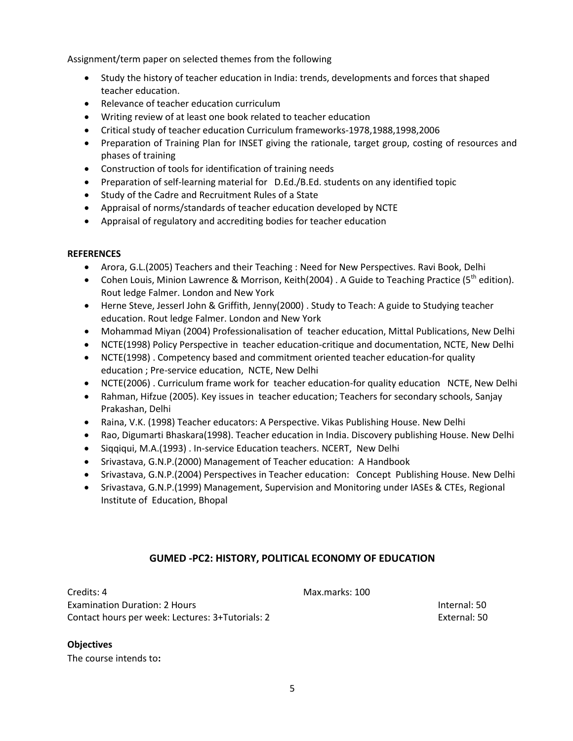Assignment/term paper on selected themes from the following

- Study the history of teacher education in India: trends, developments and forces that shaped teacher education.
- Relevance of teacher education curriculum
- Writing review of at least one book related to teacher education
- Critical study of teacher education Curriculum frameworks-1978,1988,1998,2006
- Preparation of Training Plan for INSET giving the rationale, target group, costing of resources and phases of training
- Construction of tools for identification of training needs
- Preparation of self-learning material for D.Ed./B.Ed. students on any identified topic
- Study of the Cadre and Recruitment Rules of a State
- Appraisal of norms/standards of teacher education developed by NCTE
- Appraisal of regulatory and accrediting bodies for teacher education

**REFERENCES**

- Arora, G.L.(2005) Teachers and their Teaching : Need for New Perspectives. Ravi Book, Delhi
- Cohen Louis, Minion Lawrence & Morrison, Keith(2004) . A Guide to Teaching Practice (5th edition). Rout ledge Falmer. London and New York
- Herne Steve, Jesserl John & Griffith, Jenny(2000) . Study to Teach: A guide to Studying teacher education. Rout ledge Falmer. London and New York
- Mohammad Miyan (2004) Professionalisation of teacher education, Mittal Publications, New Delhi
- NCTE(1998) Policy Perspective in teacher education-critique and documentation, NCTE, New Delhi
- NCTE(1998) . Competency based and commitment oriented teacher education-for quality education ; Pre-service education, NCTE, New Delhi
- NCTE(2006) . Curriculum frame work for teacher education-for quality education NCTE, New Delhi
- Rahman, Hifzue (2005). Key issues in teacher education; Teachers for secondary schools, Sanjay Prakashan, Delhi
- Raina, V.K. (1998) Teacher educators: A Perspective. Vikas Publishing House. New Delhi
- Rao, Digumarti Bhaskara(1998). Teacher education in India. Discovery publishing House. New Delhi
- Siqqiqui, M.A.(1993) . In-service Education teachers. NCERT, New Delhi
- Srivastava, G.N.P.(2000) Management of Teacher education: A Handbook
- Srivastava, G.N.P.(2004) Perspectives in Teacher education: Concept Publishing House. New Delhi
- Srivastava, G.N.P.(1999) Management, Supervision and Monitoring under IASEs & CTEs, Regional Institute of Education, Bhopal

## GUMED -PC2: HISTORY, POLITICAL ECONOMY OF EDUCATION

Credits: 4 | Max.marks: 100

Examination Duration: 2 Hours | Internal: 50

Contact hours per week: Lectures: 3+Tutorials: 2 | External: 50

**Objectives**

The course intends to**:**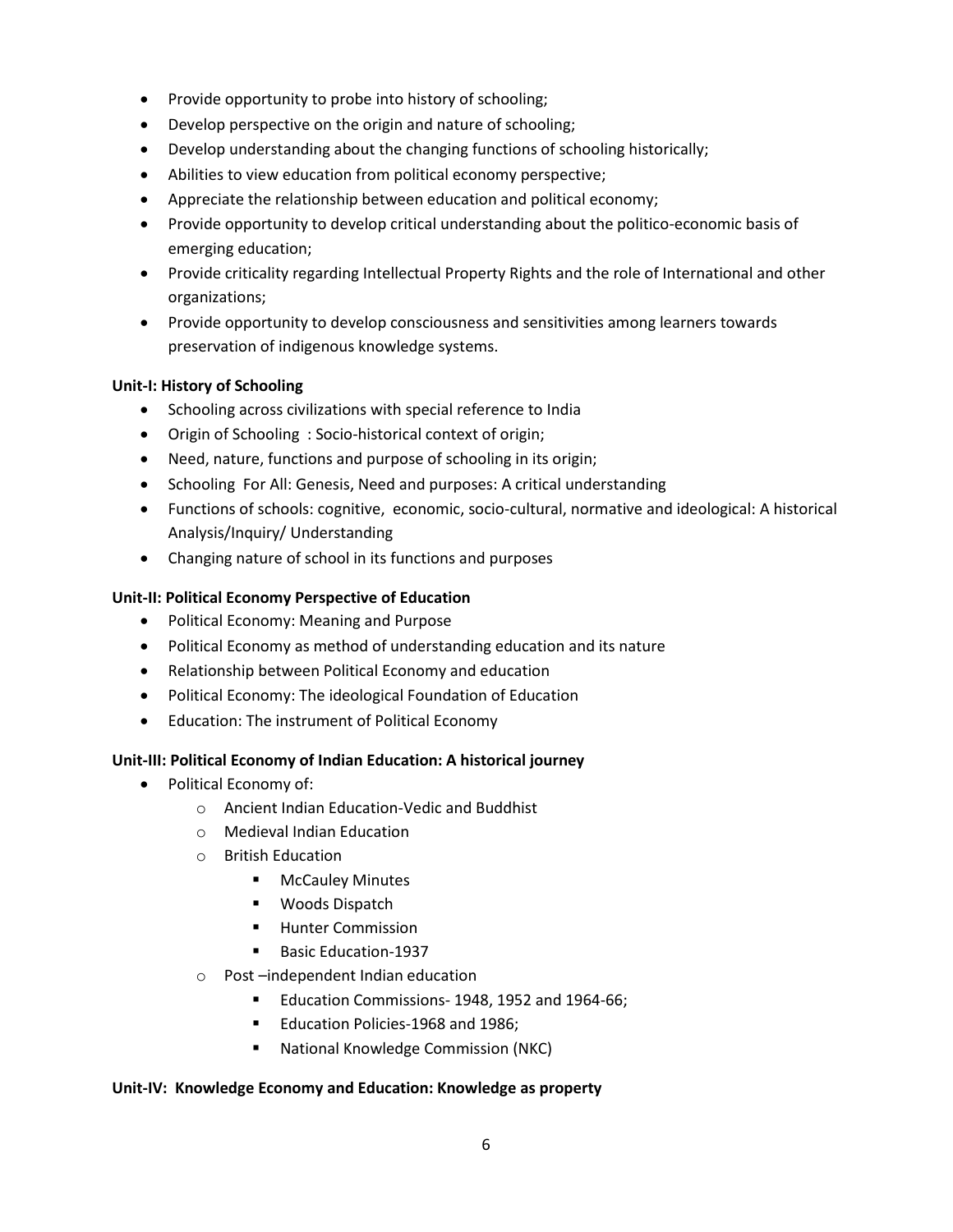- Provide opportunity to probe into history of schooling;
- Develop perspective on the origin and nature of schooling;
- Develop understanding about the changing functions of schooling historically;
- Abilities to view education from political economy perspective;
- Appreciate the relationship between education and political economy;
- Provide opportunity to develop critical understanding about the politico-economic basis of emerging education;
- Provide criticality regarding Intellectual Property Rights and the role of International and other organizations;
- Provide opportunity to develop consciousness and sensitivities among learners towards preservation of indigenous knowledge systems.

**Unit-I: History of Schooling**

- Schooling across civilizations with special reference to India
- Origin of Schooling : Socio-historical context of origin;
- Need, nature, functions and purpose of schooling in its origin;
- Schooling For All: Genesis, Need and purposes: A critical understanding
- Functions of schools: cognitive, economic, socio-cultural, normative and ideological: A historical Analysis/Inquiry/ Understanding
- Changing nature of school in its functions and purposes

**Unit-II: Political Economy Perspective of Education**

- Political Economy: Meaning and Purpose
- Political Economy as method of understanding education and its nature
- Relationship between Political Economy and education
- Political Economy: The ideological Foundation of Education
- Education: The instrument of Political Economy

**Unit-III: Political Economy of Indian Education: A historical journey**

- Political Economy of:
  - Ancient Indian Education-Vedic and Buddhist
  - Medieval Indian Education
  - British Education
    - McCauley Minutes
    - Woods Dispatch
    - Hunter Commission
    - Basic Education-1937
  - Post –independent Indian education
    - Education Commissions- 1948, 1952 and 1964-66;
    - Education Policies-1968 and 1986;
    - National Knowledge Commission (NKC)

**Unit-IV: Knowledge Economy and Education: Knowledge as property**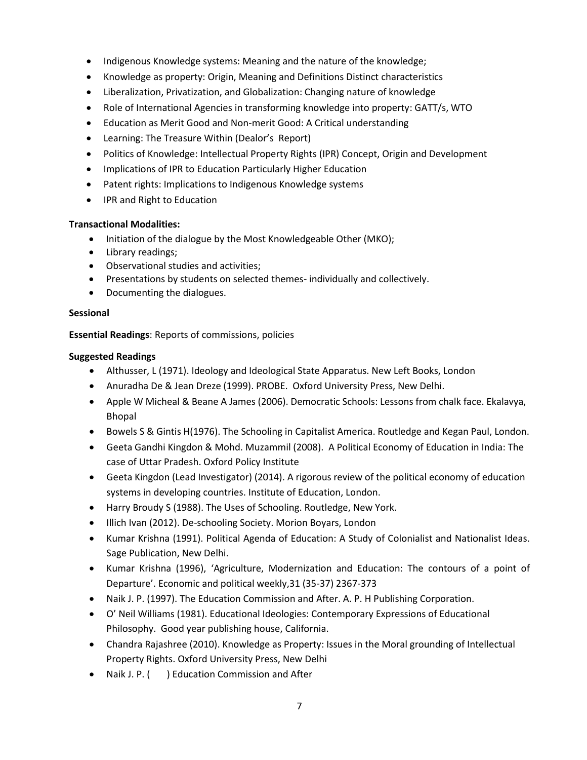- Indigenous Knowledge systems: Meaning and the nature of the knowledge;
- Knowledge as property: Origin, Meaning and Definitions Distinct characteristics
- Liberalization, Privatization, and Globalization: Changing nature of knowledge
- Role of International Agencies in transforming knowledge into property: GATT/s, WTO
- Education as Merit Good and Non-merit Good: A Critical understanding
- Learning: The Treasure Within (Dealor's Report)
- Politics of Knowledge: Intellectual Property Rights (IPR) Concept, Origin and Development
- Implications of IPR to Education Particularly Higher Education
- Patent rights: Implications to Indigenous Knowledge systems
- IPR and Right to Education

**Transactional Modalities:**

- Initiation of the dialogue by the Most Knowledgeable Other (MKO);
- Library readings;
- Observational studies and activities;
- Presentations by students on selected themes- individually and collectively.
- Documenting the dialogues.

**Sessional**

**Essential Readings**: Reports of commissions, policies

**Suggested Readings**

- Althusser, L (1971). Ideology and Ideological State Apparatus. New Left Books, London
- Anuradha De & Jean Dreze (1999). PROBE. Oxford University Press, New Delhi.
- Apple W Micheal & Beane A James (2006). Democratic Schools: Lessons from chalk face. Ekalavya, Bhopal
- Bowels S & Gintis H(1976). The Schooling in Capitalist America. Routledge and Kegan Paul, London.
- Geeta Gandhi Kingdon & Mohd. Muzammil (2008). A Political Economy of Education in India: The case of Uttar Pradesh. Oxford Policy Institute
- Geeta Kingdon (Lead Investigator) (2014). A rigorous review of the political economy of education systems in developing countries. Institute of Education, London.
- Harry Broudy S (1988). The Uses of Schooling. Routledge, New York.
- Illich Ivan (2012). De-schooling Society. Morion Boyars, London
- Kumar Krishna (1991). Political Agenda of Education: A Study of Colonialist and Nationalist Ideas. Sage Publication, New Delhi.
- Kumar Krishna (1996), 'Agriculture, Modernization and Education: The contours of a point of Departure'. Economic and political weekly,31 (35-37) 2367-373
- Naik J. P. (1997). The Education Commission and After. A. P. H Publishing Corporation.
- O' Neil Williams (1981). Educational Ideologies: Contemporary Expressions of Educational Philosophy. Good year publishing house, California.
- Chandra Rajashree (2010). Knowledge as Property: Issues in the Moral grounding of Intellectual Property Rights. Oxford University Press, New Delhi
- Naik J. P. ( ) Education Commission and After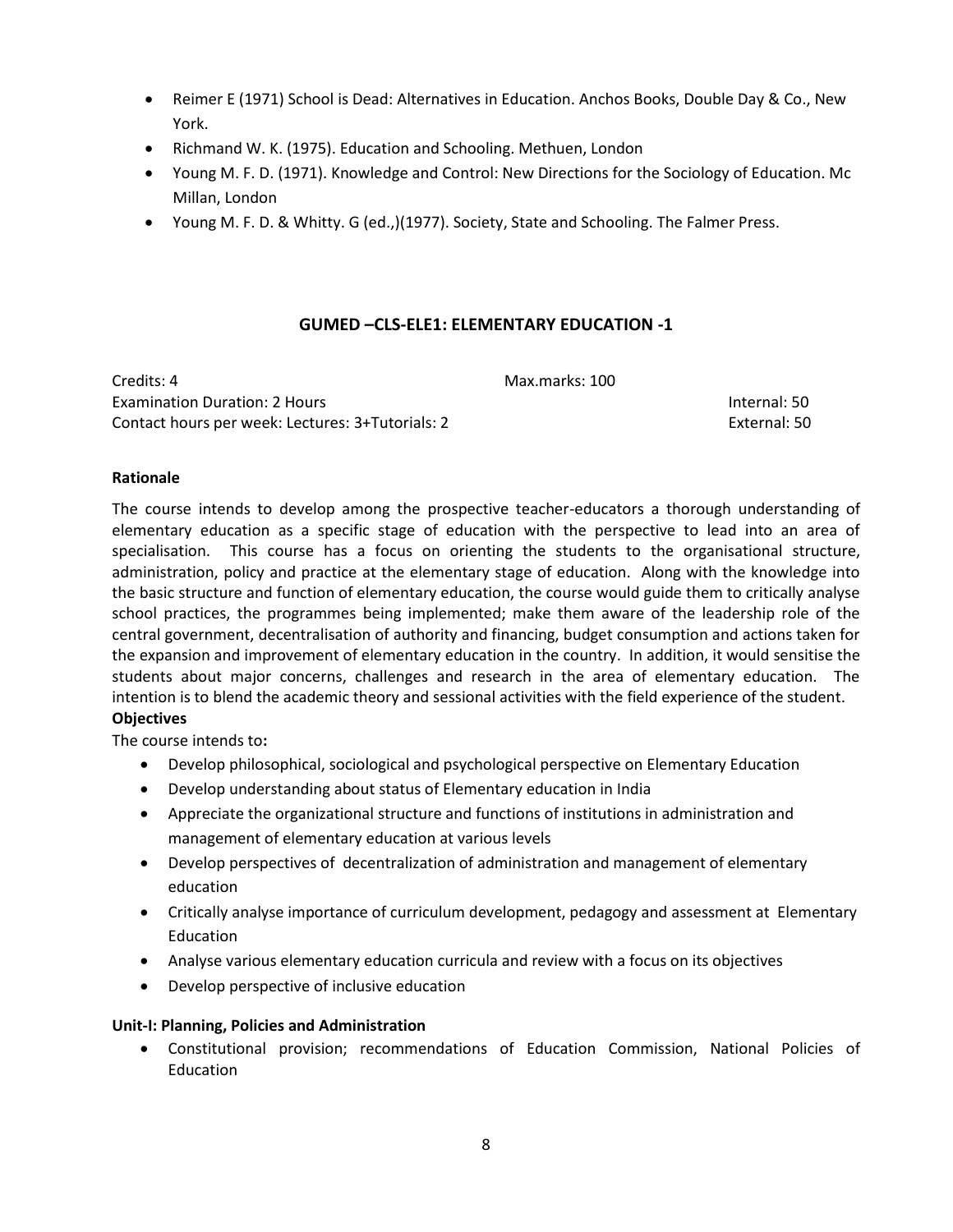- Reimer E (1971) School is Dead: Alternatives in Education. Anchos Books, Double Day & Co., New York.
- Richmand W. K. (1975). Education and Schooling. Methuen, London
- Young M. F. D. (1971). Knowledge and Control: New Directions for the Sociology of Education. Mc Millan, London
- Young M. F. D. & Whitty. G (ed.,)(1977). Society, State and Schooling. The Falmer Press.

## GUMED –CLS-ELE1: ELEMENTARY EDUCATION -1

Credits: 4 Max.marks: 100
Examination Duration: 2 Hours Internal: 50
Contact hours per week: Lectures: 3+Tutorials: 2 External: 50

**Rationale**

The course intends to develop among the prospective teacher-educators a thorough understanding of elementary education as a specific stage of education with the perspective to lead into an area of specialisation. This course has a focus on orienting the students to the organisational structure, administration, policy and practice at the elementary stage of education. Along with the knowledge into the basic structure and function of elementary education, the course would guide them to critically analyse school practices, the programmes being implemented; make them aware of the leadership role of the central government, decentralisation of authority and financing, budget consumption and actions taken for the expansion and improvement of elementary education in the country. In addition, it would sensitise the students about major concerns, challenges and research in the area of elementary education. The intention is to blend the academic theory and sessional activities with the field experience of the student.

**Objectives**

The course intends to**:**

- Develop philosophical, sociological and psychological perspective on Elementary Education
- Develop understanding about status of Elementary education in India
- Appreciate the organizational structure and functions of institutions in administration and management of elementary education at various levels
- Develop perspectives of decentralization of administration and management of elementary education
- Critically analyse importance of curriculum development, pedagogy and assessment at Elementary Education
- Analyse various elementary education curricula and review with a focus on its objectives
- Develop perspective of inclusive education

**Unit-I: Planning, Policies and Administration**

- Constitutional provision; recommendations of Education Commission, National Policies of Education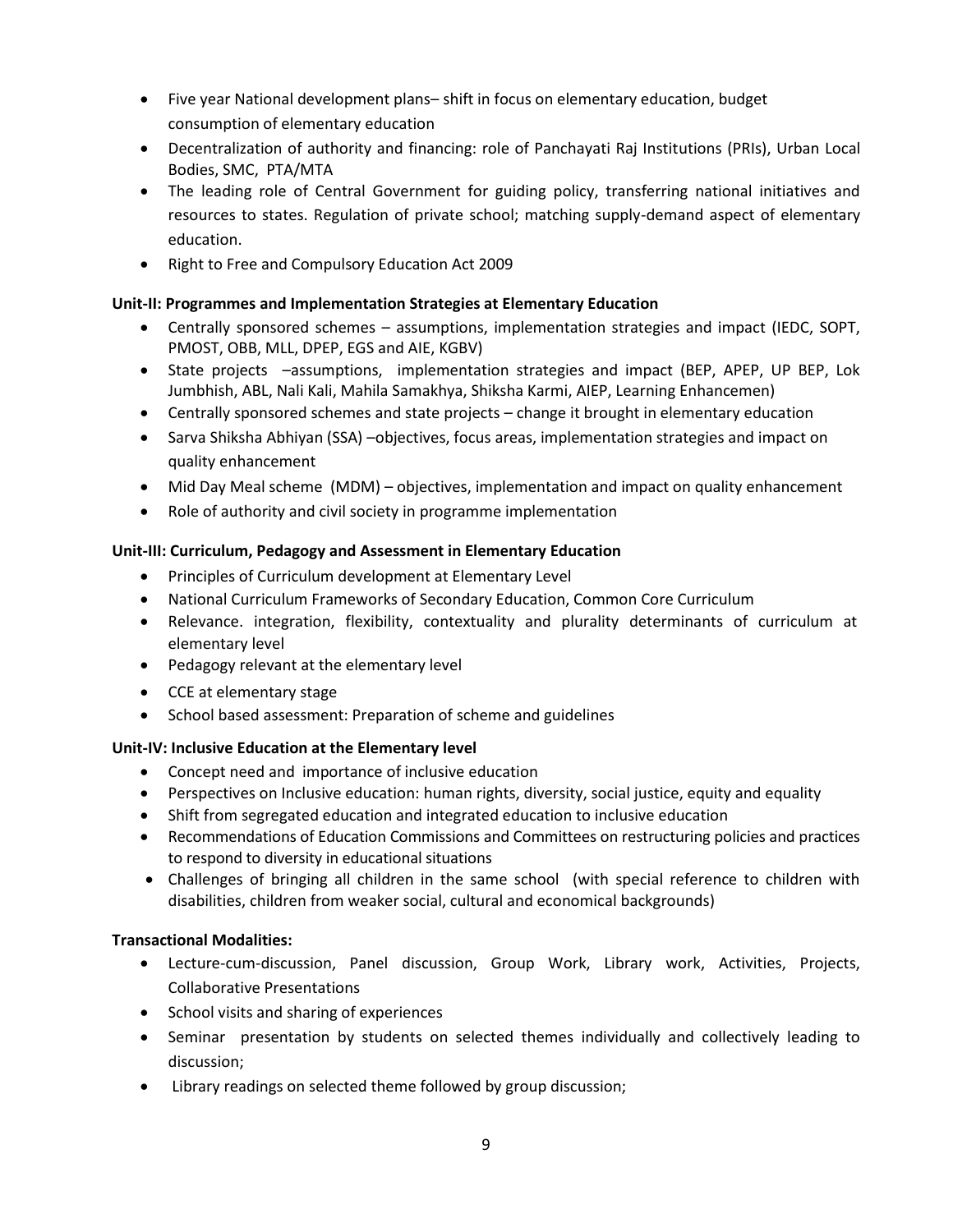- Five year National development plans– shift in focus on elementary education, budget consumption of elementary education
- Decentralization of authority and financing: role of Panchayati Raj Institutions (PRIs), Urban Local Bodies, SMC, PTA/MTA
- The leading role of Central Government for guiding policy, transferring national initiatives and resources to states. Regulation of private school; matching supply-demand aspect of elementary education.
- Right to Free and Compulsory Education Act 2009

**Unit-II: Programmes and Implementation Strategies at Elementary Education**

- Centrally sponsored schemes – assumptions, implementation strategies and impact (IEDC, SOPT, PMOST, OBB, MLL, DPEP, EGS and AIE, KGBV)
- State projects –assumptions, implementation strategies and impact (BEP, APEP, UP BEP, Lok Jumbhish, ABL, Nali Kali, Mahila Samakhya, Shiksha Karmi, AIEP, Learning Enhancemen)
- Centrally sponsored schemes and state projects – change it brought in elementary education
- Sarva Shiksha Abhiyan (SSA) –objectives, focus areas, implementation strategies and impact on quality enhancement
- Mid Day Meal scheme (MDM) – objectives, implementation and impact on quality enhancement
- Role of authority and civil society in programme implementation

**Unit-III: Curriculum, Pedagogy and Assessment in Elementary Education**

- Principles of Curriculum development at Elementary Level
- National Curriculum Frameworks of Secondary Education, Common Core Curriculum
- Relevance. integration, flexibility, contextuality and plurality determinants of curriculum at elementary level
- Pedagogy relevant at the elementary level
- CCE at elementary stage
- School based assessment: Preparation of scheme and guidelines

**Unit-IV: Inclusive Education at the Elementary level**

- Concept need and importance of inclusive education
- Perspectives on Inclusive education: human rights, diversity, social justice, equity and equality
- Shift from segregated education and integrated education to inclusive education
- Recommendations of Education Commissions and Committees on restructuring policies and practices to respond to diversity in educational situations
- Challenges of bringing all children in the same school (with special reference to children with disabilities, children from weaker social, cultural and economical backgrounds)

**Transactional Modalities:**

- Lecture-cum-discussion, Panel discussion, Group Work, Library work, Activities, Projects, Collaborative Presentations
- School visits and sharing of experiences
- Seminar presentation by students on selected themes individually and collectively leading to discussion;
- Library readings on selected theme followed by group discussion;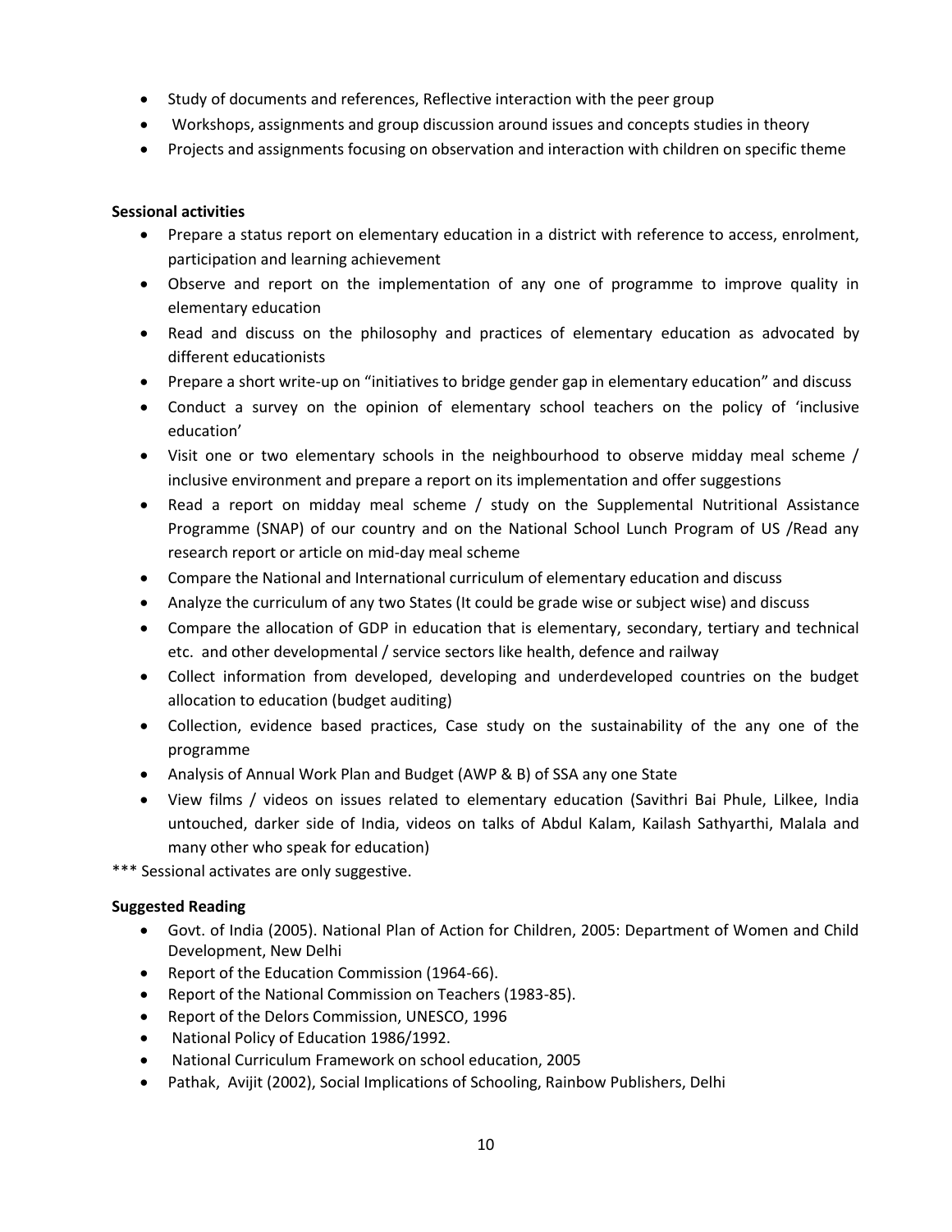- Study of documents and references, Reflective interaction with the peer group
- Workshops, assignments and group discussion around issues and concepts studies in theory
- Projects and assignments focusing on observation and interaction with children on specific theme

**Sessional activities**

- Prepare a status report on elementary education in a district with reference to access, enrolment, participation and learning achievement
- Observe and report on the implementation of any one of programme to improve quality in elementary education
- Read and discuss on the philosophy and practices of elementary education as advocated by different educationists
- Prepare a short write-up on "initiatives to bridge gender gap in elementary education" and discuss
- Conduct a survey on the opinion of elementary school teachers on the policy of 'inclusive education'
- Visit one or two elementary schools in the neighbourhood to observe midday meal scheme / inclusive environment and prepare a report on its implementation and offer suggestions
- Read a report on midday meal scheme / study on the Supplemental Nutritional Assistance Programme (SNAP) of our country and on the National School Lunch Program of US /Read any research report or article on mid-day meal scheme
- Compare the National and International curriculum of elementary education and discuss
- Analyze the curriculum of any two States (It could be grade wise or subject wise) and discuss
- Compare the allocation of GDP in education that is elementary, secondary, tertiary and technical etc. and other developmental / service sectors like health, defence and railway
- Collect information from developed, developing and underdeveloped countries on the budget allocation to education (budget auditing)
- Collection, evidence based practices, Case study on the sustainability of the any one of the programme
- Analysis of Annual Work Plan and Budget (AWP & B) of SSA any one State
- View films / videos on issues related to elementary education (Savithri Bai Phule, Lilkee, India untouched, darker side of India, videos on talks of Abdul Kalam, Kailash Sathyarthi, Malala and many other who speak for education)

*** Sessional activates are only suggestive.

**Suggested Reading**

- Govt. of India (2005). National Plan of Action for Children, 2005: Department of Women and Child Development, New Delhi
- Report of the Education Commission (1964-66).
- Report of the National Commission on Teachers (1983-85).
- Report of the Delors Commission, UNESCO, 1996
- National Policy of Education 1986/1992.
- National Curriculum Framework on school education, 2005
- Pathak, Avijit (2002), Social Implications of Schooling, Rainbow Publishers, Delhi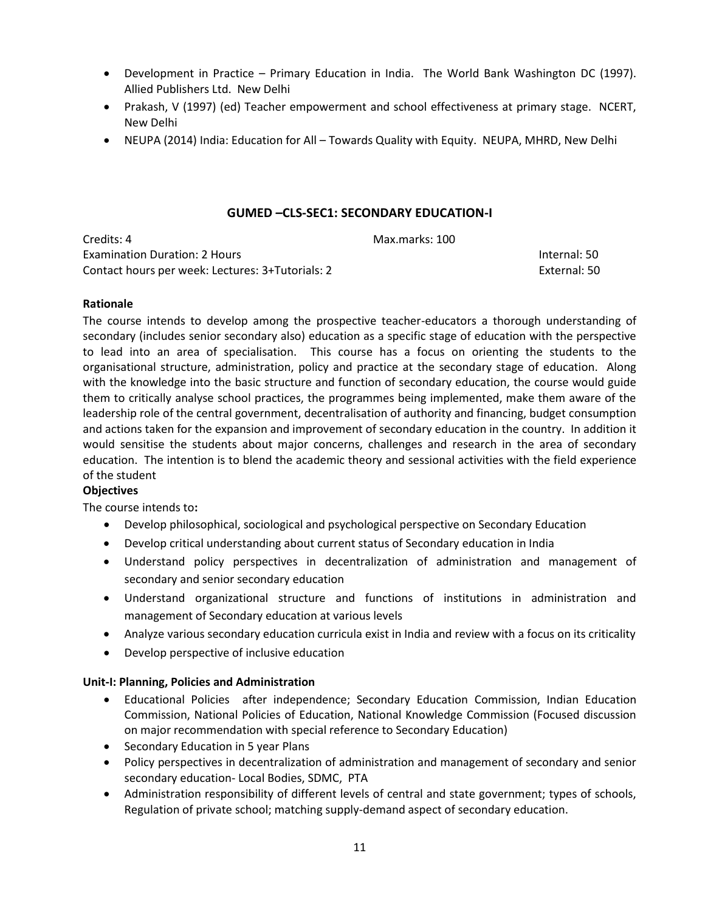- Development in Practice – Primary Education in India. The World Bank Washington DC (1997). Allied Publishers Ltd. New Delhi
- Prakash, V (1997) (ed) Teacher empowerment and school effectiveness at primary stage. NCERT, New Delhi
- NEUPA (2014) India: Education for All – Towards Quality with Equity. NEUPA, MHRD, New Delhi

## GUMED –CLS-SEC1: SECONDARY EDUCATION-I

Credits: 4 Max.marks: 100
Examination Duration: 2 Hours Internal: 50
Contact hours per week: Lectures: 3+Tutorials: 2 External: 50

**Rationale**

The course intends to develop among the prospective teacher-educators a thorough understanding of secondary (includes senior secondary also) education as a specific stage of education with the perspective to lead into an area of specialisation. This course has a focus on orienting the students to the organisational structure, administration, policy and practice at the secondary stage of education. Along with the knowledge into the basic structure and function of secondary education, the course would guide them to critically analyse school practices, the programmes being implemented, make them aware of the leadership role of the central government, decentralisation of authority and financing, budget consumption and actions taken for the expansion and improvement of secondary education in the country. In addition it would sensitise the students about major concerns, challenges and research in the area of secondary education. The intention is to blend the academic theory and sessional activities with the field experience of the student

**Objectives**

The course intends to**:**

- Develop philosophical, sociological and psychological perspective on Secondary Education
- Develop critical understanding about current status of Secondary education in India
- Understand policy perspectives in decentralization of administration and management of secondary and senior secondary education
- Understand organizational structure and functions of institutions in administration and management of Secondary education at various levels
- Analyze various secondary education curricula exist in India and review with a focus on its criticality
- Develop perspective of inclusive education

**Unit-I: Planning, Policies and Administration**

- Educational Policies after independence; Secondary Education Commission, Indian Education Commission, National Policies of Education, National Knowledge Commission (Focused discussion on major recommendation with special reference to Secondary Education)
- Secondary Education in 5 year Plans
- Policy perspectives in decentralization of administration and management of secondary and senior secondary education- Local Bodies, SDMC, PTA
- Administration responsibility of different levels of central and state government; types of schools, Regulation of private school; matching supply-demand aspect of secondary education.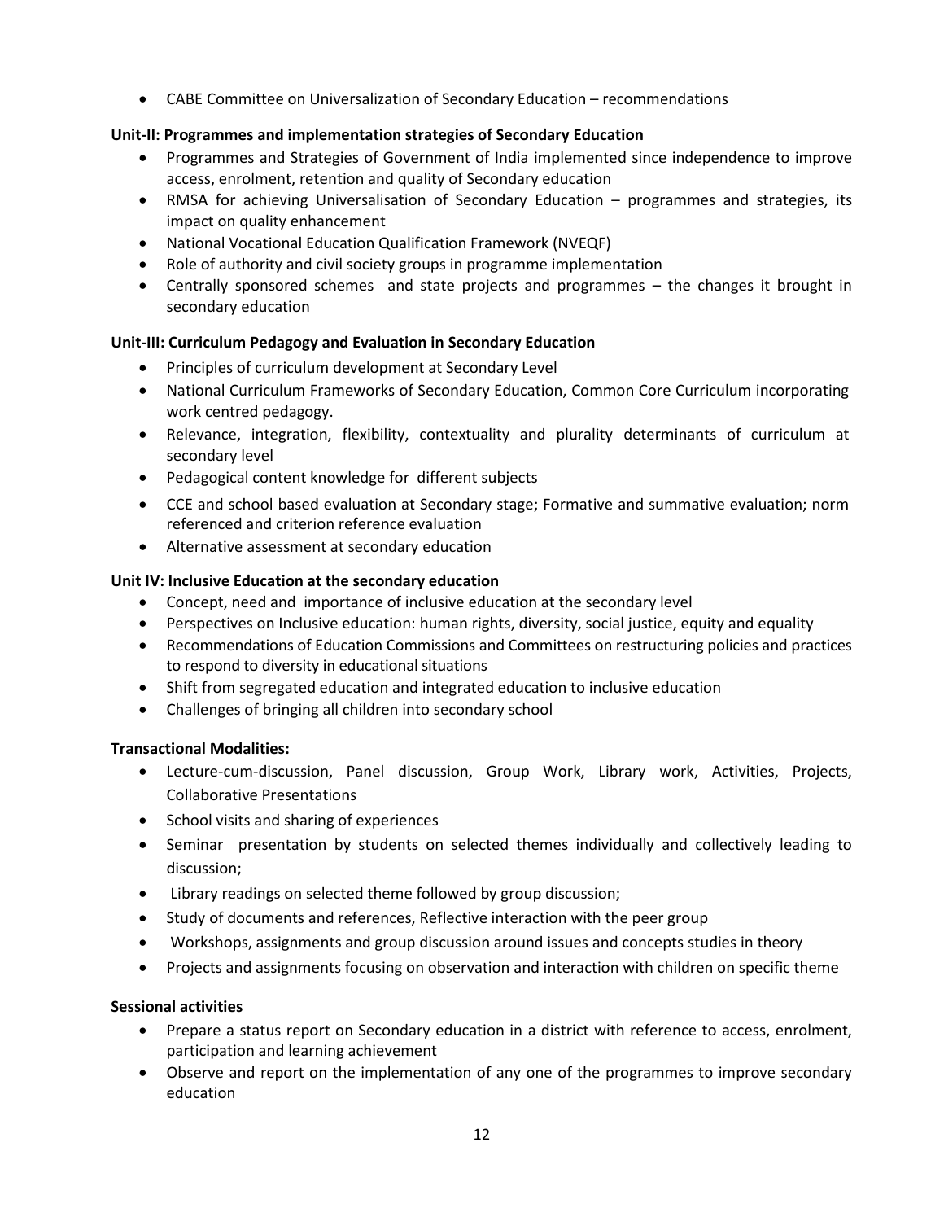- CABE Committee on Universalization of Secondary Education – recommendations

**Unit-II: Programmes and implementation strategies of Secondary Education**

- Programmes and Strategies of Government of India implemented since independence to improve access, enrolment, retention and quality of Secondary education
- RMSA for achieving Universalisation of Secondary Education – programmes and strategies, its impact on quality enhancement
- National Vocational Education Qualification Framework (NVEQF)
- Role of authority and civil society groups in programme implementation
- Centrally sponsored schemes and state projects and programmes – the changes it brought in secondary education

**Unit-III: Curriculum Pedagogy and Evaluation in Secondary Education**

- Principles of curriculum development at Secondary Level
- National Curriculum Frameworks of Secondary Education, Common Core Curriculum incorporating work centred pedagogy.
- Relevance, integration, flexibility, contextuality and plurality determinants of curriculum at secondary level
- Pedagogical content knowledge for different subjects
- CCE and school based evaluation at Secondary stage; Formative and summative evaluation; norm referenced and criterion reference evaluation
- Alternative assessment at secondary education

**Unit IV: Inclusive Education at the secondary education**

- Concept, need and importance of inclusive education at the secondary level
- Perspectives on Inclusive education: human rights, diversity, social justice, equity and equality
- Recommendations of Education Commissions and Committees on restructuring policies and practices to respond to diversity in educational situations
- Shift from segregated education and integrated education to inclusive education
- Challenges of bringing all children into secondary school

**Transactional Modalities:**

- Lecture-cum-discussion, Panel discussion, Group Work, Library work, Activities, Projects, Collaborative Presentations
- School visits and sharing of experiences
- Seminar presentation by students on selected themes individually and collectively leading to discussion;
- Library readings on selected theme followed by group discussion;
- Study of documents and references, Reflective interaction with the peer group
- Workshops, assignments and group discussion around issues and concepts studies in theory
- Projects and assignments focusing on observation and interaction with children on specific theme

**Sessional activities**

- Prepare a status report on Secondary education in a district with reference to access, enrolment, participation and learning achievement
- Observe and report on the implementation of any one of the programmes to improve secondary education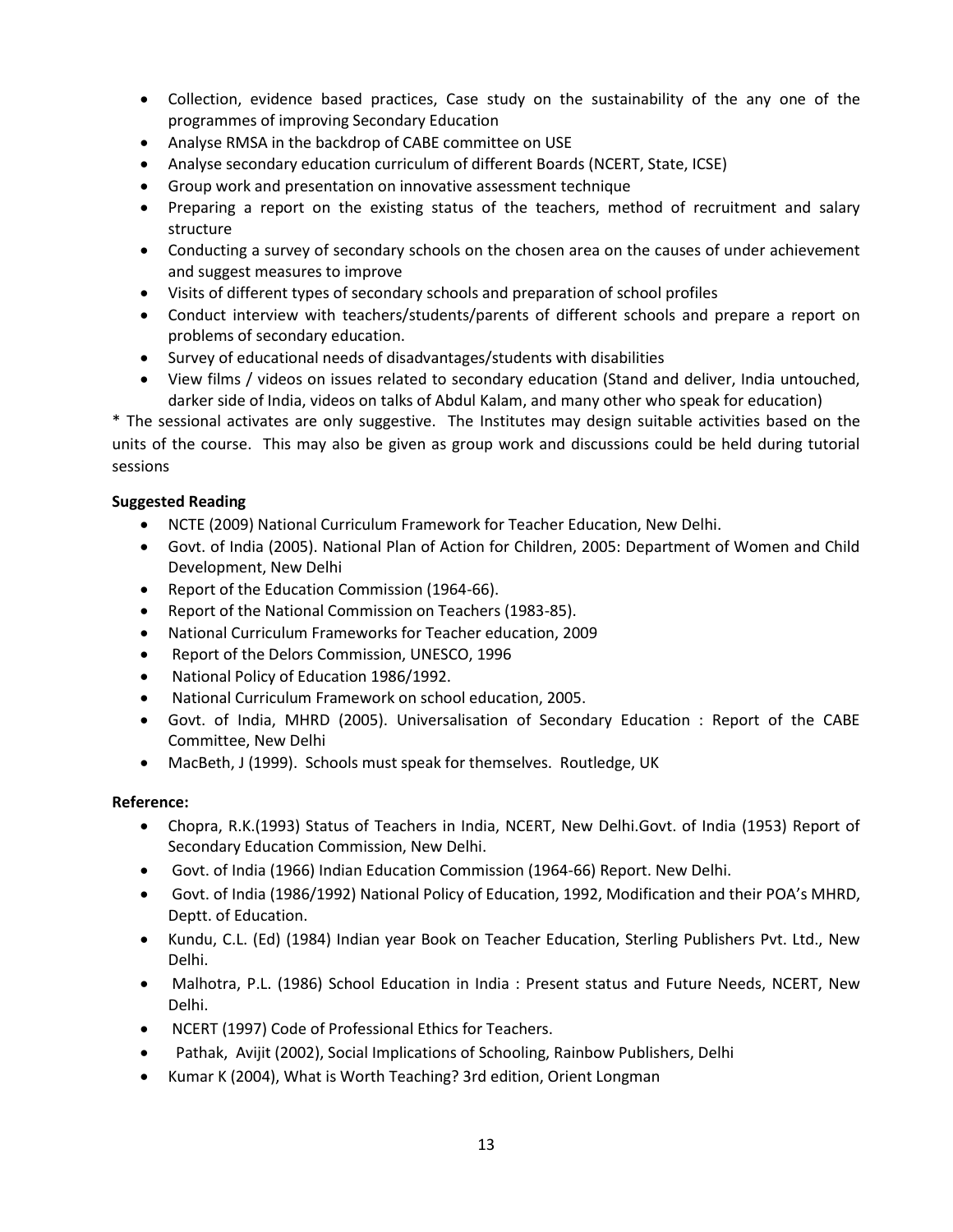- Collection, evidence based practices, Case study on the sustainability of the any one of the programmes of improving Secondary Education
- Analyse RMSA in the backdrop of CABE committee on USE
- Analyse secondary education curriculum of different Boards (NCERT, State, ICSE)
- Group work and presentation on innovative assessment technique
- Preparing a report on the existing status of the teachers, method of recruitment and salary structure
- Conducting a survey of secondary schools on the chosen area on the causes of under achievement and suggest measures to improve
- Visits of different types of secondary schools and preparation of school profiles
- Conduct interview with teachers/students/parents of different schools and prepare a report on problems of secondary education.
- Survey of educational needs of disadvantages/students with disabilities
- View films / videos on issues related to secondary education (Stand and deliver, India untouched, darker side of India, videos on talks of Abdul Kalam, and many other who speak for education)

* The sessional activates are only suggestive. The Institutes may design suitable activities based on the units of the course. This may also be given as group work and discussions could be held during tutorial sessions

**Suggested Reading**

- NCTE (2009) National Curriculum Framework for Teacher Education, New Delhi.
- Govt. of India (2005). National Plan of Action for Children, 2005: Department of Women and Child Development, New Delhi
- Report of the Education Commission (1964-66).
- Report of the National Commission on Teachers (1983-85).
- National Curriculum Frameworks for Teacher education, 2009
- Report of the Delors Commission, UNESCO, 1996
- National Policy of Education 1986/1992.
- National Curriculum Framework on school education, 2005.
- Govt. of India, MHRD (2005). Universalisation of Secondary Education : Report of the CABE Committee, New Delhi
- MacBeth, J (1999). Schools must speak for themselves. Routledge, UK

**Reference:**

- Chopra, R.K.(1993) Status of Teachers in India, NCERT, New Delhi.Govt. of India (1953) Report of Secondary Education Commission, New Delhi.
- Govt. of India (1966) Indian Education Commission (1964-66) Report. New Delhi.
- Govt. of India (1986/1992) National Policy of Education, 1992, Modification and their POA's MHRD, Deptt. of Education.
- Kundu, C.L. (Ed) (1984) Indian year Book on Teacher Education, Sterling Publishers Pvt. Ltd., New Delhi.
- Malhotra, P.L. (1986) School Education in India : Present status and Future Needs, NCERT, New Delhi.
- NCERT (1997) Code of Professional Ethics for Teachers.
- Pathak, Avijit (2002), Social Implications of Schooling, Rainbow Publishers, Delhi
- Kumar K (2004), What is Worth Teaching? 3rd edition, Orient Longman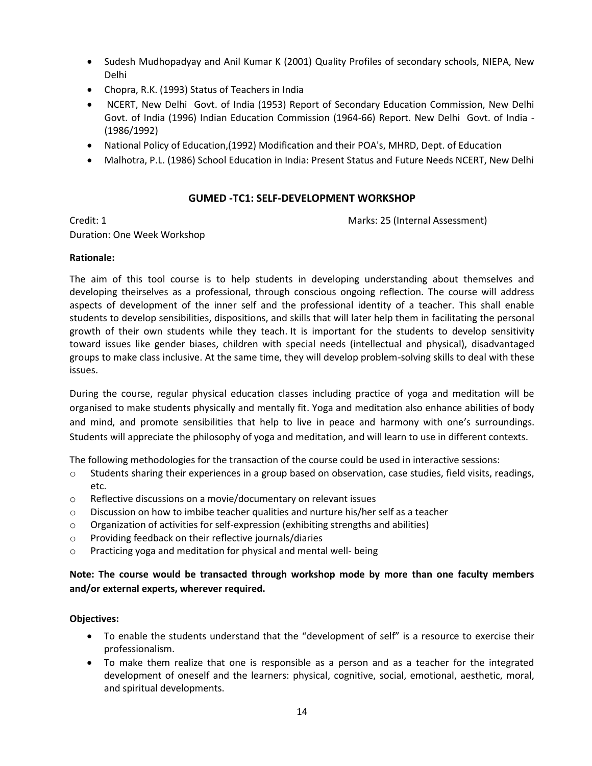- Sudesh Mudhopadyay and Anil Kumar K (2001) Quality Profiles of secondary schools, NIEPA, New Delhi
- Chopra, R.K. (1993) Status of Teachers in India
- NCERT, New Delhi Govt. of India (1953) Report of Secondary Education Commission, New Delhi Govt. of India (1996) Indian Education Commission (1964-66) Report. New Delhi Govt. of India - (1986/1992)
- National Policy of Education,(1992) Modification and their POA's, MHRD, Dept. of Education
- Malhotra, P.L. (1986) School Education in India: Present Status and Future Needs NCERT, New Delhi

## GUMED -TC1: SELF-DEVELOPMENT WORKSHOP

Credit: 1 Marks: 25 (Internal Assessment)

Duration: One Week Workshop

**Rationale:**

The aim of this tool course is to help students in developing understanding about themselves and developing theirselves as a professional, through conscious ongoing reflection. The course will address aspects of development of the inner self and the professional identity of a teacher. This shall enable students to develop sensibilities, dispositions, and skills that will later help them in facilitating the personal growth of their own students while they teach. It is important for the students to develop sensitivity toward issues like gender biases, children with special needs (intellectual and physical), disadvantaged groups to make class inclusive. At the same time, they will develop problem-solving skills to deal with these issues.

During the course, regular physical education classes including practice of yoga and meditation will be organised to make students physically and mentally fit. Yoga and meditation also enhance abilities of body and mind, and promote sensibilities that help to live in peace and harmony with one's surroundings. Students will appreciate the philosophy of yoga and meditation, and will learn to use in different contexts.

The following methodologies for the transaction of the course could be used in interactive sessions:

- Students sharing their experiences in a group based on observation, case studies, field visits, readings, etc.
- Reflective discussions on a movie/documentary on relevant issues
- Discussion on how to imbibe teacher qualities and nurture his/her self as a teacher
- Organization of activities for self-expression (exhibiting strengths and abilities)
- Providing feedback on their reflective journals/diaries
- Practicing yoga and meditation for physical and mental well- being

**Note: The course would be transacted through workshop mode by more than one faculty members and/or external experts, wherever required.**

**Objectives:**

- To enable the students understand that the "development of self" is a resource to exercise their professionalism.
- To make them realize that one is responsible as a person and as a teacher for the integrated development of oneself and the learners: physical, cognitive, social, emotional, aesthetic, moral, and spiritual developments.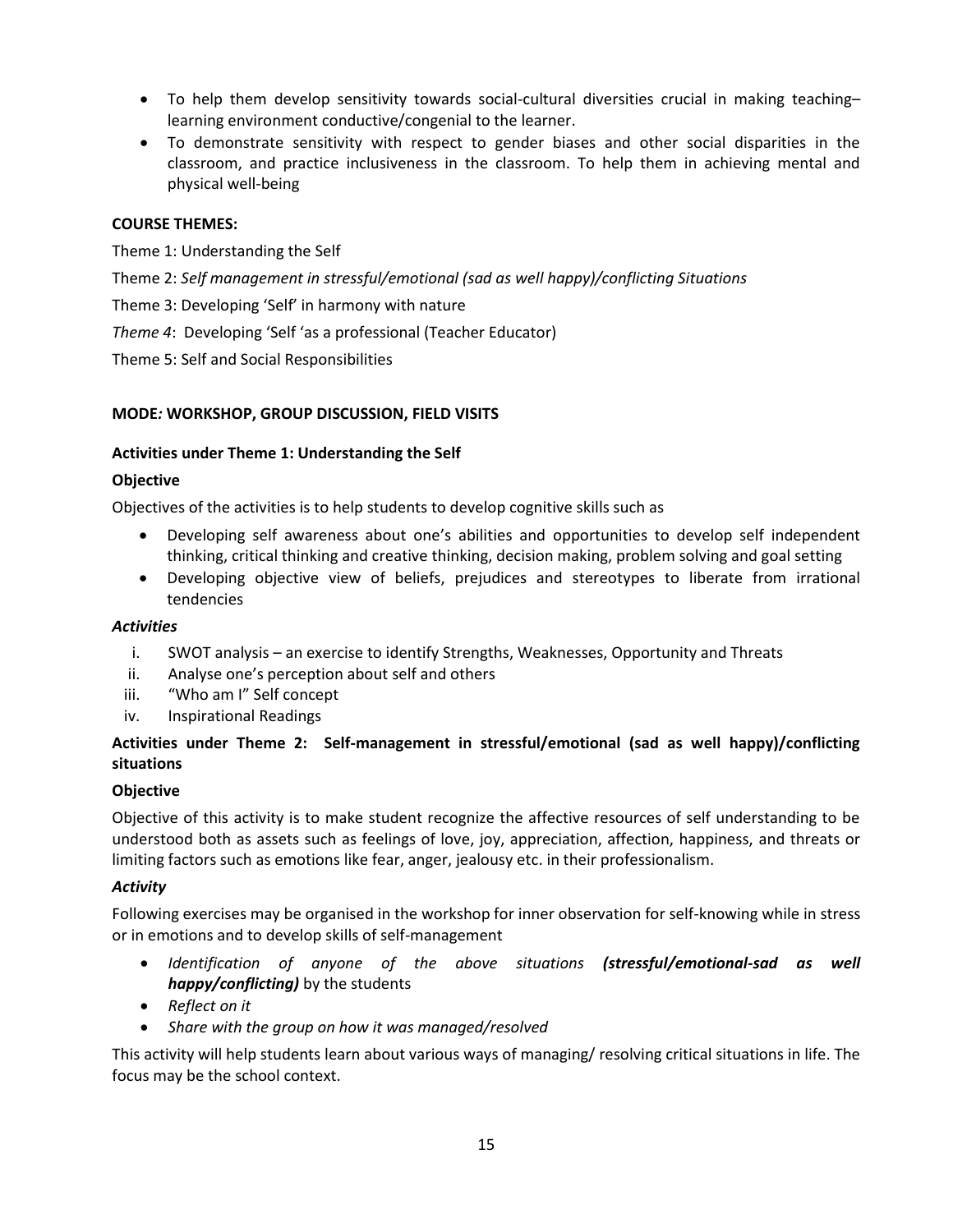- To help them develop sensitivity towards social-cultural diversities crucial in making teaching–learning environment conductive/congenial to the learner.
- To demonstrate sensitivity with respect to gender biases and other social disparities in the classroom, and practice inclusiveness in the classroom. To help them in achieving mental and physical well-being

**COURSE THEMES:**

Theme 1: Understanding the Self

Theme 2: *Self management in stressful/emotional (sad as well happy)/conflicting Situations*

Theme 3: Developing 'Self' in harmony with nature

*Theme 4*: Developing 'Self 'as a professional (Teacher Educator)

Theme 5: Self and Social Responsibilities

**MODE*:* WORKSHOP, GROUP DISCUSSION, FIELD VISITS**

**Activities under Theme 1: Understanding the Self**

**Objective**

Objectives of the activities is to help students to develop cognitive skills such as

- Developing self awareness about one's abilities and opportunities to develop self independent thinking, critical thinking and creative thinking, decision making, problem solving and goal setting
- Developing objective view of beliefs, prejudices and stereotypes to liberate from irrational tendencies

***Activities***

i. SWOT analysis – an exercise to identify Strengths, Weaknesses, Opportunity and Threats
ii. Analyse one's perception about self and others
iii. "Who am I" Self concept
iv. Inspirational Readings

**Activities under Theme 2: Self-management in stressful/emotional (sad as well happy)/conflicting situations**

**Objective**

Objective of this activity is to make student recognize the affective resources of self understanding to be understood both as assets such as feelings of love, joy, appreciation, affection, happiness, and threats or limiting factors such as emotions like fear, anger, jealousy etc. in their professionalism.

***Activity***

Following exercises may be organised in the workshop for inner observation for self-knowing while in stress or in emotions and to develop skills of self-management

- *Identification of anyone of the above situations **(stressful/emotional-sad as well happy/conflicting)*** by the students
- *Reflect on it*
- *Share with the group on how it was managed/resolved*

This activity will help students learn about various ways of managing/ resolving critical situations in life. The focus may be the school context.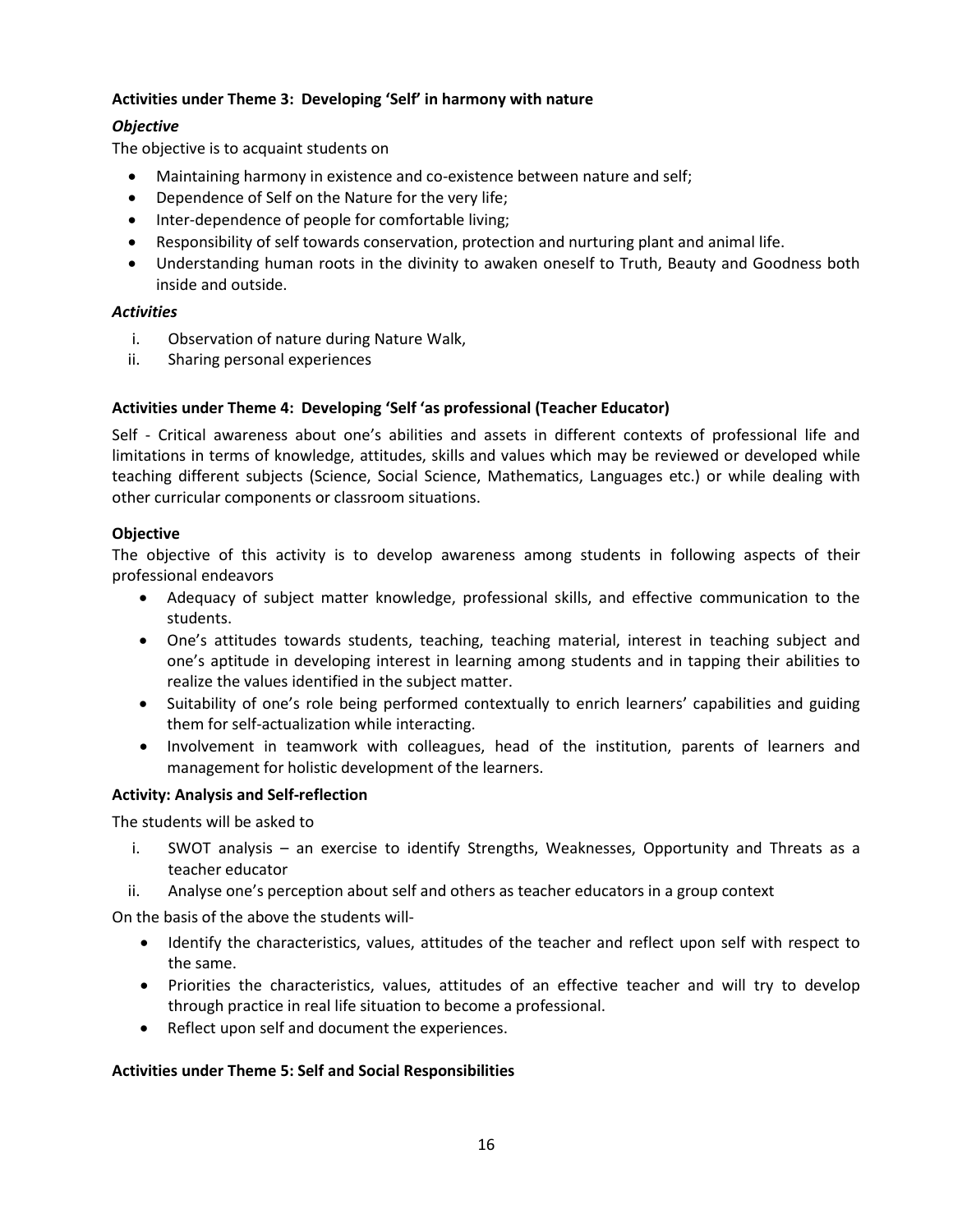**Activities under Theme 3: Developing 'Self' in harmony with nature**

***Objective***

The objective is to acquaint students on

- Maintaining harmony in existence and co-existence between nature and self;
- Dependence of Self on the Nature for the very life;
- Inter-dependence of people for comfortable living;
- Responsibility of self towards conservation, protection and nurturing plant and animal life.
- Understanding human roots in the divinity to awaken oneself to Truth, Beauty and Goodness both inside and outside.

***Activities***

i. Observation of nature during Nature Walk,
ii. Sharing personal experiences

**Activities under Theme 4: Developing 'Self 'as professional (Teacher Educator)**

Self - Critical awareness about one's abilities and assets in different contexts of professional life and limitations in terms of knowledge, attitudes, skills and values which may be reviewed or developed while teaching different subjects (Science, Social Science, Mathematics, Languages etc.) or while dealing with other curricular components or classroom situations.

**Objective**

The objective of this activity is to develop awareness among students in following aspects of their professional endeavors

- Adequacy of subject matter knowledge, professional skills, and effective communication to the students.
- One's attitudes towards students, teaching, teaching material, interest in teaching subject and one's aptitude in developing interest in learning among students and in tapping their abilities to realize the values identified in the subject matter.
- Suitability of one's role being performed contextually to enrich learners' capabilities and guiding them for self-actualization while interacting.
- Involvement in teamwork with colleagues, head of the institution, parents of learners and management for holistic development of the learners.

**Activity: Analysis and Self-reflection**

The students will be asked to

i. SWOT analysis – an exercise to identify Strengths, Weaknesses, Opportunity and Threats as a teacher educator
ii. Analyse one's perception about self and others as teacher educators in a group context

On the basis of the above the students will-

- Identify the characteristics, values, attitudes of the teacher and reflect upon self with respect to the same.
- Priorities the characteristics, values, attitudes of an effective teacher and will try to develop through practice in real life situation to become a professional.
- Reflect upon self and document the experiences.

**Activities under Theme 5: Self and Social Responsibilities**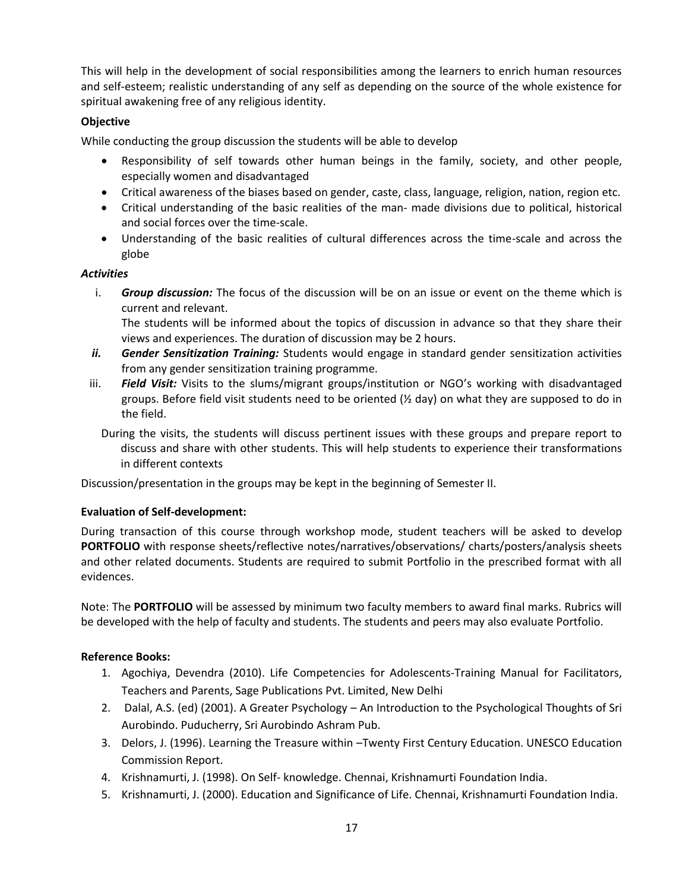This will help in the development of social responsibilities among the learners to enrich human resources and self-esteem; realistic understanding of any self as depending on the source of the whole existence for spiritual awakening free of any religious identity.

**Objective**

While conducting the group discussion the students will be able to develop

- Responsibility of self towards other human beings in the family, society, and other people, especially women and disadvantaged
- Critical awareness of the biases based on gender, caste, class, language, religion, nation, region etc.
- Critical understanding of the basic realities of the man- made divisions due to political, historical and social forces over the time-scale.
- Understanding of the basic realities of cultural differences across the time-scale and across the globe

***Activities***

i. ***Group discussion:*** The focus of the discussion will be on an issue or event on the theme which is current and relevant.
   The students will be informed about the topics of discussion in advance so that they share their views and experiences. The duration of discussion may be 2 hours.
***ii.*** ***Gender Sensitization Training:*** Students would engage in standard gender sensitization activities from any gender sensitization training programme.
iii. ***Field Visit:*** Visits to the slums/migrant groups/institution or NGO's working with disadvantaged groups. Before field visit students need to be oriented (½ day) on what they are supposed to do in the field.

   During the visits, the students will discuss pertinent issues with these groups and prepare report to discuss and share with other students. This will help students to experience their transformations in different contexts

Discussion/presentation in the groups may be kept in the beginning of Semester II.

**Evaluation of Self-development:**

During transaction of this course through workshop mode, student teachers will be asked to develop **PORTFOLIO** with response sheets/reflective notes/narratives/observations/ charts/posters/analysis sheets and other related documents. Students are required to submit Portfolio in the prescribed format with all evidences.

Note: The **PORTFOLIO** will be assessed by minimum two faculty members to award final marks. Rubrics will be developed with the help of faculty and students. The students and peers may also evaluate Portfolio.

**Reference Books:**

1. Agochiya, Devendra (2010). Life Competencies for Adolescents-Training Manual for Facilitators, Teachers and Parents, Sage Publications Pvt. Limited, New Delhi
2. Dalal, A.S. (ed) (2001). A Greater Psychology – An Introduction to the Psychological Thoughts of Sri Aurobindo. Puducherry, Sri Aurobindo Ashram Pub.
3. Delors, J. (1996). Learning the Treasure within –Twenty First Century Education. UNESCO Education Commission Report.
4. Krishnamurti, J. (1998). On Self- knowledge. Chennai, Krishnamurti Foundation India.
5. Krishnamurti, J. (2000). Education and Significance of Life. Chennai, Krishnamurti Foundation India.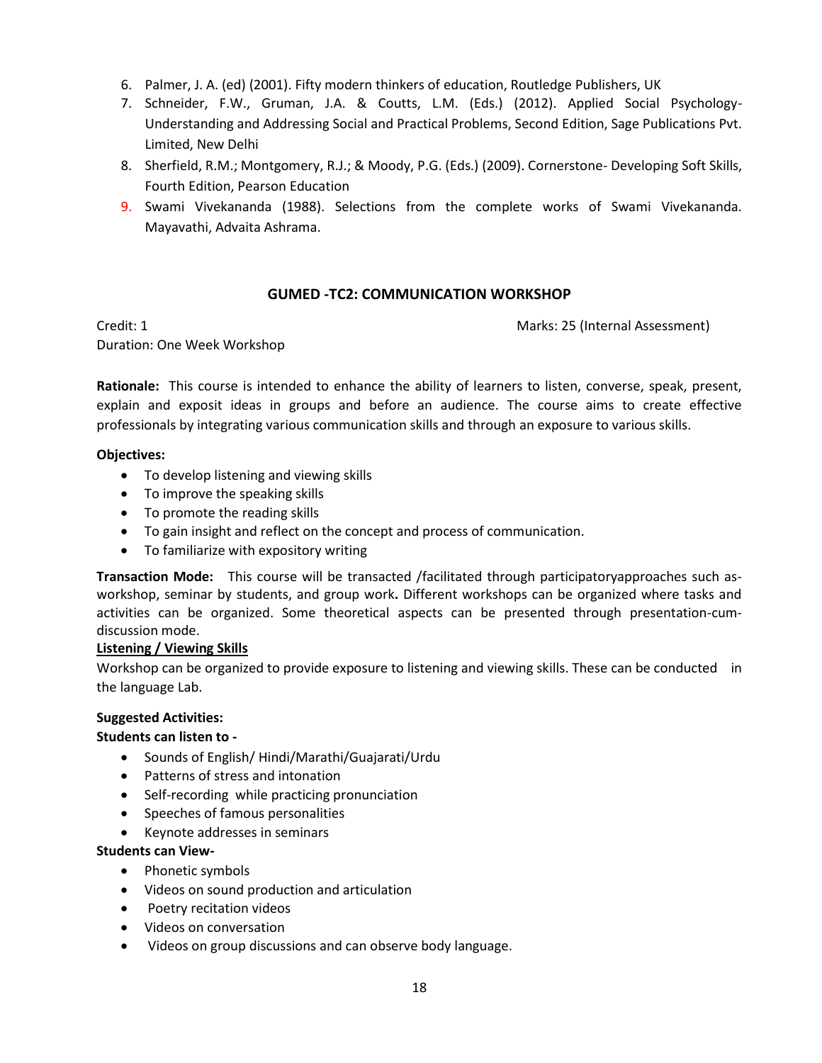6. Palmer, J. A. (ed) (2001). Fifty modern thinkers of education, Routledge Publishers, UK
7. Schneider, F.W., Gruman, J.A. & Coutts, L.M. (Eds.) (2012). Applied Social Psychology- Understanding and Addressing Social and Practical Problems, Second Edition, Sage Publications Pvt. Limited, New Delhi
8. Sherfield, R.M.; Montgomery, R.J.; & Moody, P.G. (Eds.) (2009). Cornerstone- Developing Soft Skills, Fourth Edition, Pearson Education
9. Swami Vivekananda (1988). Selections from the complete works of Swami Vivekananda. Mayavathi, Advaita Ashrama.

## GUMED -TC2: COMMUNICATION WORKSHOP

Credit: 1 Marks: 25 (Internal Assessment)

Duration: One Week Workshop

**Rationale:** This course is intended to enhance the ability of learners to listen, converse, speak, present, explain and exposit ideas in groups and before an audience. The course aims to create effective professionals by integrating various communication skills and through an exposure to various skills.

**Objectives:**

- To develop listening and viewing skills
- To improve the speaking skills
- To promote the reading skills
- To gain insight and reflect on the concept and process of communication.
- To familiarize with expository writing

**Transaction Mode:** This course will be transacted /facilitated through participatoryapproaches such as-workshop, seminar by students, and group work**.** Different workshops can be organized where tasks and activities can be organized. Some theoretical aspects can be presented through presentation-cum-discussion mode.

**Listening / Viewing Skills**

Workshop can be organized to provide exposure to listening and viewing skills. These can be conducted in the language Lab.

**Suggested Activities:**

**Students can listen to -**

- Sounds of English/ Hindi/Marathi/Guajarati/Urdu
- Patterns of stress and intonation
- Self-recording while practicing pronunciation
- Speeches of famous personalities
- Keynote addresses in seminars

**Students can View-**

- Phonetic symbols
- Videos on sound production and articulation
- Poetry recitation videos
- Videos on conversation
- Videos on group discussions and can observe body language.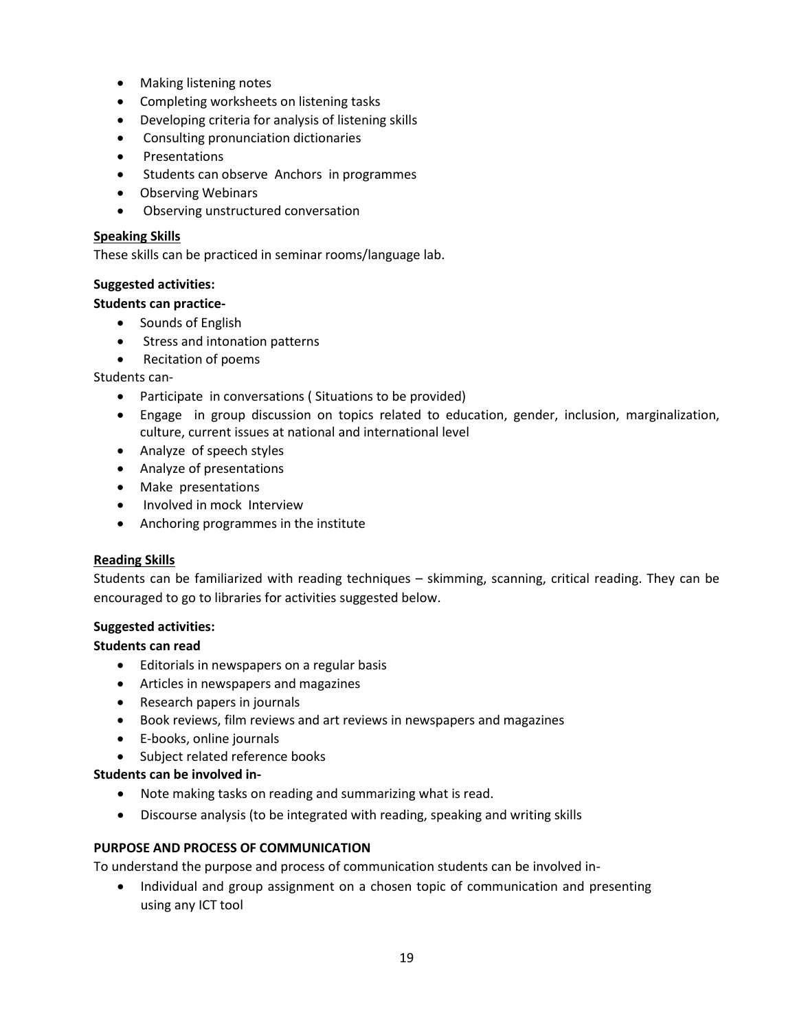- Making listening notes
- Completing worksheets on listening tasks
- Developing criteria for analysis of listening skills
- Consulting pronunciation dictionaries
- Presentations
- Students can observe Anchors in programmes
- Observing Webinars
- Observing unstructured conversation

**Speaking Skills**

These skills can be practiced in seminar rooms/language lab.

**Suggested activities:**

**Students can practice-**

- Sounds of English
- Stress and intonation patterns
- Recitation of poems

Students can-

- Participate in conversations ( Situations to be provided)
- Engage in group discussion on topics related to education, gender, inclusion, marginalization, culture, current issues at national and international level
- Analyze of speech styles
- Analyze of presentations
- Make presentations
- Involved in mock Interview
- Anchoring programmes in the institute

**Reading Skills**

Students can be familiarized with reading techniques – skimming, scanning, critical reading. They can be encouraged to go to libraries for activities suggested below.

**Suggested activities:**

**Students can read**

- Editorials in newspapers on a regular basis
- Articles in newspapers and magazines
- Research papers in journals
- Book reviews, film reviews and art reviews in newspapers and magazines
- E-books, online journals
- Subject related reference books

**Students can be involved in-**

- Note making tasks on reading and summarizing what is read.
- Discourse analysis (to be integrated with reading, speaking and writing skills

**PURPOSE AND PROCESS OF COMMUNICATION**

To understand the purpose and process of communication students can be involved in-

- Individual and group assignment on a chosen topic of communication and presenting using any ICT tool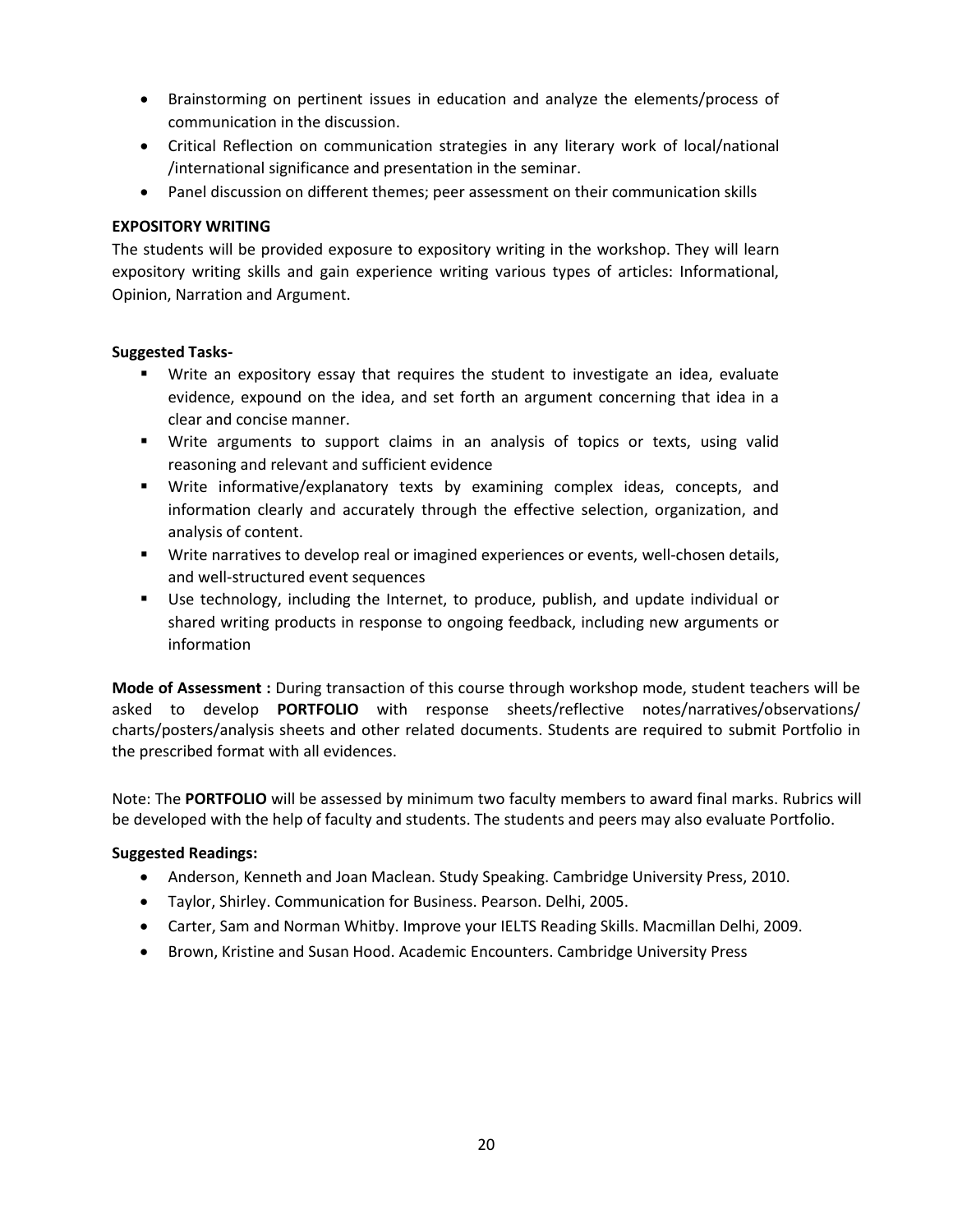- Brainstorming on pertinent issues in education and analyze the elements/process of communication in the discussion.
- Critical Reflection on communication strategies in any literary work of local/national /international significance and presentation in the seminar.
- Panel discussion on different themes; peer assessment on their communication skills

**EXPOSITORY WRITING**

The students will be provided exposure to expository writing in the workshop. They will learn expository writing skills and gain experience writing various types of articles: Informational, Opinion, Narration and Argument.

**Suggested Tasks-**

- Write an expository essay that requires the student to investigate an idea, evaluate evidence, expound on the idea, and set forth an argument concerning that idea in a clear and concise manner.
- Write arguments to support claims in an analysis of topics or texts, using valid reasoning and relevant and sufficient evidence
- Write informative/explanatory texts by examining complex ideas, concepts, and information clearly and accurately through the effective selection, organization, and analysis of content.
- Write narratives to develop real or imagined experiences or events, well-chosen details, and well-structured event sequences
- Use technology, including the Internet, to produce, publish, and update individual or shared writing products in response to ongoing feedback, including new arguments or information

**Mode of Assessment :** During transaction of this course through workshop mode, student teachers will be asked to develop **PORTFOLIO** with response sheets/reflective notes/narratives/observations/ charts/posters/analysis sheets and other related documents. Students are required to submit Portfolio in the prescribed format with all evidences.

Note: The **PORTFOLIO** will be assessed by minimum two faculty members to award final marks. Rubrics will be developed with the help of faculty and students. The students and peers may also evaluate Portfolio.

**Suggested Readings:**

- Anderson, Kenneth and Joan Maclean. Study Speaking. Cambridge University Press, 2010.
- Taylor, Shirley. Communication for Business. Pearson. Delhi, 2005.
- Carter, Sam and Norman Whitby. Improve your IELTS Reading Skills. Macmillan Delhi, 2009.
- Brown, Kristine and Susan Hood. Academic Encounters. Cambridge University Press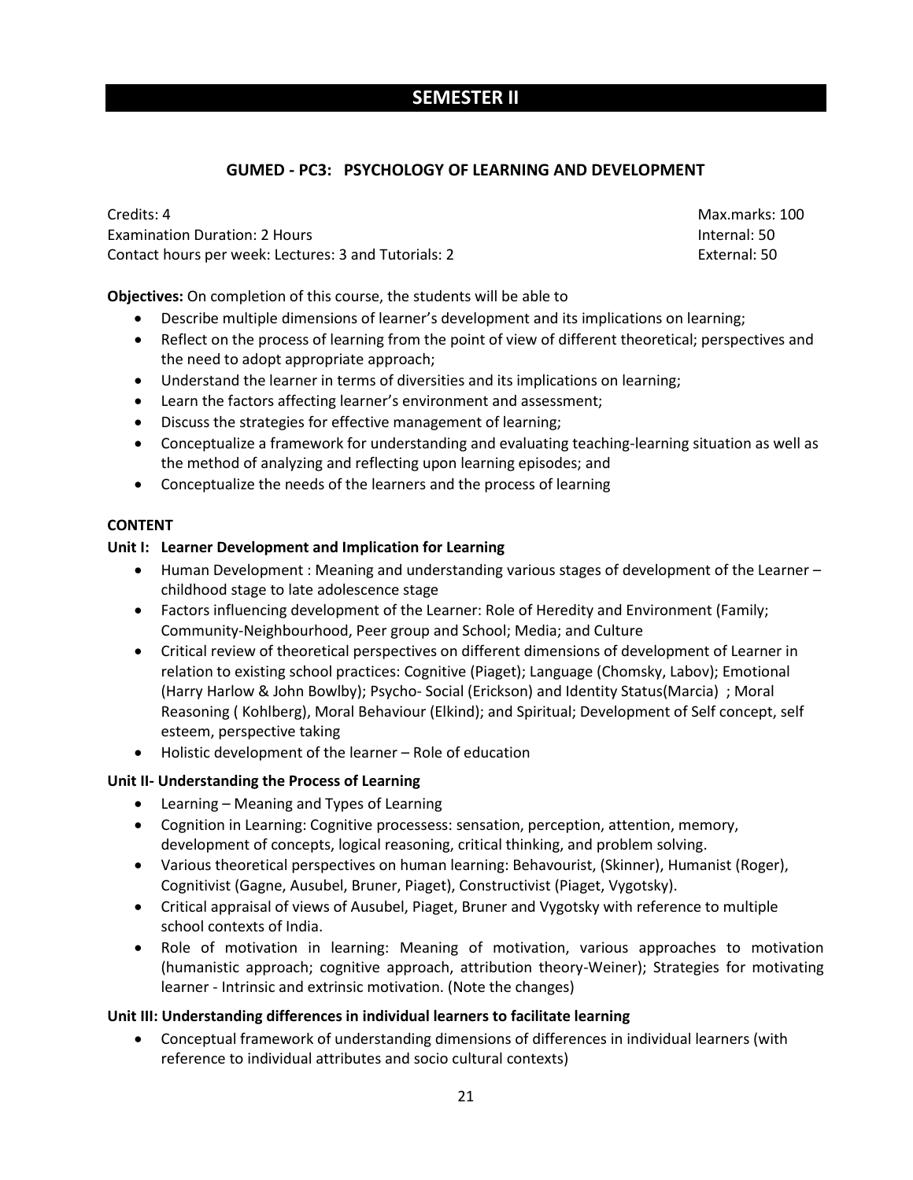# SEMESTER II

## GUMED - PC3: PSYCHOLOGY OF LEARNING AND DEVELOPMENT

Credits: 4 Max.marks: 100
Examination Duration: 2 Hours Internal: 50
Contact hours per week: Lectures: 3 and Tutorials: 2 External: 50

**Objectives:** On completion of this course, the students will be able to

- Describe multiple dimensions of learner's development and its implications on learning;
- Reflect on the process of learning from the point of view of different theoretical; perspectives and the need to adopt appropriate approach;
- Understand the learner in terms of diversities and its implications on learning;
- Learn the factors affecting learner's environment and assessment;
- Discuss the strategies for effective management of learning;
- Conceptualize a framework for understanding and evaluating teaching-learning situation as well as the method of analyzing and reflecting upon learning episodes; and
- Conceptualize the needs of the learners and the process of learning

**CONTENT**

**Unit I: Learner Development and Implication for Learning**

- Human Development : Meaning and understanding various stages of development of the Learner – childhood stage to late adolescence stage
- Factors influencing development of the Learner: Role of Heredity and Environment (Family; Community-Neighbourhood, Peer group and School; Media; and Culture
- Critical review of theoretical perspectives on different dimensions of development of Learner in relation to existing school practices: Cognitive (Piaget); Language (Chomsky, Labov); Emotional (Harry Harlow & John Bowlby); Psycho- Social (Erickson) and Identity Status(Marcia) ; Moral Reasoning ( Kohlberg), Moral Behaviour (Elkind); and Spiritual; Development of Self concept, self esteem, perspective taking
- Holistic development of the learner – Role of education

**Unit II- Understanding the Process of Learning**

- Learning – Meaning and Types of Learning
- Cognition in Learning: Cognitive processess: sensation, perception, attention, memory, development of concepts, logical reasoning, critical thinking, and problem solving.
- Various theoretical perspectives on human learning: Behavourist, (Skinner), Humanist (Roger), Cognitivist (Gagne, Ausubel, Bruner, Piaget), Constructivist (Piaget, Vygotsky).
- Critical appraisal of views of Ausubel, Piaget, Bruner and Vygotsky with reference to multiple school contexts of India.
- Role of motivation in learning: Meaning of motivation, various approaches to motivation (humanistic approach; cognitive approach, attribution theory-Weiner); Strategies for motivating learner - Intrinsic and extrinsic motivation. (Note the changes)

**Unit III: Understanding differences in individual learners to facilitate learning**

- Conceptual framework of understanding dimensions of differences in individual learners (with reference to individual attributes and socio cultural contexts)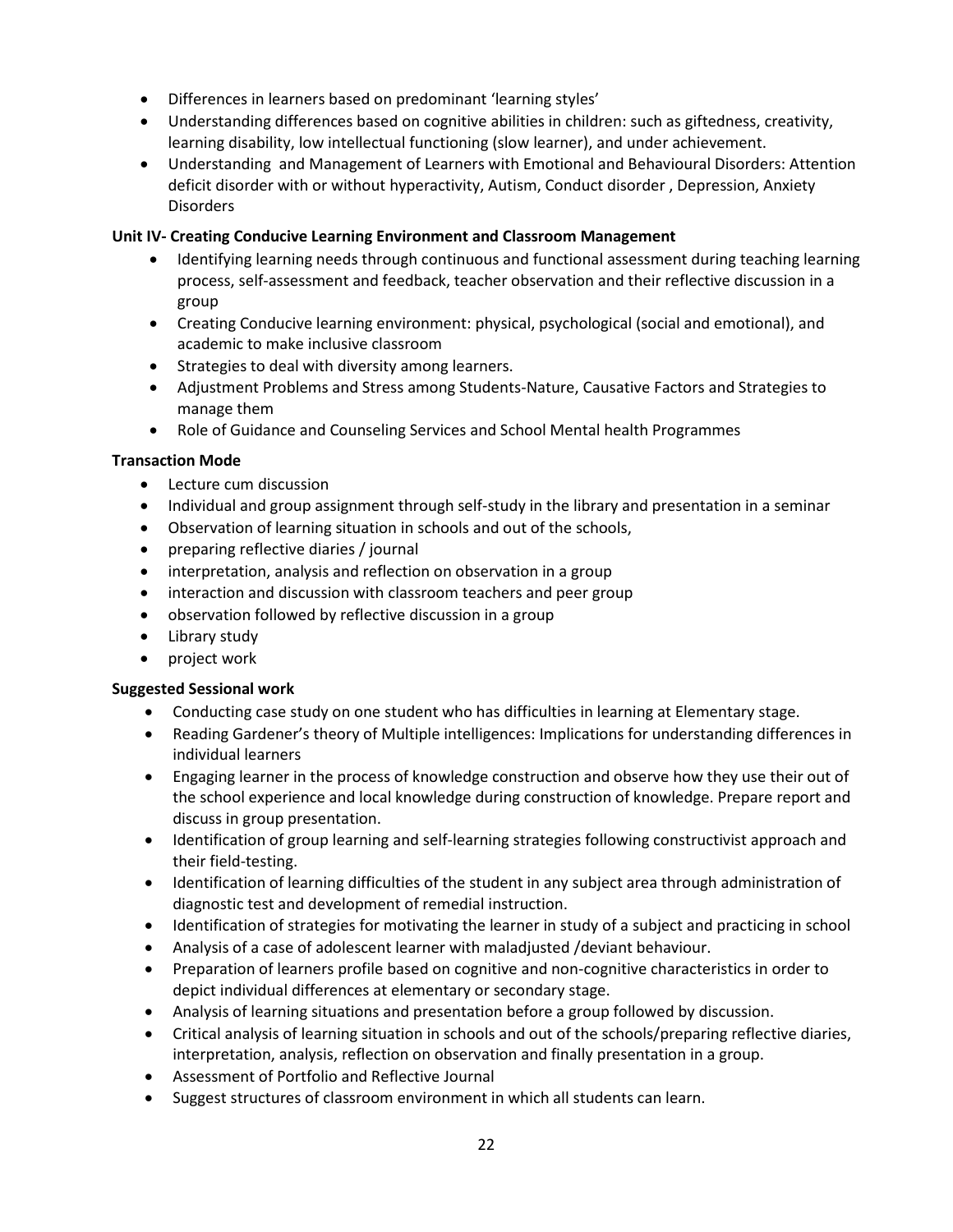- Differences in learners based on predominant 'learning styles'
- Understanding differences based on cognitive abilities in children: such as giftedness, creativity, learning disability, low intellectual functioning (slow learner), and under achievement.
- Understanding and Management of Learners with Emotional and Behavioural Disorders: Attention deficit disorder with or without hyperactivity, Autism, Conduct disorder , Depression, Anxiety Disorders

**Unit IV- Creating Conducive Learning Environment and Classroom Management**

- Identifying learning needs through continuous and functional assessment during teaching learning process, self-assessment and feedback, teacher observation and their reflective discussion in a group
- Creating Conducive learning environment: physical, psychological (social and emotional), and academic to make inclusive classroom
- Strategies to deal with diversity among learners.
- Adjustment Problems and Stress among Students-Nature, Causative Factors and Strategies to manage them
- Role of Guidance and Counseling Services and School Mental health Programmes

**Transaction Mode**

- Lecture cum discussion
- Individual and group assignment through self-study in the library and presentation in a seminar
- Observation of learning situation in schools and out of the schools,
- preparing reflective diaries / journal
- interpretation, analysis and reflection on observation in a group
- interaction and discussion with classroom teachers and peer group
- observation followed by reflective discussion in a group
- Library study
- project work

**Suggested Sessional work**

- Conducting case study on one student who has difficulties in learning at Elementary stage.
- Reading Gardener's theory of Multiple intelligences: Implications for understanding differences in individual learners
- Engaging learner in the process of knowledge construction and observe how they use their out of the school experience and local knowledge during construction of knowledge. Prepare report and discuss in group presentation.
- Identification of group learning and self-learning strategies following constructivist approach and their field-testing.
- Identification of learning difficulties of the student in any subject area through administration of diagnostic test and development of remedial instruction.
- Identification of strategies for motivating the learner in study of a subject and practicing in school
- Analysis of a case of adolescent learner with maladjusted /deviant behaviour.
- Preparation of learners profile based on cognitive and non-cognitive characteristics in order to depict individual differences at elementary or secondary stage.
- Analysis of learning situations and presentation before a group followed by discussion.
- Critical analysis of learning situation in schools and out of the schools/preparing reflective diaries, interpretation, analysis, reflection on observation and finally presentation in a group.
- Assessment of Portfolio and Reflective Journal
- Suggest structures of classroom environment in which all students can learn.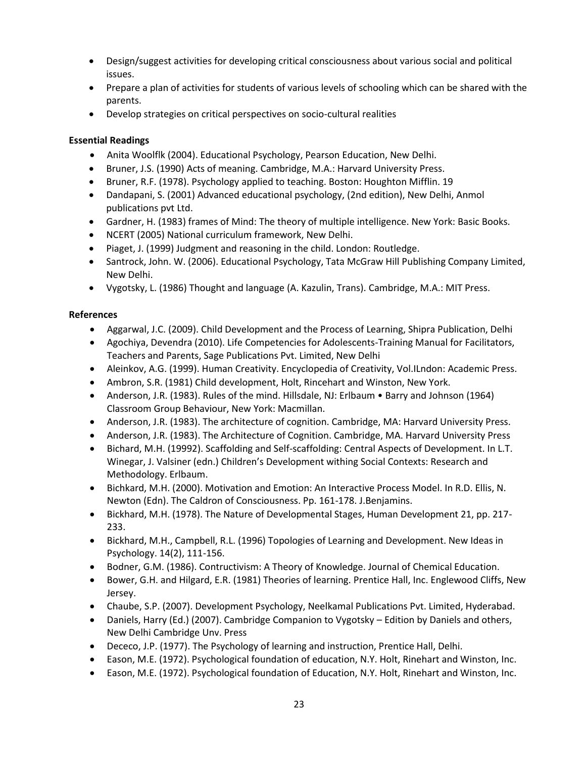- Design/suggest activities for developing critical consciousness about various social and political issues.
- Prepare a plan of activities for students of various levels of schooling which can be shared with the parents.
- Develop strategies on critical perspectives on socio-cultural realities

**Essential Readings**

- Anita Woolflk (2004). Educational Psychology, Pearson Education, New Delhi.
- Bruner, J.S. (1990) Acts of meaning. Cambridge, M.A.: Harvard University Press.
- Bruner, R.F. (1978). Psychology applied to teaching. Boston: Houghton Mifflin. 19
- Dandapani, S. (2001) Advanced educational psychology, (2nd edition), New Delhi, Anmol publications pvt Ltd.
- Gardner, H. (1983) frames of Mind: The theory of multiple intelligence. New York: Basic Books.
- NCERT (2005) National curriculum framework, New Delhi.
- Piaget, J. (1999) Judgment and reasoning in the child. London: Routledge.
- Santrock, John. W. (2006). Educational Psychology, Tata McGraw Hill Publishing Company Limited, New Delhi.
- Vygotsky, L. (1986) Thought and language (A. Kazulin, Trans). Cambridge, M.A.: MIT Press.

**References**

- Aggarwal, J.C. (2009). Child Development and the Process of Learning, Shipra Publication, Delhi
- Agochiya, Devendra (2010). Life Competencies for Adolescents-Training Manual for Facilitators, Teachers and Parents, Sage Publications Pvt. Limited, New Delhi
- Aleinkov, A.G. (1999). Human Creativity. Encyclopedia of Creativity, Vol.ILndon: Academic Press.
- Ambron, S.R. (1981) Child development, Holt, Rincehart and Winston, New York.
- Anderson, J.R. (1983). Rules of the mind. Hillsdale, NJ: Erlbaum • Barry and Johnson (1964) Classroom Group Behaviour, New York: Macmillan.
- Anderson, J.R. (1983). The architecture of cognition. Cambridge, MA: Harvard University Press.
- Anderson, J.R. (1983). The Architecture of Cognition. Cambridge, MA. Harvard University Press
- Bichard, M.H. (19992). Scaffolding and Self-scaffolding: Central Aspects of Development. In L.T. Winegar, J. Valsiner (edn.) Children's Development withing Social Contexts: Research and Methodology. Erlbaum.
- Bichkard, M.H. (2000). Motivation and Emotion: An Interactive Process Model. In R.D. Ellis, N. Newton (Edn). The Caldron of Consciousness. Pp. 161-178. J.Benjamins.
- Bickhard, M.H. (1978). The Nature of Developmental Stages, Human Development 21, pp. 217-233.
- Bickhard, M.H., Campbell, R.L. (1996) Topologies of Learning and Development. New Ideas in Psychology. 14(2), 111-156.
- Bodner, G.M. (1986). Contructivism: A Theory of Knowledge. Journal of Chemical Education.
- Bower, G.H. and Hilgard, E.R. (1981) Theories of learning. Prentice Hall, Inc. Englewood Cliffs, New Jersey.
- Chaube, S.P. (2007). Development Psychology, Neelkamal Publications Pvt. Limited, Hyderabad.
- Daniels, Harry (Ed.) (2007). Cambridge Companion to Vygotsky – Edition by Daniels and others, New Delhi Cambridge Unv. Press
- Dececo, J.P. (1977). The Psychology of learning and instruction, Prentice Hall, Delhi.
- Eason, M.E. (1972). Psychological foundation of education, N.Y. Holt, Rinehart and Winston, Inc.
- Eason, M.E. (1972). Psychological foundation of Education, N.Y. Holt, Rinehart and Winston, Inc.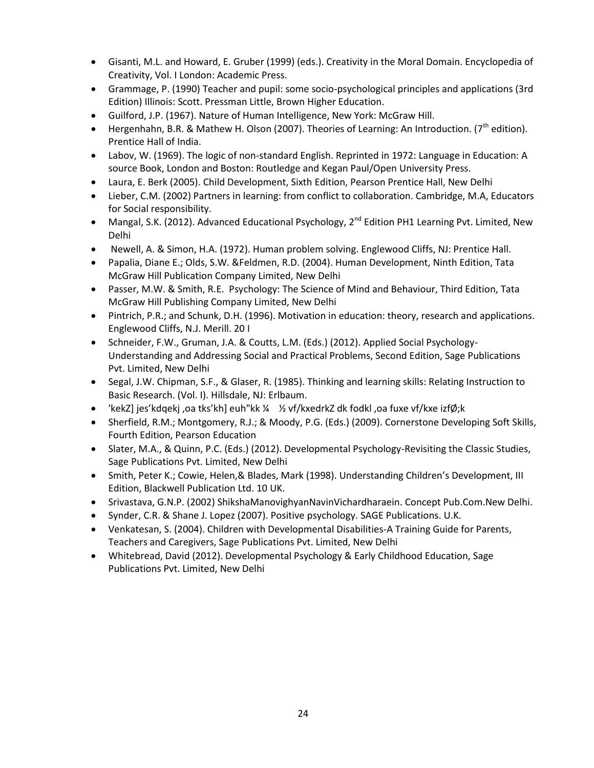- Gisanti, M.L. and Howard, E. Gruber (1999) (eds.). Creativity in the Moral Domain. Encyclopedia of Creativity, Vol. I London: Academic Press.
- Grammage, P. (1990) Teacher and pupil: some socio-psychological principles and applications (3rd Edition) Illinois: Scott. Pressman Little, Brown Higher Education.
- Guilford, J.P. (1967). Nature of Human Intelligence, New York: McGraw Hill.
- Hergenhahn, B.R. & Mathew H. Olson (2007). Theories of Learning: An Introduction. (7th edition). Prentice Hall of India.
- Labov, W. (1969). The logic of non-standard English. Reprinted in 1972: Language in Education: A source Book, London and Boston: Routledge and Kegan Paul/Open University Press.
- Laura, E. Berk (2005). Child Development, Sixth Edition, Pearson Prentice Hall, New Delhi
- Lieber, C.M. (2002) Partners in learning: from conflict to collaboration. Cambridge, M.A, Educators for Social responsibility.
- Mangal, S.K. (2012). Advanced Educational Psychology, 2nd Edition PH1 Learning Pvt. Limited, New Delhi
- Newell, A. & Simon, H.A. (1972). Human problem solving. Englewood Cliffs, NJ: Prentice Hall.
- Papalia, Diane E.; Olds, S.W. &Feldmen, R.D. (2004). Human Development, Ninth Edition, Tata McGraw Hill Publication Company Limited, New Delhi
- Passer, M.W. & Smith, R.E. Psychology: The Science of Mind and Behaviour, Third Edition, Tata McGraw Hill Publishing Company Limited, New Delhi
- Pintrich, P.R.; and Schunk, D.H. (1996). Motivation in education: theory, research and applications. Englewood Cliffs, N.J. Merill. 20 I
- Schneider, F.W., Gruman, J.A. & Coutts, L.M. (Eds.) (2012). Applied Social Psychology-Understanding and Addressing Social and Practical Problems, Second Edition, Sage Publications Pvt. Limited, New Delhi
- Segal, J.W. Chipman, S.F., & Glaser, R. (1985). Thinking and learning skills: Relating Instruction to Basic Research. (Vol. I). Hillsdale, NJ: Erlbaum.
- 'kekZ] jes'kdqekj ,oa tks'kh] euh"kk ¼ ½ vf/kxedrkZ dk fodkl ,oa fuxe vf/kxe izfØ;k
- Sherfield, R.M.; Montgomery, R.J.; & Moody, P.G. (Eds.) (2009). Cornerstone Developing Soft Skills, Fourth Edition, Pearson Education
- Slater, M.A., & Quinn, P.C. (Eds.) (2012). Developmental Psychology-Revisiting the Classic Studies, Sage Publications Pvt. Limited, New Delhi
- Smith, Peter K.; Cowie, Helen,& Blades, Mark (1998). Understanding Children's Development, III Edition, Blackwell Publication Ltd. 10 UK.
- Srivastava, G.N.P. (2002) ShikshaManovighyanNavinVichardharaein. Concept Pub.Com.New Delhi.
- Synder, C.R. & Shane J. Lopez (2007). Positive psychology. SAGE Publications. U.K.
- Venkatesan, S. (2004). Children with Developmental Disabilities-A Training Guide for Parents, Teachers and Caregivers, Sage Publications Pvt. Limited, New Delhi
- Whitebread, David (2012). Developmental Psychology & Early Childhood Education, Sage Publications Pvt. Limited, New Delhi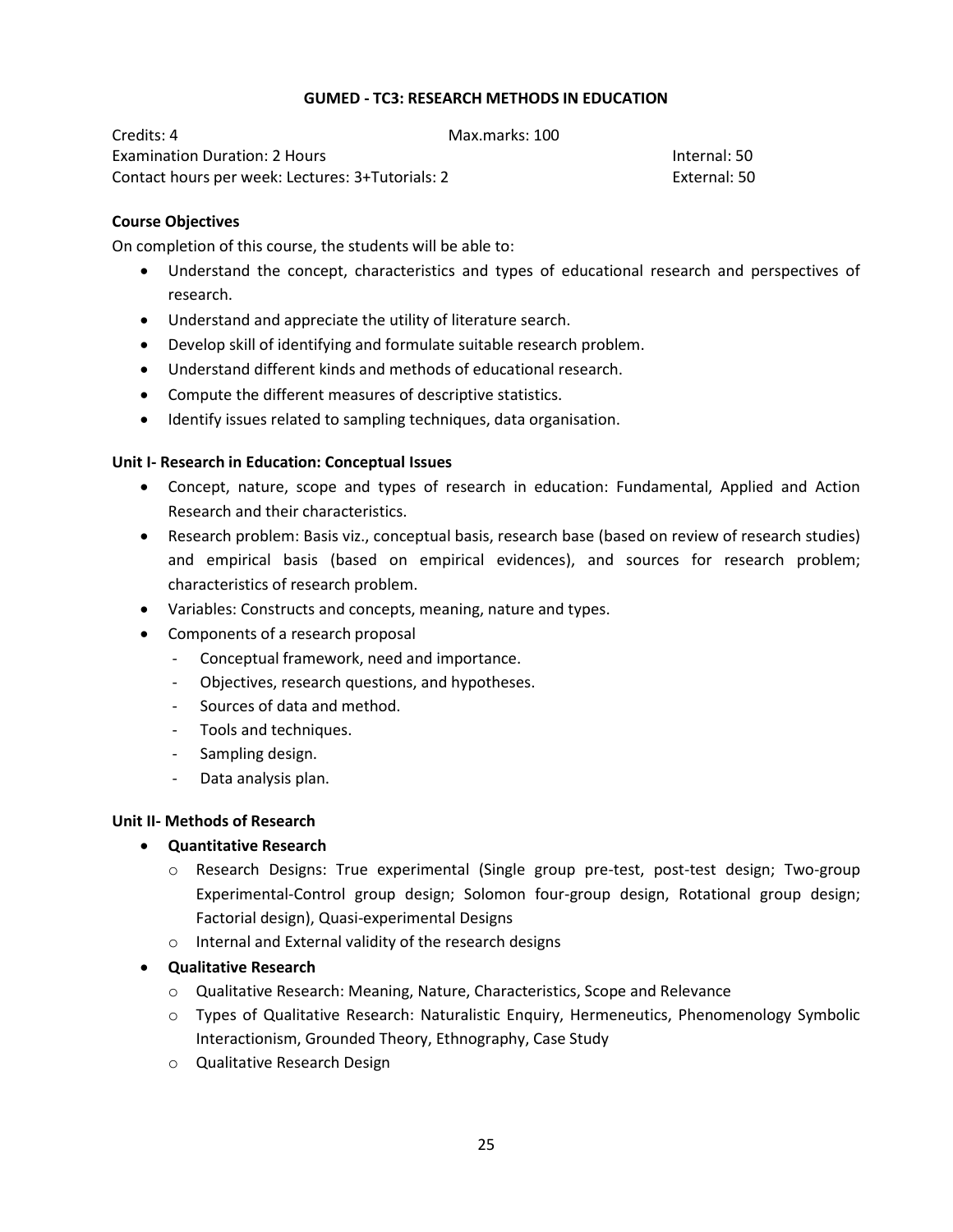## GUMED - TC3: RESEARCH METHODS IN EDUCATION

Credits: 4 | Max.marks: 100

Examination Duration: 2 Hours | Internal: 50

Contact hours per week: Lectures: 3+Tutorials: 2 | External: 50

### Course Objectives

On completion of this course, the students will be able to:

- Understand the concept, characteristics and types of educational research and perspectives of research.
- Understand and appreciate the utility of literature search.
- Develop skill of identifying and formulate suitable research problem.
- Understand different kinds and methods of educational research.
- Compute the different measures of descriptive statistics.
- Identify issues related to sampling techniques, data organisation.

### Unit I- Research in Education: Conceptual Issues

- Concept, nature, scope and types of research in education: Fundamental, Applied and Action Research and their characteristics.
- Research problem: Basis viz., conceptual basis, research base (based on review of research studies) and empirical basis (based on empirical evidences), and sources for research problem; characteristics of research problem.
- Variables: Constructs and concepts, meaning, nature and types.
- Components of a research proposal
  - Conceptual framework, need and importance.
  - Objectives, research questions, and hypotheses.
  - Sources of data and method.
  - Tools and techniques.
  - Sampling design.
  - Data analysis plan.

### Unit II- Methods of Research

- **Quantitative Research**
  - Research Designs: True experimental (Single group pre-test, post-test design; Two-group Experimental-Control group design; Solomon four-group design, Rotational group design; Factorial design), Quasi-experimental Designs
  - Internal and External validity of the research designs
- **Qualitative Research**
  - Qualitative Research: Meaning, Nature, Characteristics, Scope and Relevance
  - Types of Qualitative Research: Naturalistic Enquiry, Hermeneutics, Phenomenology Symbolic Interactionism, Grounded Theory, Ethnography, Case Study
  - Qualitative Research Design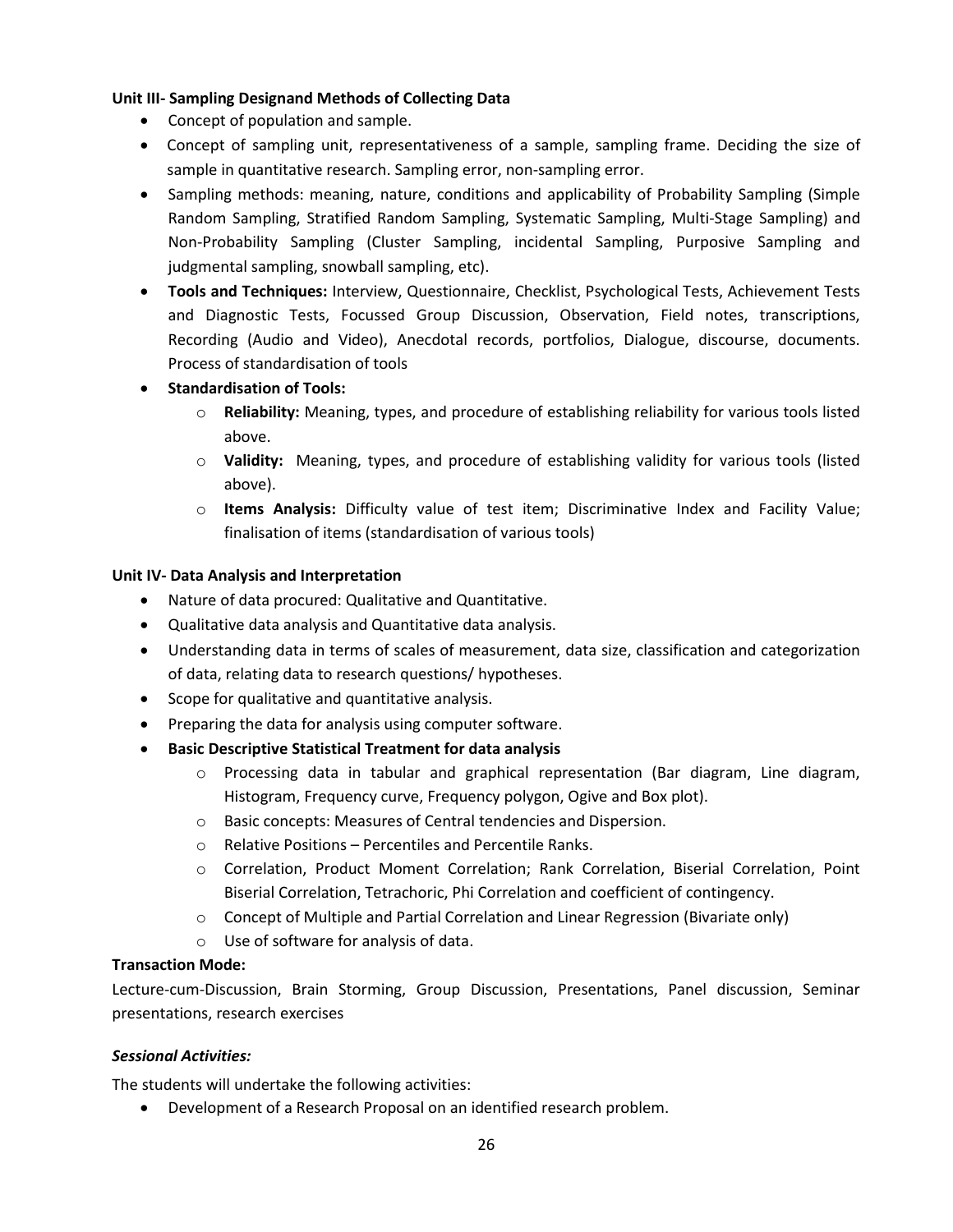**Unit III- Sampling Designand Methods of Collecting Data**

- Concept of population and sample.
- Concept of sampling unit, representativeness of a sample, sampling frame. Deciding the size of sample in quantitative research. Sampling error, non-sampling error.
- Sampling methods: meaning, nature, conditions and applicability of Probability Sampling (Simple Random Sampling, Stratified Random Sampling, Systematic Sampling, Multi-Stage Sampling) and Non-Probability Sampling (Cluster Sampling, incidental Sampling, Purposive Sampling and judgmental sampling, snowball sampling, etc).
- **Tools and Techniques:** Interview, Questionnaire, Checklist, Psychological Tests, Achievement Tests and Diagnostic Tests, Focussed Group Discussion, Observation, Field notes, transcriptions, Recording (Audio and Video), Anecdotal records, portfolios, Dialogue, discourse, documents. Process of standardisation of tools
- **Standardisation of Tools:**
  - **Reliability:** Meaning, types, and procedure of establishing reliability for various tools listed above.
  - **Validity:** Meaning, types, and procedure of establishing validity for various tools (listed above).
  - **Items Analysis:** Difficulty value of test item; Discriminative Index and Facility Value; finalisation of items (standardisation of various tools)

**Unit IV- Data Analysis and Interpretation**

- Nature of data procured: Qualitative and Quantitative.
- Qualitative data analysis and Quantitative data analysis.
- Understanding data in terms of scales of measurement, data size, classification and categorization of data, relating data to research questions/ hypotheses.
- Scope for qualitative and quantitative analysis.
- Preparing the data for analysis using computer software.
- **Basic Descriptive Statistical Treatment for data analysis**
  - Processing data in tabular and graphical representation (Bar diagram, Line diagram, Histogram, Frequency curve, Frequency polygon, Ogive and Box plot).
  - Basic concepts: Measures of Central tendencies and Dispersion.
  - Relative Positions – Percentiles and Percentile Ranks.
  - Correlation, Product Moment Correlation; Rank Correlation, Biserial Correlation, Point Biserial Correlation, Tetrachoric, Phi Correlation and coefficient of contingency.
  - Concept of Multiple and Partial Correlation and Linear Regression (Bivariate only)
  - Use of software for analysis of data.

**Transaction Mode:**

Lecture-cum-Discussion, Brain Storming, Group Discussion, Presentations, Panel discussion, Seminar presentations, research exercises

***Sessional Activities:***

The students will undertake the following activities:

- Development of a Research Proposal on an identified research problem.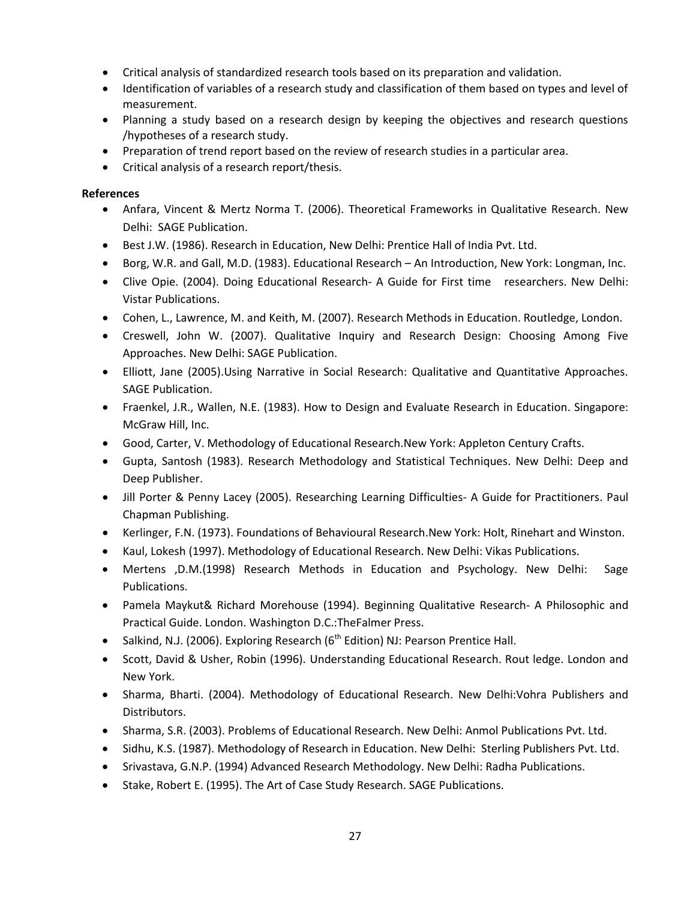- Critical analysis of standardized research tools based on its preparation and validation.
- Identification of variables of a research study and classification of them based on types and level of measurement.
- Planning a study based on a research design by keeping the objectives and research questions /hypotheses of a research study.
- Preparation of trend report based on the review of research studies in a particular area.
- Critical analysis of a research report/thesis.

**References**

- Anfara, Vincent & Mertz Norma T. (2006). Theoretical Frameworks in Qualitative Research. New Delhi: SAGE Publication.
- Best J.W. (1986). Research in Education, New Delhi: Prentice Hall of India Pvt. Ltd.
- Borg, W.R. and Gall, M.D. (1983). Educational Research – An Introduction, New York: Longman, Inc.
- Clive Opie. (2004). Doing Educational Research- A Guide for First time researchers. New Delhi: Vistar Publications.
- Cohen, L., Lawrence, M. and Keith, M. (2007). Research Methods in Education. Routledge, London.
- Creswell, John W. (2007). Qualitative Inquiry and Research Design: Choosing Among Five Approaches. New Delhi: SAGE Publication.
- Elliott, Jane (2005).Using Narrative in Social Research: Qualitative and Quantitative Approaches. SAGE Publication.
- Fraenkel, J.R., Wallen, N.E. (1983). How to Design and Evaluate Research in Education. Singapore: McGraw Hill, Inc.
- Good, Carter, V. Methodology of Educational Research.New York: Appleton Century Crafts.
- Gupta, Santosh (1983). Research Methodology and Statistical Techniques. New Delhi: Deep and Deep Publisher.
- Jill Porter & Penny Lacey (2005). Researching Learning Difficulties- A Guide for Practitioners. Paul Chapman Publishing.
- Kerlinger, F.N. (1973). Foundations of Behavioural Research.New York: Holt, Rinehart and Winston.
- Kaul, Lokesh (1997). Methodology of Educational Research. New Delhi: Vikas Publications.
- Mertens ,D.M.(1998) Research Methods in Education and Psychology. New Delhi: Sage Publications.
- Pamela Maykut& Richard Morehouse (1994). Beginning Qualitative Research- A Philosophic and Practical Guide. London. Washington D.C.:TheFalmer Press.
- Salkind, N.J. (2006). Exploring Research (6th Edition) NJ: Pearson Prentice Hall.
- Scott, David & Usher, Robin (1996). Understanding Educational Research. Rout ledge. London and New York.
- Sharma, Bharti. (2004). Methodology of Educational Research. New Delhi:Vohra Publishers and Distributors.
- Sharma, S.R. (2003). Problems of Educational Research. New Delhi: Anmol Publications Pvt. Ltd.
- Sidhu, K.S. (1987). Methodology of Research in Education. New Delhi: Sterling Publishers Pvt. Ltd.
- Srivastava, G.N.P. (1994) Advanced Research Methodology. New Delhi: Radha Publications.
- Stake, Robert E. (1995). The Art of Case Study Research. SAGE Publications.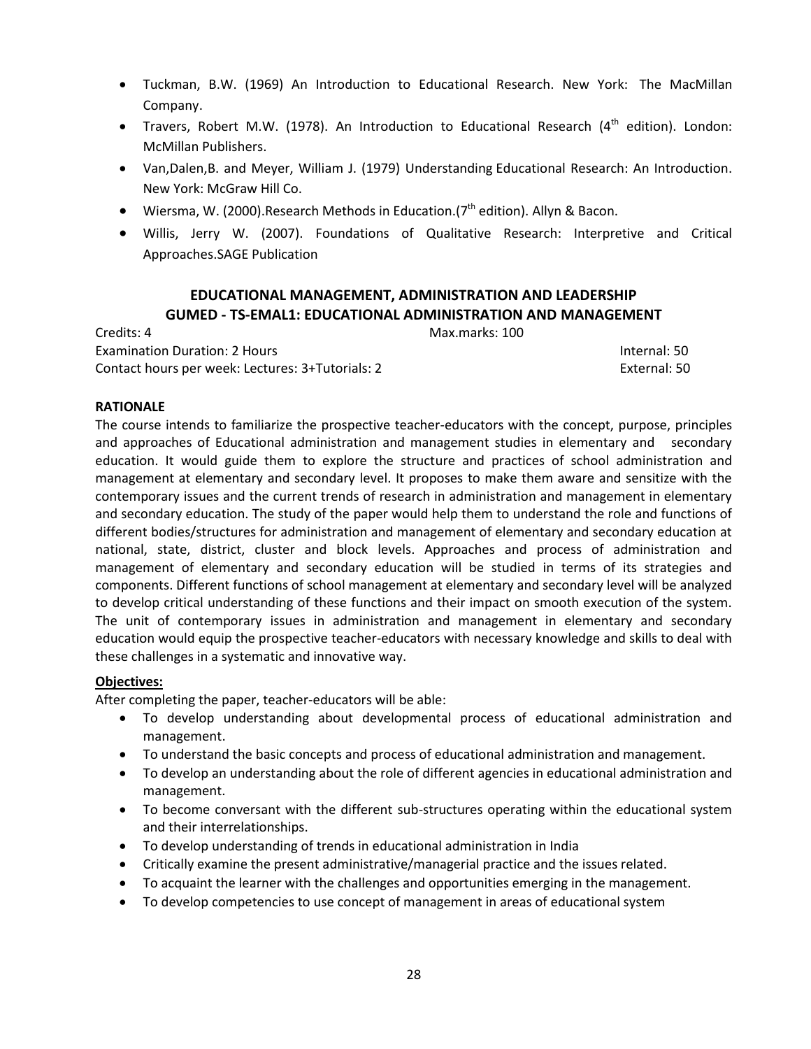- Tuckman, B.W. (1969) An Introduction to Educational Research. New York: The MacMillan Company.
- Travers, Robert M.W. (1978). An Introduction to Educational Research (4th edition). London: McMillan Publishers.
- Van,Dalen,B. and Meyer, William J. (1979) Understanding Educational Research: An Introduction. New York: McGraw Hill Co.
- Wiersma, W. (2000).Research Methods in Education.(7th edition). Allyn & Bacon.
- Willis, Jerry W. (2007). Foundations of Qualitative Research: Interpretive and Critical Approaches.SAGE Publication

## EDUCATIONAL MANAGEMENT, ADMINISTRATION AND LEADERSHIP
## GUMED - TS-EMAL1: EDUCATIONAL ADMINISTRATION AND MANAGEMENT

Credits: 4 Max.marks: 100
Examination Duration: 2 Hours Internal: 50
Contact hours per week: Lectures: 3+Tutorials: 2 External: 50

**RATIONALE**

The course intends to familiarize the prospective teacher-educators with the concept, purpose, principles and approaches of Educational administration and management studies in elementary and secondary education. It would guide them to explore the structure and practices of school administration and management at elementary and secondary level. It proposes to make them aware and sensitize with the contemporary issues and the current trends of research in administration and management in elementary and secondary education. The study of the paper would help them to understand the role and functions of different bodies/structures for administration and management of elementary and secondary education at national, state, district, cluster and block levels. Approaches and process of administration and management of elementary and secondary education will be studied in terms of its strategies and components. Different functions of school management at elementary and secondary level will be analyzed to develop critical understanding of these functions and their impact on smooth execution of the system. The unit of contemporary issues in administration and management in elementary and secondary education would equip the prospective teacher-educators with necessary knowledge and skills to deal with these challenges in a systematic and innovative way.

**Objectives:**

After completing the paper, teacher-educators will be able:

- To develop understanding about developmental process of educational administration and management.
- To understand the basic concepts and process of educational administration and management.
- To develop an understanding about the role of different agencies in educational administration and management.
- To become conversant with the different sub-structures operating within the educational system and their interrelationships.
- To develop understanding of trends in educational administration in India
- Critically examine the present administrative/managerial practice and the issues related.
- To acquaint the learner with the challenges and opportunities emerging in the management.
- To develop competencies to use concept of management in areas of educational system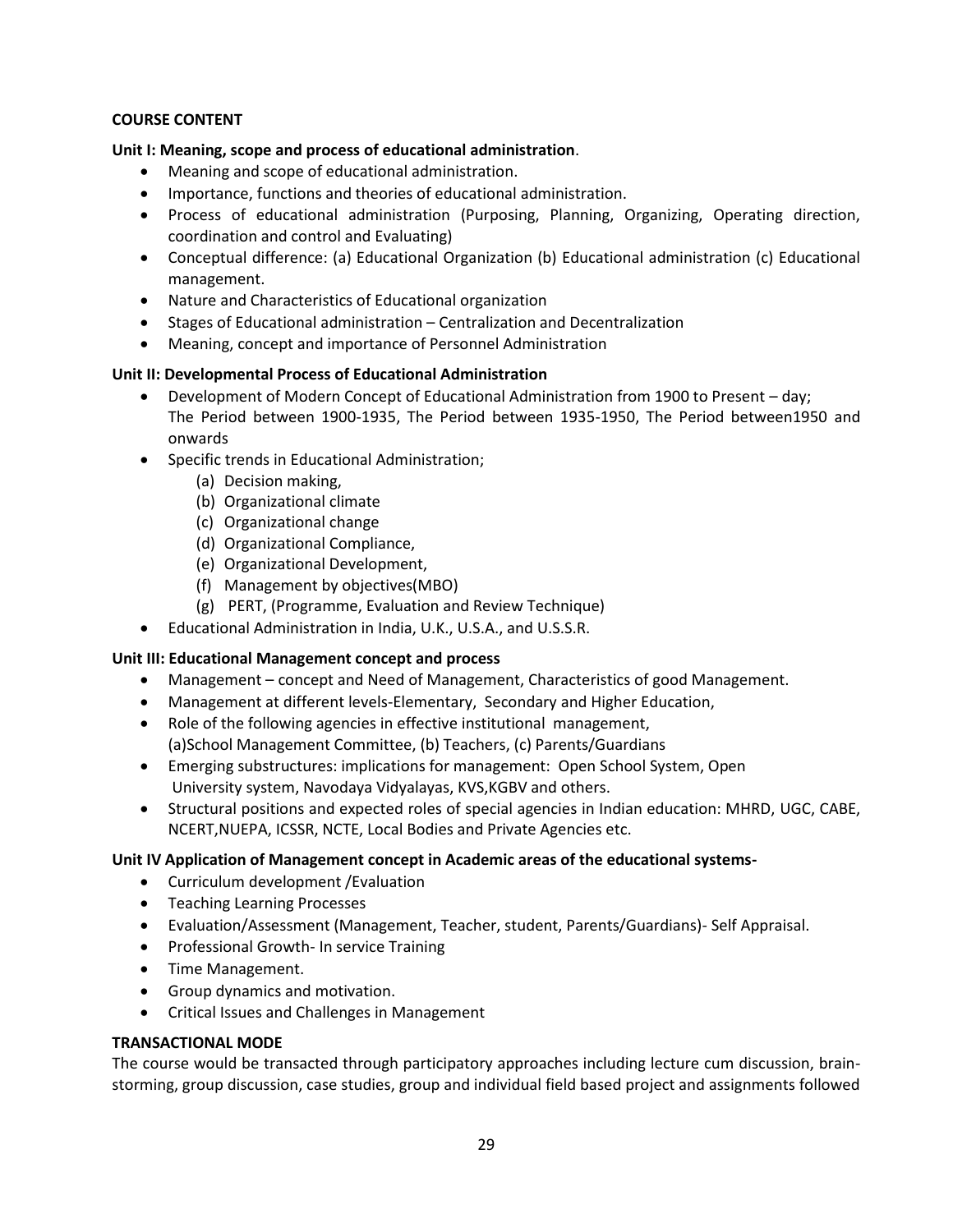**COURSE CONTENT**

**Unit I: Meaning, scope and process of educational administration**.

- Meaning and scope of educational administration.
- Importance, functions and theories of educational administration.
- Process of educational administration (Purposing, Planning, Organizing, Operating direction, coordination and control and Evaluating)
- Conceptual difference: (a) Educational Organization (b) Educational administration (c) Educational management.
- Nature and Characteristics of Educational organization
- Stages of Educational administration – Centralization and Decentralization
- Meaning, concept and importance of Personnel Administration

**Unit II: Developmental Process of Educational Administration**

- Development of Modern Concept of Educational Administration from 1900 to Present – day; The Period between 1900-1935, The Period between 1935-1950, The Period between1950 and onwards
- Specific trends in Educational Administration;
  - (a) Decision making,
  - (b) Organizational climate
  - (c) Organizational change
  - (d) Organizational Compliance,
  - (e) Organizational Development,
  - (f) Management by objectives(MBO)
  - (g) PERT, (Programme, Evaluation and Review Technique)
- Educational Administration in India, U.K., U.S.A., and U.S.S.R.

**Unit III: Educational Management concept and process**

- Management – concept and Need of Management, Characteristics of good Management.
- Management at different levels-Elementary, Secondary and Higher Education,
- Role of the following agencies in effective institutional management, (a)School Management Committee, (b) Teachers, (c) Parents/Guardians
- Emerging substructures: implications for management: Open School System, Open University system, Navodaya Vidyalayas, KVS,KGBV and others.
- Structural positions and expected roles of special agencies in Indian education: MHRD, UGC, CABE, NCERT,NUEPA, ICSSR, NCTE, Local Bodies and Private Agencies etc.

**Unit IV Application of Management concept in Academic areas of the educational systems-**

- Curriculum development /Evaluation
- Teaching Learning Processes
- Evaluation/Assessment (Management, Teacher, student, Parents/Guardians)- Self Appraisal.
- Professional Growth- In service Training
- Time Management.
- Group dynamics and motivation.
- Critical Issues and Challenges in Management

**TRANSACTIONAL MODE**

The course would be transacted through participatory approaches including lecture cum discussion, brain-storming, group discussion, case studies, group and individual field based project and assignments followed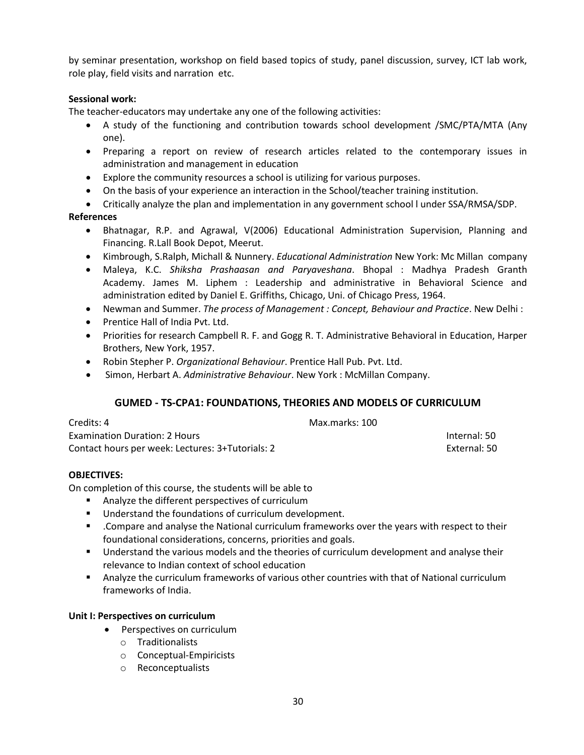by seminar presentation, workshop on field based topics of study, panel discussion, survey, ICT lab work, role play, field visits and narration etc.

**Sessional work:**

The teacher-educators may undertake any one of the following activities:

- A study of the functioning and contribution towards school development /SMC/PTA/MTA (Any one).
- Preparing a report on review of research articles related to the contemporary issues in administration and management in education
- Explore the community resources a school is utilizing for various purposes.
- On the basis of your experience an interaction in the School/teacher training institution.
- Critically analyze the plan and implementation in any government school l under SSA/RMSA/SDP.

**References**

- Bhatnagar, R.P. and Agrawal, V(2006) Educational Administration Supervision, Planning and Financing. R.Lall Book Depot, Meerut.
- Kimbrough, S.Ralph, Michall & Nunnery. *Educational Administration* New York: Mc Millan company
- Maleya, K.C. *Shiksha Prashaasan and Paryaveshana*. Bhopal : Madhya Pradesh Granth Academy. James M. Liphem : Leadership and administrative in Behavioral Science and administration edited by Daniel E. Griffiths, Chicago, Uni. of Chicago Press, 1964.
- Newman and Summer. *The process of Management : Concept, Behaviour and Practice*. New Delhi :
- Prentice Hall of India Pvt. Ltd.
- Priorities for research Campbell R. F. and Gogg R. T. Administrative Behavioral in Education, Harper Brothers, New York, 1957.
- Robin Stepher P. *Organizational Behaviour*. Prentice Hall Pub. Pvt. Ltd.
- Simon, Herbart A. *Administrative Behaviour*. New York : McMillan Company.

## GUMED - TS-CPA1: FOUNDATIONS, THEORIES AND MODELS OF CURRICULUM

Credits: 4 | Max.marks: 100

Examination Duration: 2 Hours | Internal: 50

Contact hours per week: Lectures: 3+Tutorials: 2 | External: 50

**OBJECTIVES:**

On completion of this course, the students will be able to

- Analyze the different perspectives of curriculum
- Understand the foundations of curriculum development.
- .Compare and analyse the National curriculum frameworks over the years with respect to their foundational considerations, concerns, priorities and goals.
- Understand the various models and the theories of curriculum development and analyse their relevance to Indian context of school education
- Analyze the curriculum frameworks of various other countries with that of National curriculum frameworks of India.

**Unit I: Perspectives on curriculum**

- Perspectives on curriculum
  - Traditionalists
  - Conceptual-Empiricists
  - Reconceptualists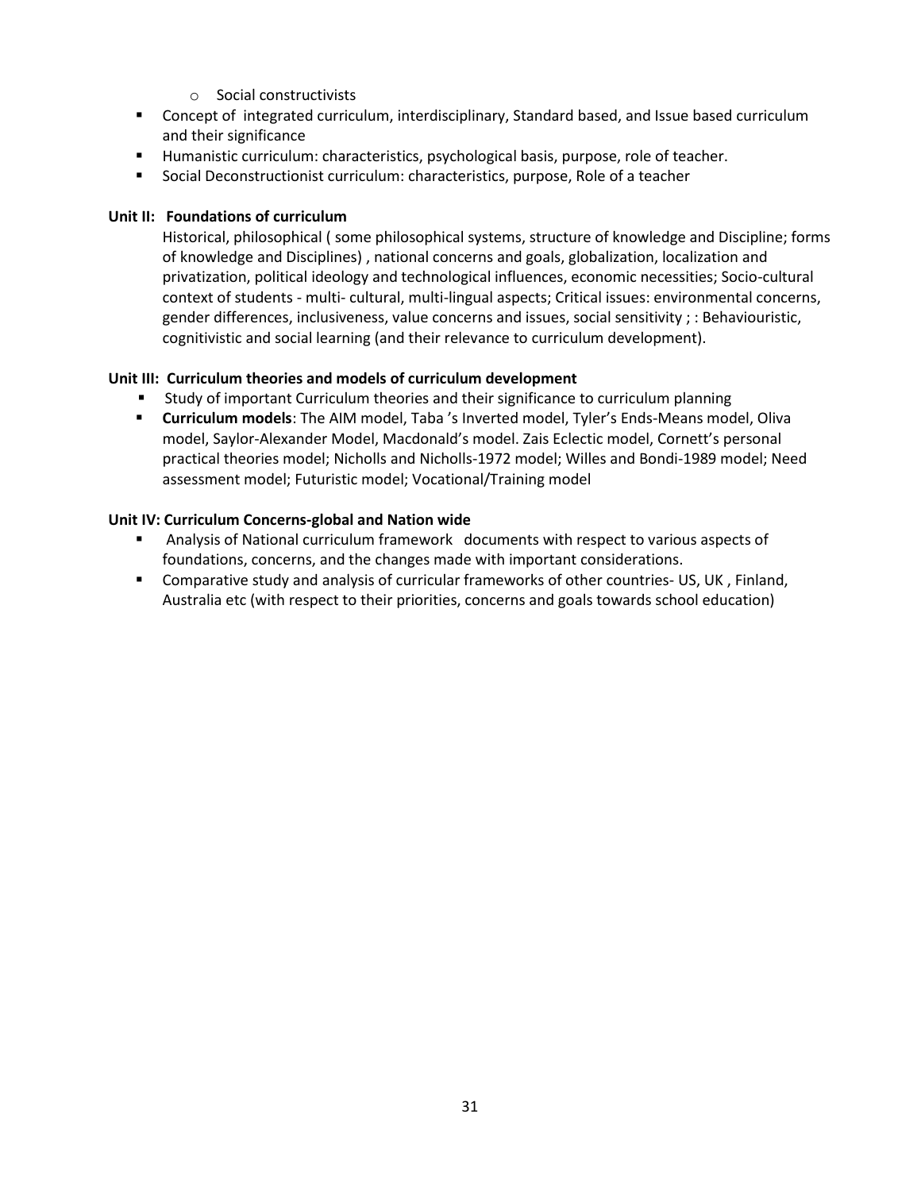- Social constructivists
- Concept of integrated curriculum, interdisciplinary, Standard based, and Issue based curriculum and their significance
- Humanistic curriculum: characteristics, psychological basis, purpose, role of teacher.
- Social Deconstructionist curriculum: characteristics, purpose, Role of a teacher

**Unit II: Foundations of curriculum**

Historical, philosophical ( some philosophical systems, structure of knowledge and Discipline; forms of knowledge and Disciplines) , national concerns and goals, globalization, localization and privatization, political ideology and technological influences, economic necessities; Socio-cultural context of students - multi- cultural, multi-lingual aspects; Critical issues: environmental concerns, gender differences, inclusiveness, value concerns and issues, social sensitivity ; : Behaviouristic, cognitivistic and social learning (and their relevance to curriculum development).

**Unit III: Curriculum theories and models of curriculum development**

- Study of important Curriculum theories and their significance to curriculum planning
- **Curriculum models**: The AIM model, Taba 's Inverted model, Tyler's Ends-Means model, Oliva model, Saylor-Alexander Model, Macdonald's model. Zais Eclectic model, Cornett's personal practical theories model; Nicholls and Nicholls-1972 model; Willes and Bondi-1989 model; Need assessment model; Futuristic model; Vocational/Training model

**Unit IV: Curriculum Concerns-global and Nation wide**

- Analysis of National curriculum framework documents with respect to various aspects of foundations, concerns, and the changes made with important considerations.
- Comparative study and analysis of curricular frameworks of other countries- US, UK , Finland, Australia etc (with respect to their priorities, concerns and goals towards school education)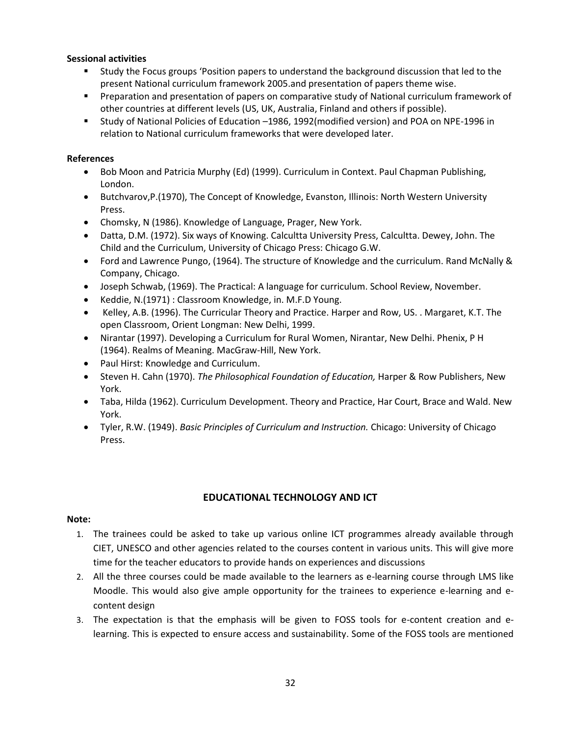**Sessional activities**

- Study the Focus groups 'Position papers to understand the background discussion that led to the present National curriculum framework 2005.and presentation of papers theme wise.
- Preparation and presentation of papers on comparative study of National curriculum framework of other countries at different levels (US, UK, Australia, Finland and others if possible).
- Study of National Policies of Education –1986, 1992(modified version) and POA on NPE-1996 in relation to National curriculum frameworks that were developed later.

**References**

- Bob Moon and Patricia Murphy (Ed) (1999). Curriculum in Context. Paul Chapman Publishing, London.
- Butchvarov,P.(1970), The Concept of Knowledge, Evanston, Illinois: North Western University Press.
- Chomsky, N (1986). Knowledge of Language, Prager, New York.
- Datta, D.M. (1972). Six ways of Knowing. Calcultta University Press, Calcultta. Dewey, John. The Child and the Curriculum, University of Chicago Press: Chicago G.W.
- Ford and Lawrence Pungo, (1964). The structure of Knowledge and the curriculum. Rand McNally & Company, Chicago.
- Joseph Schwab, (1969). The Practical: A language for curriculum. School Review, November.
- Keddie, N.(1971) : Classroom Knowledge, in. M.F.D Young.
- Kelley, A.B. (1996). The Curricular Theory and Practice. Harper and Row, US. . Margaret, K.T. The open Classroom, Orient Longman: New Delhi, 1999.
- Nirantar (1997). Developing a Curriculum for Rural Women, Nirantar, New Delhi. Phenix, P H (1964). Realms of Meaning. MacGraw-Hill, New York.
- Paul Hirst: Knowledge and Curriculum.
- Steven H. Cahn (1970). *The Philosophical Foundation of Education,* Harper & Row Publishers, New York.
- Taba, Hilda (1962). Curriculum Development. Theory and Practice, Har Court, Brace and Wald. New York.
- Tyler, R.W. (1949). *Basic Principles of Curriculum and Instruction.* Chicago: University of Chicago Press.

## EDUCATIONAL TECHNOLOGY AND ICT

**Note:**

1. The trainees could be asked to take up various online ICT programmes already available through CIET, UNESCO and other agencies related to the courses content in various units. This will give more time for the teacher educators to provide hands on experiences and discussions
2. All the three courses could be made available to the learners as e-learning course through LMS like Moodle. This would also give ample opportunity for the trainees to experience e-learning and e-content design
3. The expectation is that the emphasis will be given to FOSS tools for e-content creation and e-learning. This is expected to ensure access and sustainability. Some of the FOSS tools are mentioned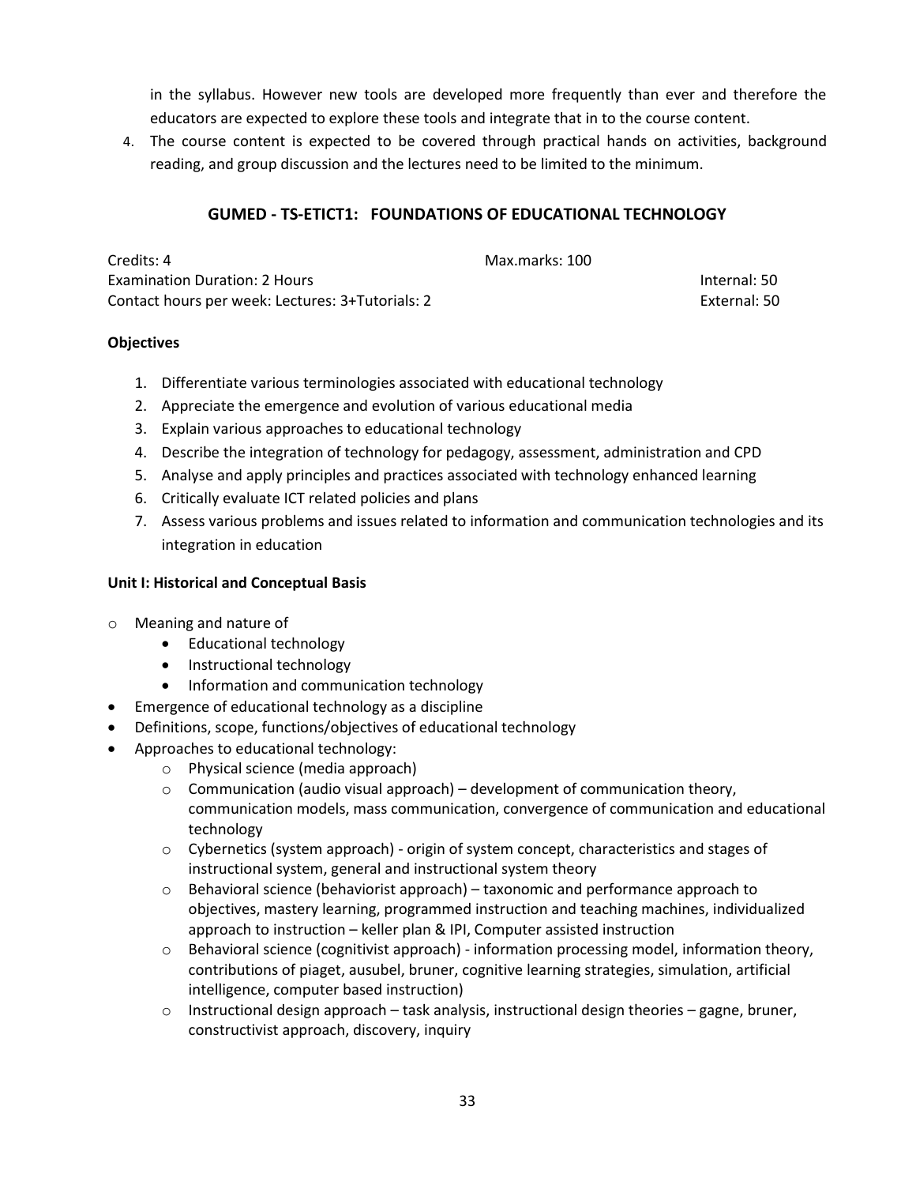in the syllabus. However new tools are developed more frequently than ever and therefore the educators are expected to explore these tools and integrate that in to the course content.

4. The course content is expected to be covered through practical hands on activities, background reading, and group discussion and the lectures need to be limited to the minimum.

## GUMED - TS-ETICT1: FOUNDATIONS OF EDUCATIONAL TECHNOLOGY

Credits: 4 | Max.marks: 100

Examination Duration: 2 Hours | Internal: 50

Contact hours per week: Lectures: 3+Tutorials: 2 | External: 50

**Objectives**

1. Differentiate various terminologies associated with educational technology
2. Appreciate the emergence and evolution of various educational media
3. Explain various approaches to educational technology
4. Describe the integration of technology for pedagogy, assessment, administration and CPD
5. Analyse and apply principles and practices associated with technology enhanced learning
6. Critically evaluate ICT related policies and plans
7. Assess various problems and issues related to information and communication technologies and its integration in education

**Unit I: Historical and Conceptual Basis**

- Meaning and nature of
  - Educational technology
  - Instructional technology
  - Information and communication technology
- Emergence of educational technology as a discipline
- Definitions, scope, functions/objectives of educational technology
- Approaches to educational technology:
  - Physical science (media approach)
  - Communication (audio visual approach) – development of communication theory, communication models, mass communication, convergence of communication and educational technology
  - Cybernetics (system approach) - origin of system concept, characteristics and stages of instructional system, general and instructional system theory
  - Behavioral science (behaviorist approach) – taxonomic and performance approach to objectives, mastery learning, programmed instruction and teaching machines, individualized approach to instruction – keller plan & IPI, Computer assisted instruction
  - Behavioral science (cognitivist approach) - information processing model, information theory, contributions of piaget, ausubel, bruner, cognitive learning strategies, simulation, artificial intelligence, computer based instruction)
  - Instructional design approach – task analysis, instructional design theories – gagne, bruner, constructivist approach, discovery, inquiry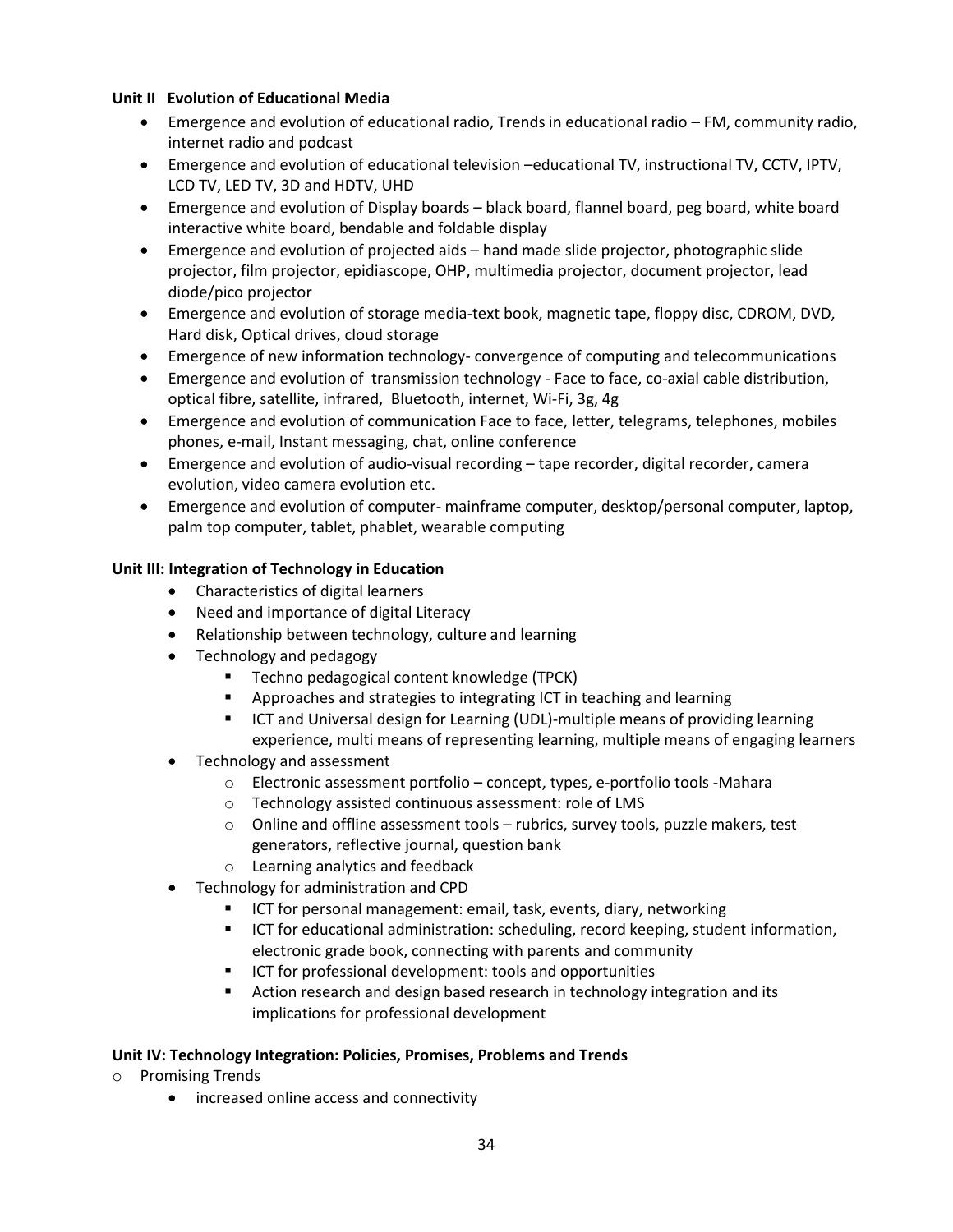**Unit II Evolution of Educational Media**

- Emergence and evolution of educational radio, Trends in educational radio – FM, community radio, internet radio and podcast
- Emergence and evolution of educational television –educational TV, instructional TV, CCTV, IPTV, LCD TV, LED TV, 3D and HDTV, UHD
- Emergence and evolution of Display boards – black board, flannel board, peg board, white board interactive white board, bendable and foldable display
- Emergence and evolution of projected aids – hand made slide projector, photographic slide projector, film projector, epidiascope, OHP, multimedia projector, document projector, lead diode/pico projector
- Emergence and evolution of storage media-text book, magnetic tape, floppy disc, CDROM, DVD, Hard disk, Optical drives, cloud storage
- Emergence of new information technology- convergence of computing and telecommunications
- Emergence and evolution of transmission technology - Face to face, co-axial cable distribution, optical fibre, satellite, infrared, Bluetooth, internet, Wi-Fi, 3g, 4g
- Emergence and evolution of communication Face to face, letter, telegrams, telephones, mobiles phones, e-mail, Instant messaging, chat, online conference
- Emergence and evolution of audio-visual recording – tape recorder, digital recorder, camera evolution, video camera evolution etc.
- Emergence and evolution of computer- mainframe computer, desktop/personal computer, laptop, palm top computer, tablet, phablet, wearable computing

**Unit III: Integration of Technology in Education**

- Characteristics of digital learners
- Need and importance of digital Literacy
- Relationship between technology, culture and learning
- Technology and pedagogy
  - Techno pedagogical content knowledge (TPCK)
  - Approaches and strategies to integrating ICT in teaching and learning
  - ICT and Universal design for Learning (UDL)-multiple means of providing learning experience, multi means of representing learning, multiple means of engaging learners
- Technology and assessment
  - Electronic assessment portfolio – concept, types, e-portfolio tools -Mahara
  - Technology assisted continuous assessment: role of LMS
  - Online and offline assessment tools – rubrics, survey tools, puzzle makers, test generators, reflective journal, question bank
  - Learning analytics and feedback
- Technology for administration and CPD
  - ICT for personal management: email, task, events, diary, networking
  - ICT for educational administration: scheduling, record keeping, student information, electronic grade book, connecting with parents and community
  - ICT for professional development: tools and opportunities
  - Action research and design based research in technology integration and its implications for professional development

**Unit IV: Technology Integration: Policies, Promises, Problems and Trends**

- Promising Trends
  - increased online access and connectivity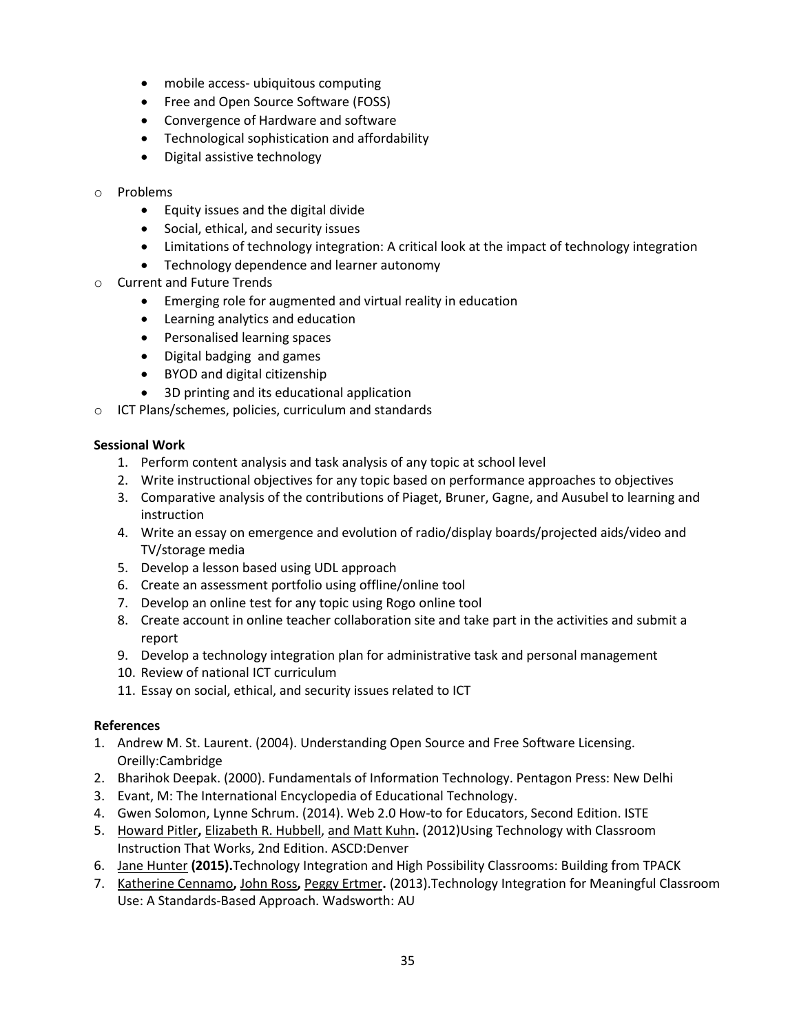- mobile access- ubiquitous computing
- Free and Open Source Software (FOSS)
- Convergence of Hardware and software
- Technological sophistication and affordability
- Digital assistive technology

- Problems
  - Equity issues and the digital divide
  - Social, ethical, and security issues
  - Limitations of technology integration: A critical look at the impact of technology integration
  - Technology dependence and learner autonomy
- Current and Future Trends
  - Emerging role for augmented and virtual reality in education
  - Learning analytics and education
  - Personalised learning spaces
  - Digital badging and games
  - BYOD and digital citizenship
  - 3D printing and its educational application
- ICT Plans/schemes, policies, curriculum and standards

**Sessional Work**

1. Perform content analysis and task analysis of any topic at school level
2. Write instructional objectives for any topic based on performance approaches to objectives
3. Comparative analysis of the contributions of Piaget, Bruner, Gagne, and Ausubel to learning and instruction
4. Write an essay on emergence and evolution of radio/display boards/projected aids/video and TV/storage media
5. Develop a lesson based using UDL approach
6. Create an assessment portfolio using offline/online tool
7. Develop an online test for any topic using Rogo online tool
8. Create account in online teacher collaboration site and take part in the activities and submit a report
9. Develop a technology integration plan for administrative task and personal management
10. Review of national ICT curriculum
11. Essay on social, ethical, and security issues related to ICT

**References**

1. Andrew M. St. Laurent. (2004). Understanding Open Source and Free Software Licensing. Oreilly:Cambridge
2. Bharihok Deepak. (2000). Fundamentals of Information Technology. Pentagon Press: New Delhi
3. Evant, M: The International Encyclopedia of Educational Technology.
4. Gwen Solomon, Lynne Schrum. (2014). Web 2.0 How-to for Educators, Second Edition. ISTE
5. Howard Pitler**,** Elizabeth R. Hubbell, and Matt Kuhn**.** (2012)Using Technology with Classroom Instruction That Works, 2nd Edition. ASCD:Denver
6. Jane Hunter **(2015).**Technology Integration and High Possibility Classrooms: Building from TPACK
7. Katherine Cennamo**,** John Ross**,** Peggy Ertmer**.** (2013).Technology Integration for Meaningful Classroom Use: A Standards-Based Approach. Wadsworth: AU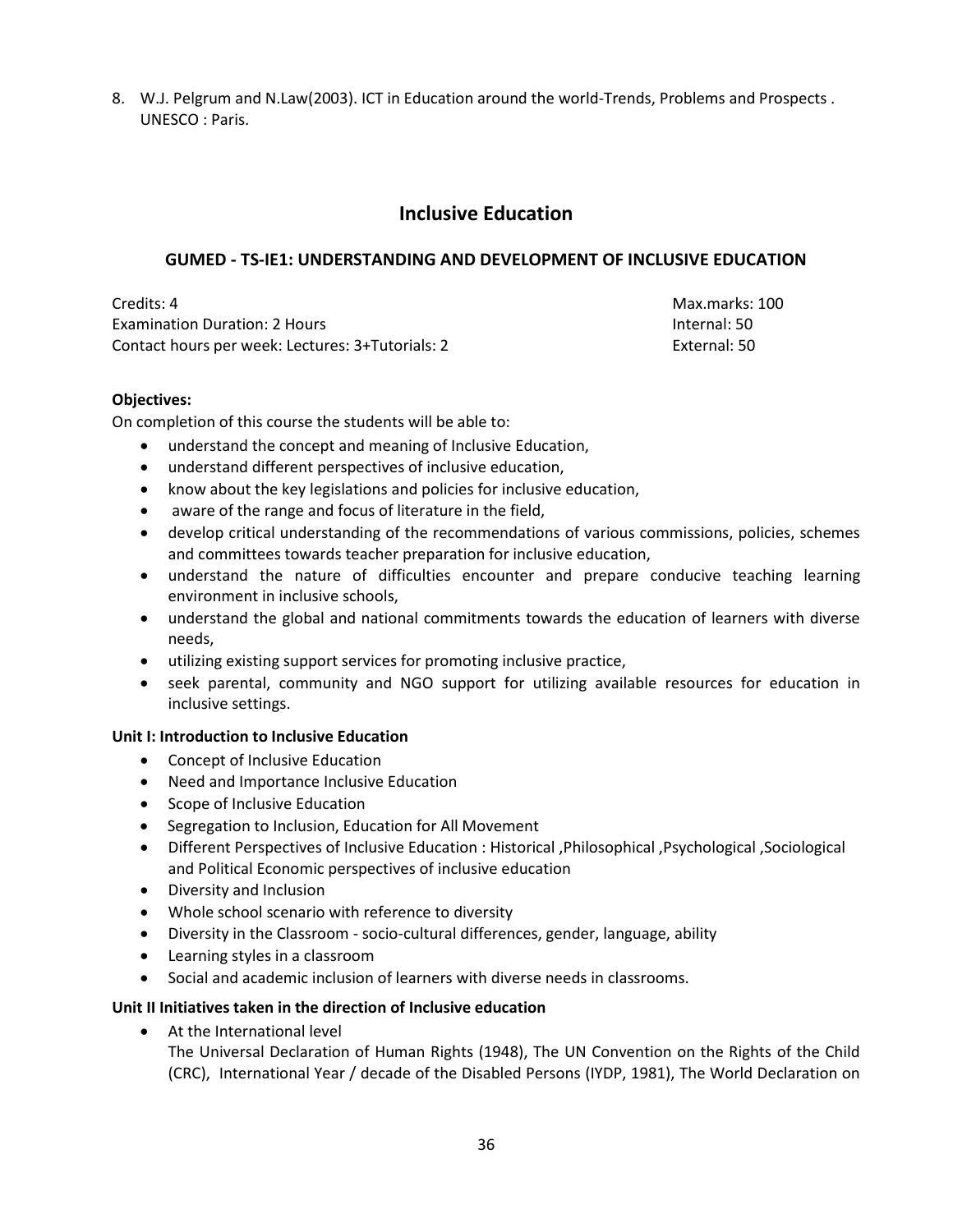8. W.J. Pelgrum and N.Law(2003). ICT in Education around the world-Trends, Problems and Prospects . UNESCO : Paris.

# Inclusive Education

## GUMED - TS-IE1: UNDERSTANDING AND DEVELOPMENT OF INCLUSIVE EDUCATION

Credits: 4 | Max.marks: 100
Examination Duration: 2 Hours | Internal: 50
Contact hours per week: Lectures: 3+Tutorials: 2 | External: 50

**Objectives:**

On completion of this course the students will be able to:

- understand the concept and meaning of Inclusive Education,
- understand different perspectives of inclusive education,
- know about the key legislations and policies for inclusive education,
- aware of the range and focus of literature in the field,
- develop critical understanding of the recommendations of various commissions, policies, schemes and committees towards teacher preparation for inclusive education,
- understand the nature of difficulties encounter and prepare conducive teaching learning environment in inclusive schools,
- understand the global and national commitments towards the education of learners with diverse needs,
- utilizing existing support services for promoting inclusive practice,
- seek parental, community and NGO support for utilizing available resources for education in inclusive settings.

**Unit I: Introduction to Inclusive Education**

- Concept of Inclusive Education
- Need and Importance Inclusive Education
- Scope of Inclusive Education
- Segregation to Inclusion, Education for All Movement
- Different Perspectives of Inclusive Education : Historical ,Philosophical ,Psychological ,Sociological and Political Economic perspectives of inclusive education
- Diversity and Inclusion
- Whole school scenario with reference to diversity
- Diversity in the Classroom - socio-cultural differences, gender, language, ability
- Learning styles in a classroom
- Social and academic inclusion of learners with diverse needs in classrooms.

**Unit II Initiatives taken in the direction of Inclusive education**

- At the International level
  The Universal Declaration of Human Rights (1948), The UN Convention on the Rights of the Child (CRC), International Year / decade of the Disabled Persons (IYDP, 1981), The World Declaration on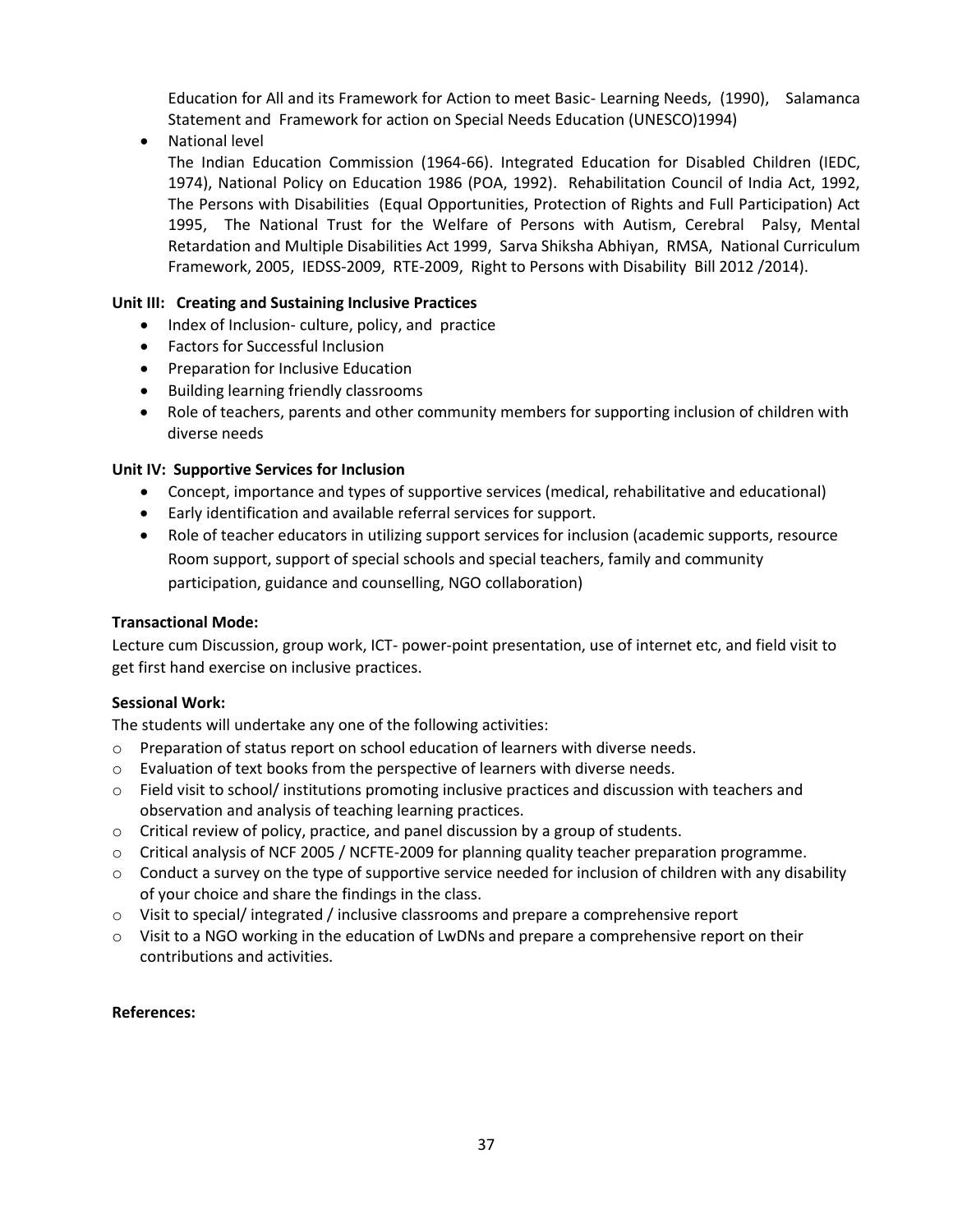Education for All and its Framework for Action to meet Basic- Learning Needs, (1990), Salamanca Statement and Framework for action on Special Needs Education (UNESCO)1994)

- National level
  The Indian Education Commission (1964-66). Integrated Education for Disabled Children (IEDC, 1974), National Policy on Education 1986 (POA, 1992). Rehabilitation Council of India Act, 1992, The Persons with Disabilities (Equal Opportunities, Protection of Rights and Full Participation) Act 1995, The National Trust for the Welfare of Persons with Autism, Cerebral Palsy, Mental Retardation and Multiple Disabilities Act 1999, Sarva Shiksha Abhiyan, RMSA, National Curriculum Framework, 2005, IEDSS-2009, RTE-2009, Right to Persons with Disability Bill 2012 /2014).

**Unit III: Creating and Sustaining Inclusive Practices**

- Index of Inclusion- culture, policy, and practice
- Factors for Successful Inclusion
- Preparation for Inclusive Education
- Building learning friendly classrooms
- Role of teachers, parents and other community members for supporting inclusion of children with diverse needs

**Unit IV: Supportive Services for Inclusion**

- Concept, importance and types of supportive services (medical, rehabilitative and educational)
- Early identification and available referral services for support.
- Role of teacher educators in utilizing support services for inclusion (academic supports, resource Room support, support of special schools and special teachers, family and community participation, guidance and counselling, NGO collaboration)

**Transactional Mode:**

Lecture cum Discussion, group work, ICT- power-point presentation, use of internet etc, and field visit to get first hand exercise on inclusive practices.

**Sessional Work:**

The students will undertake any one of the following activities:

- Preparation of status report on school education of learners with diverse needs.
- Evaluation of text books from the perspective of learners with diverse needs.
- Field visit to school/ institutions promoting inclusive practices and discussion with teachers and observation and analysis of teaching learning practices.
- Critical review of policy, practice, and panel discussion by a group of students.
- Critical analysis of NCF 2005 / NCFTE-2009 for planning quality teacher preparation programme.
- Conduct a survey on the type of supportive service needed for inclusion of children with any disability of your choice and share the findings in the class.
- Visit to special/ integrated / inclusive classrooms and prepare a comprehensive report
- Visit to a NGO working in the education of LwDNs and prepare a comprehensive report on their contributions and activities.

**References:**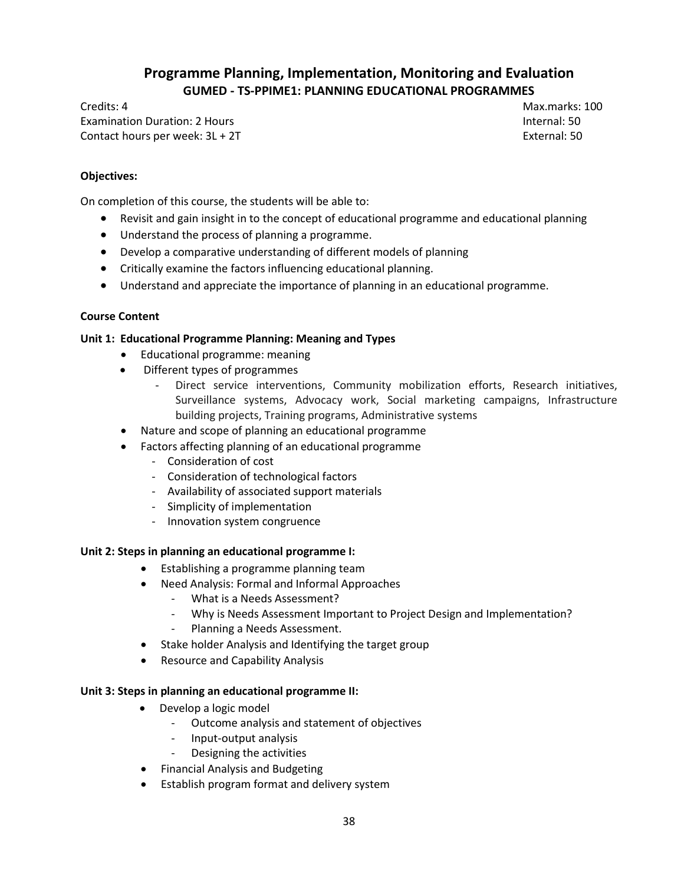# Programme Planning, Implementation, Monitoring and Evaluation

## GUMED - TS-PPIME1: PLANNING EDUCATIONAL PROGRAMMES

Credits: 4
Examination Duration: 2 Hours
Contact hours per week: 3L + 2T

Max.marks: 100
Internal: 50
External: 50

**Objectives:**

On completion of this course, the students will be able to:

- Revisit and gain insight in to the concept of educational programme and educational planning
- Understand the process of planning a programme.
- Develop a comparative understanding of different models of planning
- Critically examine the factors influencing educational planning.
- Understand and appreciate the importance of planning in an educational programme.

**Course Content**

**Unit 1: Educational Programme Planning: Meaning and Types**

- Educational programme: meaning
- Different types of programmes
  - Direct service interventions, Community mobilization efforts, Research initiatives, Surveillance systems, Advocacy work, Social marketing campaigns, Infrastructure building projects, Training programs, Administrative systems
- Nature and scope of planning an educational programme
- Factors affecting planning of an educational programme
  - Consideration of cost
  - Consideration of technological factors
  - Availability of associated support materials
  - Simplicity of implementation
  - Innovation system congruence

**Unit 2: Steps in planning an educational programme I:**

- Establishing a programme planning team
- Need Analysis: Formal and Informal Approaches
  - What is a Needs Assessment?
  - Why is Needs Assessment Important to Project Design and Implementation?
  - Planning a Needs Assessment.
- Stake holder Analysis and Identifying the target group
- Resource and Capability Analysis

**Unit 3: Steps in planning an educational programme II:**

- Develop a logic model
  - Outcome analysis and statement of objectives
  - Input-output analysis
  - Designing the activities
- Financial Analysis and Budgeting
- Establish program format and delivery system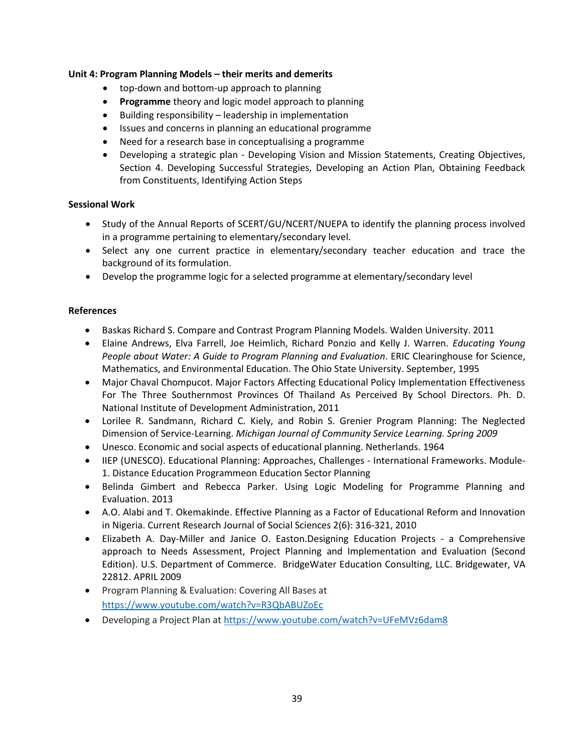**Unit 4: Program Planning Models – their merits and demerits**

- top-down and bottom-up approach to planning
- **Programme** theory and logic model approach to planning
- Building responsibility – leadership in implementation
- Issues and concerns in planning an educational programme
- Need for a research base in conceptualising a programme
- Developing a strategic plan - Developing Vision and Mission Statements, Creating Objectives, Section 4. Developing Successful Strategies, Developing an Action Plan, Obtaining Feedback from Constituents, Identifying Action Steps

**Sessional Work**

- Study of the Annual Reports of SCERT/GU/NCERT/NUEPA to identify the planning process involved in a programme pertaining to elementary/secondary level.
- Select any one current practice in elementary/secondary teacher education and trace the background of its formulation.
- Develop the programme logic for a selected programme at elementary/secondary level

**References**

- Baskas Richard S. Compare and Contrast Program Planning Models. Walden University. 2011
- Elaine Andrews, Elva Farrell, Joe Heimlich, Richard Ponzio and Kelly J. Warren. *Educating Young People about Water: A Guide to Program Planning and Evaluation*. ERIC Clearinghouse for Science, Mathematics, and Environmental Education. The Ohio State University. September, 1995
- Major Chaval Chompucot. Major Factors Affecting Educational Policy Implementation Effectiveness For The Three Southernmost Provinces Of Thailand As Perceived By School Directors. Ph. D. National Institute of Development Administration, 2011
- Lorilee R. Sandmann, Richard C. Kiely, and Robin S. Grenier Program Planning: The Neglected Dimension of Service-Learning. *Michigan Journal of Community Service Learning. Spring 2009*
- Unesco. Economic and social aspects of educational planning. Netherlands. 1964
- IIEP (UNESCO). Educational Planning: Approaches, Challenges - International Frameworks. Module-1. Distance Education Programmeon Education Sector Planning
- Belinda Gimbert and Rebecca Parker. Using Logic Modeling for Programme Planning and Evaluation. 2013
- A.O. Alabi and T. Okemakinde. Effective Planning as a Factor of Educational Reform and Innovation in Nigeria. Current Research Journal of Social Sciences 2(6): 316-321, 2010
- Elizabeth A. Day-Miller and Janice O. Easton.Designing Education Projects - a Comprehensive approach to Needs Assessment, Project Planning and Implementation and Evaluation (Second Edition). U.S. Department of Commerce. BridgeWater Education Consulting, LLC. Bridgewater, VA 22812. APRIL 2009
- Program Planning & Evaluation: Covering All Bases at https://www.youtube.com/watch?v=R3QbABUZoEc
- Developing a Project Plan at https://www.youtube.com/watch?v=UFeMVz6dam8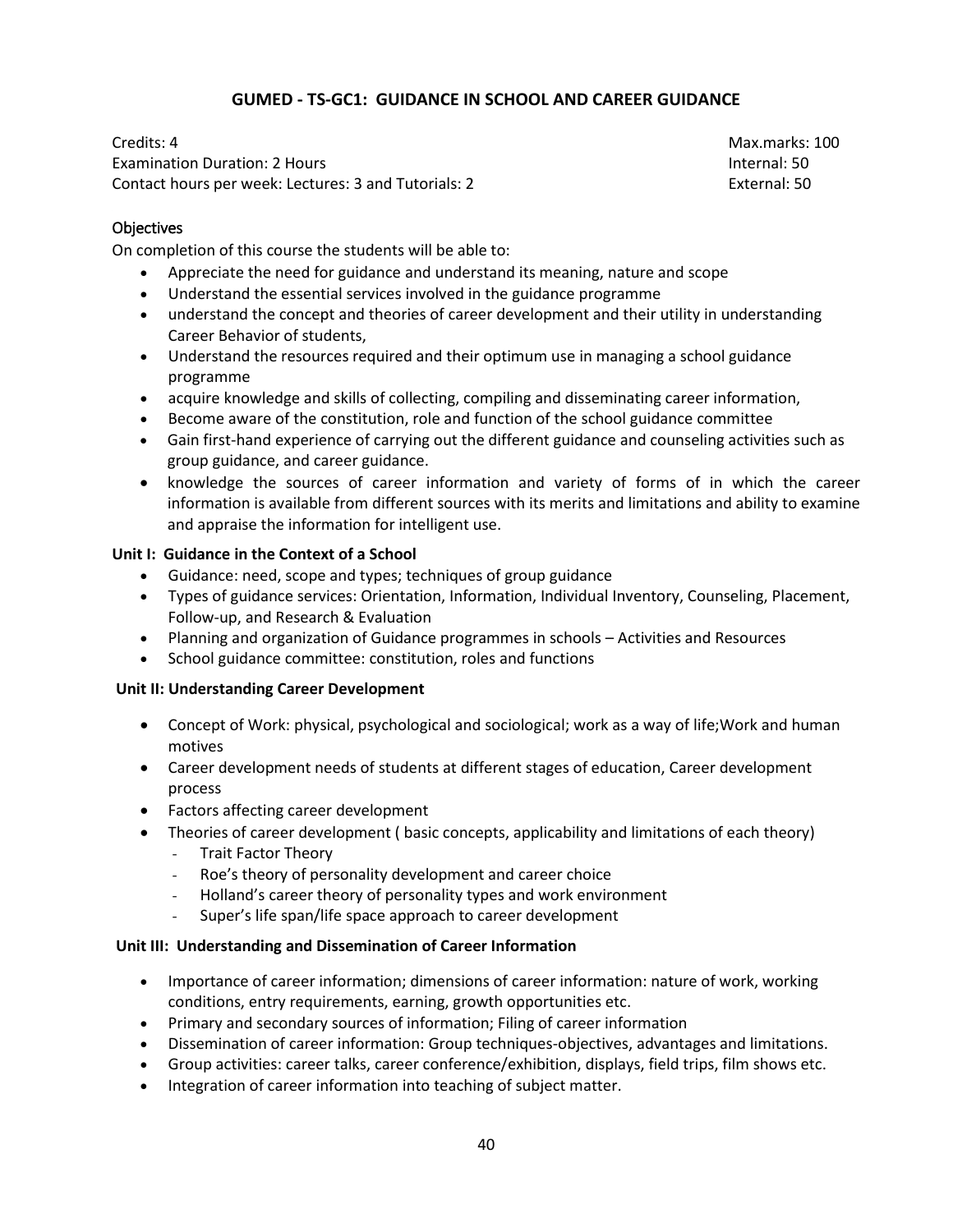## GUMED - TS-GC1: GUIDANCE IN SCHOOL AND CAREER GUIDANCE

Credits: 4 | Max.marks: 100
Examination Duration: 2 Hours | Internal: 50
Contact hours per week: Lectures: 3 and Tutorials: 2 | External: 50

### Objectives

On completion of this course the students will be able to:

- Appreciate the need for guidance and understand its meaning, nature and scope
- Understand the essential services involved in the guidance programme
- understand the concept and theories of career development and their utility in understanding Career Behavior of students,
- Understand the resources required and their optimum use in managing a school guidance programme
- acquire knowledge and skills of collecting, compiling and disseminating career information,
- Become aware of the constitution, role and function of the school guidance committee
- Gain first-hand experience of carrying out the different guidance and counseling activities such as group guidance, and career guidance.
- knowledge the sources of career information and variety of forms of in which the career information is available from different sources with its merits and limitations and ability to examine and appraise the information for intelligent use.

**Unit I: Guidance in the Context of a School**

- Guidance: need, scope and types; techniques of group guidance
- Types of guidance services: Orientation, Information, Individual Inventory, Counseling, Placement, Follow-up, and Research & Evaluation
- Planning and organization of Guidance programmes in schools – Activities and Resources
- School guidance committee: constitution, roles and functions

**Unit II: Understanding Career Development**

- Concept of Work: physical, psychological and sociological; work as a way of life;Work and human motives
- Career development needs of students at different stages of education, Career development process
- Factors affecting career development
- Theories of career development ( basic concepts, applicability and limitations of each theory)
  - Trait Factor Theory
  - Roe's theory of personality development and career choice
  - Holland's career theory of personality types and work environment
  - Super's life span/life space approach to career development

**Unit III: Understanding and Dissemination of Career Information**

- Importance of career information; dimensions of career information: nature of work, working conditions, entry requirements, earning, growth opportunities etc.
- Primary and secondary sources of information; Filing of career information
- Dissemination of career information: Group techniques-objectives, advantages and limitations.
- Group activities: career talks, career conference/exhibition, displays, field trips, film shows etc.
- Integration of career information into teaching of subject matter.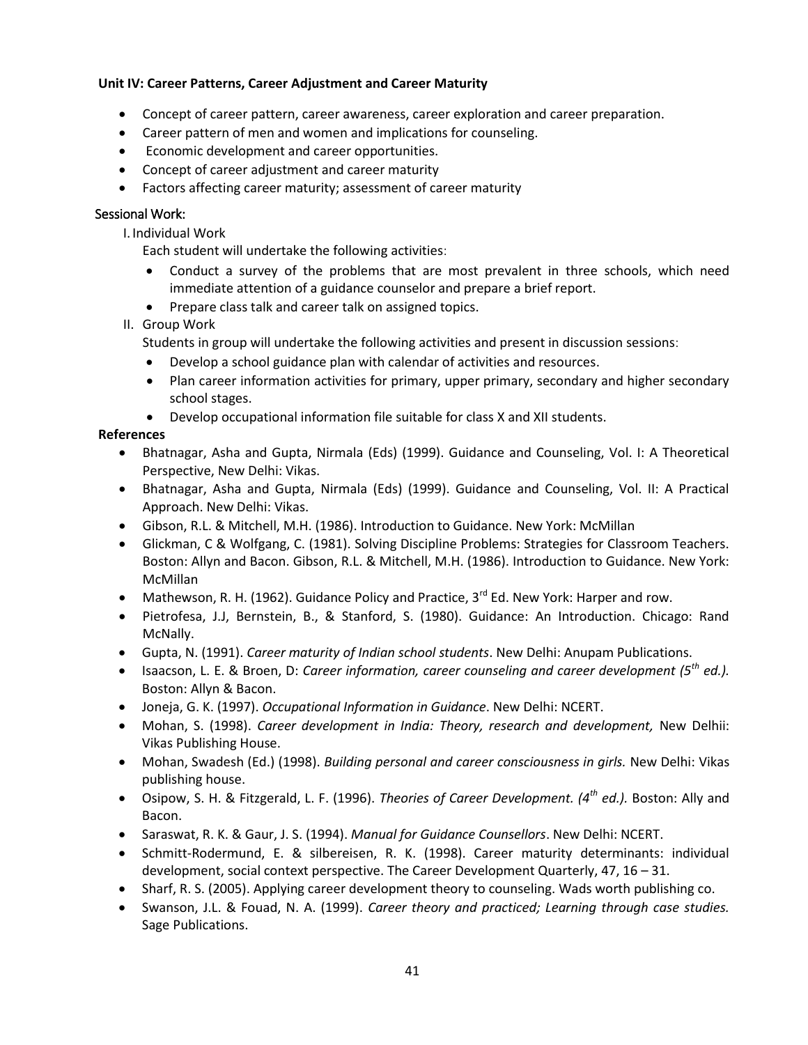**Unit IV: Career Patterns, Career Adjustment and Career Maturity**

- Concept of career pattern, career awareness, career exploration and career preparation.
- Career pattern of men and women and implications for counseling.
- Economic development and career opportunities.
- Concept of career adjustment and career maturity
- Factors affecting career maturity; assessment of career maturity

### Sessional Work:

I. Individual Work

Each student will undertake the following activities:

- Conduct a survey of the problems that are most prevalent in three schools, which need immediate attention of a guidance counselor and prepare a brief report.
- Prepare class talk and career talk on assigned topics.

II. Group Work

Students in group will undertake the following activities and present in discussion sessions:

- Develop a school guidance plan with calendar of activities and resources.
- Plan career information activities for primary, upper primary, secondary and higher secondary school stages.
- Develop occupational information file suitable for class X and XII students.

**References**

- Bhatnagar, Asha and Gupta, Nirmala (Eds) (1999). Guidance and Counseling, Vol. I: A Theoretical Perspective, New Delhi: Vikas.
- Bhatnagar, Asha and Gupta, Nirmala (Eds) (1999). Guidance and Counseling, Vol. II: A Practical Approach. New Delhi: Vikas.
- Gibson, R.L. & Mitchell, M.H. (1986). Introduction to Guidance. New York: McMillan
- Glickman, C & Wolfgang, C. (1981). Solving Discipline Problems: Strategies for Classroom Teachers. Boston: Allyn and Bacon. Gibson, R.L. & Mitchell, M.H. (1986). Introduction to Guidance. New York: McMillan
- Mathewson, R. H. (1962). Guidance Policy and Practice, 3rd Ed. New York: Harper and row.
- Pietrofesa, J.J, Bernstein, B., & Stanford, S. (1980). Guidance: An Introduction. Chicago: Rand McNally.
- Gupta, N. (1991). *Career maturity of Indian school students*. New Delhi: Anupam Publications.
- Isaacson, L. E. & Broen, D: *Career information, career counseling and career development (5th ed.).* Boston: Allyn & Bacon.
- Joneja, G. K. (1997). *Occupational Information in Guidance*. New Delhi: NCERT.
- Mohan, S. (1998). *Career development in India: Theory, research and development,* New Delhii: Vikas Publishing House.
- Mohan, Swadesh (Ed.) (1998). *Building personal and career consciousness in girls.* New Delhi: Vikas publishing house.
- Osipow, S. H. & Fitzgerald, L. F. (1996). *Theories of Career Development. (4th ed.).* Boston: Ally and Bacon.
- Saraswat, R. K. & Gaur, J. S. (1994). *Manual for Guidance Counsellors*. New Delhi: NCERT.
- Schmitt-Rodermund, E. & silbereisen, R. K. (1998). Career maturity determinants: individual development, social context perspective. The Career Development Quarterly, 47, 16 – 31.
- Sharf, R. S. (2005). Applying career development theory to counseling. Wads worth publishing co.
- Swanson, J.L. & Fouad, N. A. (1999). *Career theory and practiced; Learning through case studies.* Sage Publications.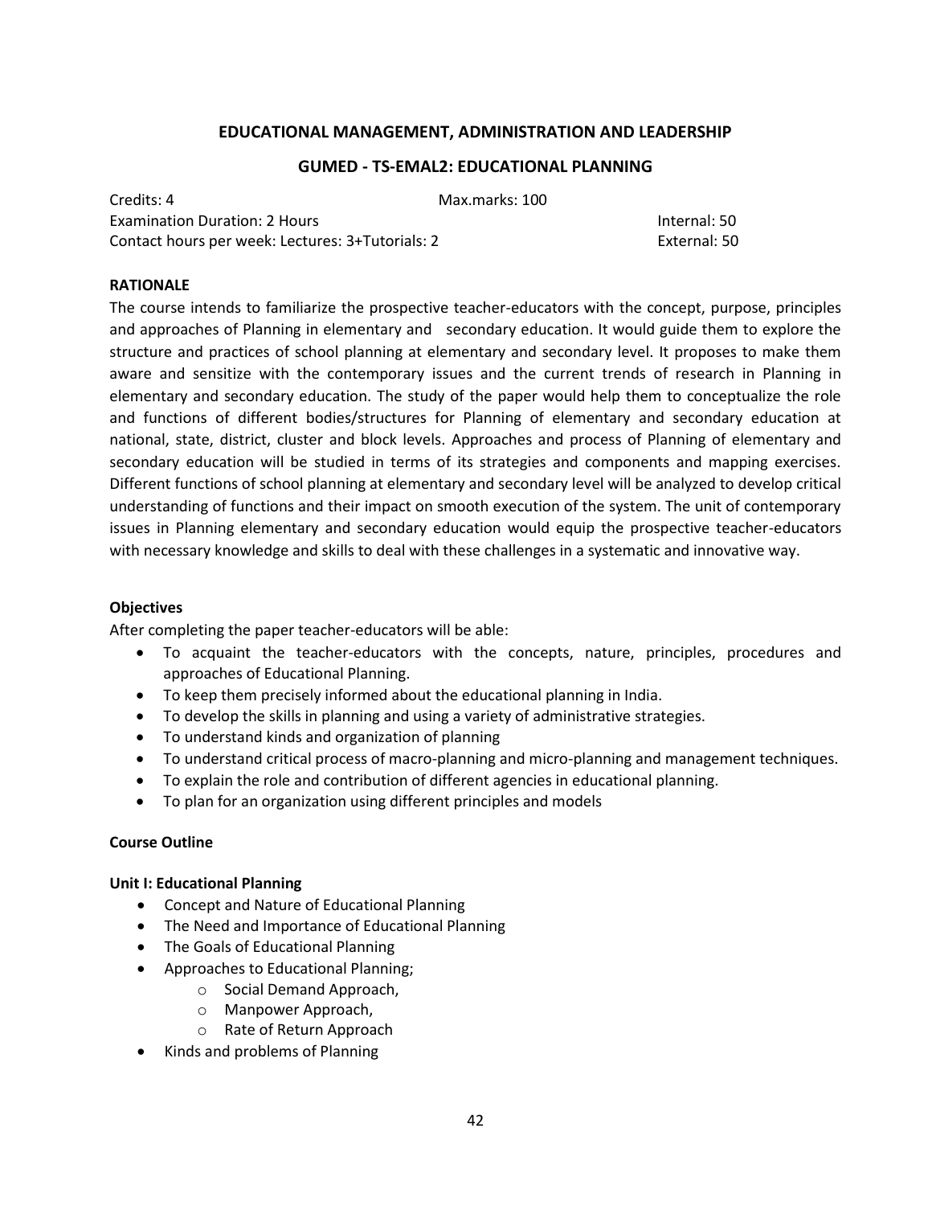## EDUCATIONAL MANAGEMENT, ADMINISTRATION AND LEADERSHIP

### GUMED - TS-EMAL2: EDUCATIONAL PLANNING

Credits: 4 Max.marks: 100
Examination Duration: 2 Hours Internal: 50
Contact hours per week: Lectures: 3+Tutorials: 2 External: 50

**RATIONALE**

The course intends to familiarize the prospective teacher-educators with the concept, purpose, principles and approaches of Planning in elementary and secondary education. It would guide them to explore the structure and practices of school planning at elementary and secondary level. It proposes to make them aware and sensitize with the contemporary issues and the current trends of research in Planning in elementary and secondary education. The study of the paper would help them to conceptualize the role and functions of different bodies/structures for Planning of elementary and secondary education at national, state, district, cluster and block levels. Approaches and process of Planning of elementary and secondary education will be studied in terms of its strategies and components and mapping exercises. Different functions of school planning at elementary and secondary level will be analyzed to develop critical understanding of functions and their impact on smooth execution of the system. The unit of contemporary issues in Planning elementary and secondary education would equip the prospective teacher-educators with necessary knowledge and skills to deal with these challenges in a systematic and innovative way.

**Objectives**

After completing the paper teacher-educators will be able:

- To acquaint the teacher-educators with the concepts, nature, principles, procedures and approaches of Educational Planning.
- To keep them precisely informed about the educational planning in India.
- To develop the skills in planning and using a variety of administrative strategies.
- To understand kinds and organization of planning
- To understand critical process of macro-planning and micro-planning and management techniques.
- To explain the role and contribution of different agencies in educational planning.
- To plan for an organization using different principles and models

**Course Outline**

**Unit I: Educational Planning**

- Concept and Nature of Educational Planning
- The Need and Importance of Educational Planning
- The Goals of Educational Planning
- Approaches to Educational Planning;
  - Social Demand Approach,
  - Manpower Approach,
  - Rate of Return Approach
- Kinds and problems of Planning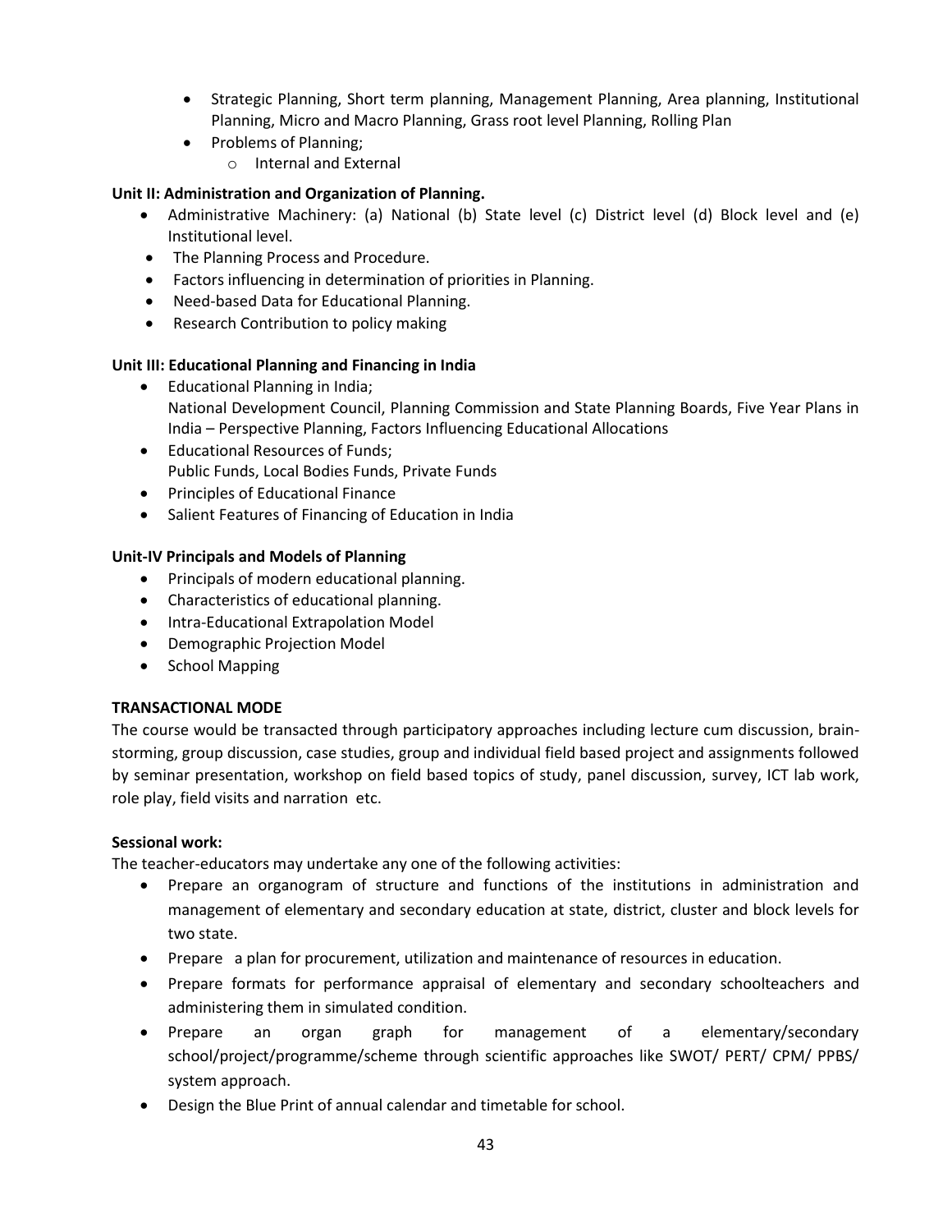- Strategic Planning, Short term planning, Management Planning, Area planning, Institutional Planning, Micro and Macro Planning, Grass root level Planning, Rolling Plan
- Problems of Planning;
    - Internal and External

**Unit II: Administration and Organization of Planning.**

- Administrative Machinery: (a) National (b) State level (c) District level (d) Block level and (e) Institutional level.
- The Planning Process and Procedure.
- Factors influencing in determination of priorities in Planning.
- Need-based Data for Educational Planning.
- Research Contribution to policy making

**Unit III: Educational Planning and Financing in India**

- Educational Planning in India;
  National Development Council, Planning Commission and State Planning Boards, Five Year Plans in India – Perspective Planning, Factors Influencing Educational Allocations
- Educational Resources of Funds;
  Public Funds, Local Bodies Funds, Private Funds
- Principles of Educational Finance
- Salient Features of Financing of Education in India

**Unit-IV Principals and Models of Planning**

- Principals of modern educational planning.
- Characteristics of educational planning.
- Intra-Educational Extrapolation Model
- Demographic Projection Model
- School Mapping

**TRANSACTIONAL MODE**

The course would be transacted through participatory approaches including lecture cum discussion, brain-storming, group discussion, case studies, group and individual field based project and assignments followed by seminar presentation, workshop on field based topics of study, panel discussion, survey, ICT lab work, role play, field visits and narration etc.

**Sessional work:**

The teacher-educators may undertake any one of the following activities:

- Prepare an organogram of structure and functions of the institutions in administration and management of elementary and secondary education at state, district, cluster and block levels for two state.
- Prepare a plan for procurement, utilization and maintenance of resources in education.
- Prepare formats for performance appraisal of elementary and secondary schoolteachers and administering them in simulated condition.
- Prepare an organ graph for management of a elementary/secondary school/project/programme/scheme through scientific approaches like SWOT/ PERT/ CPM/ PPBS/ system approach.
- Design the Blue Print of annual calendar and timetable for school.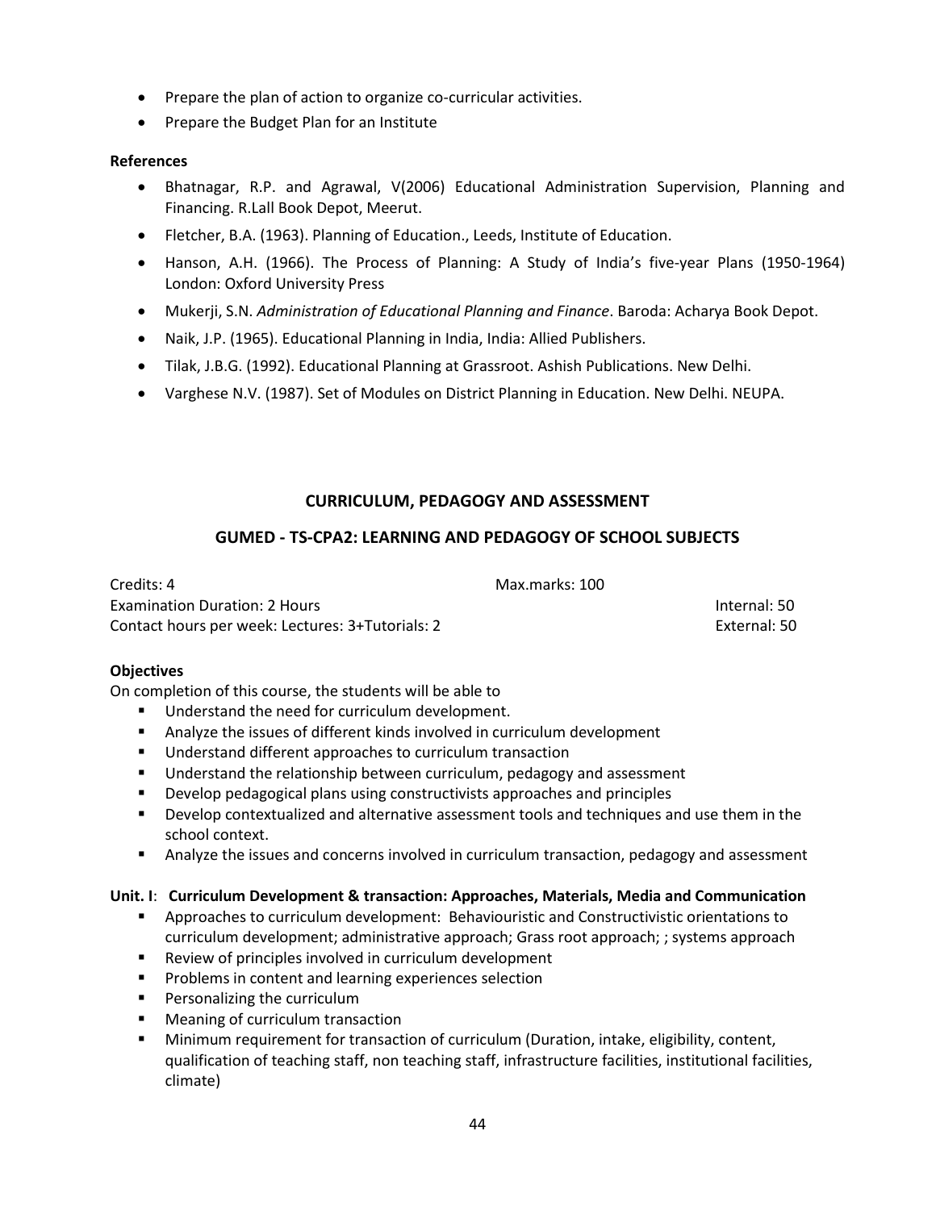- Prepare the plan of action to organize co-curricular activities.
- Prepare the Budget Plan for an Institute

**References**

- Bhatnagar, R.P. and Agrawal, V(2006) Educational Administration Supervision, Planning and Financing. R.Lall Book Depot, Meerut.
- Fletcher, B.A. (1963). Planning of Education., Leeds, Institute of Education.
- Hanson, A.H. (1966). The Process of Planning: A Study of India's five-year Plans (1950-1964) London: Oxford University Press
- Mukerji, S.N. *Administration of Educational Planning and Finance*. Baroda: Acharya Book Depot.
- Naik, J.P. (1965). Educational Planning in India, India: Allied Publishers.
- Tilak, J.B.G. (1992). Educational Planning at Grassroot. Ashish Publications. New Delhi.
- Varghese N.V. (1987). Set of Modules on District Planning in Education. New Delhi. NEUPA.

## CURRICULUM, PEDAGOGY AND ASSESSMENT

## GUMED - TS-CPA2: LEARNING AND PEDAGOGY OF SCHOOL SUBJECTS

Credits: 4 Max.marks: 100

Examination Duration: 2 Hours Internal: 50

Contact hours per week: Lectures: 3+Tutorials: 2 External: 50

**Objectives**

On completion of this course, the students will be able to

- Understand the need for curriculum development.
- Analyze the issues of different kinds involved in curriculum development
- Understand different approaches to curriculum transaction
- Understand the relationship between curriculum, pedagogy and assessment
- Develop pedagogical plans using constructivists approaches and principles
- Develop contextualized and alternative assessment tools and techniques and use them in the school context.
- Analyze the issues and concerns involved in curriculum transaction, pedagogy and assessment

**Unit. I**: **Curriculum Development & transaction: Approaches, Materials, Media and Communication**

- Approaches to curriculum development: Behaviouristic and Constructivistic orientations to curriculum development; administrative approach; Grass root approach; ; systems approach
- Review of principles involved in curriculum development
- Problems in content and learning experiences selection
- Personalizing the curriculum
- Meaning of curriculum transaction
- Minimum requirement for transaction of curriculum (Duration, intake, eligibility, content, qualification of teaching staff, non teaching staff, infrastructure facilities, institutional facilities, climate)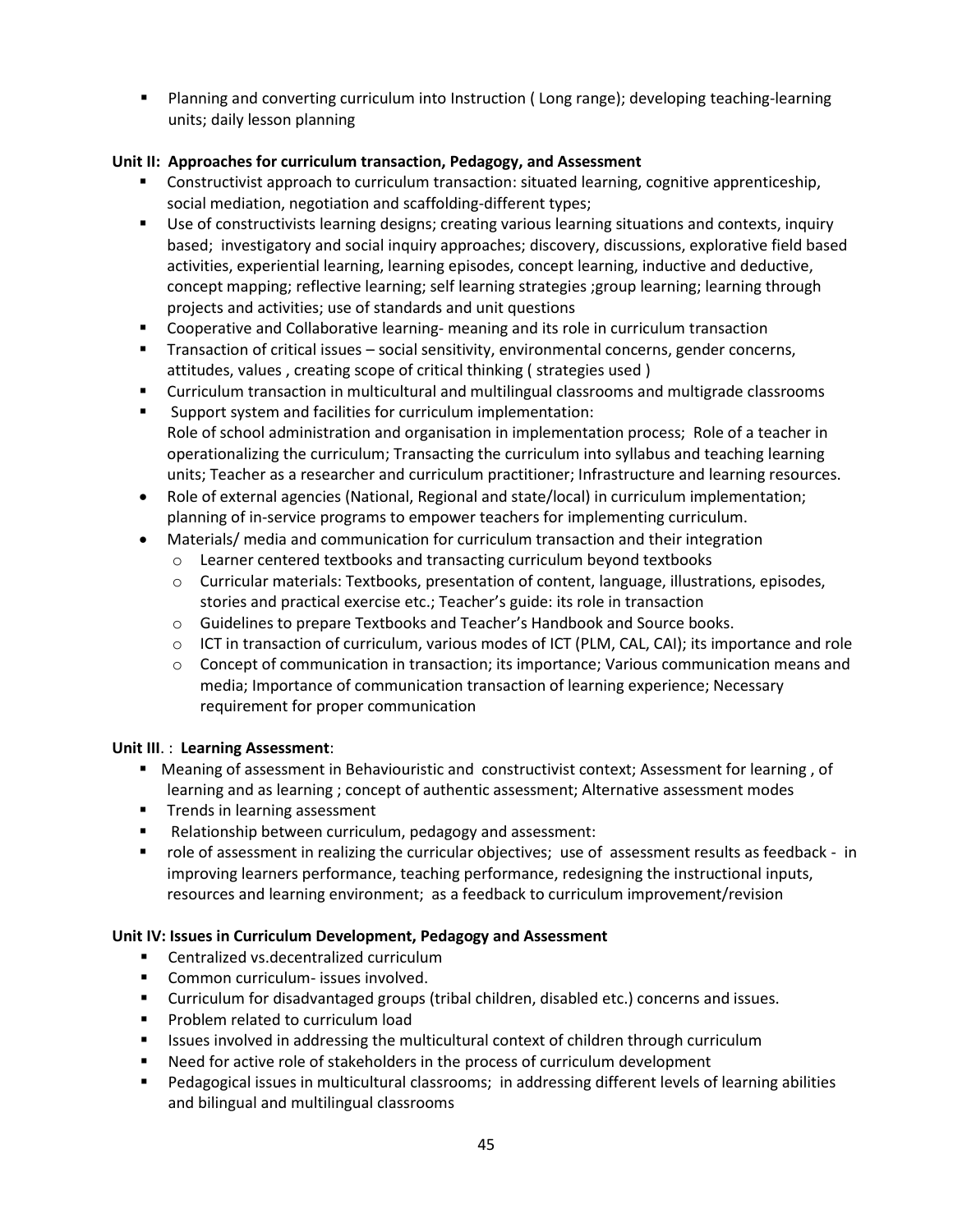- Planning and converting curriculum into Instruction ( Long range); developing teaching-learning units; daily lesson planning

**Unit II: Approaches for curriculum transaction, Pedagogy, and Assessment**

- Constructivist approach to curriculum transaction: situated learning, cognitive apprenticeship, social mediation, negotiation and scaffolding-different types;
- Use of constructivists learning designs; creating various learning situations and contexts, inquiry based; investigatory and social inquiry approaches; discovery, discussions, explorative field based activities, experiential learning, learning episodes, concept learning, inductive and deductive, concept mapping; reflective learning; self learning strategies ;group learning; learning through projects and activities; use of standards and unit questions
- Cooperative and Collaborative learning- meaning and its role in curriculum transaction
- Transaction of critical issues – social sensitivity, environmental concerns, gender concerns, attitudes, values , creating scope of critical thinking ( strategies used )
- Curriculum transaction in multicultural and multilingual classrooms and multigrade classrooms
- Support system and facilities for curriculum implementation:
  Role of school administration and organisation in implementation process; Role of a teacher in operationalizing the curriculum; Transacting the curriculum into syllabus and teaching learning units; Teacher as a researcher and curriculum practitioner; Infrastructure and learning resources.
- Role of external agencies (National, Regional and state/local) in curriculum implementation; planning of in-service programs to empower teachers for implementing curriculum.
- Materials/ media and communication for curriculum transaction and their integration
  - Learner centered textbooks and transacting curriculum beyond textbooks
  - Curricular materials: Textbooks, presentation of content, language, illustrations, episodes, stories and practical exercise etc.; Teacher's guide: its role in transaction
  - Guidelines to prepare Textbooks and Teacher's Handbook and Source books.
  - ICT in transaction of curriculum, various modes of ICT (PLM, CAL, CAI); its importance and role
  - Concept of communication in transaction; its importance; Various communication means and media; Importance of communication transaction of learning experience; Necessary requirement for proper communication

**Unit III**. : **Learning Assessment**:

- Meaning of assessment in Behaviouristic and constructivist context; Assessment for learning , of learning and as learning ; concept of authentic assessment; Alternative assessment modes
- Trends in learning assessment
- Relationship between curriculum, pedagogy and assessment:
- role of assessment in realizing the curricular objectives; use of assessment results as feedback - in improving learners performance, teaching performance, redesigning the instructional inputs, resources and learning environment; as a feedback to curriculum improvement/revision

**Unit IV: Issues in Curriculum Development, Pedagogy and Assessment**

- Centralized vs.decentralized curriculum
- Common curriculum- issues involved.
- Curriculum for disadvantaged groups (tribal children, disabled etc.) concerns and issues.
- Problem related to curriculum load
- Issues involved in addressing the multicultural context of children through curriculum
- Need for active role of stakeholders in the process of curriculum development
- Pedagogical issues in multicultural classrooms; in addressing different levels of learning abilities and bilingual and multilingual classrooms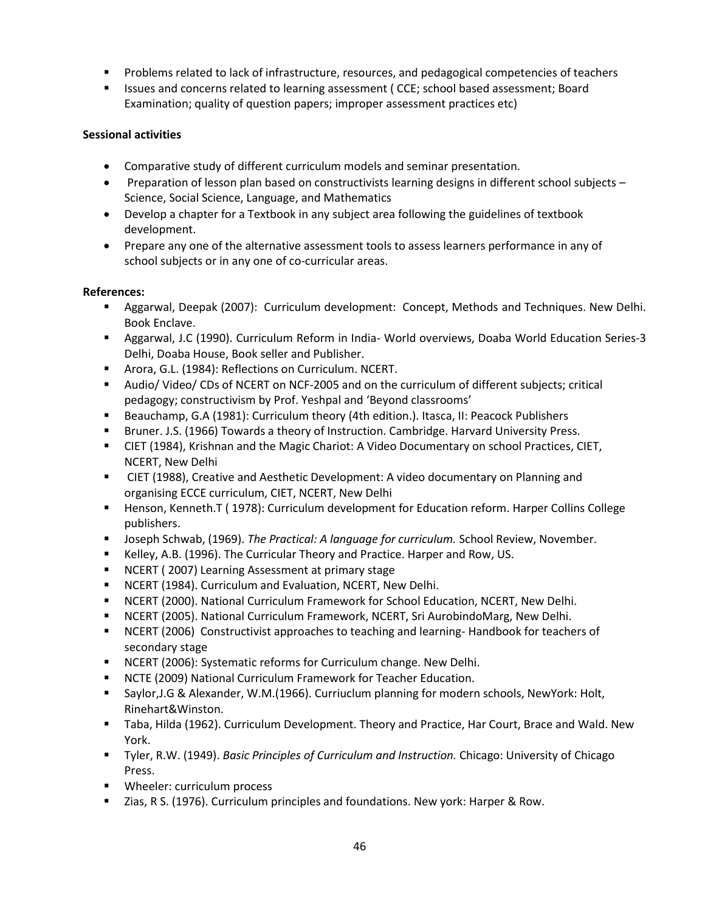- Problems related to lack of infrastructure, resources, and pedagogical competencies of teachers
- Issues and concerns related to learning assessment ( CCE; school based assessment; Board Examination; quality of question papers; improper assessment practices etc)

**Sessional activities**

- Comparative study of different curriculum models and seminar presentation.
- Preparation of lesson plan based on constructivists learning designs in different school subjects – Science, Social Science, Language, and Mathematics
- Develop a chapter for a Textbook in any subject area following the guidelines of textbook development.
- Prepare any one of the alternative assessment tools to assess learners performance in any of school subjects or in any one of co-curricular areas.

**References:**

- Aggarwal, Deepak (2007): Curriculum development: Concept, Methods and Techniques. New Delhi. Book Enclave.
- Aggarwal, J.C (1990). Curriculum Reform in India- World overviews, Doaba World Education Series-3 Delhi, Doaba House, Book seller and Publisher.
- Arora, G.L. (1984): Reflections on Curriculum. NCERT.
- Audio/ Video/ CDs of NCERT on NCF-2005 and on the curriculum of different subjects; critical pedagogy; constructivism by Prof. Yeshpal and 'Beyond classrooms'
- Beauchamp, G.A (1981): Curriculum theory (4th edition.). Itasca, II: Peacock Publishers
- Bruner. J.S. (1966) Towards a theory of Instruction. Cambridge. Harvard University Press.
- CIET (1984), Krishnan and the Magic Chariot: A Video Documentary on school Practices, CIET, NCERT, New Delhi
- CIET (1988), Creative and Aesthetic Development: A video documentary on Planning and organising ECCE curriculum, CIET, NCERT, New Delhi
- Henson, Kenneth.T ( 1978): Curriculum development for Education reform. Harper Collins College publishers.
- Joseph Schwab, (1969). *The Practical: A language for curriculum.* School Review, November.
- Kelley, A.B. (1996). The Curricular Theory and Practice. Harper and Row, US.
- NCERT ( 2007) Learning Assessment at primary stage
- NCERT (1984). Curriculum and Evaluation, NCERT, New Delhi.
- NCERT (2000). National Curriculum Framework for School Education, NCERT, New Delhi.
- NCERT (2005). National Curriculum Framework, NCERT, Sri AurobindoMarg, New Delhi.
- NCERT (2006) Constructivist approaches to teaching and learning- Handbook for teachers of secondary stage
- NCERT (2006): Systematic reforms for Curriculum change. New Delhi.
- NCTE (2009) National Curriculum Framework for Teacher Education.
- Saylor,J.G & Alexander, W.M.(1966). Curriuclum planning for modern schools, NewYork: Holt, Rinehart&Winston.
- Taba, Hilda (1962). Curriculum Development. Theory and Practice, Har Court, Brace and Wald. New York.
- Tyler, R.W. (1949). *Basic Principles of Curriculum and Instruction.* Chicago: University of Chicago Press.
- Wheeler: curriculum process
- Zias, R S. (1976). Curriculum principles and foundations. New york: Harper & Row.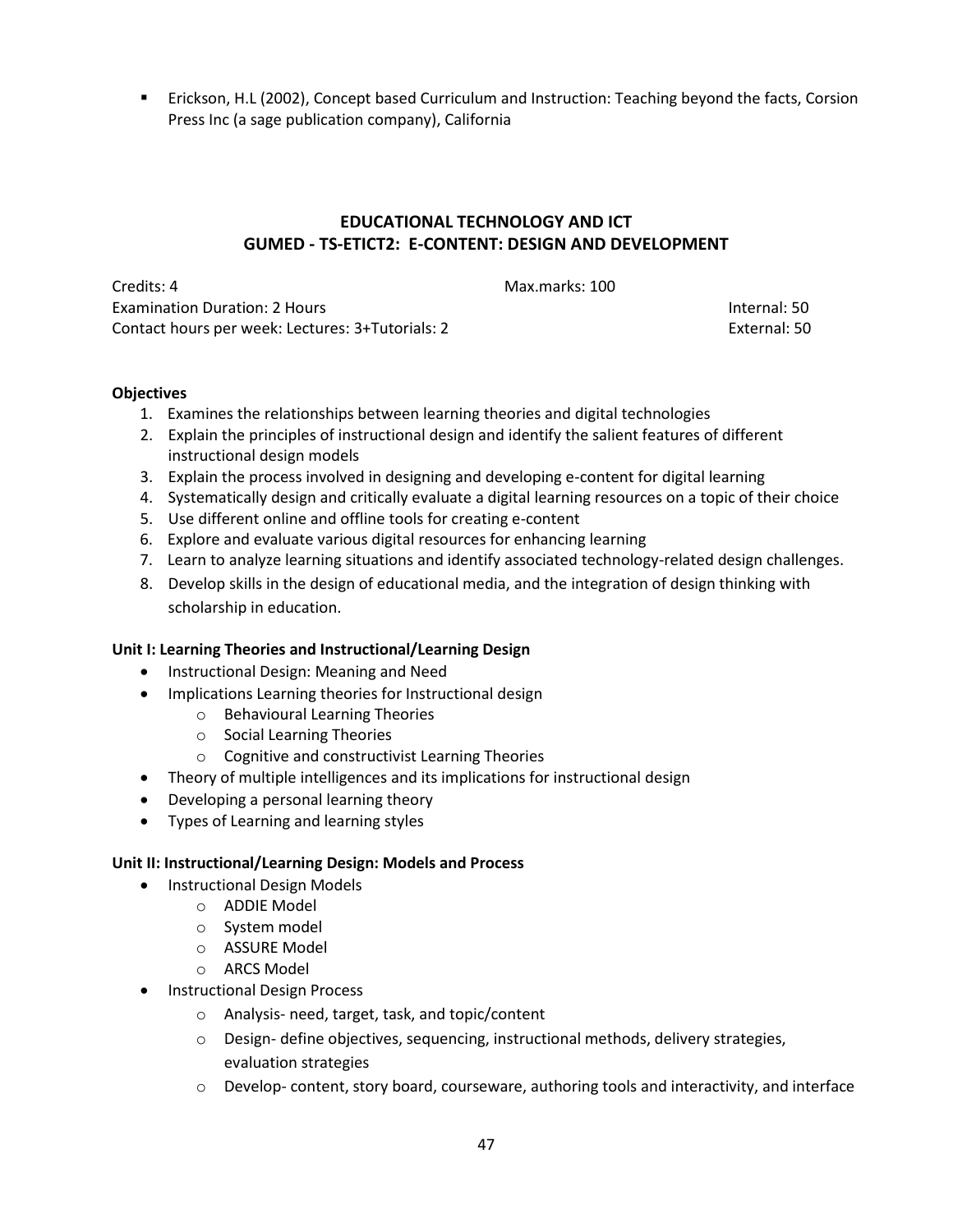- Erickson, H.L (2002), Concept based Curriculum and Instruction: Teaching beyond the facts, Corsion Press Inc (a sage publication company), California

## EDUCATIONAL TECHNOLOGY AND ICT
## GUMED - TS-ETICT2: E-CONTENT: DESIGN AND DEVELOPMENT

Credits: 4 | Max.marks: 100

Examination Duration: 2 Hours | Internal: 50

Contact hours per week: Lectures: 3+Tutorials: 2 | External: 50

**Objectives**

1. Examines the relationships between learning theories and digital technologies
2. Explain the principles of instructional design and identify the salient features of different instructional design models
3. Explain the process involved in designing and developing e-content for digital learning
4. Systematically design and critically evaluate a digital learning resources on a topic of their choice
5. Use different online and offline tools for creating e-content
6. Explore and evaluate various digital resources for enhancing learning
7. Learn to analyze learning situations and identify associated technology-related design challenges.
8. Develop skills in the design of educational media, and the integration of design thinking with scholarship in education.

**Unit I: Learning Theories and Instructional/Learning Design**

- Instructional Design: Meaning and Need
- Implications Learning theories for Instructional design
  - Behavioural Learning Theories
  - Social Learning Theories
  - Cognitive and constructivist Learning Theories
- Theory of multiple intelligences and its implications for instructional design
- Developing a personal learning theory
- Types of Learning and learning styles

**Unit II: Instructional/Learning Design: Models and Process**

- Instructional Design Models
  - ADDIE Model
  - System model
  - ASSURE Model
  - ARCS Model
- Instructional Design Process
  - Analysis- need, target, task, and topic/content
  - Design- define objectives, sequencing, instructional methods, delivery strategies, evaluation strategies
  - Develop- content, story board, courseware, authoring tools and interactivity, and interface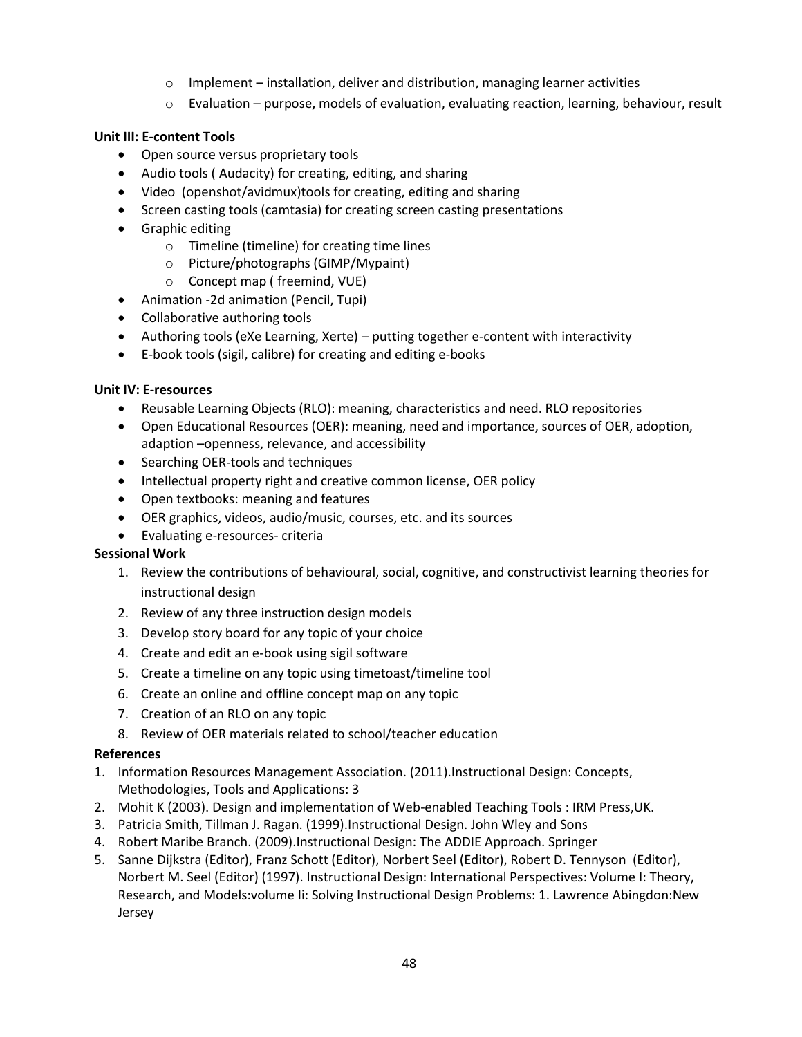- Implement – installation, deliver and distribution, managing learner activities
- Evaluation – purpose, models of evaluation, evaluating reaction, learning, behaviour, result

**Unit III: E-content Tools**

- Open source versus proprietary tools
- Audio tools ( Audacity) for creating, editing, and sharing
- Video (openshot/avidmux)tools for creating, editing and sharing
- Screen casting tools (camtasia) for creating screen casting presentations
- Graphic editing
    - Timeline (timeline) for creating time lines
    - Picture/photographs (GIMP/Mypaint)
    - Concept map ( freemind, VUE)
- Animation -2d animation (Pencil, Tupi)
- Collaborative authoring tools
- Authoring tools (eXe Learning, Xerte) – putting together e-content with interactivity
- E-book tools (sigil, calibre) for creating and editing e-books

**Unit IV: E-resources**

- Reusable Learning Objects (RLO): meaning, characteristics and need. RLO repositories
- Open Educational Resources (OER): meaning, need and importance, sources of OER, adoption, adaption –openness, relevance, and accessibility
- Searching OER-tools and techniques
- Intellectual property right and creative common license, OER policy
- Open textbooks: meaning and features
- OER graphics, videos, audio/music, courses, etc. and its sources
- Evaluating e-resources- criteria

**Sessional Work**

1. Review the contributions of behavioural, social, cognitive, and constructivist learning theories for instructional design
2. Review of any three instruction design models
3. Develop story board for any topic of your choice
4. Create and edit an e-book using sigil software
5. Create a timeline on any topic using timetoast/timeline tool
6. Create an online and offline concept map on any topic
7. Creation of an RLO on any topic
8. Review of OER materials related to school/teacher education

**References**

1. Information Resources Management Association. (2011).Instructional Design: Concepts, Methodologies, Tools and Applications: 3
2. Mohit K (2003). Design and implementation of Web-enabled Teaching Tools : IRM Press,UK.
3. Patricia Smith, Tillman J. Ragan. (1999).Instructional Design. John Wley and Sons
4. Robert Maribe Branch. (2009).Instructional Design: The ADDIE Approach. Springer
5. Sanne Dijkstra (Editor), Franz Schott (Editor), Norbert Seel (Editor), Robert D. Tennyson (Editor), Norbert M. Seel (Editor) (1997). Instructional Design: International Perspectives: Volume I: Theory, Research, and Models:volume Ii: Solving Instructional Design Problems: 1. Lawrence Abingdon:New Jersey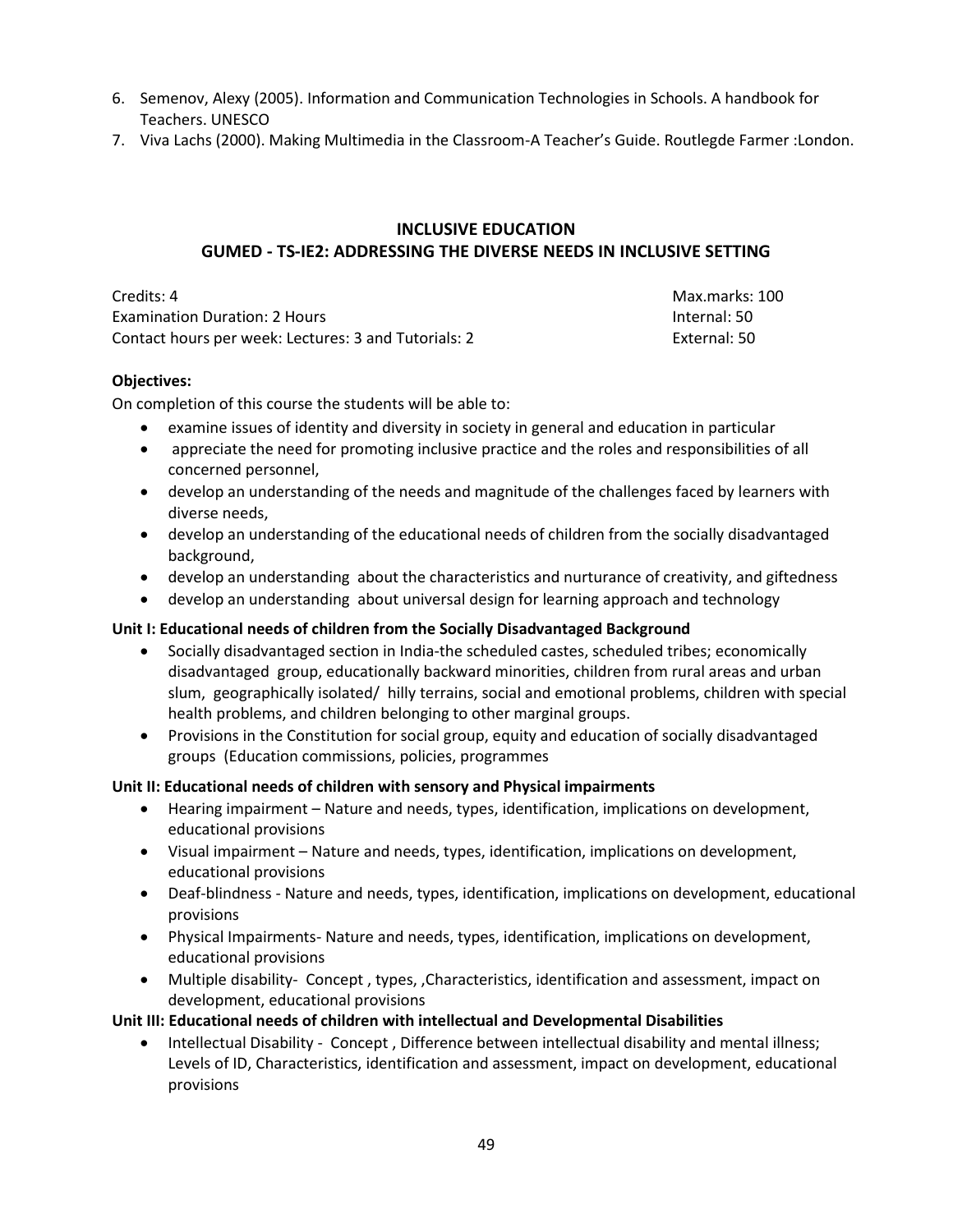6. Semenov, Alexy (2005). Information and Communication Technologies in Schools. A handbook for Teachers. UNESCO
7. Viva Lachs (2000). Making Multimedia in the Classroom-A Teacher's Guide. Routlegde Farmer :London.

## INCLUSIVE EDUCATION

## GUMED - TS-IE2: ADDRESSING THE DIVERSE NEEDS IN INCLUSIVE SETTING

Credits: 4 — Max.marks: 100
Examination Duration: 2 Hours — Internal: 50
Contact hours per week: Lectures: 3 and Tutorials: 2 — External: 50

**Objectives:**

On completion of this course the students will be able to:

- examine issues of identity and diversity in society in general and education in particular
- appreciate the need for promoting inclusive practice and the roles and responsibilities of all concerned personnel,
- develop an understanding of the needs and magnitude of the challenges faced by learners with diverse needs,
- develop an understanding of the educational needs of children from the socially disadvantaged background,
- develop an understanding about the characteristics and nurturance of creativity, and giftedness
- develop an understanding about universal design for learning approach and technology

**Unit I: Educational needs of children from the Socially Disadvantaged Background**

- Socially disadvantaged section in India-the scheduled castes, scheduled tribes; economically disadvantaged group, educationally backward minorities, children from rural areas and urban slum, geographically isolated/ hilly terrains, social and emotional problems, children with special health problems, and children belonging to other marginal groups.
- Provisions in the Constitution for social group, equity and education of socially disadvantaged groups (Education commissions, policies, programmes

**Unit II: Educational needs of children with sensory and Physical impairments**

- Hearing impairment – Nature and needs, types, identification, implications on development, educational provisions
- Visual impairment – Nature and needs, types, identification, implications on development, educational provisions
- Deaf-blindness - Nature and needs, types, identification, implications on development, educational provisions
- Physical Impairments- Nature and needs, types, identification, implications on development, educational provisions
- Multiple disability- Concept , types, ,Characteristics, identification and assessment, impact on development, educational provisions

**Unit III: Educational needs of children with intellectual and Developmental Disabilities**

- Intellectual Disability - Concept , Difference between intellectual disability and mental illness; Levels of ID, Characteristics, identification and assessment, impact on development, educational provisions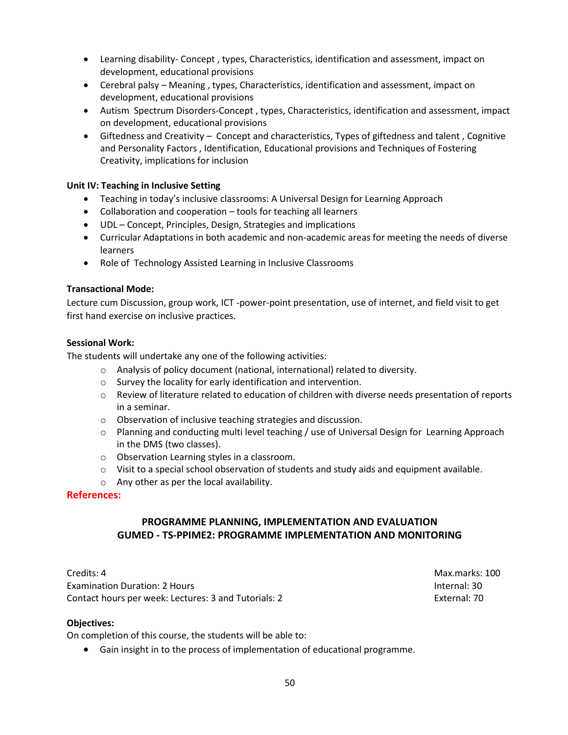- Learning disability- Concept , types, Characteristics, identification and assessment, impact on development, educational provisions
- Cerebral palsy – Meaning , types, Characteristics, identification and assessment, impact on development, educational provisions
- Autism Spectrum Disorders-Concept , types, Characteristics, identification and assessment, impact on development, educational provisions
- Giftedness and Creativity – Concept and characteristics, Types of giftedness and talent , Cognitive and Personality Factors , Identification, Educational provisions and Techniques of Fostering Creativity, implications for inclusion

**Unit IV: Teaching in Inclusive Setting**

- Teaching in today's inclusive classrooms: A Universal Design for Learning Approach
- Collaboration and cooperation – tools for teaching all learners
- UDL – Concept, Principles, Design, Strategies and implications
- Curricular Adaptations in both academic and non-academic areas for meeting the needs of diverse learners
- Role of Technology Assisted Learning in Inclusive Classrooms

**Transactional Mode:**

Lecture cum Discussion, group work, ICT -power-point presentation, use of internet, and field visit to get first hand exercise on inclusive practices.

**Sessional Work:**

The students will undertake any one of the following activities:

- Analysis of policy document (national, international) related to diversity.
- Survey the locality for early identification and intervention.
- Review of literature related to education of children with diverse needs presentation of reports in a seminar.
- Observation of inclusive teaching strategies and discussion.
- Planning and conducting multi level teaching / use of Universal Design for Learning Approach in the DMS (two classes).
- Observation Learning styles in a classroom.
- Visit to a special school observation of students and study aids and equipment available.
- Any other as per the local availability.

**References:**

## PROGRAMME PLANNING, IMPLEMENTATION AND EVALUATION
## GUMED - TS-PPIME2: PROGRAMME IMPLEMENTATION AND MONITORING

Credits: 4 Max.marks: 100
Examination Duration: 2 Hours Internal: 30
Contact hours per week: Lectures: 3 and Tutorials: 2 External: 70

**Objectives:**

On completion of this course, the students will be able to:

- Gain insight in to the process of implementation of educational programme.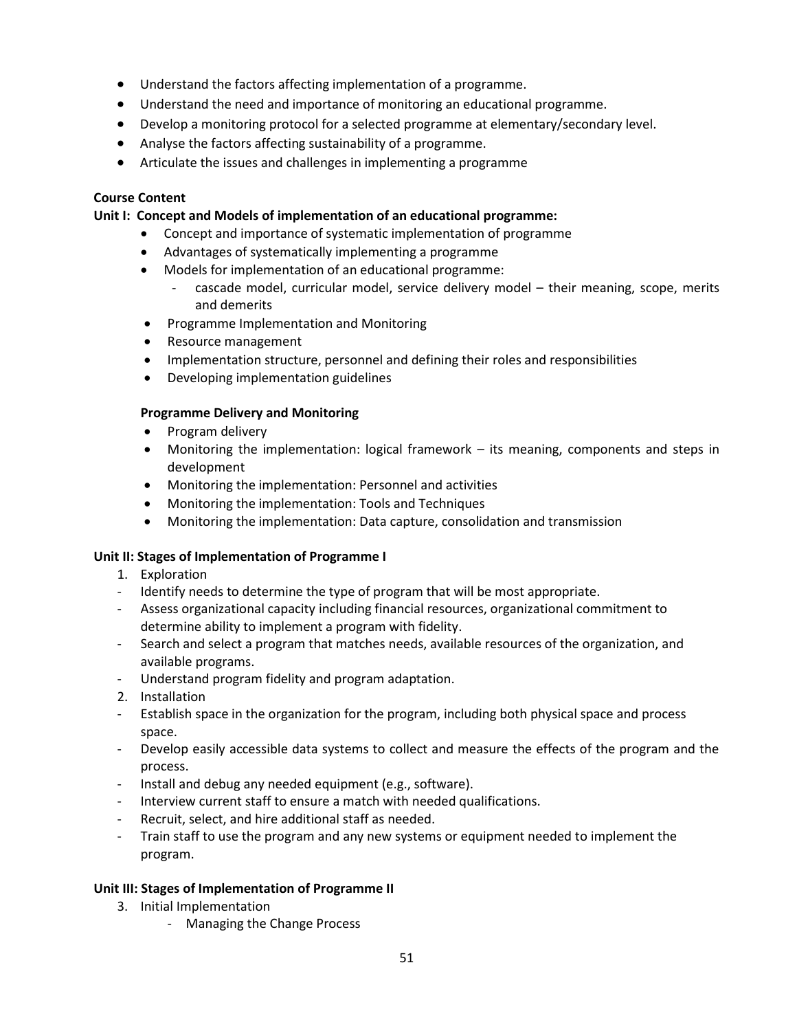- Understand the factors affecting implementation of a programme.
- Understand the need and importance of monitoring an educational programme.
- Develop a monitoring protocol for a selected programme at elementary/secondary level.
- Analyse the factors affecting sustainability of a programme.
- Articulate the issues and challenges in implementing a programme

**Course Content**

**Unit I: Concept and Models of implementation of an educational programme:**

- Concept and importance of systematic implementation of programme
- Advantages of systematically implementing a programme
- Models for implementation of an educational programme:
  - cascade model, curricular model, service delivery model – their meaning, scope, merits and demerits
- Programme Implementation and Monitoring
- Resource management
- Implementation structure, personnel and defining their roles and responsibilities
- Developing implementation guidelines

**Programme Delivery and Monitoring**

- Program delivery
- Monitoring the implementation: logical framework – its meaning, components and steps in development
- Monitoring the implementation: Personnel and activities
- Monitoring the implementation: Tools and Techniques
- Monitoring the implementation: Data capture, consolidation and transmission

**Unit II: Stages of Implementation of Programme I**

1. Exploration
- Identify needs to determine the type of program that will be most appropriate.
- Assess organizational capacity including financial resources, organizational commitment to determine ability to implement a program with fidelity.
- Search and select a program that matches needs, available resources of the organization, and available programs.
- Understand program fidelity and program adaptation.

2. Installation
- Establish space in the organization for the program, including both physical space and process space.
- Develop easily accessible data systems to collect and measure the effects of the program and the process.
- Install and debug any needed equipment (e.g., software).
- Interview current staff to ensure a match with needed qualifications.
- Recruit, select, and hire additional staff as needed.
- Train staff to use the program and any new systems or equipment needed to implement the program.

**Unit III: Stages of Implementation of Programme II**

3. Initial Implementation
   - Managing the Change Process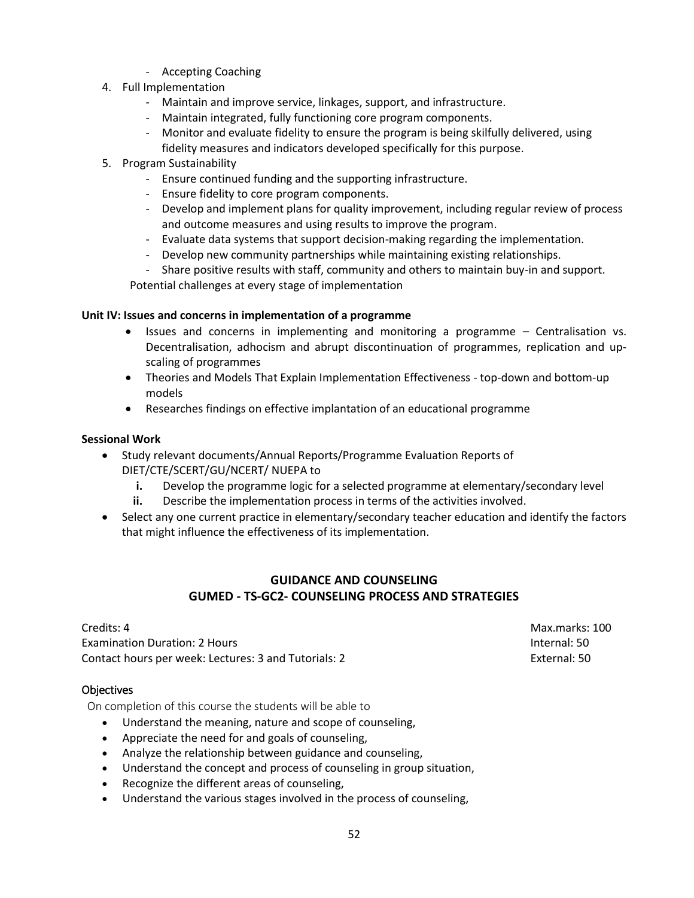- Accepting Coaching

4. Full Implementation
   - Maintain and improve service, linkages, support, and infrastructure.
   - Maintain integrated, fully functioning core program components.
   - Monitor and evaluate fidelity to ensure the program is being skilfully delivered, using fidelity measures and indicators developed specifically for this purpose.
5. Program Sustainability
   - Ensure continued funding and the supporting infrastructure.
   - Ensure fidelity to core program components.
   - Develop and implement plans for quality improvement, including regular review of process and outcome measures and using results to improve the program.
   - Evaluate data systems that support decision-making regarding the implementation.
   - Develop new community partnerships while maintaining existing relationships.
   - Share positive results with staff, community and others to maintain buy-in and support.

   Potential challenges at every stage of implementation

**Unit IV: Issues and concerns in implementation of a programme**

- Issues and concerns in implementing and monitoring a programme – Centralisation vs. Decentralisation, adhocism and abrupt discontinuation of programmes, replication and up-scaling of programmes
- Theories and Models That Explain Implementation Effectiveness - top-down and bottom-up models
- Researches findings on effective implantation of an educational programme

**Sessional Work**

- Study relevant documents/Annual Reports/Programme Evaluation Reports of DIET/CTE/SCERT/GU/NCERT/ NUEPA to
  - **i.** Develop the programme logic for a selected programme at elementary/secondary level
  - **ii.** Describe the implementation process in terms of the activities involved.
- Select any one current practice in elementary/secondary teacher education and identify the factors that might influence the effectiveness of its implementation.

## GUIDANCE AND COUNSELING
## GUMED - TS-GC2- COUNSELING PROCESS AND STRATEGIES

Credits: 4 | Max.marks: 100
Examination Duration: 2 Hours | Internal: 50
Contact hours per week: Lectures: 3 and Tutorials: 2 | External: 50

### Objectives

On completion of this course the students will be able to

- Understand the meaning, nature and scope of counseling,
- Appreciate the need for and goals of counseling,
- Analyze the relationship between guidance and counseling,
- Understand the concept and process of counseling in group situation,
- Recognize the different areas of counseling,
- Understand the various stages involved in the process of counseling,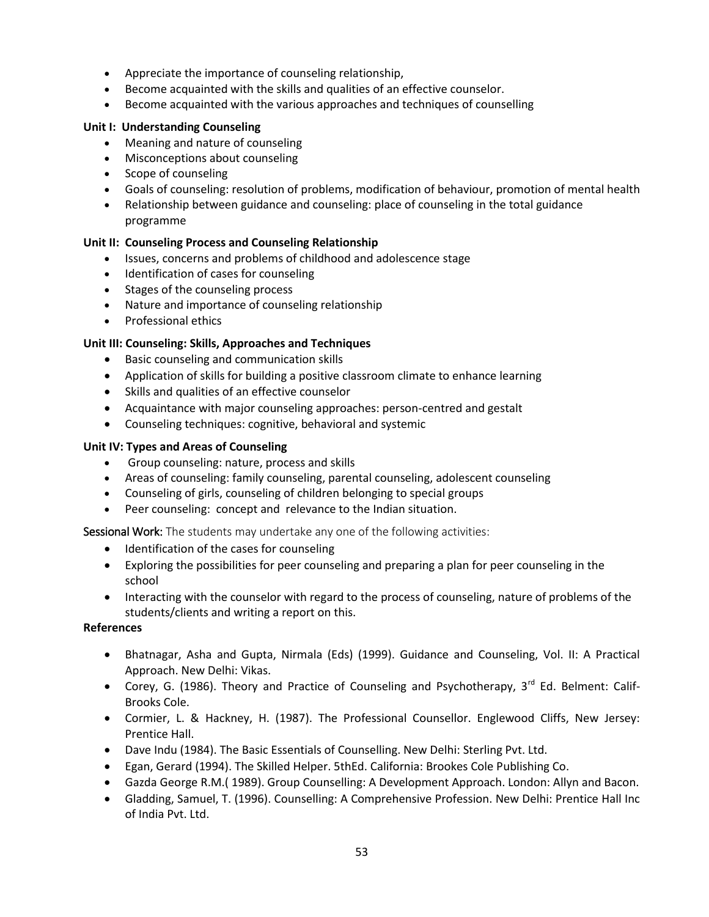- Appreciate the importance of counseling relationship,
- Become acquainted with the skills and qualities of an effective counselor.
- Become acquainted with the various approaches and techniques of counselling

**Unit I: Understanding Counseling**

- Meaning and nature of counseling
- Misconceptions about counseling
- Scope of counseling
- Goals of counseling: resolution of problems, modification of behaviour, promotion of mental health
- Relationship between guidance and counseling: place of counseling in the total guidance programme

**Unit II: Counseling Process and Counseling Relationship**

- Issues, concerns and problems of childhood and adolescence stage
- Identification of cases for counseling
- Stages of the counseling process
- Nature and importance of counseling relationship
- Professional ethics

**Unit III: Counseling: Skills, Approaches and Techniques**

- Basic counseling and communication skills
- Application of skills for building a positive classroom climate to enhance learning
- Skills and qualities of an effective counselor
- Acquaintance with major counseling approaches: person-centred and gestalt
- Counseling techniques: cognitive, behavioral and systemic

**Unit IV: Types and Areas of Counseling**

- Group counseling: nature, process and skills
- Areas of counseling: family counseling, parental counseling, adolescent counseling
- Counseling of girls, counseling of children belonging to special groups
- Peer counseling: concept and relevance to the Indian situation.

Sessional Work: The students may undertake any one of the following activities:

- Identification of the cases for counseling
- Exploring the possibilities for peer counseling and preparing a plan for peer counseling in the school
- Interacting with the counselor with regard to the process of counseling, nature of problems of the students/clients and writing a report on this.

**References**

- Bhatnagar, Asha and Gupta, Nirmala (Eds) (1999). Guidance and Counseling, Vol. II: A Practical Approach. New Delhi: Vikas.
- Corey, G. (1986). Theory and Practice of Counseling and Psychotherapy, 3rd Ed. Belment: Calif-Brooks Cole.
- Cormier, L. & Hackney, H. (1987). The Professional Counsellor. Englewood Cliffs, New Jersey: Prentice Hall.
- Dave Indu (1984). The Basic Essentials of Counselling. New Delhi: Sterling Pvt. Ltd.
- Egan, Gerard (1994). The Skilled Helper. 5thEd. California: Brookes Cole Publishing Co.
- Gazda George R.M.( 1989). Group Counselling: A Development Approach. London: Allyn and Bacon.
- Gladding, Samuel, T. (1996). Counselling: A Comprehensive Profession. New Delhi: Prentice Hall Inc of India Pvt. Ltd.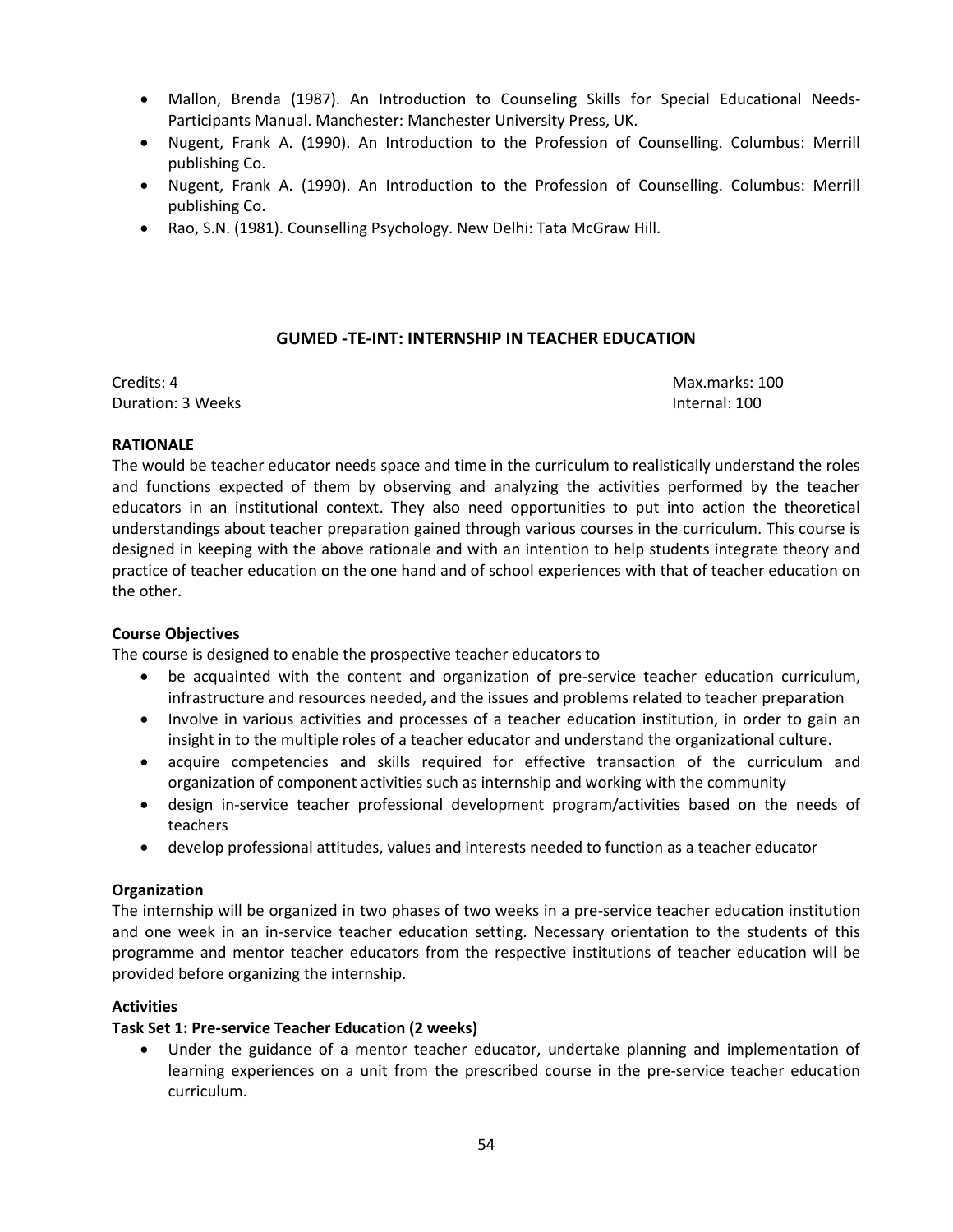- Mallon, Brenda (1987). An Introduction to Counseling Skills for Special Educational Needs-Participants Manual. Manchester: Manchester University Press, UK.
- Nugent, Frank A. (1990). An Introduction to the Profession of Counselling. Columbus: Merrill publishing Co.
- Nugent, Frank A. (1990). An Introduction to the Profession of Counselling. Columbus: Merrill publishing Co.
- Rao, S.N. (1981). Counselling Psychology. New Delhi: Tata McGraw Hill.

## GUMED -TE-INT: INTERNSHIP IN TEACHER EDUCATION

Credits: 4 Max.marks: 100
Duration: 3 Weeks Internal: 100

**RATIONALE**

The would be teacher educator needs space and time in the curriculum to realistically understand the roles and functions expected of them by observing and analyzing the activities performed by the teacher educators in an institutional context. They also need opportunities to put into action the theoretical understandings about teacher preparation gained through various courses in the curriculum. This course is designed in keeping with the above rationale and with an intention to help students integrate theory and practice of teacher education on the one hand and of school experiences with that of teacher education on the other.

**Course Objectives**

The course is designed to enable the prospective teacher educators to

- be acquainted with the content and organization of pre-service teacher education curriculum, infrastructure and resources needed, and the issues and problems related to teacher preparation
- Involve in various activities and processes of a teacher education institution, in order to gain an insight in to the multiple roles of a teacher educator and understand the organizational culture.
- acquire competencies and skills required for effective transaction of the curriculum and organization of component activities such as internship and working with the community
- design in-service teacher professional development program/activities based on the needs of teachers
- develop professional attitudes, values and interests needed to function as a teacher educator

**Organization**

The internship will be organized in two phases of two weeks in a pre-service teacher education institution and one week in an in-service teacher education setting. Necessary orientation to the students of this programme and mentor teacher educators from the respective institutions of teacher education will be provided before organizing the internship.

**Activities**

**Task Set 1: Pre-service Teacher Education (2 weeks)**

- Under the guidance of a mentor teacher educator, undertake planning and implementation of learning experiences on a unit from the prescribed course in the pre-service teacher education curriculum.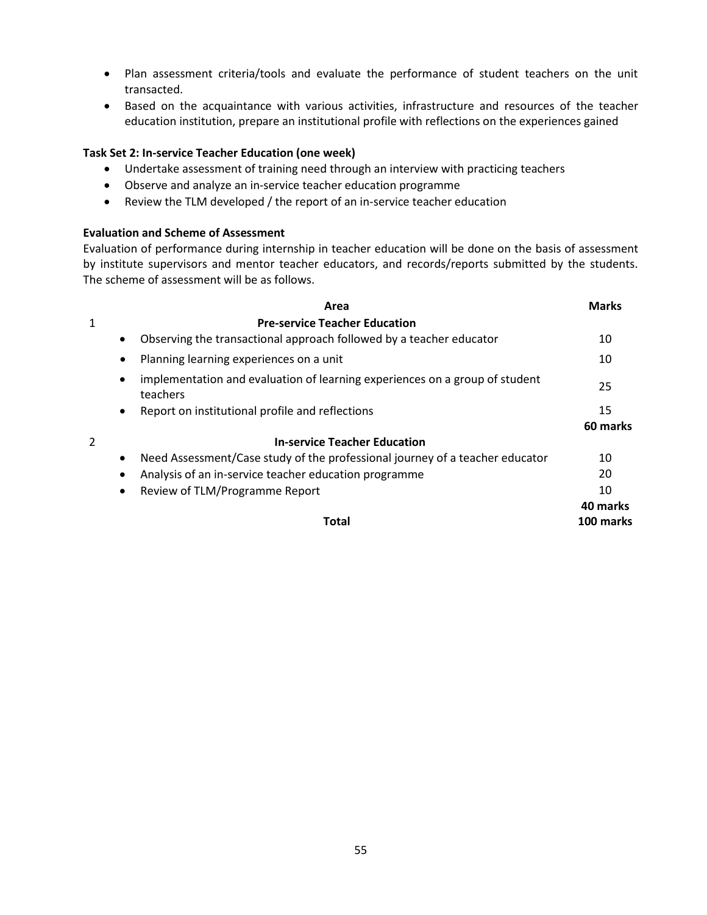- Plan assessment criteria/tools and evaluate the performance of student teachers on the unit transacted.
- Based on the acquaintance with various activities, infrastructure and resources of the teacher education institution, prepare an institutional profile with reflections on the experiences gained

**Task Set 2: In-service Teacher Education (one week)**

- Undertake assessment of training need through an interview with practicing teachers
- Observe and analyze an in-service teacher education programme
- Review the TLM developed / the report of an in-service teacher education

**Evaluation and Scheme of Assessment**

Evaluation of performance during internship in teacher education will be done on the basis of assessment by institute supervisors and mentor teacher educators, and records/reports submitted by the students. The scheme of assessment will be as follows.

| | Area | Marks |
|---|---|---|
| 1 | **Pre-service Teacher Education** | |
| | • Observing the transactional approach followed by a teacher educator | 10 |
| | • Planning learning experiences on a unit | 10 |
| | • implementation and evaluation of learning experiences on a group of student teachers | 25 |
| | • Report on institutional profile and reflections | 15 |
| | | **60 marks** |
| 2 | **In-service Teacher Education** | |
| | • Need Assessment/Case study of the professional journey of a teacher educator | 10 |
| | • Analysis of an in-service teacher education programme | 20 |
| | • Review of TLM/Programme Report | 10 |
| | | **40 marks** |
| | **Total** | **100 marks** |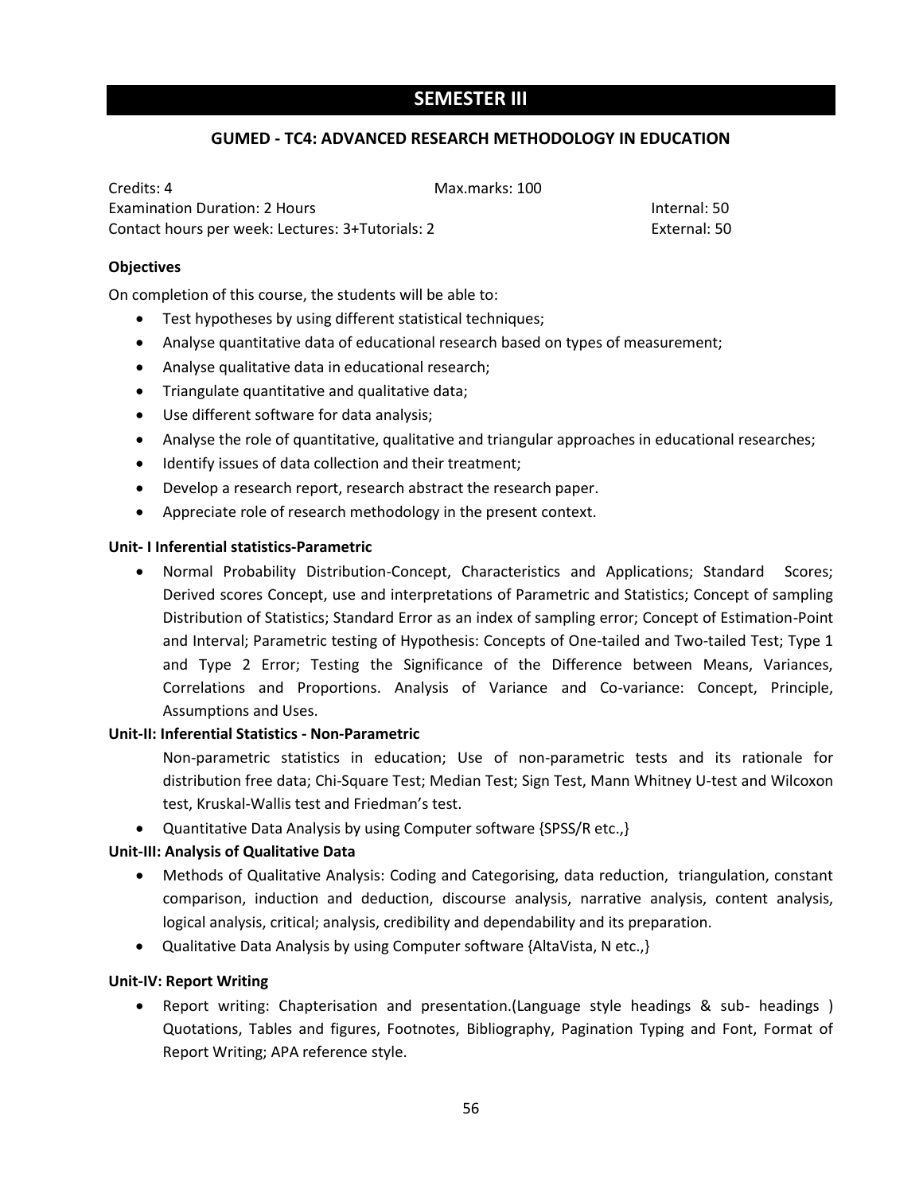# SEMESTER III

## GUMED - TC4: ADVANCED RESEARCH METHODOLOGY IN EDUCATION

Credits: 4 Max.marks: 100

Examination Duration: 2 Hours Internal: 50

Contact hours per week: Lectures: 3+Tutorials: 2 External: 50

**Objectives**

On completion of this course, the students will be able to:

- Test hypotheses by using different statistical techniques;
- Analyse quantitative data of educational research based on types of measurement;
- Analyse qualitative data in educational research;
- Triangulate quantitative and qualitative data;
- Use different software for data analysis;
- Analyse the role of quantitative, qualitative and triangular approaches in educational researches;
- Identify issues of data collection and their treatment;
- Develop a research report, research abstract the research paper.
- Appreciate role of research methodology in the present context.

**Unit- I Inferential statistics-Parametric**

- Normal Probability Distribution-Concept, Characteristics and Applications; Standard Scores; Derived scores Concept, use and interpretations of Parametric and Statistics; Concept of sampling Distribution of Statistics; Standard Error as an index of sampling error; Concept of Estimation-Point and Interval; Parametric testing of Hypothesis: Concepts of One-tailed and Two-tailed Test; Type 1 and Type 2 Error; Testing the Significance of the Difference between Means, Variances, Correlations and Proportions. Analysis of Variance and Co-variance: Concept, Principle, Assumptions and Uses.

**Unit-II: Inferential Statistics - Non-Parametric**

Non-parametric statistics in education; Use of non-parametric tests and its rationale for distribution free data; Chi-Square Test; Median Test; Sign Test, Mann Whitney U-test and Wilcoxon test, Kruskal-Wallis test and Friedman's test.

- Quantitative Data Analysis by using Computer software {SPSS/R etc.,}

**Unit-III: Analysis of Qualitative Data**

- Methods of Qualitative Analysis: Coding and Categorising, data reduction, triangulation, constant comparison, induction and deduction, discourse analysis, narrative analysis, content analysis, logical analysis, critical; analysis, credibility and dependability and its preparation.
- Qualitative Data Analysis by using Computer software {AltaVista, N etc.,}

**Unit-IV: Report Writing**

- Report writing: Chapterisation and presentation.(Language style headings & sub- headings ) Quotations, Tables and figures, Footnotes, Bibliography, Pagination Typing and Font, Format of Report Writing; APA reference style.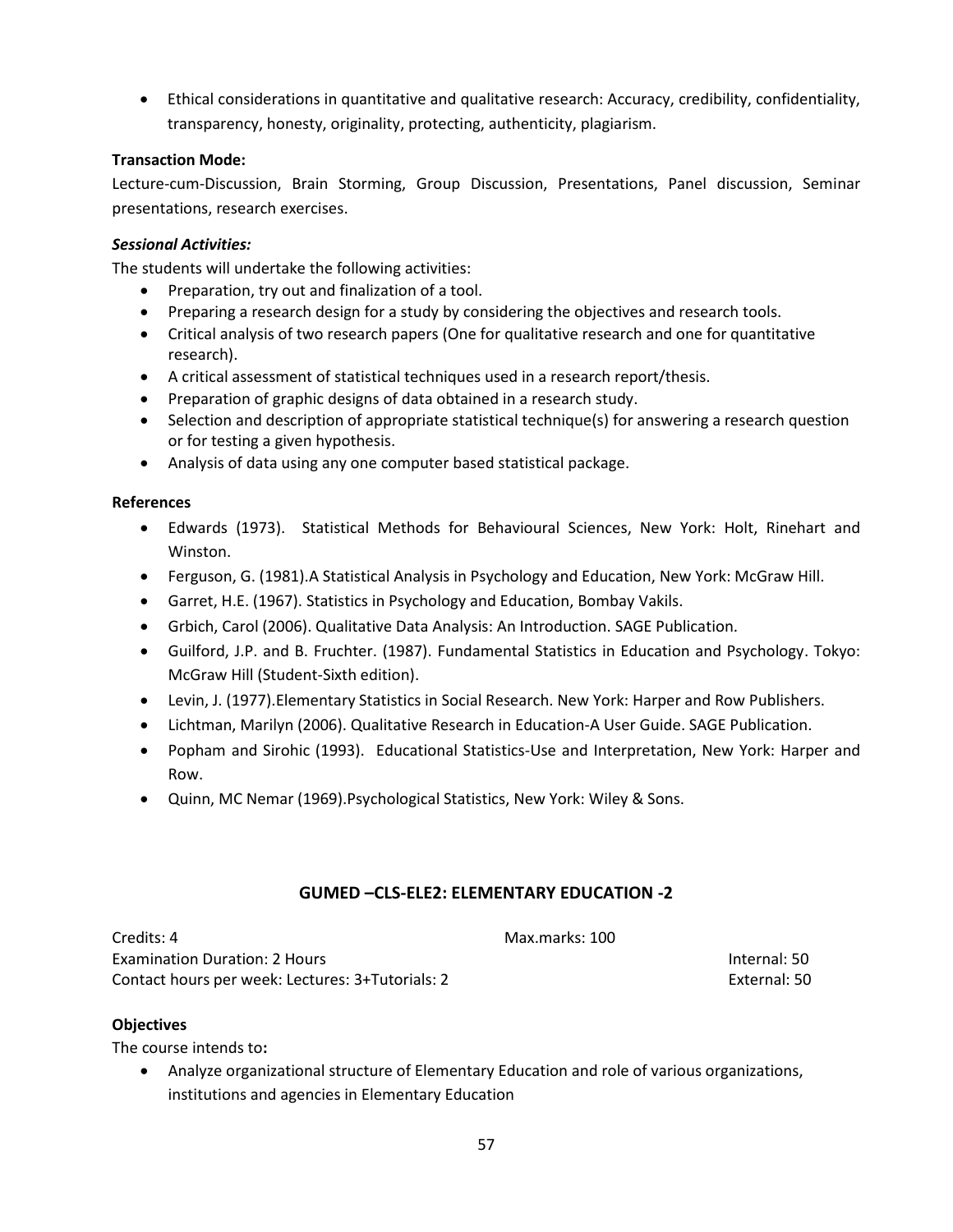- Ethical considerations in quantitative and qualitative research: Accuracy, credibility, confidentiality, transparency, honesty, originality, protecting, authenticity, plagiarism.

**Transaction Mode:**

Lecture-cum-Discussion, Brain Storming, Group Discussion, Presentations, Panel discussion, Seminar presentations, research exercises.

***Sessional Activities:***

The students will undertake the following activities:

- Preparation, try out and finalization of a tool.
- Preparing a research design for a study by considering the objectives and research tools.
- Critical analysis of two research papers (One for qualitative research and one for quantitative research).
- A critical assessment of statistical techniques used in a research report/thesis.
- Preparation of graphic designs of data obtained in a research study.
- Selection and description of appropriate statistical technique(s) for answering a research question or for testing a given hypothesis.
- Analysis of data using any one computer based statistical package.

**References**

- Edwards (1973). Statistical Methods for Behavioural Sciences, New York: Holt, Rinehart and Winston.
- Ferguson, G. (1981).A Statistical Analysis in Psychology and Education, New York: McGraw Hill.
- Garret, H.E. (1967). Statistics in Psychology and Education, Bombay Vakils.
- Grbich, Carol (2006). Qualitative Data Analysis: An Introduction. SAGE Publication.
- Guilford, J.P. and B. Fruchter. (1987). Fundamental Statistics in Education and Psychology. Tokyo: McGraw Hill (Student-Sixth edition).
- Levin, J. (1977).Elementary Statistics in Social Research. New York: Harper and Row Publishers.
- Lichtman, Marilyn (2006). Qualitative Research in Education-A User Guide. SAGE Publication.
- Popham and Sirohic (1993). Educational Statistics-Use and Interpretation, New York: Harper and Row.
- Quinn, MC Nemar (1969).Psychological Statistics, New York: Wiley & Sons.

## GUMED –CLS-ELE2: ELEMENTARY EDUCATION -2

Credits: 4 Max.marks: 100

Examination Duration: 2 Hours Internal: 50

Contact hours per week: Lectures: 3+Tutorials: 2 External: 50

**Objectives**

The course intends to**:**

- Analyze organizational structure of Elementary Education and role of various organizations, institutions and agencies in Elementary Education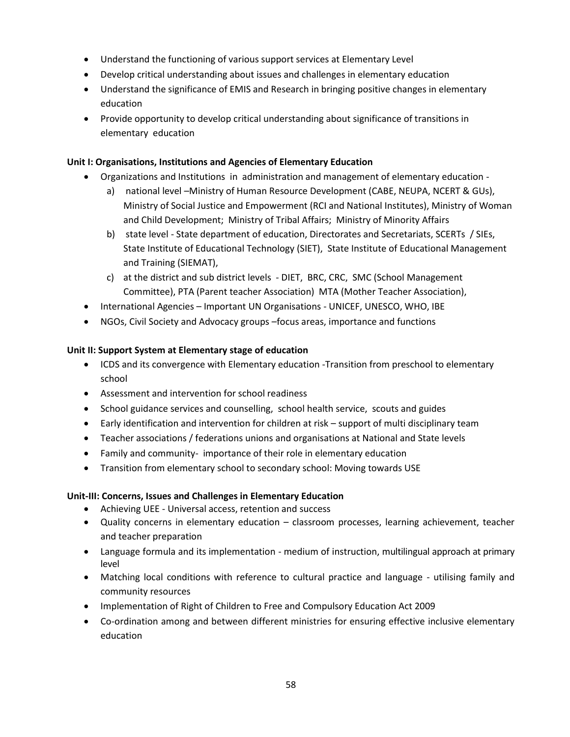- Understand the functioning of various support services at Elementary Level
- Develop critical understanding about issues and challenges in elementary education
- Understand the significance of EMIS and Research in bringing positive changes in elementary education
- Provide opportunity to develop critical understanding about significance of transitions in elementary education

**Unit I: Organisations, Institutions and Agencies of Elementary Education**

- Organizations and Institutions in administration and management of elementary education -
  a) national level –Ministry of Human Resource Development (CABE, NEUPA, NCERT & GUs), Ministry of Social Justice and Empowerment (RCI and National Institutes), Ministry of Woman and Child Development; Ministry of Tribal Affairs; Ministry of Minority Affairs
  b) state level - State department of education, Directorates and Secretariats, SCERTs / SIEs, State Institute of Educational Technology (SIET), State Institute of Educational Management and Training (SIEMAT),
  c) at the district and sub district levels - DIET, BRC, CRC, SMC (School Management Committee), PTA (Parent teacher Association) MTA (Mother Teacher Association),
- International Agencies – Important UN Organisations - UNICEF, UNESCO, WHO, IBE
- NGOs, Civil Society and Advocacy groups –focus areas, importance and functions

**Unit II: Support System at Elementary stage of education**

- ICDS and its convergence with Elementary education -Transition from preschool to elementary school
- Assessment and intervention for school readiness
- School guidance services and counselling, school health service, scouts and guides
- Early identification and intervention for children at risk – support of multi disciplinary team
- Teacher associations / federations unions and organisations at National and State levels
- Family and community- importance of their role in elementary education
- Transition from elementary school to secondary school: Moving towards USE

**Unit-III: Concerns, Issues and Challenges in Elementary Education**

- Achieving UEE - Universal access, retention and success
- Quality concerns in elementary education – classroom processes, learning achievement, teacher and teacher preparation
- Language formula and its implementation - medium of instruction, multilingual approach at primary level
- Matching local conditions with reference to cultural practice and language - utilising family and community resources
- Implementation of Right of Children to Free and Compulsory Education Act 2009
- Co-ordination among and between different ministries for ensuring effective inclusive elementary education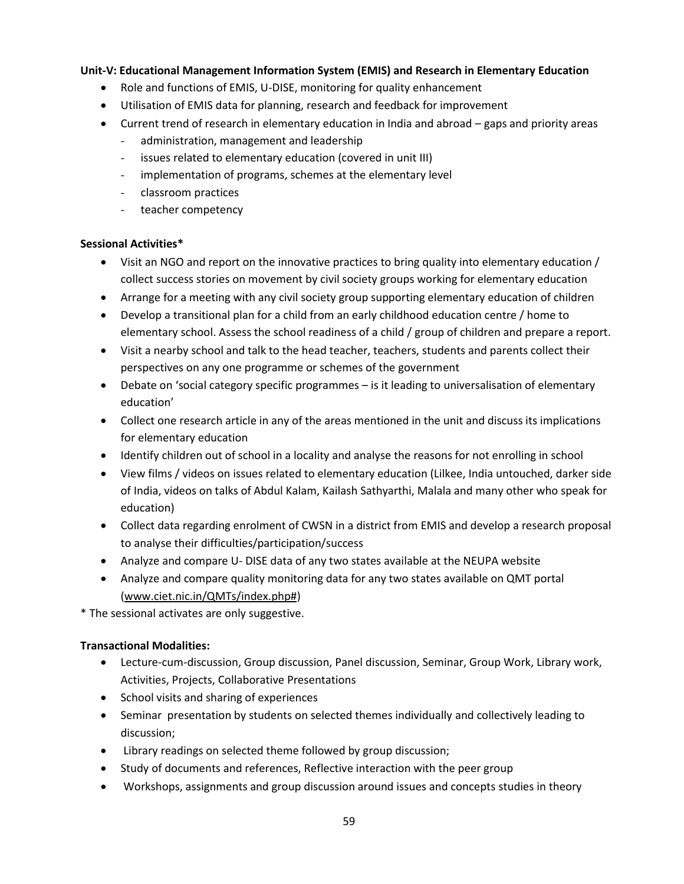**Unit-V: Educational Management Information System (EMIS) and Research in Elementary Education**

- Role and functions of EMIS, U-DISE, monitoring for quality enhancement
- Utilisation of EMIS data for planning, research and feedback for improvement
- Current trend of research in elementary education in India and abroad – gaps and priority areas
  - administration, management and leadership
  - issues related to elementary education (covered in unit III)
  - implementation of programs, schemes at the elementary level
  - classroom practices
  - teacher competency

**Sessional Activities***

- Visit an NGO and report on the innovative practices to bring quality into elementary education / collect success stories on movement by civil society groups working for elementary education
- Arrange for a meeting with any civil society group supporting elementary education of children
- Develop a transitional plan for a child from an early childhood education centre / home to elementary school. Assess the school readiness of a child / group of children and prepare a report.
- Visit a nearby school and talk to the head teacher, teachers, students and parents collect their perspectives on any one programme or schemes of the government
- Debate on 'social category specific programmes – is it leading to universalisation of elementary education'
- Collect one research article in any of the areas mentioned in the unit and discuss its implications for elementary education
- Identify children out of school in a locality and analyse the reasons for not enrolling in school
- View films / videos on issues related to elementary education (Lilkee, India untouched, darker side of India, videos on talks of Abdul Kalam, Kailash Sathyarthi, Malala and many other who speak for education)
- Collect data regarding enrolment of CWSN in a district from EMIS and develop a research proposal to analyse their difficulties/participation/success
- Analyze and compare U- DISE data of any two states available at the NEUPA website
- Analyze and compare quality monitoring data for any two states available on QMT portal (www.ciet.nic.in/QMTs/index.php#)

* The sessional activates are only suggestive.

**Transactional Modalities:**

- Lecture-cum-discussion, Group discussion, Panel discussion, Seminar, Group Work, Library work, Activities, Projects, Collaborative Presentations
- School visits and sharing of experiences
- Seminar presentation by students on selected themes individually and collectively leading to discussion;
- Library readings on selected theme followed by group discussion;
- Study of documents and references, Reflective interaction with the peer group
- Workshops, assignments and group discussion around issues and concepts studies in theory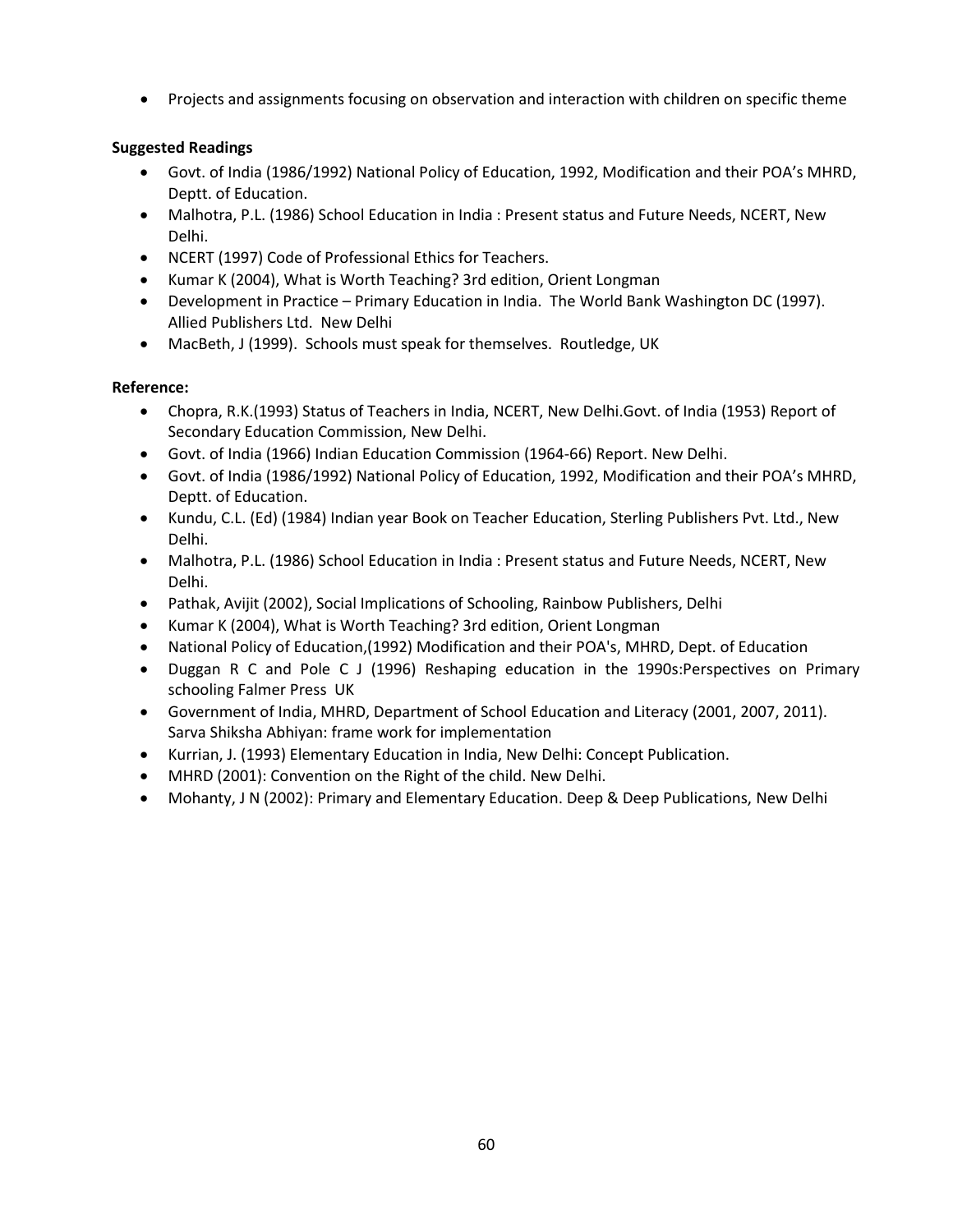- Projects and assignments focusing on observation and interaction with children on specific theme

**Suggested Readings**

- Govt. of India (1986/1992) National Policy of Education, 1992, Modification and their POA's MHRD, Deptt. of Education.
- Malhotra, P.L. (1986) School Education in India : Present status and Future Needs, NCERT, New Delhi.
- NCERT (1997) Code of Professional Ethics for Teachers.
- Kumar K (2004), What is Worth Teaching? 3rd edition, Orient Longman
- Development in Practice – Primary Education in India. The World Bank Washington DC (1997). Allied Publishers Ltd. New Delhi
- MacBeth, J (1999). Schools must speak for themselves. Routledge, UK

**Reference:**

- Chopra, R.K.(1993) Status of Teachers in India, NCERT, New Delhi.Govt. of India (1953) Report of Secondary Education Commission, New Delhi.
- Govt. of India (1966) Indian Education Commission (1964-66) Report. New Delhi.
- Govt. of India (1986/1992) National Policy of Education, 1992, Modification and their POA's MHRD, Deptt. of Education.
- Kundu, C.L. (Ed) (1984) Indian year Book on Teacher Education, Sterling Publishers Pvt. Ltd., New Delhi.
- Malhotra, P.L. (1986) School Education in India : Present status and Future Needs, NCERT, New Delhi.
- Pathak, Avijit (2002), Social Implications of Schooling, Rainbow Publishers, Delhi
- Kumar K (2004), What is Worth Teaching? 3rd edition, Orient Longman
- National Policy of Education,(1992) Modification and their POA's, MHRD, Dept. of Education
- Duggan R C and Pole C J (1996) Reshaping education in the 1990s:Perspectives on Primary schooling Falmer Press UK
- Government of India, MHRD, Department of School Education and Literacy (2001, 2007, 2011). Sarva Shiksha Abhiyan: frame work for implementation
- Kurrian, J. (1993) Elementary Education in India, New Delhi: Concept Publication.
- MHRD (2001): Convention on the Right of the child. New Delhi.
- Mohanty, J N (2002): Primary and Elementary Education. Deep & Deep Publications, New Delhi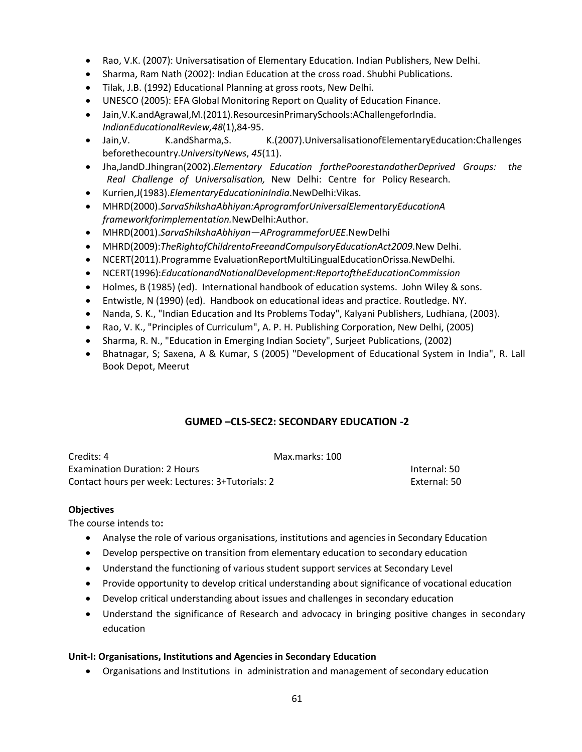- Rao, V.K. (2007): Universatisation of Elementary Education. Indian Publishers, New Delhi.
- Sharma, Ram Nath (2002): Indian Education at the cross road. Shubhi Publications.
- Tilak, J.B. (1992) Educational Planning at gross roots, New Delhi.
- UNESCO (2005): EFA Global Monitoring Report on Quality of Education Finance.
- Jain,V.K.andAgrawal,M.(2011).ResourcesinPrimarySchools:AChallengeforIndia. *IndianEducationalReview,48*(1),84-95.
- Jain,V. K.andSharma,S. K.(2007).UniversalisationofElementaryEducation:Challenges beforethecountry.*UniversityNews*, *45*(11).
- Jha,JandD.Jhingran(2002).*Elementary Education forthePoorestandotherDeprived Groups: the Real Challenge of Universalisation,* New Delhi: Centre for Policy Research.
- Kurrien,J(1983).*ElementaryEducationinIndia*.NewDelhi:Vikas.
- MHRD(2000).*SarvaShikshaAbhiyan:AprogramforUniversalElementaryEducationA frameworkforimplementation.*NewDelhi:Author.
- MHRD(2001).*SarvaShikshaAbhiyan—AProgrammeforUEE*.NewDelhi
- MHRD(2009):*TheRightofChildrentoFreeandCompulsoryEducationAct2009*.New Delhi.
- NCERT(2011).Programme EvaluationReportMultiLingualEducationOrissa.NewDelhi.
- NCERT(1996):*EducationandNationalDevelopment:ReportoftheEducationCommission*
- Holmes, B (1985) (ed). International handbook of education systems. John Wiley & sons.
- Entwistle, N (1990) (ed). Handbook on educational ideas and practice. Routledge. NY.
- Nanda, S. K., "Indian Education and Its Problems Today", Kalyani Publishers, Ludhiana, (2003).
- Rao, V. K., "Principles of Curriculum", A. P. H. Publishing Corporation, New Delhi, (2005)
- Sharma, R. N., "Education in Emerging Indian Society", Surjeet Publications, (2002)
- Bhatnagar, S; Saxena, A & Kumar, S (2005) "Development of Educational System in India", R. Lall Book Depot, Meerut

## GUMED –CLS-SEC2: SECONDARY EDUCATION -2

Credits: 4 Max.marks: 100
Examination Duration: 2 Hours Internal: 50
Contact hours per week: Lectures: 3+Tutorials: 2 External: 50

**Objectives**

The course intends to**:**

- Analyse the role of various organisations, institutions and agencies in Secondary Education
- Develop perspective on transition from elementary education to secondary education
- Understand the functioning of various student support services at Secondary Level
- Provide opportunity to develop critical understanding about significance of vocational education
- Develop critical understanding about issues and challenges in secondary education
- Understand the significance of Research and advocacy in bringing positive changes in secondary education

**Unit-I: Organisations, Institutions and Agencies in Secondary Education**

- Organisations and Institutions in administration and management of secondary education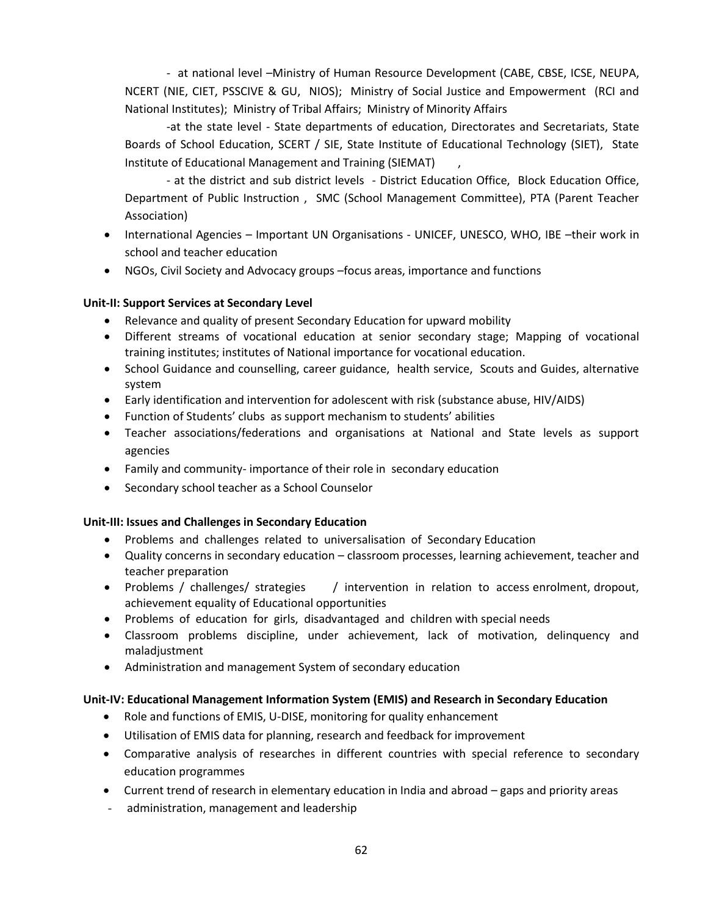- at national level –Ministry of Human Resource Development (CABE, CBSE, ICSE, NEUPA, NCERT (NIE, CIET, PSSCIVE & GU, NIOS); Ministry of Social Justice and Empowerment (RCI and National Institutes); Ministry of Tribal Affairs; Ministry of Minority Affairs

-at the state level - State departments of education, Directorates and Secretariats, State Boards of School Education, SCERT / SIE, State Institute of Educational Technology (SIET), State Institute of Educational Management and Training (SIEMAT) ,

- at the district and sub district levels - District Education Office, Block Education Office, Department of Public Instruction , SMC (School Management Committee), PTA (Parent Teacher Association)

- International Agencies – Important UN Organisations - UNICEF, UNESCO, WHO, IBE –their work in school and teacher education
- NGOs, Civil Society and Advocacy groups –focus areas, importance and functions

**Unit-II: Support Services at Secondary Level**

- Relevance and quality of present Secondary Education for upward mobility
- Different streams of vocational education at senior secondary stage; Mapping of vocational training institutes; institutes of National importance for vocational education.
- School Guidance and counselling, career guidance, health service, Scouts and Guides, alternative system
- Early identification and intervention for adolescent with risk (substance abuse, HIV/AIDS)
- Function of Students' clubs as support mechanism to students' abilities
- Teacher associations/federations and organisations at National and State levels as support agencies
- Family and community- importance of their role in secondary education
- Secondary school teacher as a School Counselor

**Unit-III: Issues and Challenges in Secondary Education**

- Problems and challenges related to universalisation of Secondary Education
- Quality concerns in secondary education – classroom processes, learning achievement, teacher and teacher preparation
- Problems / challenges/ strategies / intervention in relation to access enrolment, dropout, achievement equality of Educational opportunities
- Problems of education for girls, disadvantaged and children with special needs
- Classroom problems discipline, under achievement, lack of motivation, delinquency and maladjustment
- Administration and management System of secondary education

**Unit-IV: Educational Management Information System (EMIS) and Research in Secondary Education**

- Role and functions of EMIS, U-DISE, monitoring for quality enhancement
- Utilisation of EMIS data for planning, research and feedback for improvement
- Comparative analysis of researches in different countries with special reference to secondary education programmes
- Current trend of research in elementary education in India and abroad – gaps and priority areas

- administration, management and leadership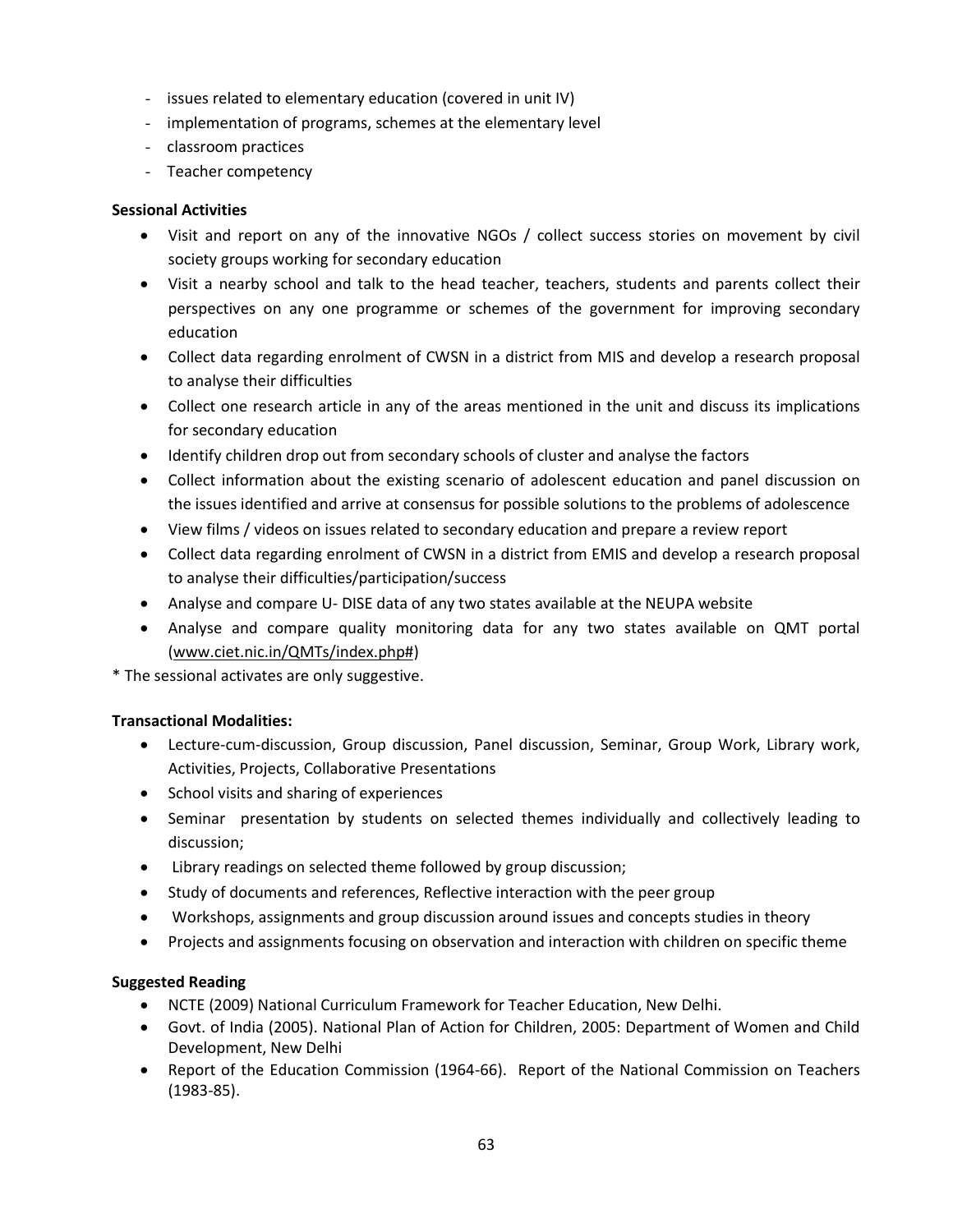- issues related to elementary education (covered in unit IV)
- implementation of programs, schemes at the elementary level
- classroom practices
- Teacher competency

**Sessional Activities**

- Visit and report on any of the innovative NGOs / collect success stories on movement by civil society groups working for secondary education
- Visit a nearby school and talk to the head teacher, teachers, students and parents collect their perspectives on any one programme or schemes of the government for improving secondary education
- Collect data regarding enrolment of CWSN in a district from MIS and develop a research proposal to analyse their difficulties
- Collect one research article in any of the areas mentioned in the unit and discuss its implications for secondary education
- Identify children drop out from secondary schools of cluster and analyse the factors
- Collect information about the existing scenario of adolescent education and panel discussion on the issues identified and arrive at consensus for possible solutions to the problems of adolescence
- View films / videos on issues related to secondary education and prepare a review report
- Collect data regarding enrolment of CWSN in a district from EMIS and develop a research proposal to analyse their difficulties/participation/success
- Analyse and compare U- DISE data of any two states available at the NEUPA website
- Analyse and compare quality monitoring data for any two states available on QMT portal (www.ciet.nic.in/QMTs/index.php#)

* The sessional activates are only suggestive.

**Transactional Modalities:**

- Lecture-cum-discussion, Group discussion, Panel discussion, Seminar, Group Work, Library work, Activities, Projects, Collaborative Presentations
- School visits and sharing of experiences
- Seminar presentation by students on selected themes individually and collectively leading to discussion;
- Library readings on selected theme followed by group discussion;
- Study of documents and references, Reflective interaction with the peer group
- Workshops, assignments and group discussion around issues and concepts studies in theory
- Projects and assignments focusing on observation and interaction with children on specific theme

**Suggested Reading**

- NCTE (2009) National Curriculum Framework for Teacher Education, New Delhi.
- Govt. of India (2005). National Plan of Action for Children, 2005: Department of Women and Child Development, New Delhi
- Report of the Education Commission (1964-66). Report of the National Commission on Teachers (1983-85).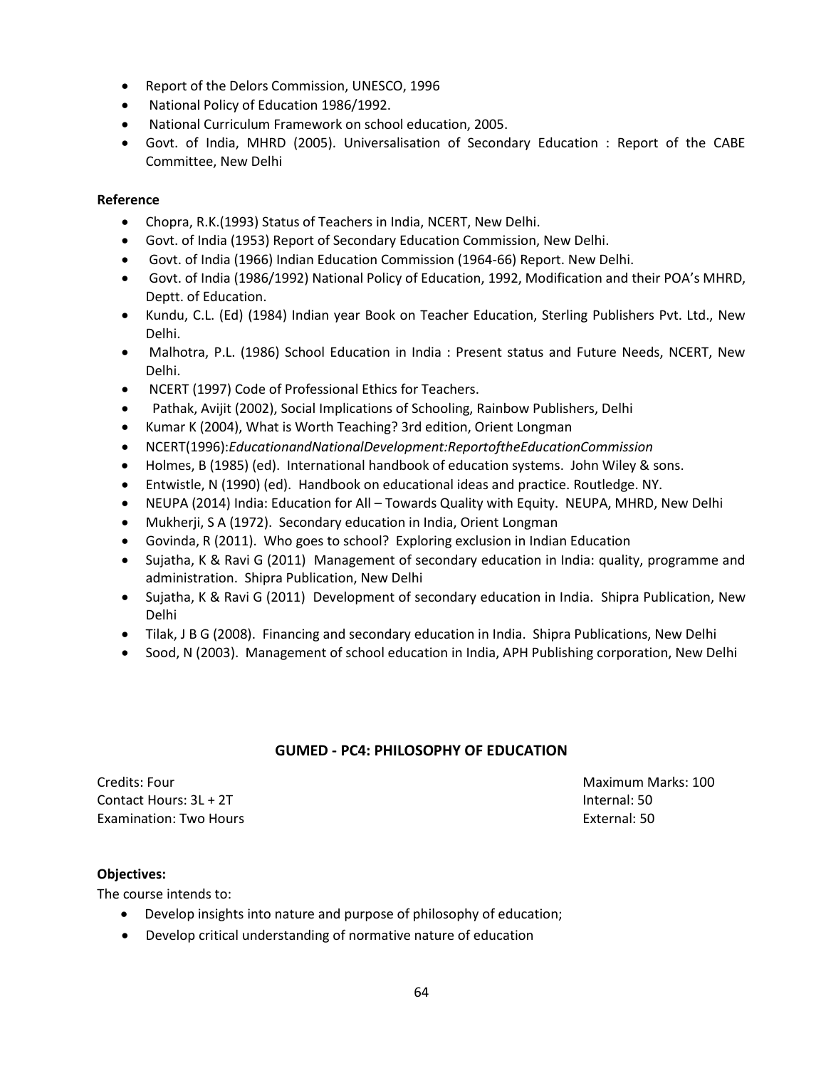- Report of the Delors Commission, UNESCO, 1996
- National Policy of Education 1986/1992.
- National Curriculum Framework on school education, 2005.
- Govt. of India, MHRD (2005). Universalisation of Secondary Education : Report of the CABE Committee, New Delhi

**Reference**

- Chopra, R.K.(1993) Status of Teachers in India, NCERT, New Delhi.
- Govt. of India (1953) Report of Secondary Education Commission, New Delhi.
- Govt. of India (1966) Indian Education Commission (1964-66) Report. New Delhi.
- Govt. of India (1986/1992) National Policy of Education, 1992, Modification and their POA's MHRD, Deptt. of Education.
- Kundu, C.L. (Ed) (1984) Indian year Book on Teacher Education, Sterling Publishers Pvt. Ltd., New Delhi.
- Malhotra, P.L. (1986) School Education in India : Present status and Future Needs, NCERT, New Delhi.
- NCERT (1997) Code of Professional Ethics for Teachers.
- Pathak, Avijit (2002), Social Implications of Schooling, Rainbow Publishers, Delhi
- Kumar K (2004), What is Worth Teaching? 3rd edition, Orient Longman
- NCERT(1996):*EducationandNationalDevelopment:ReportoftheEducationCommission*
- Holmes, B (1985) (ed). International handbook of education systems. John Wiley & sons.
- Entwistle, N (1990) (ed). Handbook on educational ideas and practice. Routledge. NY.
- NEUPA (2014) India: Education for All – Towards Quality with Equity. NEUPA, MHRD, New Delhi
- Mukherji, S A (1972). Secondary education in India, Orient Longman
- Govinda, R (2011). Who goes to school? Exploring exclusion in Indian Education
- Sujatha, K & Ravi G (2011) Management of secondary education in India: quality, programme and administration. Shipra Publication, New Delhi
- Sujatha, K & Ravi G (2011) Development of secondary education in India. Shipra Publication, New Delhi
- Tilak, J B G (2008). Financing and secondary education in India. Shipra Publications, New Delhi
- Sood, N (2003). Management of school education in India, APH Publishing corporation, New Delhi

## GUMED - PC4: PHILOSOPHY OF EDUCATION

| | |
|---|---|
| Credits: Four | Maximum Marks: 100 |
| Contact Hours: 3L + 2T | Internal: 50 |
| Examination: Two Hours | External: 50 |

**Objectives:**

The course intends to:

- Develop insights into nature and purpose of philosophy of education;
- Develop critical understanding of normative nature of education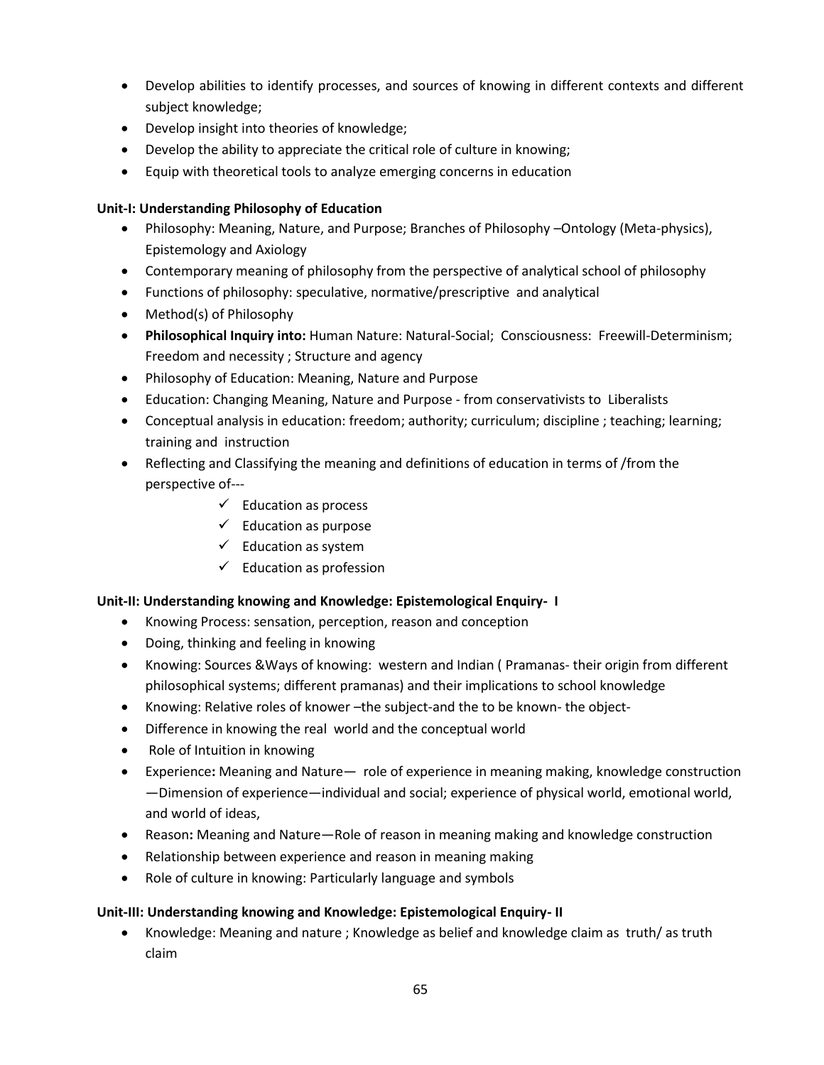- Develop abilities to identify processes, and sources of knowing in different contexts and different subject knowledge;
- Develop insight into theories of knowledge;
- Develop the ability to appreciate the critical role of culture in knowing;
- Equip with theoretical tools to analyze emerging concerns in education

**Unit-I: Understanding Philosophy of Education**

- Philosophy: Meaning, Nature, and Purpose; Branches of Philosophy –Ontology (Meta-physics), Epistemology and Axiology
- Contemporary meaning of philosophy from the perspective of analytical school of philosophy
- Functions of philosophy: speculative, normative/prescriptive and analytical
- Method(s) of Philosophy
- **Philosophical Inquiry into:** Human Nature: Natural-Social; Consciousness: Freewill-Determinism; Freedom and necessity ; Structure and agency
- Philosophy of Education: Meaning, Nature and Purpose
- Education: Changing Meaning, Nature and Purpose - from conservativists to Liberalists
- Conceptual analysis in education: freedom; authority; curriculum; discipline ; teaching; learning; training and instruction
- Reflecting and Classifying the meaning and definitions of education in terms of /from the perspective of---
  - ✓ Education as process
  - ✓ Education as purpose
  - ✓ Education as system
  - ✓ Education as profession

**Unit-II: Understanding knowing and Knowledge: Epistemological Enquiry- I**

- Knowing Process: sensation, perception, reason and conception
- Doing, thinking and feeling in knowing
- Knowing: Sources &Ways of knowing: western and Indian ( Pramanas- their origin from different philosophical systems; different pramanas) and their implications to school knowledge
- Knowing: Relative roles of knower –the subject-and the to be known- the object-
- Difference in knowing the real world and the conceptual world
- Role of Intuition in knowing
- Experience**:** Meaning and Nature— role of experience in meaning making, knowledge construction —Dimension of experience—individual and social; experience of physical world, emotional world, and world of ideas,
- Reason**:** Meaning and Nature—Role of reason in meaning making and knowledge construction
- Relationship between experience and reason in meaning making
- Role of culture in knowing: Particularly language and symbols

**Unit-III: Understanding knowing and Knowledge: Epistemological Enquiry- II**

- Knowledge: Meaning and nature ; Knowledge as belief and knowledge claim as truth/ as truth claim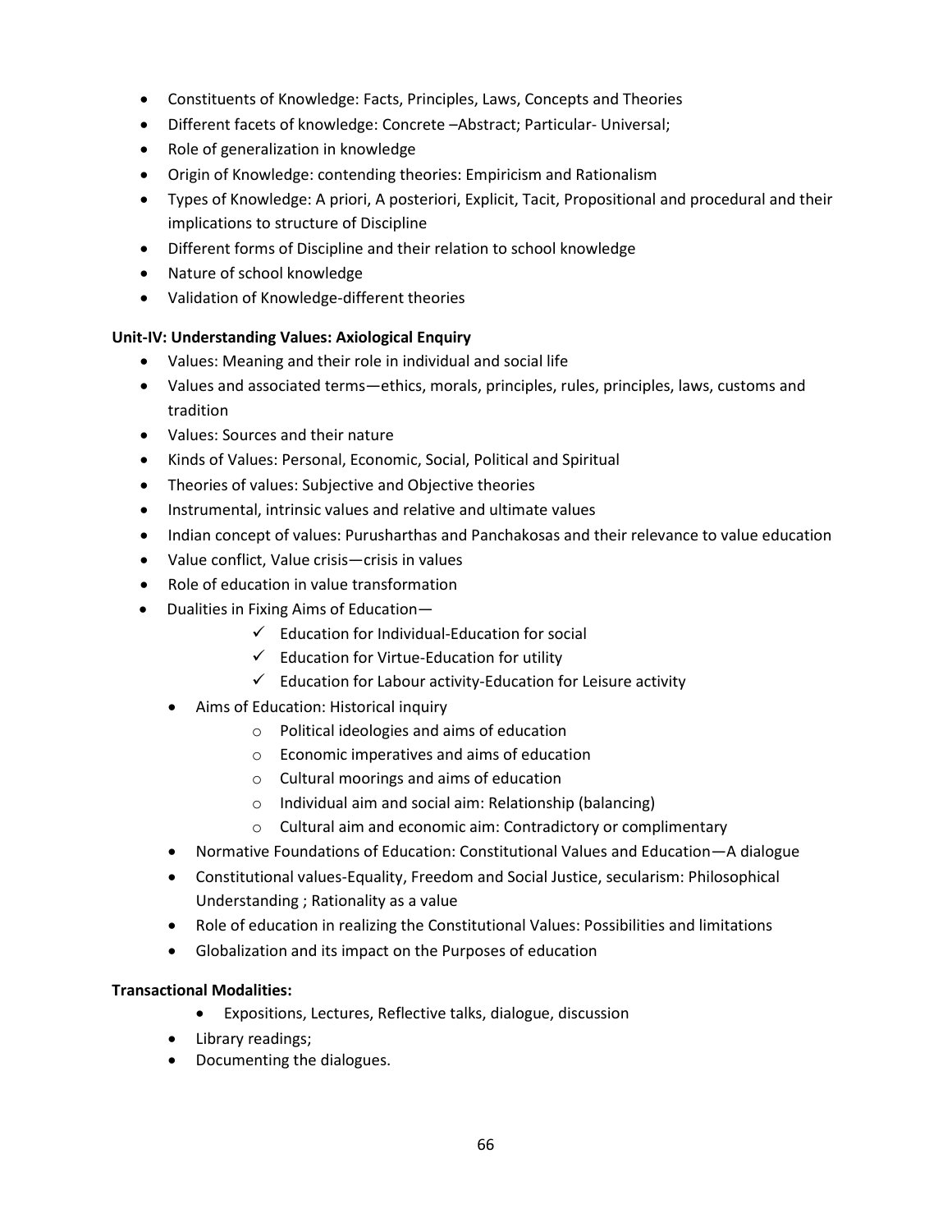- Constituents of Knowledge: Facts, Principles, Laws, Concepts and Theories
- Different facets of knowledge: Concrete –Abstract; Particular- Universal;
- Role of generalization in knowledge
- Origin of Knowledge: contending theories: Empiricism and Rationalism
- Types of Knowledge: A priori, A posteriori, Explicit, Tacit, Propositional and procedural and their implications to structure of Discipline
- Different forms of Discipline and their relation to school knowledge
- Nature of school knowledge
- Validation of Knowledge-different theories

**Unit-IV: Understanding Values: Axiological Enquiry**

- Values: Meaning and their role in individual and social life
- Values and associated terms—ethics, morals, principles, rules, principles, laws, customs and tradition
- Values: Sources and their nature
- Kinds of Values: Personal, Economic, Social, Political and Spiritual
- Theories of values: Subjective and Objective theories
- Instrumental, intrinsic values and relative and ultimate values
- Indian concept of values: Purusharthas and Panchakosas and their relevance to value education
- Value conflict, Value crisis—crisis in values
- Role of education in value transformation
- Dualities in Fixing Aims of Education—
  - ✓ Education for Individual-Education for social
  - ✓ Education for Virtue-Education for utility
  - ✓ Education for Labour activity-Education for Leisure activity
- Aims of Education: Historical inquiry
  - Political ideologies and aims of education
  - Economic imperatives and aims of education
  - Cultural moorings and aims of education
  - Individual aim and social aim: Relationship (balancing)
  - Cultural aim and economic aim: Contradictory or complimentary
- Normative Foundations of Education: Constitutional Values and Education—A dialogue
- Constitutional values-Equality, Freedom and Social Justice, secularism: Philosophical Understanding ; Rationality as a value
- Role of education in realizing the Constitutional Values: Possibilities and limitations
- Globalization and its impact on the Purposes of education

**Transactional Modalities:**

- Expositions, Lectures, Reflective talks, dialogue, discussion
- Library readings;
- Documenting the dialogues.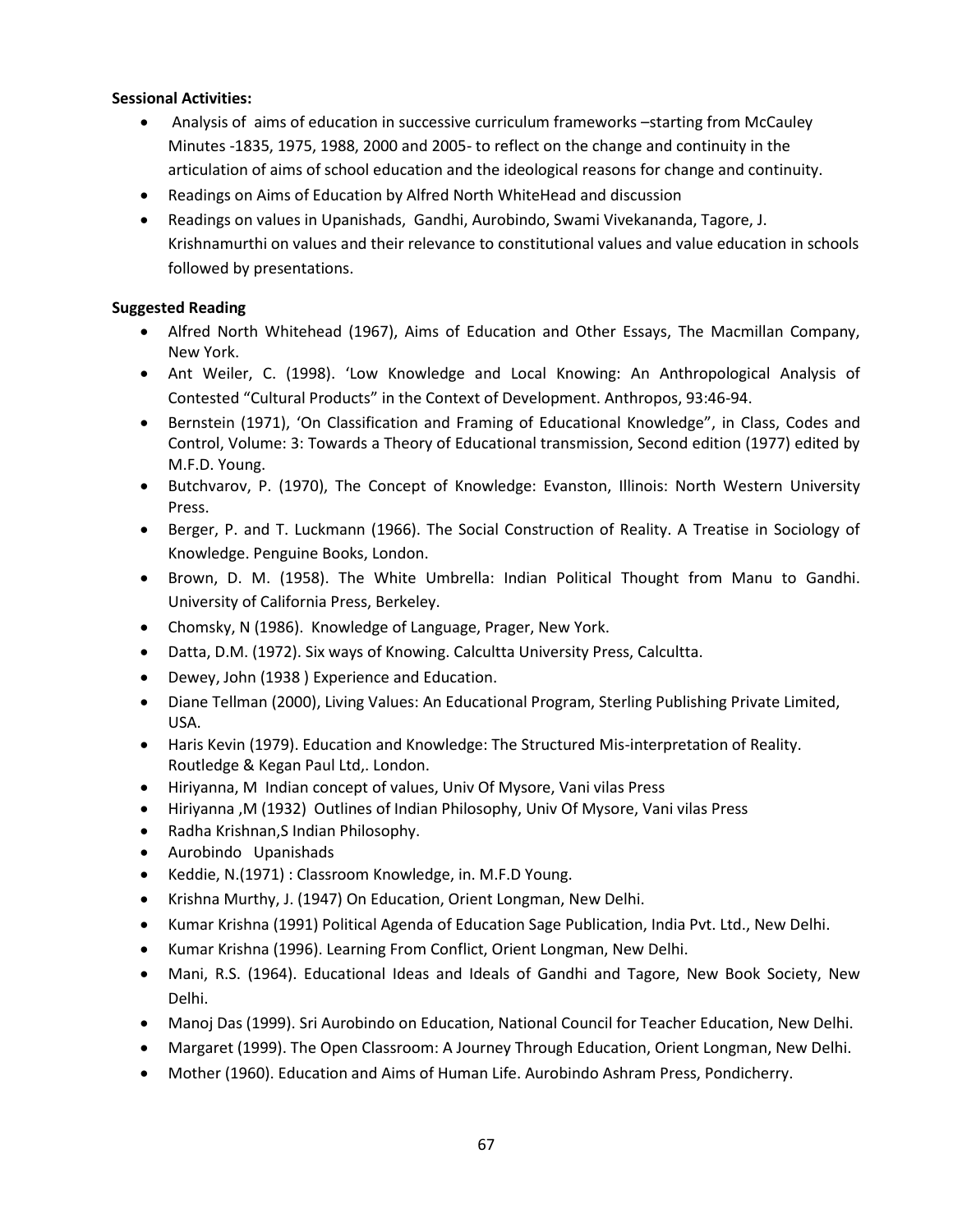**Sessional Activities:**

- Analysis of aims of education in successive curriculum frameworks –starting from McCauley Minutes -1835, 1975, 1988, 2000 and 2005- to reflect on the change and continuity in the articulation of aims of school education and the ideological reasons for change and continuity.
- Readings on Aims of Education by Alfred North WhiteHead and discussion
- Readings on values in Upanishads, Gandhi, Aurobindo, Swami Vivekananda, Tagore, J. Krishnamurthi on values and their relevance to constitutional values and value education in schools followed by presentations.

**Suggested Reading**

- Alfred North Whitehead (1967), Aims of Education and Other Essays, The Macmillan Company, New York.
- Ant Weiler, C. (1998). 'Low Knowledge and Local Knowing: An Anthropological Analysis of Contested "Cultural Products" in the Context of Development. Anthropos, 93:46-94.
- Bernstein (1971), 'On Classification and Framing of Educational Knowledge", in Class, Codes and Control, Volume: 3: Towards a Theory of Educational transmission, Second edition (1977) edited by M.F.D. Young.
- Butchvarov, P. (1970), The Concept of Knowledge: Evanston, Illinois: North Western University Press.
- Berger, P. and T. Luckmann (1966). The Social Construction of Reality. A Treatise in Sociology of Knowledge. Penguine Books, London.
- Brown, D. M. (1958). The White Umbrella: Indian Political Thought from Manu to Gandhi. University of California Press, Berkeley.
- Chomsky, N (1986). Knowledge of Language, Prager, New York.
- Datta, D.M. (1972). Six ways of Knowing. Calcultta University Press, Calcultta.
- Dewey, John (1938 ) Experience and Education.
- Diane Tellman (2000), Living Values: An Educational Program, Sterling Publishing Private Limited, USA.
- Haris Kevin (1979). Education and Knowledge: The Structured Mis-interpretation of Reality. Routledge & Kegan Paul Ltd,. London.
- Hiriyanna, M Indian concept of values, Univ Of Mysore, Vani vilas Press
- Hiriyanna ,M (1932) Outlines of Indian Philosophy, Univ Of Mysore, Vani vilas Press
- Radha Krishnan,S Indian Philosophy.
- Aurobindo Upanishads
- Keddie, N.(1971) : Classroom Knowledge, in. M.F.D Young.
- Krishna Murthy, J. (1947) On Education, Orient Longman, New Delhi.
- Kumar Krishna (1991) Political Agenda of Education Sage Publication, India Pvt. Ltd., New Delhi.
- Kumar Krishna (1996). Learning From Conflict, Orient Longman, New Delhi.
- Mani, R.S. (1964). Educational Ideas and Ideals of Gandhi and Tagore, New Book Society, New Delhi.
- Manoj Das (1999). Sri Aurobindo on Education, National Council for Teacher Education, New Delhi.
- Margaret (1999). The Open Classroom: A Journey Through Education, Orient Longman, New Delhi.
- Mother (1960). Education and Aims of Human Life. Aurobindo Ashram Press, Pondicherry.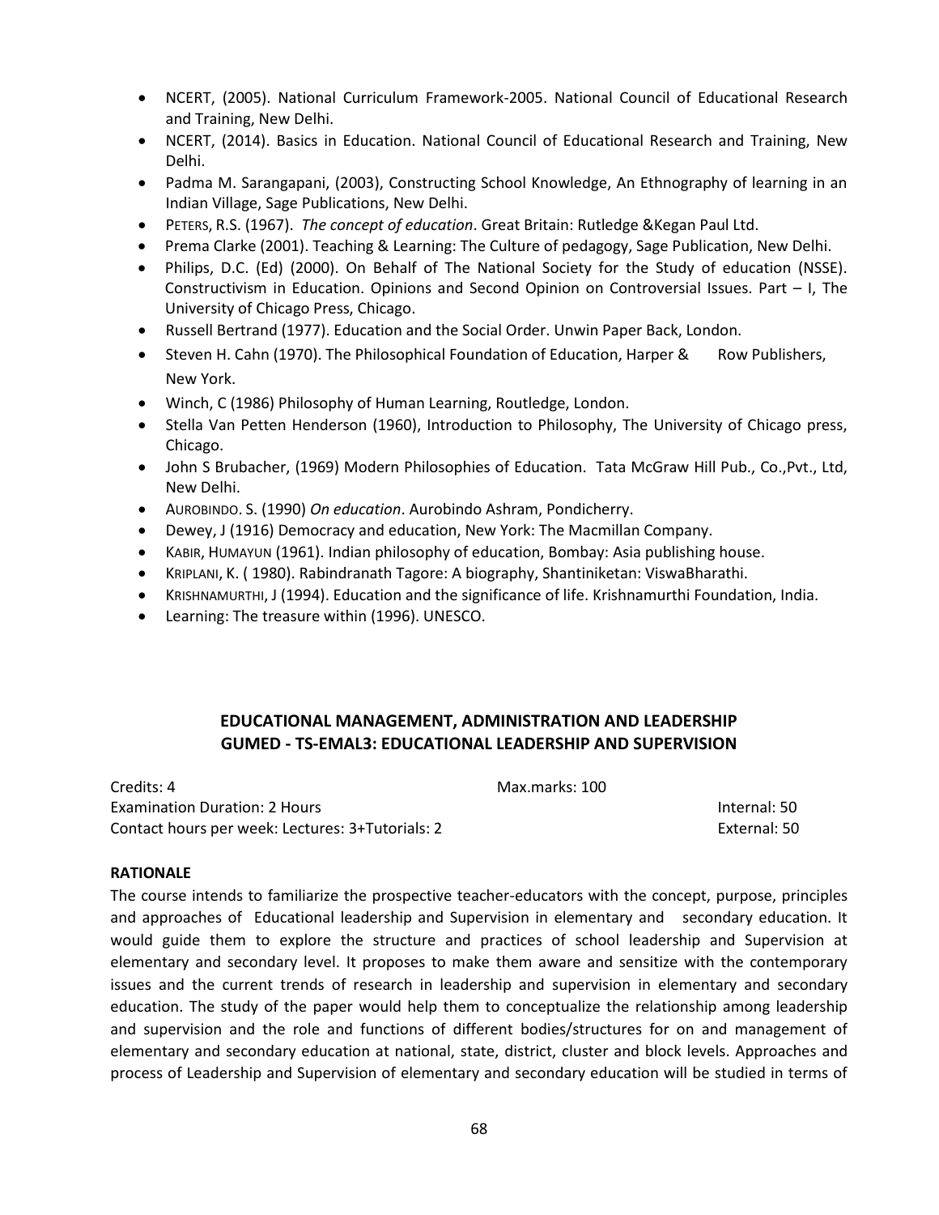- NCERT, (2005). National Curriculum Framework-2005. National Council of Educational Research and Training, New Delhi.
- NCERT, (2014). Basics in Education. National Council of Educational Research and Training, New Delhi.
- Padma M. Sarangapani, (2003), Constructing School Knowledge, An Ethnography of learning in an Indian Village, Sage Publications, New Delhi.
- PETERS, R.S. (1967). *The concept of education*. Great Britain: Rutledge &Kegan Paul Ltd.
- Prema Clarke (2001). Teaching & Learning: The Culture of pedagogy, Sage Publication, New Delhi.
- Philips, D.C. (Ed) (2000). On Behalf of The National Society for the Study of education (NSSE). Constructivism in Education. Opinions and Second Opinion on Controversial Issues. Part – I, The University of Chicago Press, Chicago.
- Russell Bertrand (1977). Education and the Social Order. Unwin Paper Back, London.
- Steven H. Cahn (1970). The Philosophical Foundation of Education, Harper & Row Publishers, New York.
- Winch, C (1986) Philosophy of Human Learning, Routledge, London.
- Stella Van Petten Henderson (1960), Introduction to Philosophy, The University of Chicago press, Chicago.
- John S Brubacher, (1969) Modern Philosophies of Education. Tata McGraw Hill Pub., Co.,Pvt., Ltd, New Delhi.
- AUROBINDO. S. (1990) *On education*. Aurobindo Ashram, Pondicherry.
- Dewey, J (1916) Democracy and education, New York: The Macmillan Company.
- KABIR, HUMAYUN (1961). Indian philosophy of education, Bombay: Asia publishing house.
- KRIPLANI, K. ( 1980). Rabindranath Tagore: A biography, Shantiniketan: ViswaBharathi.
- KRISHNAMURTHI, J (1994). Education and the significance of life. Krishnamurthi Foundation, India.
- Learning: The treasure within (1996). UNESCO.

## EDUCATIONAL MANAGEMENT, ADMINISTRATION AND LEADERSHIP
## GUMED - TS-EMAL3: EDUCATIONAL LEADERSHIP AND SUPERVISION

Credits: 4 Max.marks: 100

Examination Duration: 2 Hours Internal: 50

Contact hours per week: Lectures: 3+Tutorials: 2 External: 50

**RATIONALE**

The course intends to familiarize the prospective teacher-educators with the concept, purpose, principles and approaches of Educational leadership and Supervision in elementary and secondary education. It would guide them to explore the structure and practices of school leadership and Supervision at elementary and secondary level. It proposes to make them aware and sensitize with the contemporary issues and the current trends of research in leadership and supervision in elementary and secondary education. The study of the paper would help them to conceptualize the relationship among leadership and supervision and the role and functions of different bodies/structures for on and management of elementary and secondary education at national, state, district, cluster and block levels. Approaches and process of Leadership and Supervision of elementary and secondary education will be studied in terms of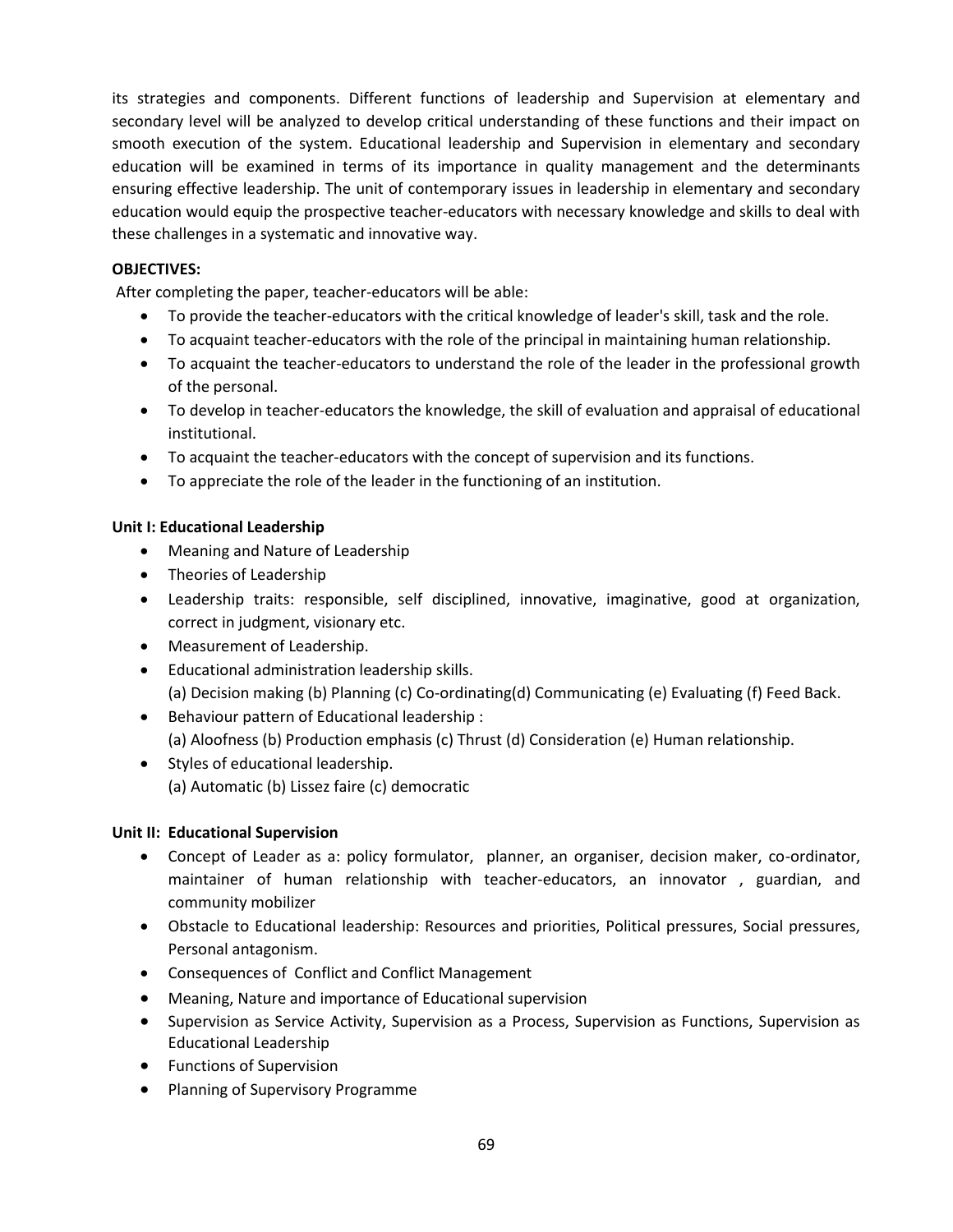its strategies and components. Different functions of leadership and Supervision at elementary and secondary level will be analyzed to develop critical understanding of these functions and their impact on smooth execution of the system. Educational leadership and Supervision in elementary and secondary education will be examined in terms of its importance in quality management and the determinants ensuring effective leadership. The unit of contemporary issues in leadership in elementary and secondary education would equip the prospective teacher-educators with necessary knowledge and skills to deal with these challenges in a systematic and innovative way.

**OBJECTIVES:**

After completing the paper, teacher-educators will be able:

- To provide the teacher-educators with the critical knowledge of leader's skill, task and the role.
- To acquaint teacher-educators with the role of the principal in maintaining human relationship.
- To acquaint the teacher-educators to understand the role of the leader in the professional growth of the personal.
- To develop in teacher-educators the knowledge, the skill of evaluation and appraisal of educational institutional.
- To acquaint the teacher-educators with the concept of supervision and its functions.
- To appreciate the role of the leader in the functioning of an institution.

**Unit I: Educational Leadership**

- Meaning and Nature of Leadership
- Theories of Leadership
- Leadership traits: responsible, self disciplined, innovative, imaginative, good at organization, correct in judgment, visionary etc.
- Measurement of Leadership.
- Educational administration leadership skills.
  (a) Decision making (b) Planning (c) Co-ordinating(d) Communicating (e) Evaluating (f) Feed Back.
- Behaviour pattern of Educational leadership :
  (a) Aloofness (b) Production emphasis (c) Thrust (d) Consideration (e) Human relationship.
- Styles of educational leadership.
  (a) Automatic (b) Lissez faire (c) democratic

**Unit II: Educational Supervision**

- Concept of Leader as a: policy formulator, planner, an organiser, decision maker, co-ordinator, maintainer of human relationship with teacher-educators, an innovator , guardian, and community mobilizer
- Obstacle to Educational leadership: Resources and priorities, Political pressures, Social pressures, Personal antagonism.
- Consequences of Conflict and Conflict Management
- Meaning, Nature and importance of Educational supervision
- Supervision as Service Activity, Supervision as a Process, Supervision as Functions, Supervision as Educational Leadership
- Functions of Supervision
- Planning of Supervisory Programme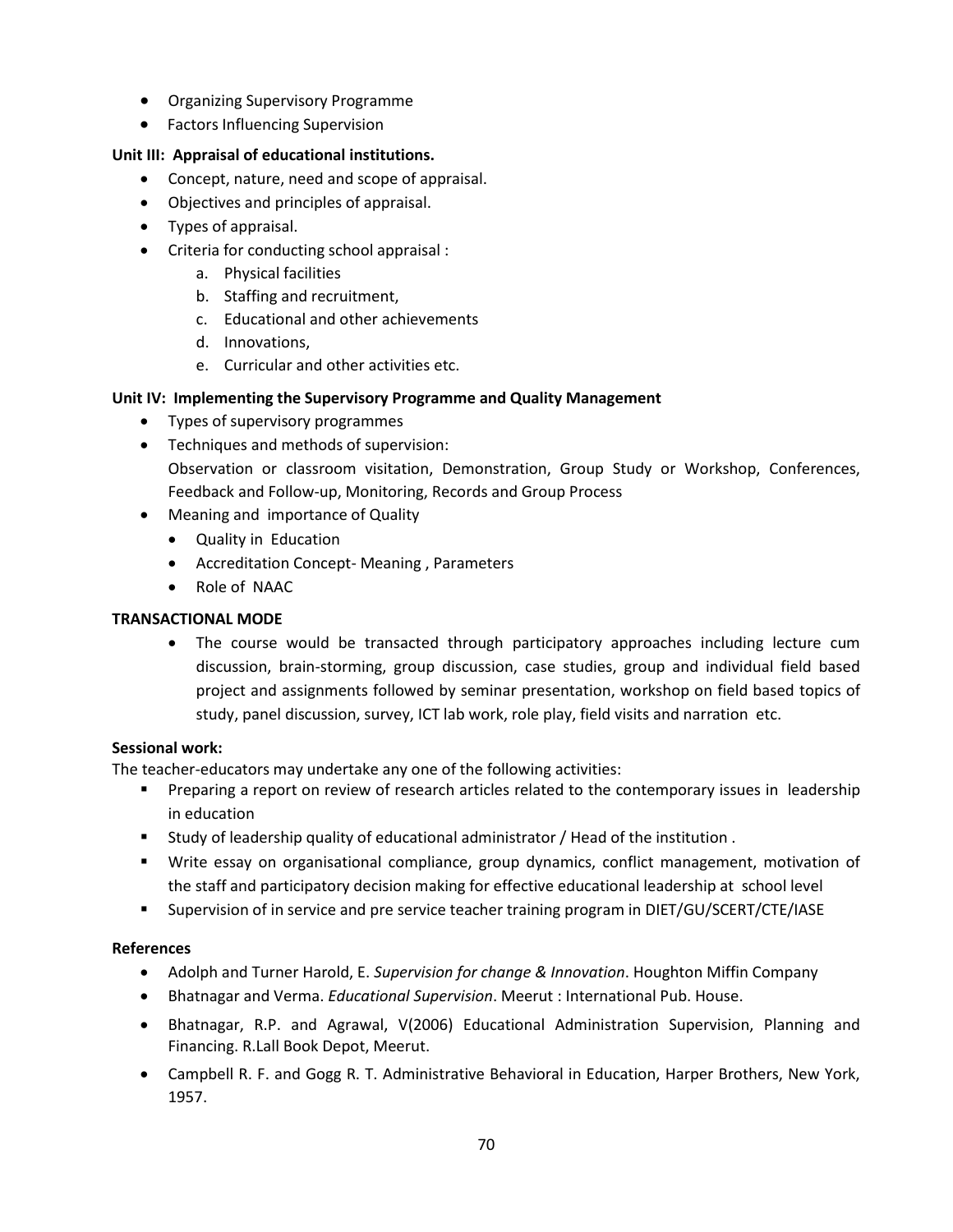- Organizing Supervisory Programme
- Factors Influencing Supervision

**Unit III: Appraisal of educational institutions.**

- Concept, nature, need and scope of appraisal.
- Objectives and principles of appraisal.
- Types of appraisal.
- Criteria for conducting school appraisal :
    a. Physical facilities
    b. Staffing and recruitment,
    c. Educational and other achievements
    d. Innovations,
    e. Curricular and other activities etc.

**Unit IV: Implementing the Supervisory Programme and Quality Management**

- Types of supervisory programmes
- Techniques and methods of supervision:
  Observation or classroom visitation, Demonstration, Group Study or Workshop, Conferences, Feedback and Follow-up, Monitoring, Records and Group Process
- Meaning and importance of Quality
    - Quality in Education
    - Accreditation Concept- Meaning , Parameters
    - Role of NAAC

**TRANSACTIONAL MODE**

- The course would be transacted through participatory approaches including lecture cum discussion, brain-storming, group discussion, case studies, group and individual field based project and assignments followed by seminar presentation, workshop on field based topics of study, panel discussion, survey, ICT lab work, role play, field visits and narration etc.

**Sessional work:**

The teacher-educators may undertake any one of the following activities:

- Preparing a report on review of research articles related to the contemporary issues in leadership in education
- Study of leadership quality of educational administrator / Head of the institution .
- Write essay on organisational compliance, group dynamics, conflict management, motivation of the staff and participatory decision making for effective educational leadership at school level
- Supervision of in service and pre service teacher training program in DIET/GU/SCERT/CTE/IASE

**References**

- Adolph and Turner Harold, E. *Supervision for change & Innovation*. Houghton Miffin Company
- Bhatnagar and Verma. *Educational Supervision*. Meerut : International Pub. House.
- Bhatnagar, R.P. and Agrawal, V(2006) Educational Administration Supervision, Planning and Financing. R.Lall Book Depot, Meerut.
- Campbell R. F. and Gogg R. T. Administrative Behavioral in Education, Harper Brothers, New York, 1957.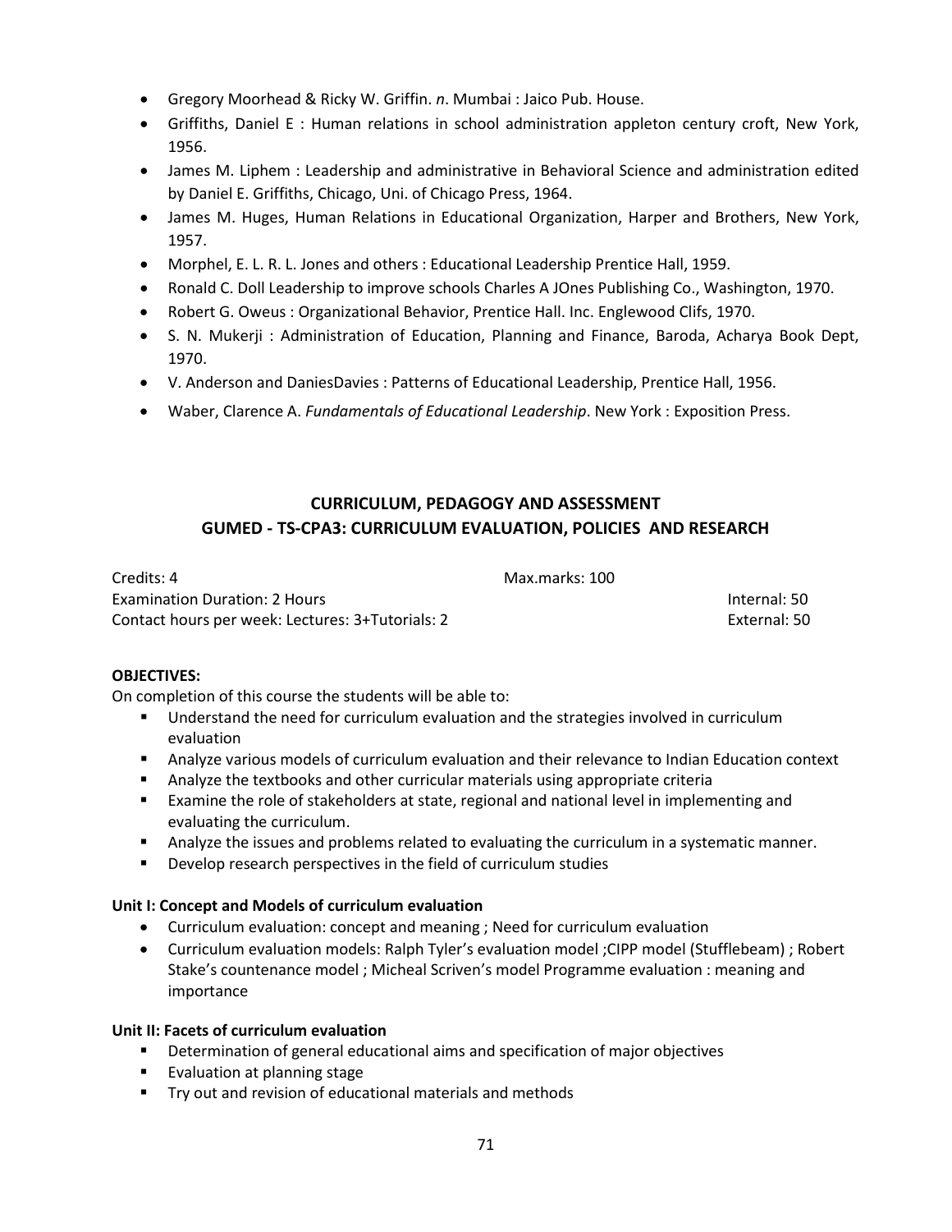- Gregory Moorhead & Ricky W. Griffin. *n*. Mumbai : Jaico Pub. House.
- Griffiths, Daniel E : Human relations in school administration appleton century croft, New York, 1956.
- James M. Liphem : Leadership and administrative in Behavioral Science and administration edited by Daniel E. Griffiths, Chicago, Uni. of Chicago Press, 1964.
- James M. Huges, Human Relations in Educational Organization, Harper and Brothers, New York, 1957.
- Morphel, E. L. R. L. Jones and others : Educational Leadership Prentice Hall, 1959.
- Ronald C. Doll Leadership to improve schools Charles A JOnes Publishing Co., Washington, 1970.
- Robert G. Oweus : Organizational Behavior, Prentice Hall. Inc. Englewood Clifs, 1970.
- S. N. Mukerji : Administration of Education, Planning and Finance, Baroda, Acharya Book Dept, 1970.
- V. Anderson and DaniesDavies : Patterns of Educational Leadership, Prentice Hall, 1956.
- Waber, Clarence A. *Fundamentals of Educational Leadership*. New York : Exposition Press.

## CURRICULUM, PEDAGOGY AND ASSESSMENT
## GUMED - TS-CPA3: CURRICULUM EVALUATION, POLICIES AND RESEARCH

Credits: 4 | Max.marks: 100
Examination Duration: 2 Hours | Internal: 50
Contact hours per week: Lectures: 3+Tutorials: 2 | External: 50

**OBJECTIVES:**

On completion of this course the students will be able to:

- Understand the need for curriculum evaluation and the strategies involved in curriculum evaluation
- Analyze various models of curriculum evaluation and their relevance to Indian Education context
- Analyze the textbooks and other curricular materials using appropriate criteria
- Examine the role of stakeholders at state, regional and national level in implementing and evaluating the curriculum.
- Analyze the issues and problems related to evaluating the curriculum in a systematic manner.
- Develop research perspectives in the field of curriculum studies

**Unit I: Concept and Models of curriculum evaluation**

- Curriculum evaluation: concept and meaning ; Need for curriculum evaluation
- Curriculum evaluation models: Ralph Tyler's evaluation model ;CIPP model (Stufflebeam) ; Robert Stake's countenance model ; Micheal Scriven's model Programme evaluation : meaning and importance

**Unit II: Facets of curriculum evaluation**

- Determination of general educational aims and specification of major objectives
- Evaluation at planning stage
- Try out and revision of educational materials and methods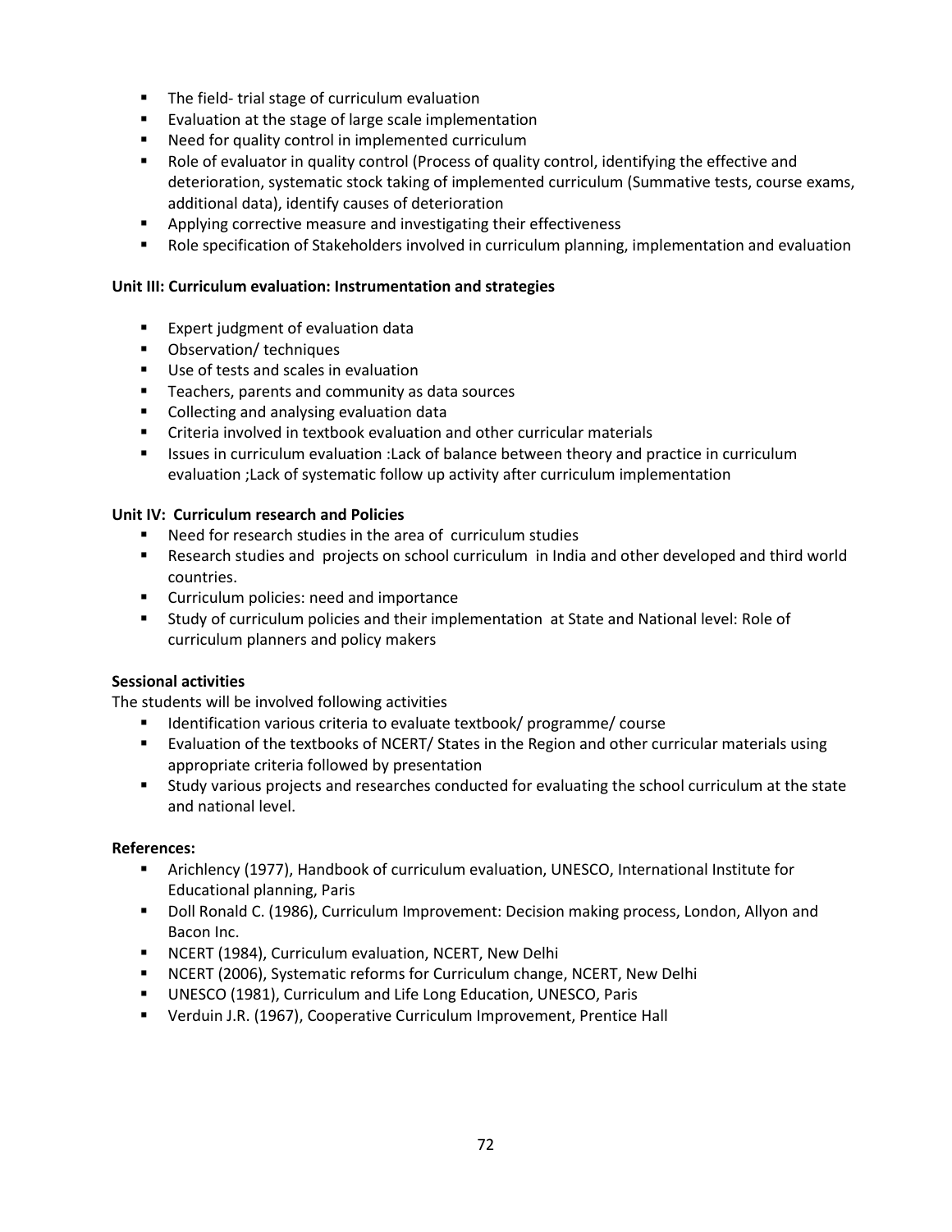- The field- trial stage of curriculum evaluation
- Evaluation at the stage of large scale implementation
- Need for quality control in implemented curriculum
- Role of evaluator in quality control (Process of quality control, identifying the effective and deterioration, systematic stock taking of implemented curriculum (Summative tests, course exams, additional data), identify causes of deterioration
- Applying corrective measure and investigating their effectiveness
- Role specification of Stakeholders involved in curriculum planning, implementation and evaluation

**Unit III: Curriculum evaluation: Instrumentation and strategies**

- Expert judgment of evaluation data
- Observation/ techniques
- Use of tests and scales in evaluation
- Teachers, parents and community as data sources
- Collecting and analysing evaluation data
- Criteria involved in textbook evaluation and other curricular materials
- Issues in curriculum evaluation :Lack of balance between theory and practice in curriculum evaluation ;Lack of systematic follow up activity after curriculum implementation

**Unit IV: Curriculum research and Policies**

- Need for research studies in the area of curriculum studies
- Research studies and projects on school curriculum in India and other developed and third world countries.
- Curriculum policies: need and importance
- Study of curriculum policies and their implementation at State and National level: Role of curriculum planners and policy makers

**Sessional activities**

The students will be involved following activities

- Identification various criteria to evaluate textbook/ programme/ course
- Evaluation of the textbooks of NCERT/ States in the Region and other curricular materials using appropriate criteria followed by presentation
- Study various projects and researches conducted for evaluating the school curriculum at the state and national level.

**References:**

- Arichlency (1977), Handbook of curriculum evaluation, UNESCO, International Institute for Educational planning, Paris
- Doll Ronald C. (1986), Curriculum Improvement: Decision making process, London, Allyon and Bacon Inc.
- NCERT (1984), Curriculum evaluation, NCERT, New Delhi
- NCERT (2006), Systematic reforms for Curriculum change, NCERT, New Delhi
- UNESCO (1981), Curriculum and Life Long Education, UNESCO, Paris
- Verduin J.R. (1967), Cooperative Curriculum Improvement, Prentice Hall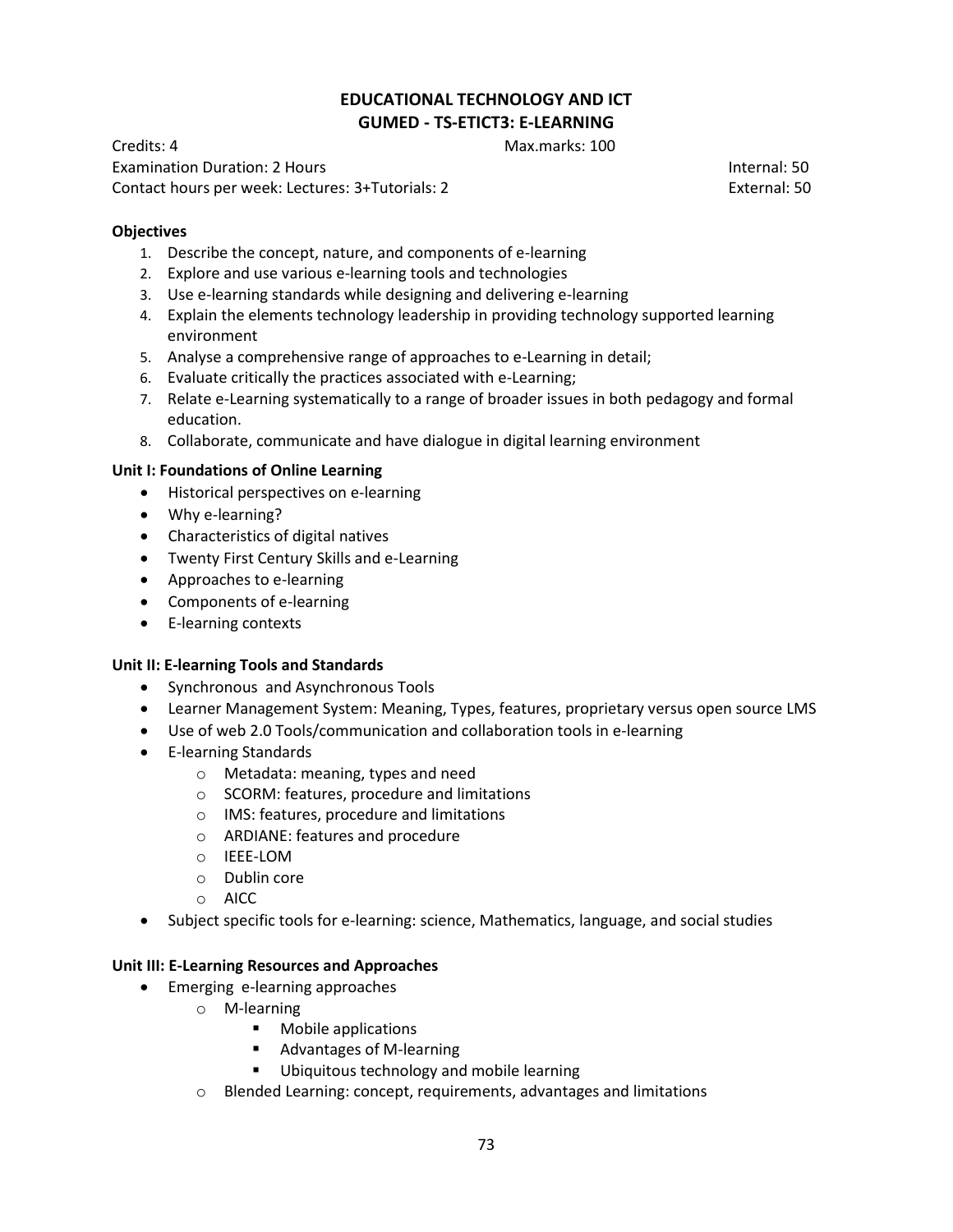## EDUCATIONAL TECHNOLOGY AND ICT
## GUMED - TS-ETICT3: E-LEARNING

Credits: 4 Max.marks: 100
Examination Duration: 2 Hours Internal: 50
Contact hours per week: Lectures: 3+Tutorials: 2 External: 50

**Objectives**

1. Describe the concept, nature, and components of e-learning
2. Explore and use various e-learning tools and technologies
3. Use e-learning standards while designing and delivering e-learning
4. Explain the elements technology leadership in providing technology supported learning environment
5. Analyse a comprehensive range of approaches to e-Learning in detail;
6. Evaluate critically the practices associated with e-Learning;
7. Relate e-Learning systematically to a range of broader issues in both pedagogy and formal education.
8. Collaborate, communicate and have dialogue in digital learning environment

**Unit I: Foundations of Online Learning**

- Historical perspectives on e-learning
- Why e-learning?
- Characteristics of digital natives
- Twenty First Century Skills and e-Learning
- Approaches to e-learning
- Components of e-learning
- E-learning contexts

**Unit II: E-learning Tools and Standards**

- Synchronous and Asynchronous Tools
- Learner Management System: Meaning, Types, features, proprietary versus open source LMS
- Use of web 2.0 Tools/communication and collaboration tools in e-learning
- E-learning Standards
  - Metadata: meaning, types and need
  - SCORM: features, procedure and limitations
  - IMS: features, procedure and limitations
  - ARDIANE: features and procedure
  - IEEE-LOM
  - Dublin core
  - AICC
- Subject specific tools for e-learning: science, Mathematics, language, and social studies

**Unit III: E-Learning Resources and Approaches**

- Emerging e-learning approaches
  - M-learning
    - Mobile applications
    - Advantages of M-learning
    - Ubiquitous technology and mobile learning
  - Blended Learning: concept, requirements, advantages and limitations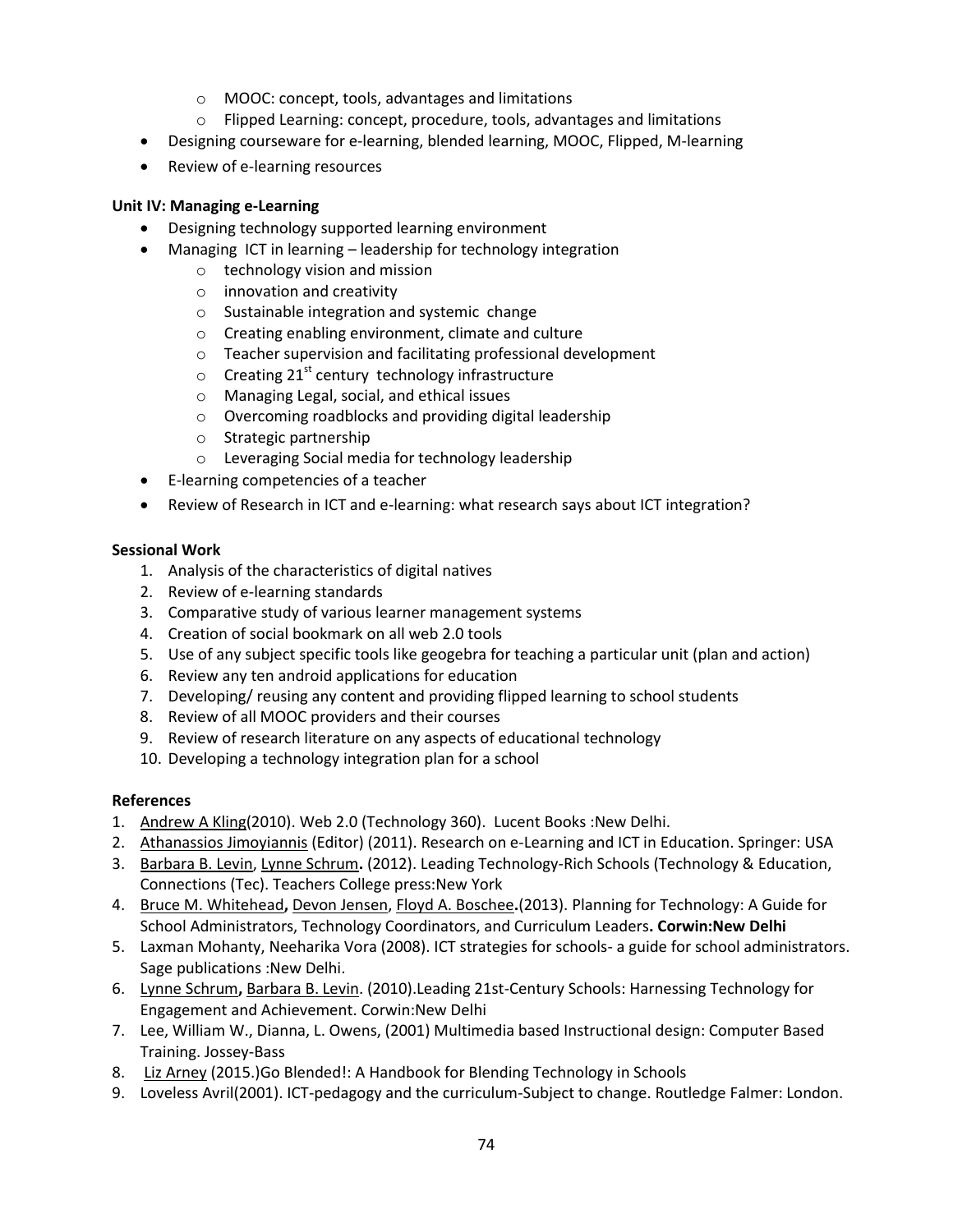- MOOC: concept, tools, advantages and limitations
  - Flipped Learning: concept, procedure, tools, advantages and limitations
- Designing courseware for e-learning, blended learning, MOOC, Flipped, M-learning
- Review of e-learning resources

**Unit IV: Managing e-Learning**

- Designing technology supported learning environment
- Managing ICT in learning – leadership for technology integration
  - technology vision and mission
  - innovation and creativity
  - Sustainable integration and systemic change
  - Creating enabling environment, climate and culture
  - Teacher supervision and facilitating professional development
  - Creating 21st century technology infrastructure
  - Managing Legal, social, and ethical issues
  - Overcoming roadblocks and providing digital leadership
  - Strategic partnership
  - Leveraging Social media for technology leadership
- E-learning competencies of a teacher
- Review of Research in ICT and e-learning: what research says about ICT integration?

**Sessional Work**

1. Analysis of the characteristics of digital natives
2. Review of e-learning standards
3. Comparative study of various learner management systems
4. Creation of social bookmark on all web 2.0 tools
5. Use of any subject specific tools like geogebra for teaching a particular unit (plan and action)
6. Review any ten android applications for education
7. Developing/ reusing any content and providing flipped learning to school students
8. Review of all MOOC providers and their courses
9. Review of research literature on any aspects of educational technology
10. Developing a technology integration plan for a school

**References**

1. Andrew A Kling(2010). Web 2.0 (Technology 360). Lucent Books :New Delhi.
2. Athanassios Jimoyiannis (Editor) (2011). Research on e-Learning and ICT in Education. Springer: USA
3. Barbara B. Levin, Lynne Schrum**.** (2012). Leading Technology-Rich Schools (Technology & Education, Connections (Tec). Teachers College press:New York
4. Bruce M. Whitehead**,** Devon Jensen, Floyd A. Boschee**.**(2013). Planning for Technology: A Guide for School Administrators, Technology Coordinators, and Curriculum Leaders**. Corwin:New Delhi**
5. Laxman Mohanty, Neeharika Vora (2008). ICT strategies for schools- a guide for school administrators. Sage publications :New Delhi.
6. Lynne Schrum**,** Barbara B. Levin. (2010).Leading 21st-Century Schools: Harnessing Technology for Engagement and Achievement. Corwin:New Delhi
7. Lee, William W., Dianna, L. Owens, (2001) Multimedia based Instructional design: Computer Based Training. Jossey-Bass
8. Liz Arney (2015.)Go Blended!: A Handbook for Blending Technology in Schools
9. Loveless Avril(2001). ICT-pedagogy and the curriculum-Subject to change. Routledge Falmer: London.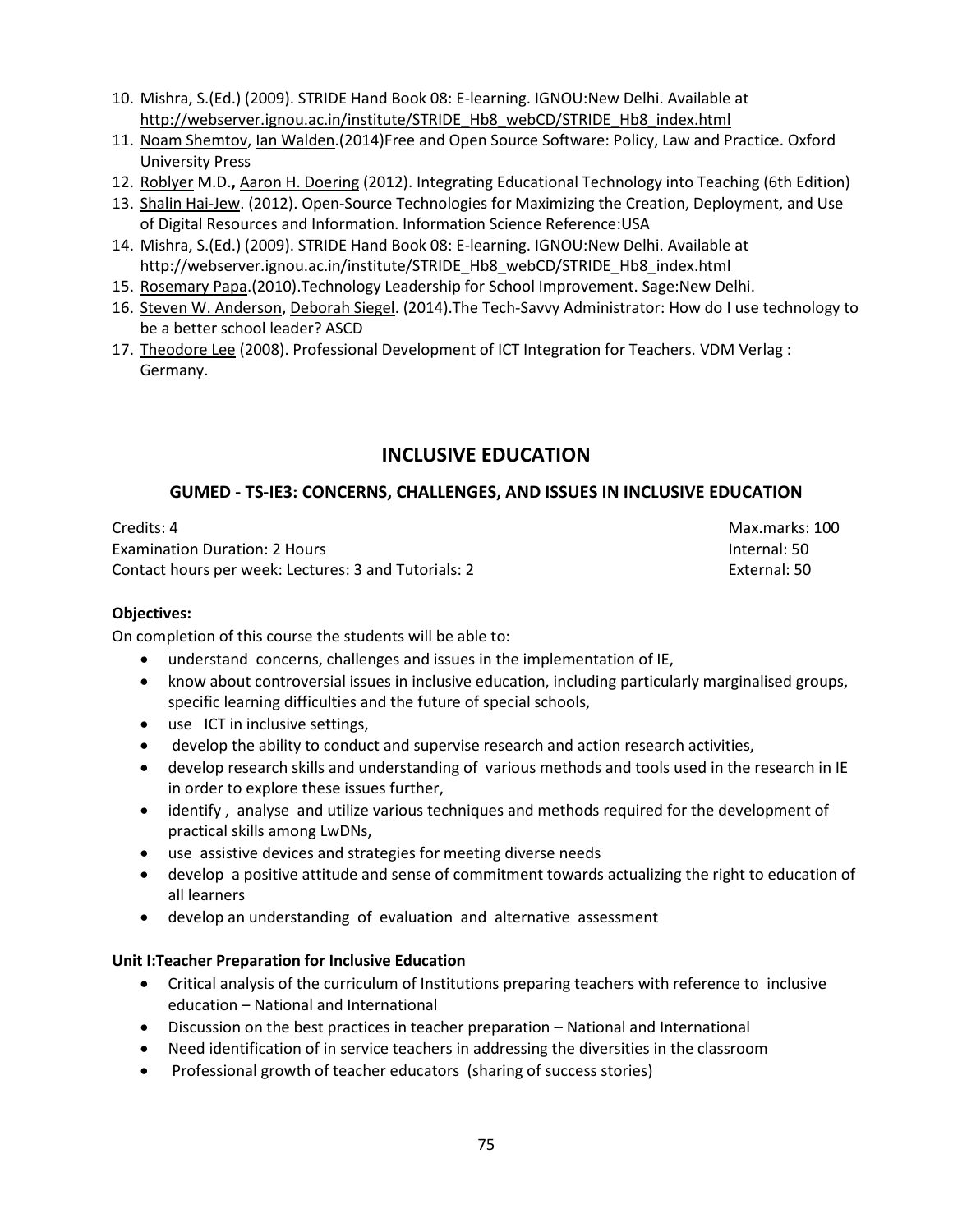10. Mishra, S.(Ed.) (2009). STRIDE Hand Book 08: E-learning. IGNOU:New Delhi. Available at http://webserver.ignou.ac.in/institute/STRIDE_Hb8_webCD/STRIDE_Hb8_index.html
11. Noam Shemtov, Ian Walden.(2014)Free and Open Source Software: Policy, Law and Practice. Oxford University Press
12. Roblyer M.D., Aaron H. Doering (2012). Integrating Educational Technology into Teaching (6th Edition)
13. Shalin Hai-Jew. (2012). Open-Source Technologies for Maximizing the Creation, Deployment, and Use of Digital Resources and Information. Information Science Reference:USA
14. Mishra, S.(Ed.) (2009). STRIDE Hand Book 08: E-learning. IGNOU:New Delhi. Available at http://webserver.ignou.ac.in/institute/STRIDE_Hb8_webCD/STRIDE_Hb8_index.html
15. Rosemary Papa.(2010).Technology Leadership for School Improvement. Sage:New Delhi.
16. Steven W. Anderson, Deborah Siegel. (2014).The Tech-Savvy Administrator: How do I use technology to be a better school leader? ASCD
17. Theodore Lee (2008). Professional Development of ICT Integration for Teachers. VDM Verlag : Germany.

# INCLUSIVE EDUCATION

## GUMED - TS-IE3: CONCERNS, CHALLENGES, AND ISSUES IN INCLUSIVE EDUCATION

Credits: 4 — Max.marks: 100
Examination Duration: 2 Hours — Internal: 50
Contact hours per week: Lectures: 3 and Tutorials: 2 — External: 50

**Objectives:**

On completion of this course the students will be able to:

- understand concerns, challenges and issues in the implementation of IE,
- know about controversial issues in inclusive education, including particularly marginalised groups, specific learning difficulties and the future of special schools,
- use ICT in inclusive settings,
- develop the ability to conduct and supervise research and action research activities,
- develop research skills and understanding of various methods and tools used in the research in IE in order to explore these issues further,
- identify , analyse and utilize various techniques and methods required for the development of practical skills among LwDNs,
- use assistive devices and strategies for meeting diverse needs
- develop a positive attitude and sense of commitment towards actualizing the right to education of all learners
- develop an understanding of evaluation and alternative assessment

**Unit I:Teacher Preparation for Inclusive Education**

- Critical analysis of the curriculum of Institutions preparing teachers with reference to inclusive education – National and International
- Discussion on the best practices in teacher preparation – National and International
- Need identification of in service teachers in addressing the diversities in the classroom
- Professional growth of teacher educators (sharing of success stories)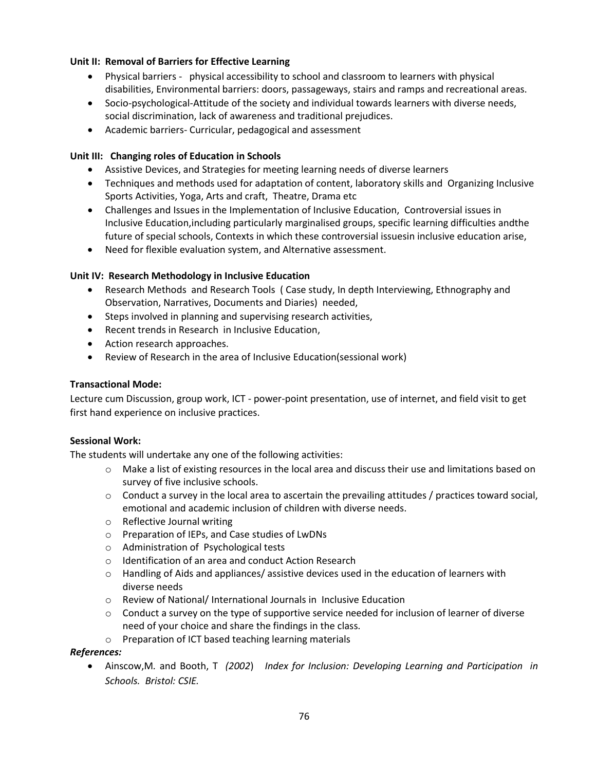**Unit II: Removal of Barriers for Effective Learning**

- Physical barriers - physical accessibility to school and classroom to learners with physical disabilities, Environmental barriers: doors, passageways, stairs and ramps and recreational areas.
- Socio-psychological-Attitude of the society and individual towards learners with diverse needs, social discrimination, lack of awareness and traditional prejudices.
- Academic barriers- Curricular, pedagogical and assessment

**Unit III: Changing roles of Education in Schools**

- Assistive Devices, and Strategies for meeting learning needs of diverse learners
- Techniques and methods used for adaptation of content, laboratory skills and Organizing Inclusive Sports Activities, Yoga, Arts and craft, Theatre, Drama etc
- Challenges and Issues in the Implementation of Inclusive Education, Controversial issues in Inclusive Education,including particularly marginalised groups, specific learning difficulties andthe future of special schools, Contexts in which these controversial issuesin inclusive education arise,
- Need for flexible evaluation system, and Alternative assessment.

**Unit IV: Research Methodology in Inclusive Education**

- Research Methods and Research Tools ( Case study, In depth Interviewing, Ethnography and Observation, Narratives, Documents and Diaries) needed,
- Steps involved in planning and supervising research activities,
- Recent trends in Research in Inclusive Education,
- Action research approaches.
- Review of Research in the area of Inclusive Education(sessional work)

**Transactional Mode:**

Lecture cum Discussion, group work, ICT - power-point presentation, use of internet, and field visit to get first hand experience on inclusive practices.

**Sessional Work:**

The students will undertake any one of the following activities:

- Make a list of existing resources in the local area and discuss their use and limitations based on survey of five inclusive schools.
- Conduct a survey in the local area to ascertain the prevailing attitudes / practices toward social, emotional and academic inclusion of children with diverse needs.
- Reflective Journal writing
- Preparation of IEPs, and Case studies of LwDNs
- Administration of Psychological tests
- Identification of an area and conduct Action Research
- Handling of Aids and appliances/ assistive devices used in the education of learners with diverse needs
- Review of National/ International Journals in Inclusive Education
- Conduct a survey on the type of supportive service needed for inclusion of learner of diverse need of your choice and share the findings in the class.
- Preparation of ICT based teaching learning materials

***References:***

- Ainscow,M. and Booth, T *(2002)* *Index for Inclusion: Developing Learning and Participation in Schools. Bristol: CSIE.*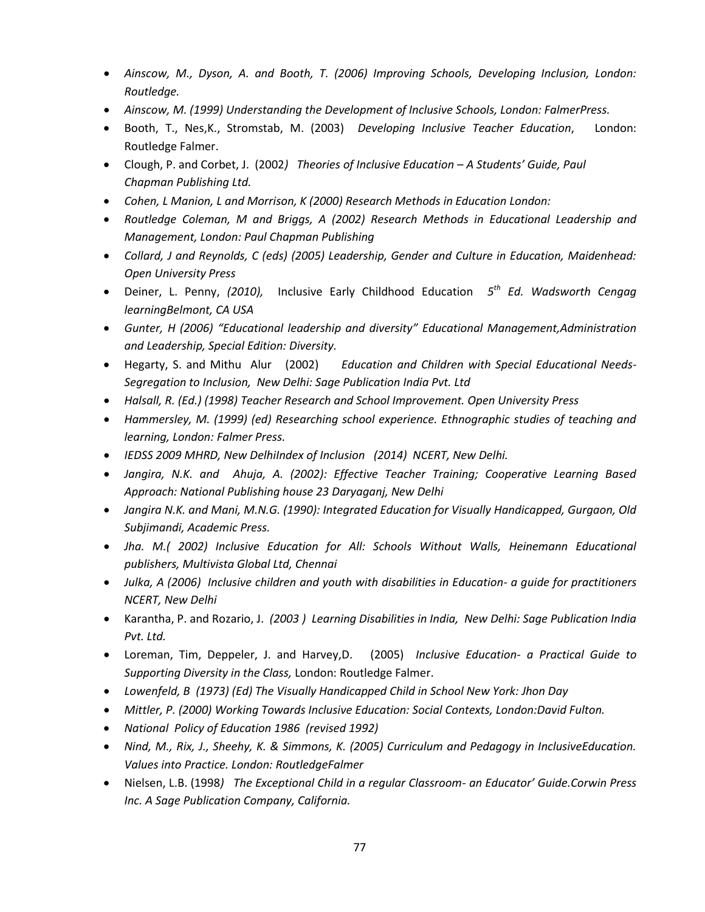- *Ainscow, M., Dyson, A. and Booth, T. (2006) Improving Schools, Developing Inclusion, London: Routledge.*
- *Ainscow, M. (1999) Understanding the Development of Inclusive Schools, London: FalmerPress.*
- Booth, T., Nes,K., Stromstab, M. (2003) *Developing Inclusive Teacher Education*, London: Routledge Falmer.
- Clough, P. and Corbet, J. (2002*) Theories of Inclusive Education – A Students' Guide, Paul Chapman Publishing Ltd.*
- *Cohen, L Manion, L and Morrison, K (2000) Research Methods in Education London:*
- *Routledge Coleman, M and Briggs, A (2002) Research Methods in Educational Leadership and Management, London: Paul Chapman Publishing*
- *Collard, J and Reynolds, C (eds) (2005) Leadership, Gender and Culture in Education, Maidenhead: Open University Press*
- Deiner, L. Penny, *(2010),* Inclusive Early Childhood Education *5th Ed. Wadsworth Cengag learningBelmont, CA USA*
- *Gunter, H (2006) "Educational leadership and diversity" Educational Management,Administration and Leadership, Special Edition: Diversity.*
- Hegarty, S. and Mithu Alur (2002) *Education and Children with Special Educational Needs- Segregation to Inclusion, New Delhi: Sage Publication India Pvt. Ltd*
- *Halsall, R. (Ed.) (1998) Teacher Research and School Improvement. Open University Press*
- *Hammersley, M. (1999) (ed) Researching school experience. Ethnographic studies of teaching and learning, London: Falmer Press.*
- *IEDSS 2009 MHRD, New DelhiIndex of Inclusion (2014) NCERT, New Delhi.*
- *Jangira, N.K. and Ahuja, A. (2002): Effective Teacher Training; Cooperative Learning Based Approach: National Publishing house 23 Daryaganj, New Delhi*
- *Jangira N.K. and Mani, M.N.G. (1990): Integrated Education for Visually Handicapped, Gurgaon, Old Subjimandi, Academic Press.*
- *Jha. M.( 2002) Inclusive Education for All: Schools Without Walls, Heinemann Educational publishers, Multivista Global Ltd, Chennai*
- *Julka, A (2006) Inclusive children and youth with disabilities in Education- a guide for practitioners NCERT, New Delhi*
- Karantha, P. and Rozario, J. *(2003 ) Learning Disabilities in India, New Delhi: Sage Publication India Pvt. Ltd.*
- Loreman, Tim, Deppeler, J. and Harvey,D. (2005) *Inclusive Education- a Practical Guide to Supporting Diversity in the Class,* London: Routledge Falmer.
- *Lowenfeld, B (1973) (Ed) The Visually Handicapped Child in School New York: Jhon Day*
- *Mittler, P. (2000) Working Towards Inclusive Education: Social Contexts, London:David Fulton.*
- *National Policy of Education 1986 (revised 1992)*
- *Nind, M., Rix, J., Sheehy, K. & Simmons, K. (2005) Curriculum and Pedagogy in InclusiveEducation. Values into Practice. London: RoutledgeFalmer*
- Nielsen, L.B. (1998*) The Exceptional Child in a regular Classroom- an Educator' Guide.Corwin Press Inc. A Sage Publication Company, California.*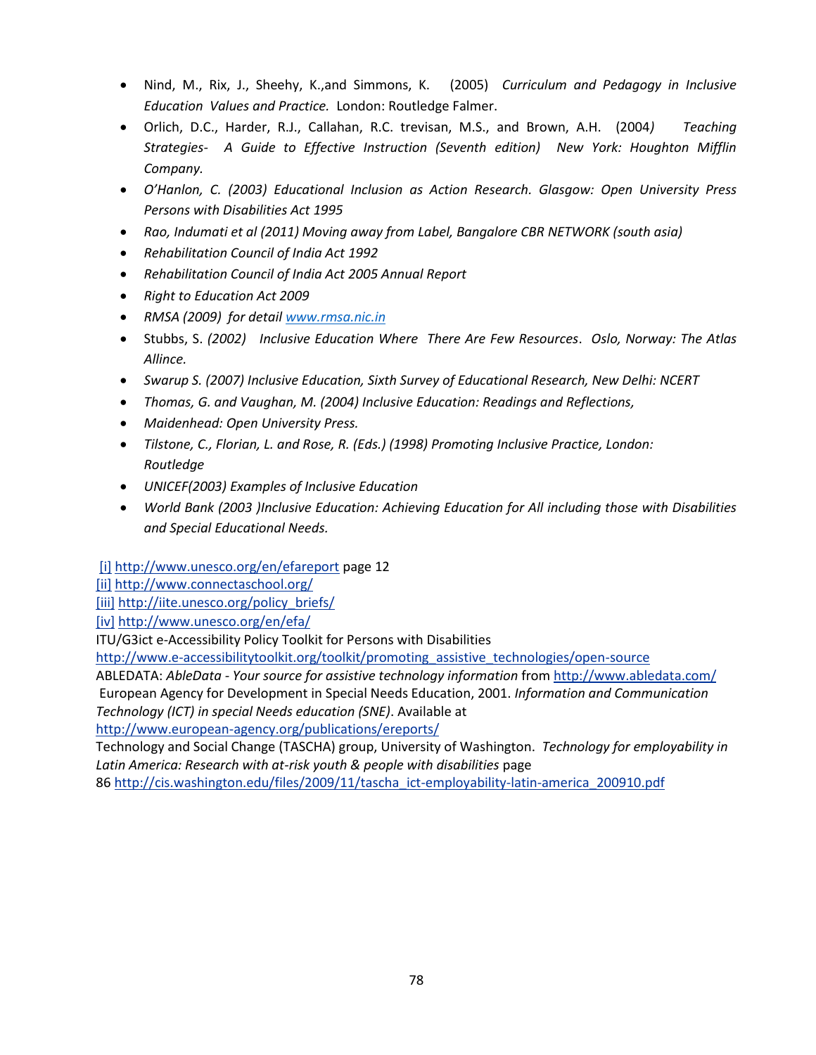- Nind, M., Rix, J., Sheehy, K.,and Simmons, K. (2005) *Curriculum and Pedagogy in Inclusive Education Values and Practice.* London: Routledge Falmer.
- Orlich, D.C., Harder, R.J., Callahan, R.C. trevisan, M.S., and Brown, A.H. (2004*) Teaching Strategies- A Guide to Effective Instruction (Seventh edition) New York: Houghton Mifflin Company.*
- *O'Hanlon, C. (2003) Educational Inclusion as Action Research. Glasgow: Open University Press Persons with Disabilities Act 1995*
- *Rao, Indumati et al (2011) Moving away from Label, Bangalore CBR NETWORK (south asia)*
- *Rehabilitation Council of India Act 1992*
- *Rehabilitation Council of India Act 2005 Annual Report*
- *Right to Education Act 2009*
- *RMSA (2009) for detail [www.rmsa.nic.in](http://www.rmsa.nic.in)*
- Stubbs, S. *(2002) Inclusive Education Where There Are Few Resources. Oslo, Norway: The Atlas Allince.*
- *Swarup S. (2007) Inclusive Education, Sixth Survey of Educational Research, New Delhi: NCERT*
- *Thomas, G. and Vaughan, M. (2004) Inclusive Education: Readings and Reflections,*
- *Maidenhead: Open University Press.*
- *Tilstone, C., Florian, L. and Rose, R. (Eds.) (1998) Promoting Inclusive Practice, London: Routledge*
- *UNICEF(2003) Examples of Inclusive Education*
- *World Bank (2003 )Inclusive Education: Achieving Education for All including those with Disabilities and Special Educational Needs.*

[i] http://www.unesco.org/en/efareport page 12
[ii] http://www.connectaschool.org/
[iii] http://iite.unesco.org/policy_briefs/
[iv] http://www.unesco.org/en/efa/
ITU/G3ict e-Accessibility Policy Toolkit for Persons with Disabilities
http://www.e-accessibilitytoolkit.org/toolkit/promoting_assistive_technologies/open-source
ABLEDATA: *AbleData - Your source for assistive technology information* from http://www.abledata.com/
European Agency for Development in Special Needs Education, 2001. *Information and Communication Technology (ICT) in special Needs education (SNE)*. Available at
http://www.european-agency.org/publications/ereports/
Technology and Social Change (TASCHA) group, University of Washington. *Technology for employability in Latin America: Research with at-risk youth & people with disabilities* page
86 http://cis.washington.edu/files/2009/11/tascha_ict-employability-latin-america_200910.pdf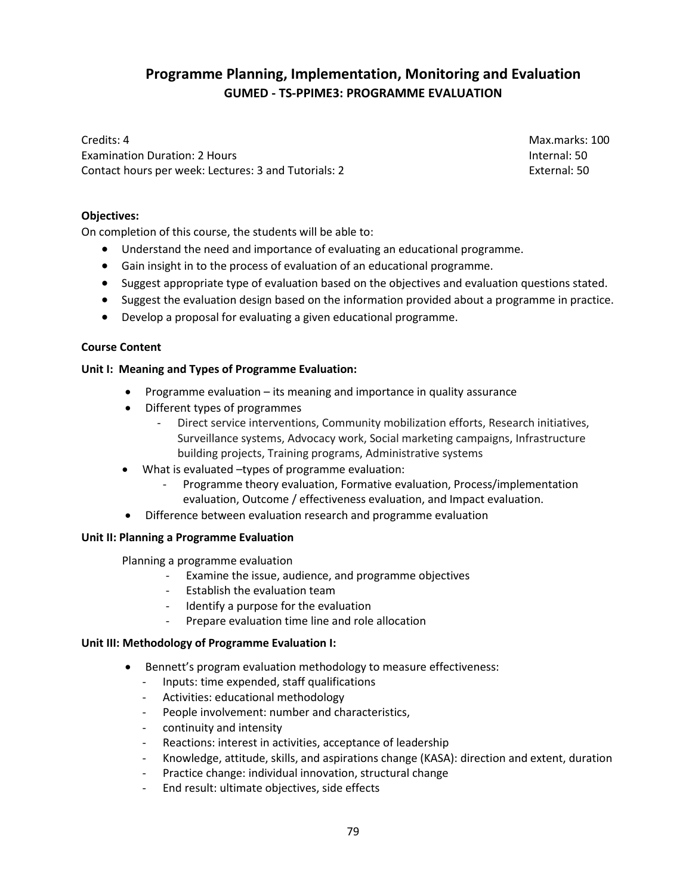# Programme Planning, Implementation, Monitoring and Evaluation

## GUMED - TS-PPIME3: PROGRAMME EVALUATION

Credits: 4
Examination Duration: 2 Hours
Contact hours per week: Lectures: 3 and Tutorials: 2

Max.marks: 100
Internal: 50
External: 50

**Objectives:**

On completion of this course, the students will be able to:

- Understand the need and importance of evaluating an educational programme.
- Gain insight in to the process of evaluation of an educational programme.
- Suggest appropriate type of evaluation based on the objectives and evaluation questions stated.
- Suggest the evaluation design based on the information provided about a programme in practice.
- Develop a proposal for evaluating a given educational programme.

**Course Content**

**Unit I: Meaning and Types of Programme Evaluation:**

- Programme evaluation – its meaning and importance in quality assurance
- Different types of programmes
  - Direct service interventions, Community mobilization efforts, Research initiatives, Surveillance systems, Advocacy work, Social marketing campaigns, Infrastructure building projects, Training programs, Administrative systems
- What is evaluated –types of programme evaluation:
  - Programme theory evaluation, Formative evaluation, Process/implementation evaluation, Outcome / effectiveness evaluation, and Impact evaluation.
- Difference between evaluation research and programme evaluation

**Unit II: Planning a Programme Evaluation**

Planning a programme evaluation

- Examine the issue, audience, and programme objectives
- Establish the evaluation team
- Identify a purpose for the evaluation
- Prepare evaluation time line and role allocation

**Unit III: Methodology of Programme Evaluation I:**

- Bennett's program evaluation methodology to measure effectiveness:
  - Inputs: time expended, staff qualifications
  - Activities: educational methodology
  - People involvement: number and characteristics,
  - continuity and intensity
  - Reactions: interest in activities, acceptance of leadership
  - Knowledge, attitude, skills, and aspirations change (KASA): direction and extent, duration
  - Practice change: individual innovation, structural change
  - End result: ultimate objectives, side effects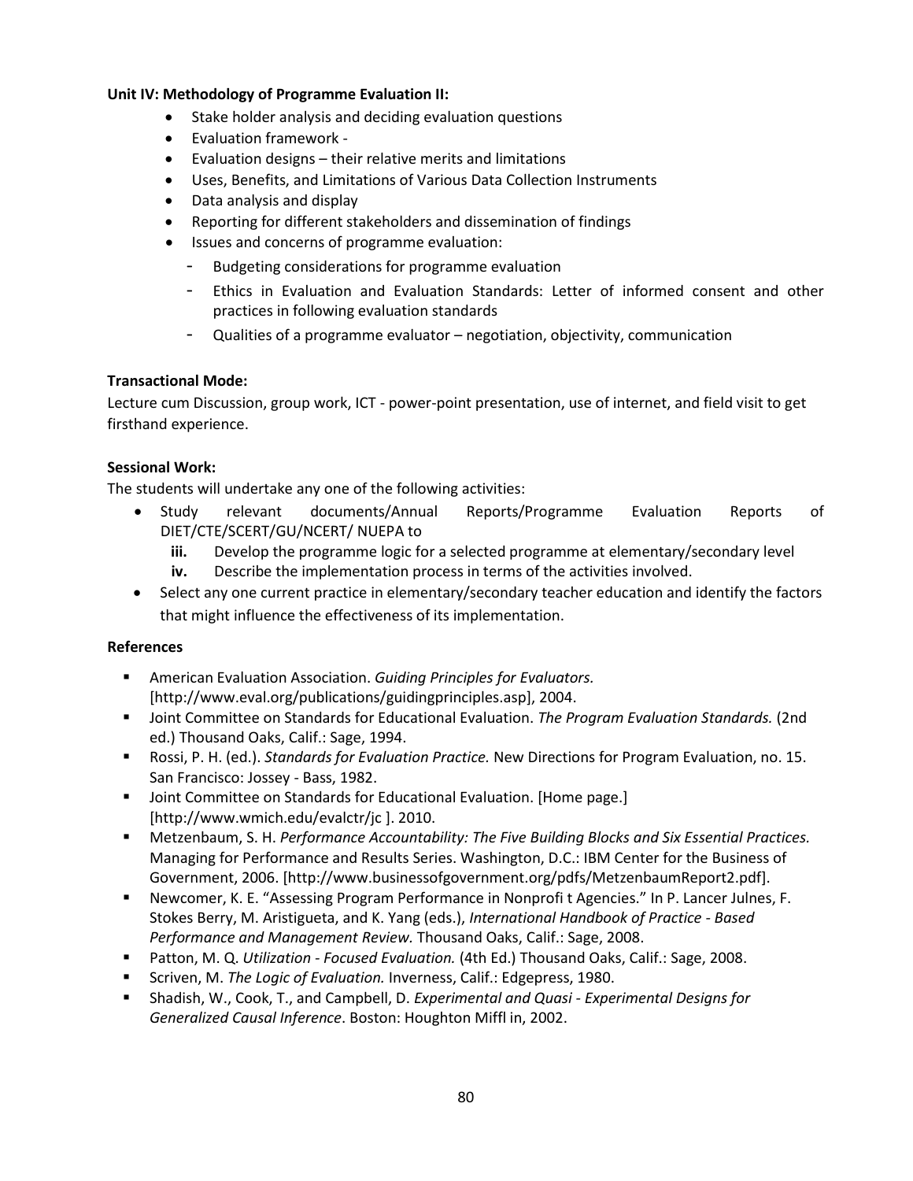**Unit IV: Methodology of Programme Evaluation II:**

- Stake holder analysis and deciding evaluation questions
- Evaluation framework -
- Evaluation designs – their relative merits and limitations
- Uses, Benefits, and Limitations of Various Data Collection Instruments
- Data analysis and display
- Reporting for different stakeholders and dissemination of findings
- Issues and concerns of programme evaluation:
  - Budgeting considerations for programme evaluation
  - Ethics in Evaluation and Evaluation Standards: Letter of informed consent and other practices in following evaluation standards
  - Qualities of a programme evaluator – negotiation, objectivity, communication

**Transactional Mode:**

Lecture cum Discussion, group work, ICT - power-point presentation, use of internet, and field visit to get firsthand experience.

**Sessional Work:**

The students will undertake any one of the following activities:

- Study relevant documents/Annual Reports/Programme Evaluation Reports of DIET/CTE/SCERT/GU/NCERT/ NUEPA to
  - **iii.** Develop the programme logic for a selected programme at elementary/secondary level
  - **iv.** Describe the implementation process in terms of the activities involved.
- Select any one current practice in elementary/secondary teacher education and identify the factors that might influence the effectiveness of its implementation.

**References**

- American Evaluation Association. *Guiding Principles for Evaluators.* [http://www.eval.org/publications/guidingprinciples.asp], 2004.
- Joint Committee on Standards for Educational Evaluation. *The Program Evaluation Standards.* (2nd ed.) Thousand Oaks, Calif.: Sage, 1994.
- Rossi, P. H. (ed.). *Standards for Evaluation Practice.* New Directions for Program Evaluation, no. 15. San Francisco: Jossey - Bass, 1982.
- Joint Committee on Standards for Educational Evaluation. [Home page.] [http://www.wmich.edu/evalctr/jc ]. 2010.
- Metzenbaum, S. H. *Performance Accountability: The Five Building Blocks and Six Essential Practices.* Managing for Performance and Results Series. Washington, D.C.: IBM Center for the Business of Government, 2006. [http://www.businessofgovernment.org/pdfs/MetzenbaumReport2.pdf].
- Newcomer, K. E. "Assessing Program Performance in Nonprofi t Agencies." In P. Lancer Julnes, F. Stokes Berry, M. Aristigueta, and K. Yang (eds.), *International Handbook of Practice - Based Performance and Management Review.* Thousand Oaks, Calif.: Sage, 2008.
- Patton, M. Q. *Utilization - Focused Evaluation.* (4th Ed.) Thousand Oaks, Calif.: Sage, 2008.
- Scriven, M. *The Logic of Evaluation.* Inverness, Calif.: Edgepress, 1980.
- Shadish, W., Cook, T., and Campbell, D. *Experimental and Quasi - Experimental Designs for Generalized Causal Inference*. Boston: Houghton Miffl in, 2002.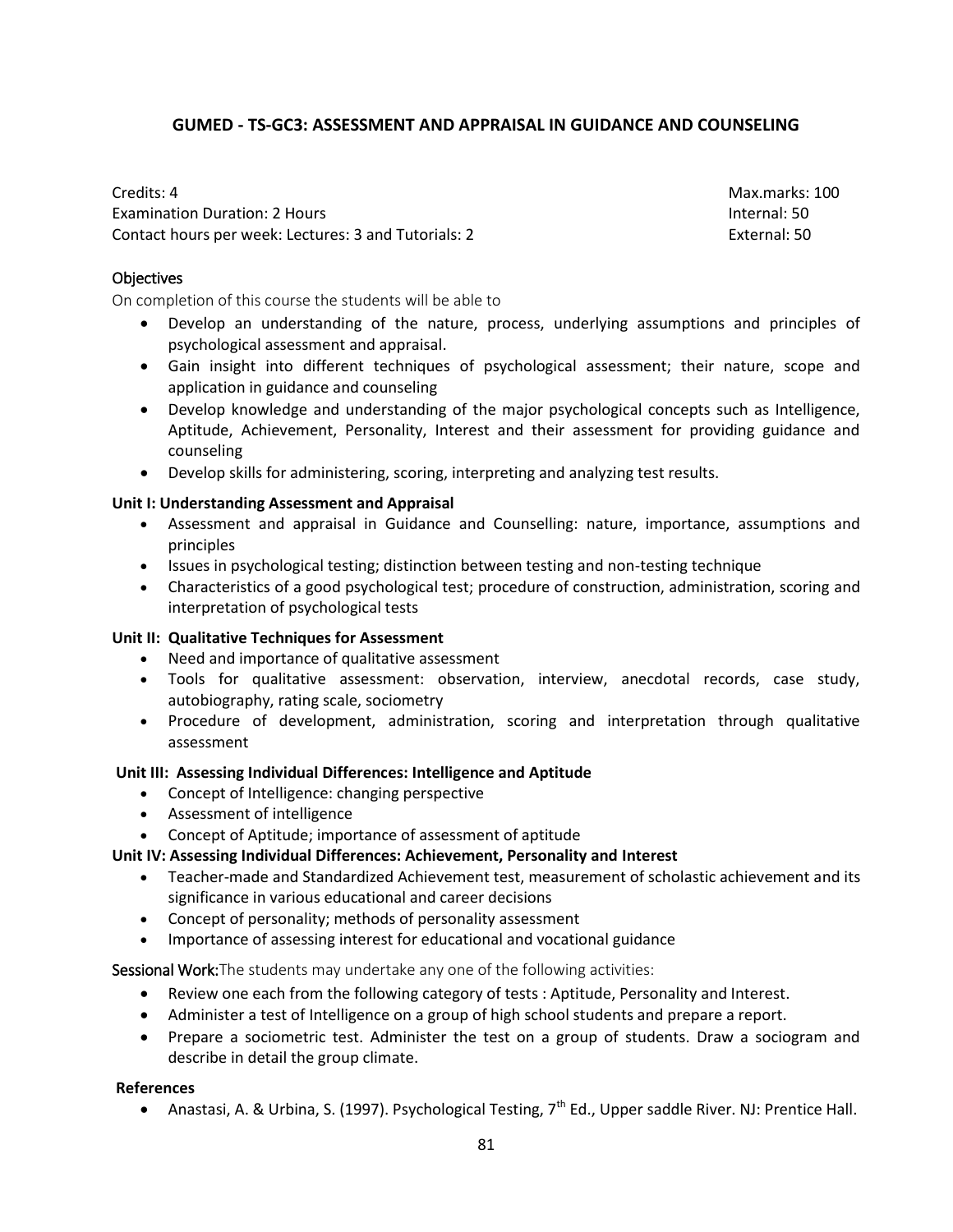## GUMED - TS-GC3: ASSESSMENT AND APPRAISAL IN GUIDANCE AND COUNSELING

Credits: 4 | Max.marks: 100
Examination Duration: 2 Hours | Internal: 50
Contact hours per week: Lectures: 3 and Tutorials: 2 | External: 50

### Objectives

On completion of this course the students will be able to

- Develop an understanding of the nature, process, underlying assumptions and principles of psychological assessment and appraisal.
- Gain insight into different techniques of psychological assessment; their nature, scope and application in guidance and counseling
- Develop knowledge and understanding of the major psychological concepts such as Intelligence, Aptitude, Achievement, Personality, Interest and their assessment for providing guidance and counseling
- Develop skills for administering, scoring, interpreting and analyzing test results.

**Unit I: Understanding Assessment and Appraisal**

- Assessment and appraisal in Guidance and Counselling: nature, importance, assumptions and principles
- Issues in psychological testing; distinction between testing and non-testing technique
- Characteristics of a good psychological test; procedure of construction, administration, scoring and interpretation of psychological tests

**Unit II: Qualitative Techniques for Assessment**

- Need and importance of qualitative assessment
- Tools for qualitative assessment: observation, interview, anecdotal records, case study, autobiography, rating scale, sociometry
- Procedure of development, administration, scoring and interpretation through qualitative assessment

**Unit III: Assessing Individual Differences: Intelligence and Aptitude**

- Concept of Intelligence: changing perspective
- Assessment of intelligence
- Concept of Aptitude; importance of assessment of aptitude

**Unit IV: Assessing Individual Differences: Achievement, Personality and Interest**

- Teacher-made and Standardized Achievement test, measurement of scholastic achievement and its significance in various educational and career decisions
- Concept of personality; methods of personality assessment
- Importance of assessing interest for educational and vocational guidance

**Sessional Work:** The students may undertake any one of the following activities:

- Review one each from the following category of tests : Aptitude, Personality and Interest.
- Administer a test of Intelligence on a group of high school students and prepare a report.
- Prepare a sociometric test. Administer the test on a group of students. Draw a sociogram and describe in detail the group climate.

**References**

- Anastasi, A. & Urbina, S. (1997). Psychological Testing, 7th Ed., Upper saddle River. NJ: Prentice Hall.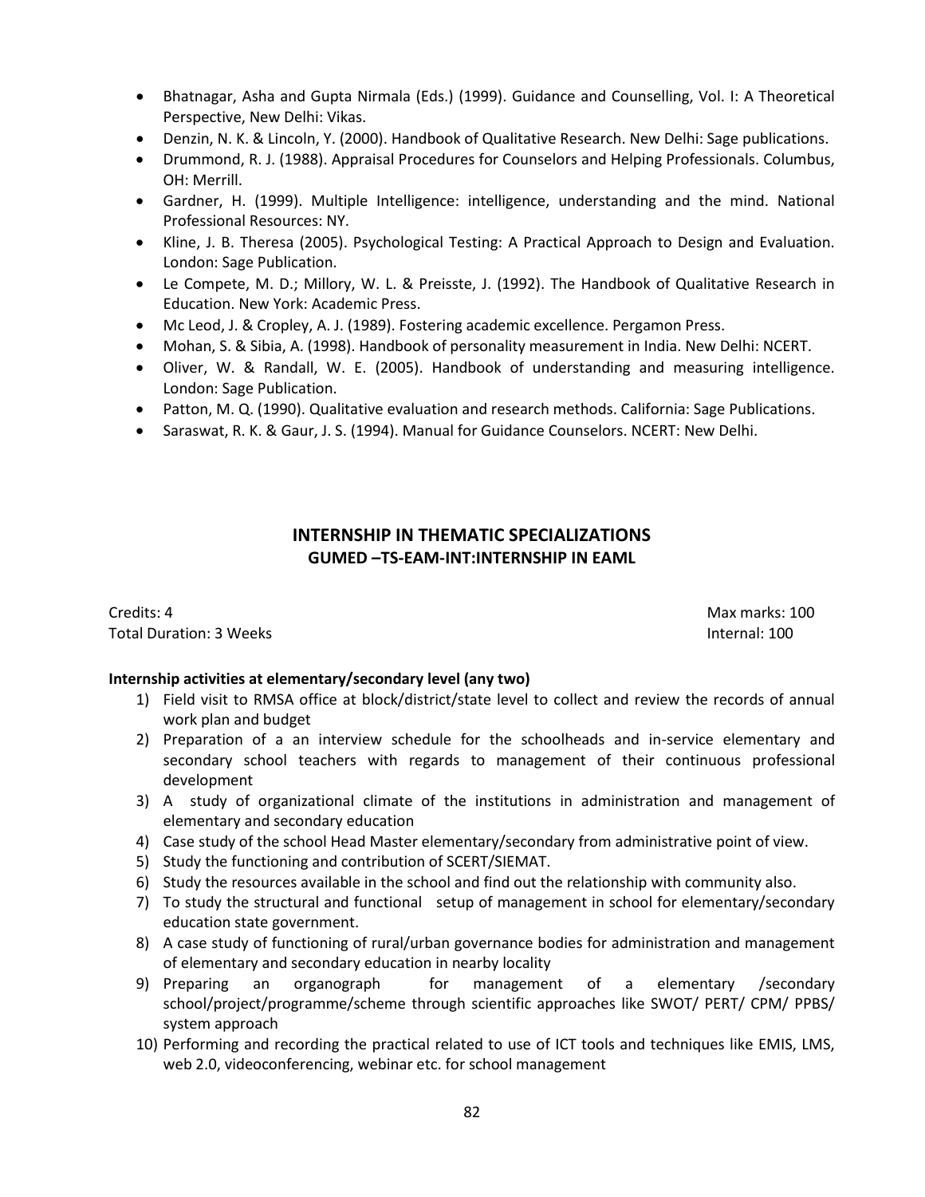- Bhatnagar, Asha and Gupta Nirmala (Eds.) (1999). Guidance and Counselling, Vol. I: A Theoretical Perspective, New Delhi: Vikas.
- Denzin, N. K. & Lincoln, Y. (2000). Handbook of Qualitative Research. New Delhi: Sage publications.
- Drummond, R. J. (1988). Appraisal Procedures for Counselors and Helping Professionals. Columbus, OH: Merrill.
- Gardner, H. (1999). Multiple Intelligence: intelligence, understanding and the mind. National Professional Resources: NY.
- Kline, J. B. Theresa (2005). Psychological Testing: A Practical Approach to Design and Evaluation. London: Sage Publication.
- Le Compete, M. D.; Millory, W. L. & Preisste, J. (1992). The Handbook of Qualitative Research in Education. New York: Academic Press.
- Mc Leod, J. & Cropley, A. J. (1989). Fostering academic excellence. Pergamon Press.
- Mohan, S. & Sibia, A. (1998). Handbook of personality measurement in India. New Delhi: NCERT.
- Oliver, W. & Randall, W. E. (2005). Handbook of understanding and measuring intelligence. London: Sage Publication.
- Patton, M. Q. (1990). Qualitative evaluation and research methods. California: Sage Publications.
- Saraswat, R. K. & Gaur, J. S. (1994). Manual for Guidance Counselors. NCERT: New Delhi.

## INTERNSHIP IN THEMATIC SPECIALIZATIONS

### GUMED –TS-EAM-INT:INTERNSHIP IN EAML

Credits: 4 Max marks: 100
Total Duration: 3 Weeks Internal: 100

**Internship activities at elementary/secondary level (any two)**

1) Field visit to RMSA office at block/district/state level to collect and review the records of annual work plan and budget
2) Preparation of a an interview schedule for the schoolheads and in-service elementary and secondary school teachers with regards to management of their continuous professional development
3) A study of organizational climate of the institutions in administration and management of elementary and secondary education
4) Case study of the school Head Master elementary/secondary from administrative point of view.
5) Study the functioning and contribution of SCERT/SIEMAT.
6) Study the resources available in the school and find out the relationship with community also.
7) To study the structural and functional setup of management in school for elementary/secondary education state government.
8) A case study of functioning of rural/urban governance bodies for administration and management of elementary and secondary education in nearby locality
9) Preparing an organograph for management of a elementary /secondary school/project/programme/scheme through scientific approaches like SWOT/ PERT/ CPM/ PPBS/ system approach
10) Performing and recording the practical related to use of ICT tools and techniques like EMIS, LMS, web 2.0, videoconferencing, webinar etc. for school management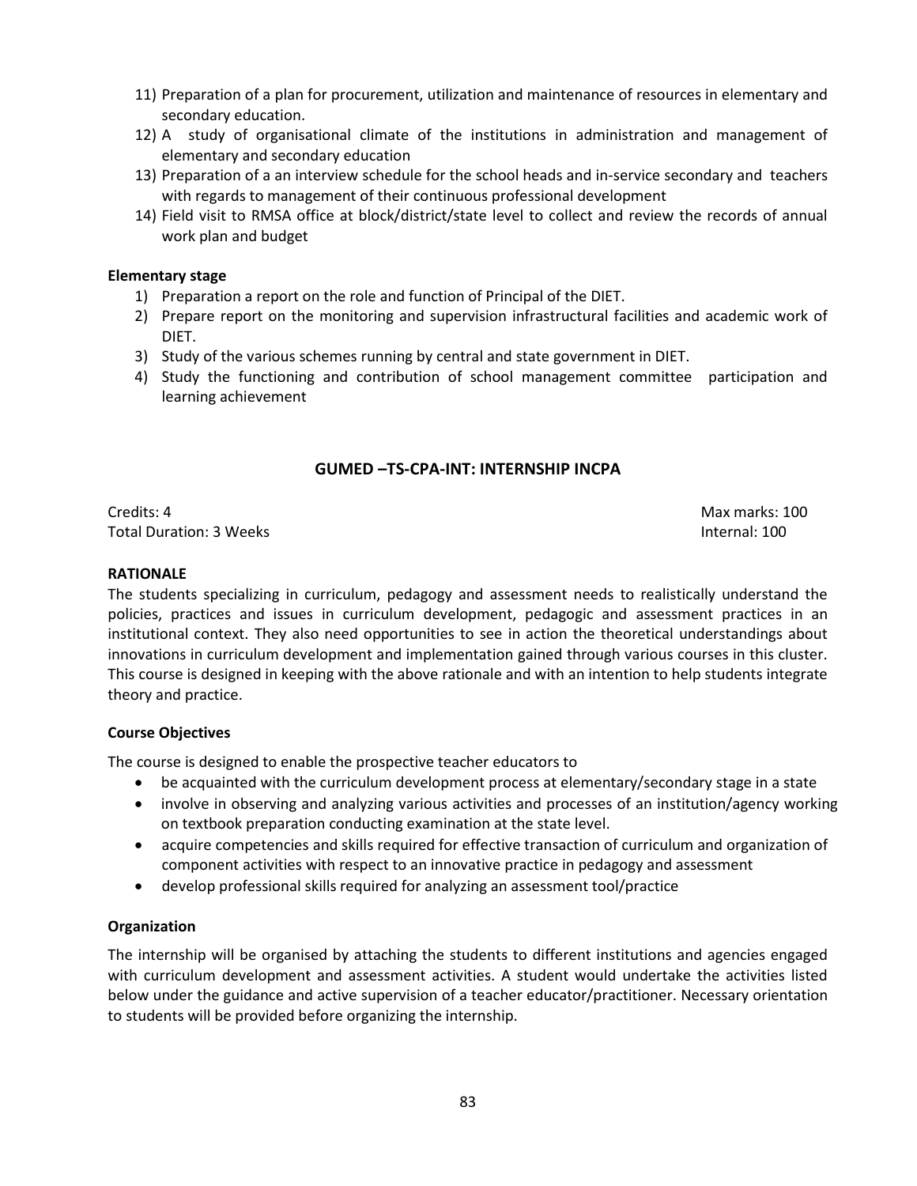11) Preparation of a plan for procurement, utilization and maintenance of resources in elementary and secondary education.
12) A study of organisational climate of the institutions in administration and management of elementary and secondary education
13) Preparation of a an interview schedule for the school heads and in-service secondary and teachers with regards to management of their continuous professional development
14) Field visit to RMSA office at block/district/state level to collect and review the records of annual work plan and budget

**Elementary stage**

1) Preparation a report on the role and function of Principal of the DIET.
2) Prepare report on the monitoring and supervision infrastructural facilities and academic work of DIET.
3) Study of the various schemes running by central and state government in DIET.
4) Study the functioning and contribution of school management committee participation and learning achievement

## GUMED –TS-CPA-INT: INTERNSHIP INCPA

Credits: 4 | Max marks: 100

Total Duration: 3 Weeks | Internal: 100

**RATIONALE**

The students specializing in curriculum, pedagogy and assessment needs to realistically understand the policies, practices and issues in curriculum development, pedagogic and assessment practices in an institutional context. They also need opportunities to see in action the theoretical understandings about innovations in curriculum development and implementation gained through various courses in this cluster. This course is designed in keeping with the above rationale and with an intention to help students integrate theory and practice.

**Course Objectives**

The course is designed to enable the prospective teacher educators to

- be acquainted with the curriculum development process at elementary/secondary stage in a state
- involve in observing and analyzing various activities and processes of an institution/agency working on textbook preparation conducting examination at the state level.
- acquire competencies and skills required for effective transaction of curriculum and organization of component activities with respect to an innovative practice in pedagogy and assessment
- develop professional skills required for analyzing an assessment tool/practice

**Organization**

The internship will be organised by attaching the students to different institutions and agencies engaged with curriculum development and assessment activities. A student would undertake the activities listed below under the guidance and active supervision of a teacher educator/practitioner. Necessary orientation to students will be provided before organizing the internship.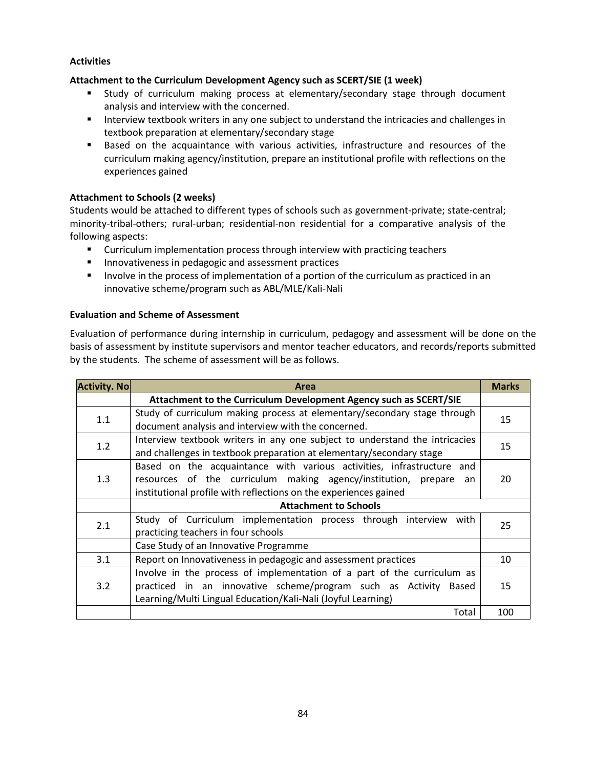**Activities**

**Attachment to the Curriculum Development Agency such as SCERT/SIE (1 week)**

- Study of curriculum making process at elementary/secondary stage through document analysis and interview with the concerned.
- Interview textbook writers in any one subject to understand the intricacies and challenges in textbook preparation at elementary/secondary stage
- Based on the acquaintance with various activities, infrastructure and resources of the curriculum making agency/institution, prepare an institutional profile with reflections on the experiences gained

**Attachment to Schools (2 weeks)**

Students would be attached to different types of schools such as government-private; state-central; minority-tribal-others; rural-urban; residential-non residential for a comparative analysis of the following aspects:

- Curriculum implementation process through interview with practicing teachers
- Innovativeness in pedagogic and assessment practices
- Involve in the process of implementation of a portion of the curriculum as practiced in an innovative scheme/program such as ABL/MLE/Kali-Nali

**Evaluation and Scheme of Assessment**

Evaluation of performance during internship in curriculum, pedagogy and assessment will be done on the basis of assessment by institute supervisors and mentor teacher educators, and records/reports submitted by the students. The scheme of assessment will be as follows.

| Activity. No | Area | Marks |
|---|---|---|
| | **Attachment to the Curriculum Development Agency such as SCERT/SIE** | |
| 1.1 | Study of curriculum making process at elementary/secondary stage through document analysis and interview with the concerned. | 15 |
| 1.2 | Interview textbook writers in any one subject to understand the intricacies and challenges in textbook preparation at elementary/secondary stage | 15 |
| 1.3 | Based on the acquaintance with various activities, infrastructure and resources of the curriculum making agency/institution, prepare an institutional profile with reflections on the experiences gained | 20 |
| | **Attachment to Schools** | |
| 2.1 | Study of Curriculum implementation process through interview with practicing teachers in four schools | 25 |
| | Case Study of an Innovative Programme | |
| 3.1 | Report on Innovativeness in pedagogic and assessment practices | 10 |
| 3.2 | Involve in the process of implementation of a part of the curriculum as practiced in an innovative scheme/program such as Activity Based Learning/Multi Lingual Education/Kali-Nali (Joyful Learning) | 15 |
| | Total | 100 |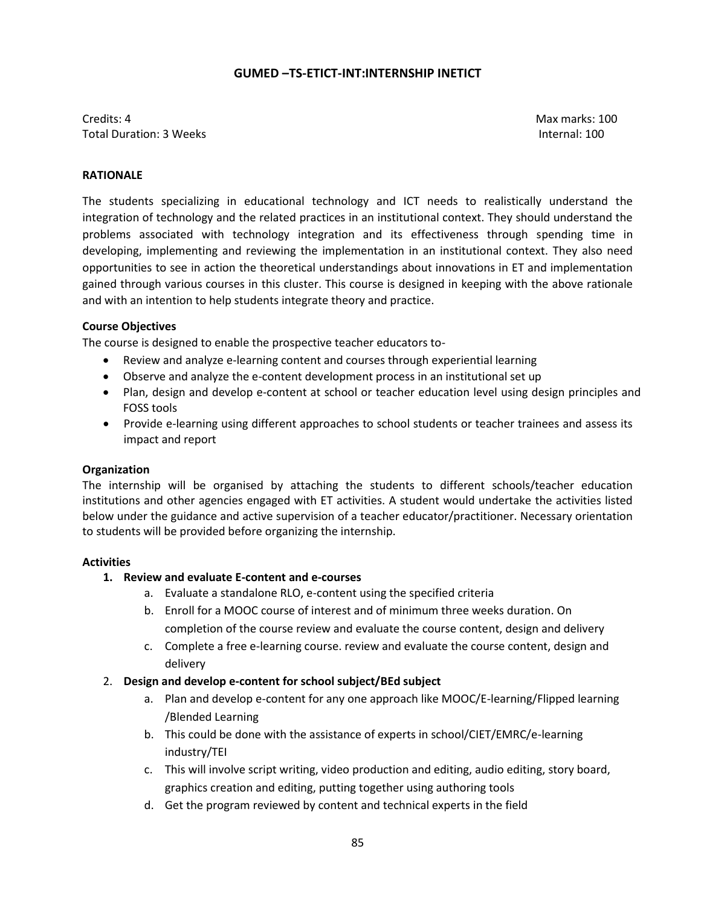## GUMED –TS-ETICT-INT:INTERNSHIP INETICT

Credits: 4 Max marks: 100
Total Duration: 3 Weeks Internal: 100

**RATIONALE**

The students specializing in educational technology and ICT needs to realistically understand the integration of technology and the related practices in an institutional context. They should understand the problems associated with technology integration and its effectiveness through spending time in developing, implementing and reviewing the implementation in an institutional context. They also need opportunities to see in action the theoretical understandings about innovations in ET and implementation gained through various courses in this cluster. This course is designed in keeping with the above rationale and with an intention to help students integrate theory and practice.

**Course Objectives**

The course is designed to enable the prospective teacher educators to-

- Review and analyze e-learning content and courses through experiential learning
- Observe and analyze the e-content development process in an institutional set up
- Plan, design and develop e-content at school or teacher education level using design principles and FOSS tools
- Provide e-learning using different approaches to school students or teacher trainees and assess its impact and report

**Organization**

The internship will be organised by attaching the students to different schools/teacher education institutions and other agencies engaged with ET activities. A student would undertake the activities listed below under the guidance and active supervision of a teacher educator/practitioner. Necessary orientation to students will be provided before organizing the internship.

**Activities**

1. **Review and evaluate E-content and e-courses**
   a. Evaluate a standalone RLO, e-content using the specified criteria
   b. Enroll for a MOOC course of interest and of minimum three weeks duration. On completion of the course review and evaluate the course content, design and delivery
   c. Complete a free e-learning course. review and evaluate the course content, design and delivery
2. **Design and develop e-content for school subject/BEd subject**
   a. Plan and develop e-content for any one approach like MOOC/E-learning/Flipped learning /Blended Learning
   b. This could be done with the assistance of experts in school/CIET/EMRC/e-learning industry/TEI
   c. This will involve script writing, video production and editing, audio editing, story board, graphics creation and editing, putting together using authoring tools
   d. Get the program reviewed by content and technical experts in the field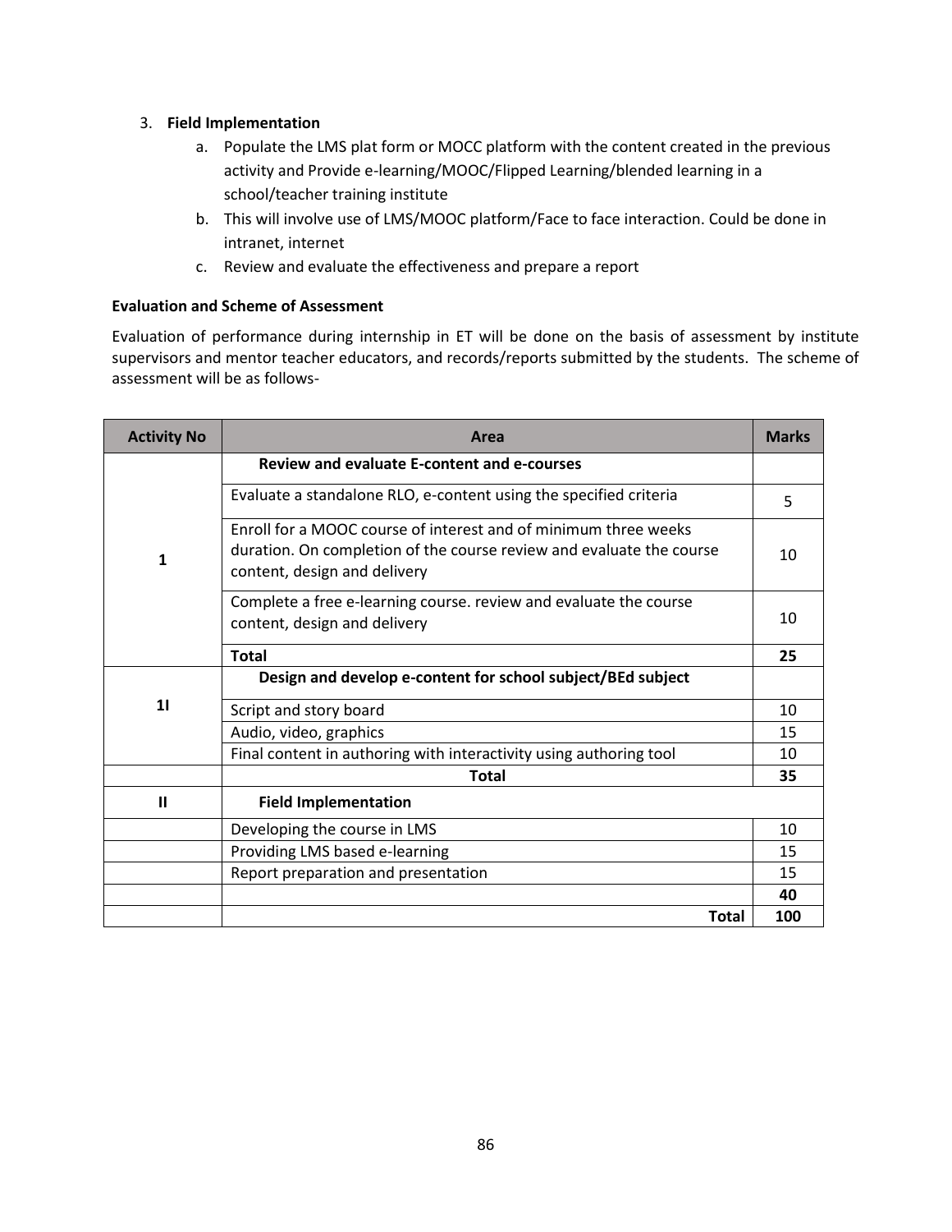3. **Field Implementation**
    a. Populate the LMS plat form or MOCC platform with the content created in the previous activity and Provide e-learning/MOOC/Flipped Learning/blended learning in a school/teacher training institute
    b. This will involve use of LMS/MOOC platform/Face to face interaction. Could be done in intranet, internet
    c. Review and evaluate the effectiveness and prepare a report

**Evaluation and Scheme of Assessment**

Evaluation of performance during internship in ET will be done on the basis of assessment by institute supervisors and mentor teacher educators, and records/reports submitted by the students. The scheme of assessment will be as follows-

| Activity No | Area | Marks |
|---|---|---|
| 1 | **Review and evaluate E-content and e-courses** | |
| | Evaluate a standalone RLO, e-content using the specified criteria | 5 |
| | Enroll for a MOOC course of interest and of minimum three weeks duration. On completion of the course review and evaluate the course content, design and delivery | 10 |
| | Complete a free e-learning course. review and evaluate the course content, design and delivery | 10 |
| | **Total** | **25** |
| 1I | **Design and develop e-content for school subject/BEd subject** | |
| | Script and story board | 10 |
| | Audio, video, graphics | 15 |
| | Final content in authoring with interactivity using authoring tool | 10 |
| | **Total** | **35** |
| II | **Field Implementation** | |
| | Developing the course in LMS | 10 |
| | Providing LMS based e-learning | 15 |
| | Report preparation and presentation | 15 |
| | | **40** |
| | **Total** | **100** |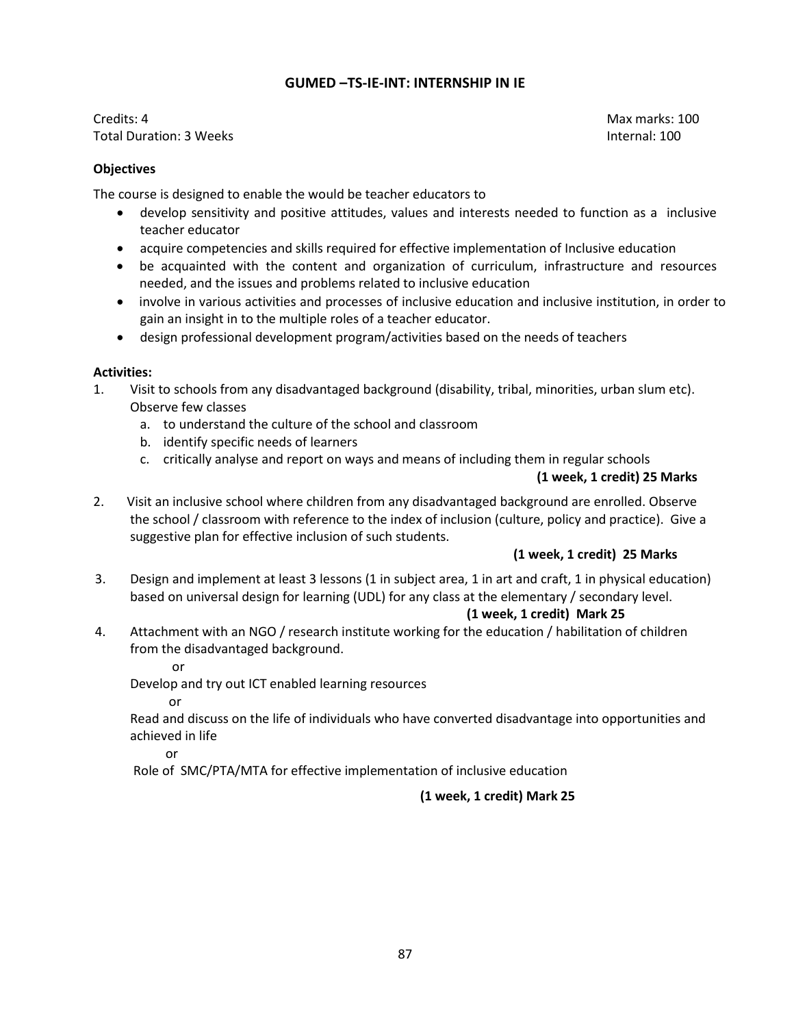## GUMED –TS-IE-INT: INTERNSHIP IN IE

Credits: 4 Max marks: 100

Total Duration: 3 Weeks Internal: 100

**Objectives**

The course is designed to enable the would be teacher educators to

- develop sensitivity and positive attitudes, values and interests needed to function as a inclusive teacher educator
- acquire competencies and skills required for effective implementation of Inclusive education
- be acquainted with the content and organization of curriculum, infrastructure and resources needed, and the issues and problems related to inclusive education
- involve in various activities and processes of inclusive education and inclusive institution, in order to gain an insight in to the multiple roles of a teacher educator.
- design professional development program/activities based on the needs of teachers

**Activities:**

1. Visit to schools from any disadvantaged background (disability, tribal, minorities, urban slum etc). Observe few classes
   a. to understand the culture of the school and classroom
   b. identify specific needs of learners
   c. critically analyse and report on ways and means of including them in regular schools

   **(1 week, 1 credit) 25 Marks**

2. Visit an inclusive school where children from any disadvantaged background are enrolled. Observe the school / classroom with reference to the index of inclusion (culture, policy and practice). Give a suggestive plan for effective inclusion of such students.

   **(1 week, 1 credit) 25 Marks**

3. Design and implement at least 3 lessons (1 in subject area, 1 in art and craft, 1 in physical education) based on universal design for learning (UDL) for any class at the elementary / secondary level.

   **(1 week, 1 credit) Mark 25**

4. Attachment with an NGO / research institute working for the education / habilitation of children from the disadvantaged background.

   or

   Develop and try out ICT enabled learning resources

   or

   Read and discuss on the life of individuals who have converted disadvantage into opportunities and achieved in life

   or

   Role of SMC/PTA/MTA for effective implementation of inclusive education

   **(1 week, 1 credit) Mark 25**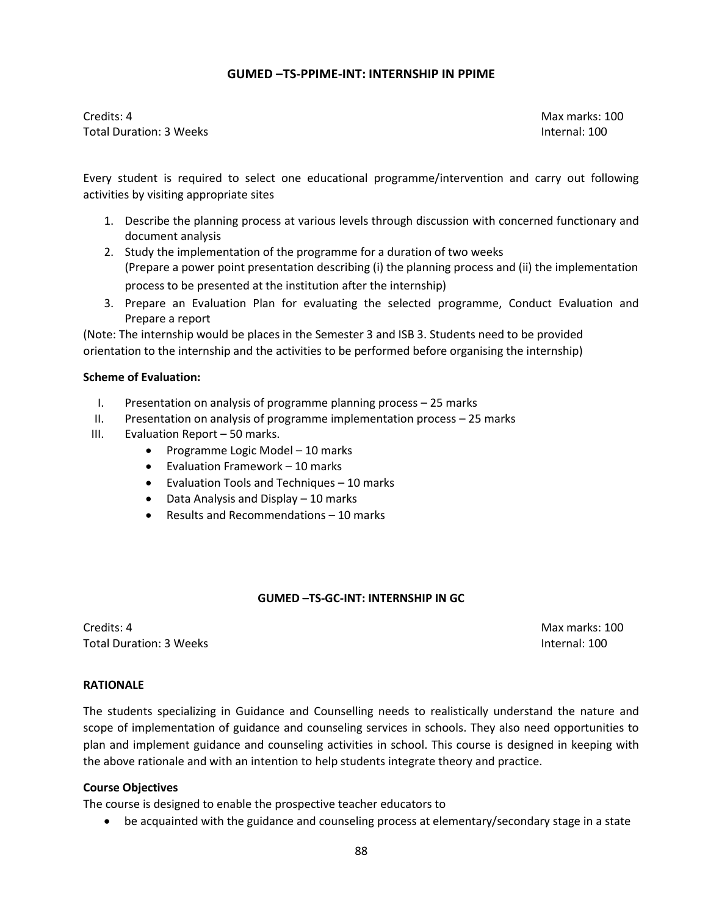### GUMED –TS-PPIME-INT: INTERNSHIP IN PPIME

Credits: 4 Max marks: 100
Total Duration: 3 Weeks Internal: 100

Every student is required to select one educational programme/intervention and carry out following activities by visiting appropriate sites

1. Describe the planning process at various levels through discussion with concerned functionary and document analysis
2. Study the implementation of the programme for a duration of two weeks
   (Prepare a power point presentation describing (i) the planning process and (ii) the implementation process to be presented at the institution after the internship)
3. Prepare an Evaluation Plan for evaluating the selected programme, Conduct Evaluation and Prepare a report

(Note: The internship would be places in the Semester 3 and ISB 3. Students need to be provided orientation to the internship and the activities to be performed before organising the internship)

**Scheme of Evaluation:**

I. Presentation on analysis of programme planning process – 25 marks
II. Presentation on analysis of programme implementation process – 25 marks
III. Evaluation Report – 50 marks.
   - Programme Logic Model – 10 marks
   - Evaluation Framework – 10 marks
   - Evaluation Tools and Techniques – 10 marks
   - Data Analysis and Display – 10 marks
   - Results and Recommendations – 10 marks

### GUMED –TS-GC-INT: INTERNSHIP IN GC

Credits: 4 Max marks: 100
Total Duration: 3 Weeks Internal: 100

**RATIONALE**

The students specializing in Guidance and Counselling needs to realistically understand the nature and scope of implementation of guidance and counseling services in schools. They also need opportunities to plan and implement guidance and counseling activities in school. This course is designed in keeping with the above rationale and with an intention to help students integrate theory and practice.

**Course Objectives**

The course is designed to enable the prospective teacher educators to

- be acquainted with the guidance and counseling process at elementary/secondary stage in a state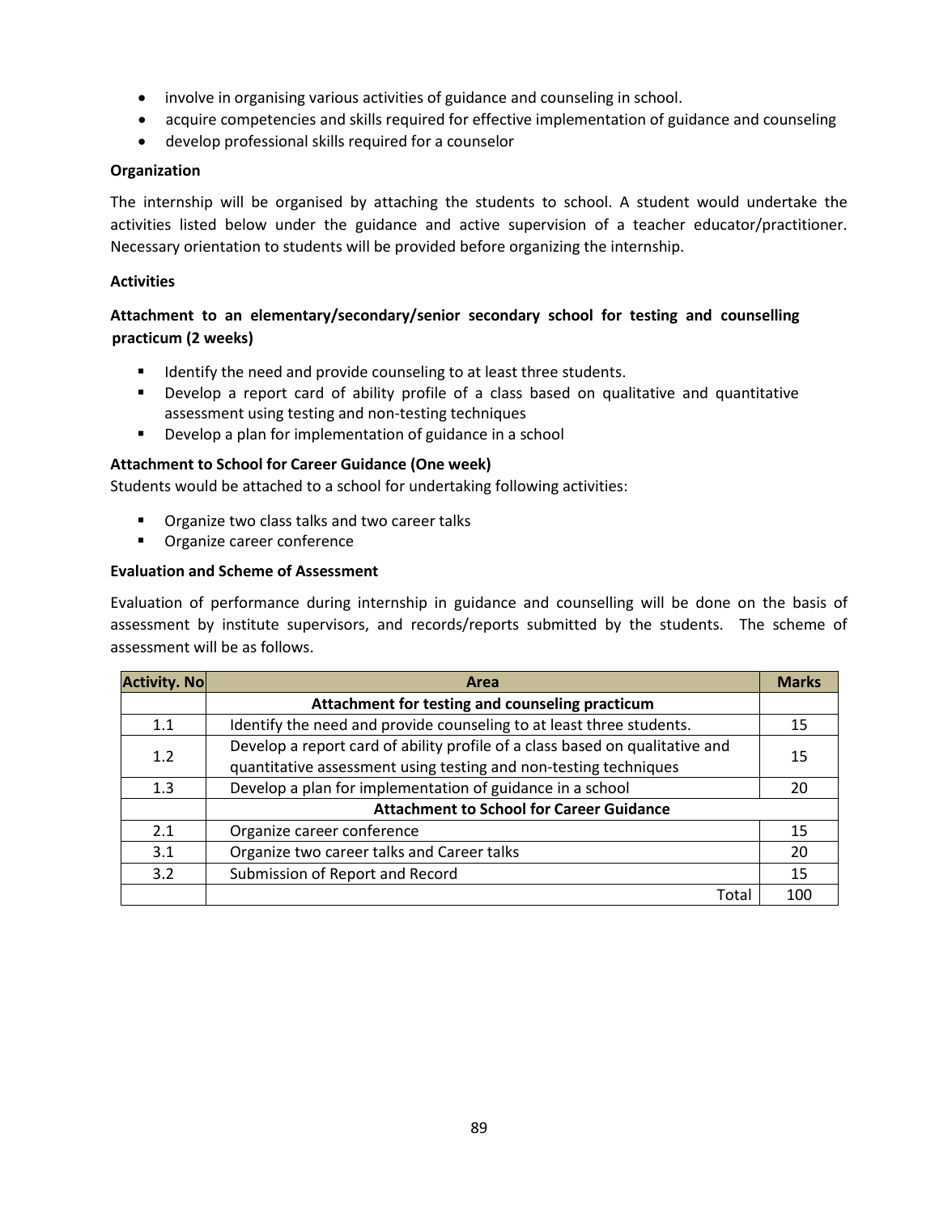- involve in organising various activities of guidance and counseling in school.
- acquire competencies and skills required for effective implementation of guidance and counseling
- develop professional skills required for a counselor

**Organization**

The internship will be organised by attaching the students to school. A student would undertake the activities listed below under the guidance and active supervision of a teacher educator/practitioner. Necessary orientation to students will be provided before organizing the internship.

**Activities**

**Attachment to an elementary/secondary/senior secondary school for testing and counselling practicum (2 weeks)**

- Identify the need and provide counseling to at least three students.
- Develop a report card of ability profile of a class based on qualitative and quantitative assessment using testing and non-testing techniques
- Develop a plan for implementation of guidance in a school

**Attachment to School for Career Guidance (One week)**

Students would be attached to a school for undertaking following activities:

- Organize two class talks and two career talks
- Organize career conference

**Evaluation and Scheme of Assessment**

Evaluation of performance during internship in guidance and counselling will be done on the basis of assessment by institute supervisors, and records/reports submitted by the students. The scheme of assessment will be as follows.

| Activity. No | Area | Marks |
|---|---|---|
| | **Attachment for testing and counseling practicum** | |
| 1.1 | Identify the need and provide counseling to at least three students. | 15 |
| 1.2 | Develop a report card of ability profile of a class based on qualitative and quantitative assessment using testing and non-testing techniques | 15 |
| 1.3 | Develop a plan for implementation of guidance in a school | 20 |
| | **Attachment to School for Career Guidance** | |
| 2.1 | Organize career conference | 15 |
| 3.1 | Organize two career talks and Career talks | 20 |
| 3.2 | Submission of Report and Record | 15 |
| | Total | 100 |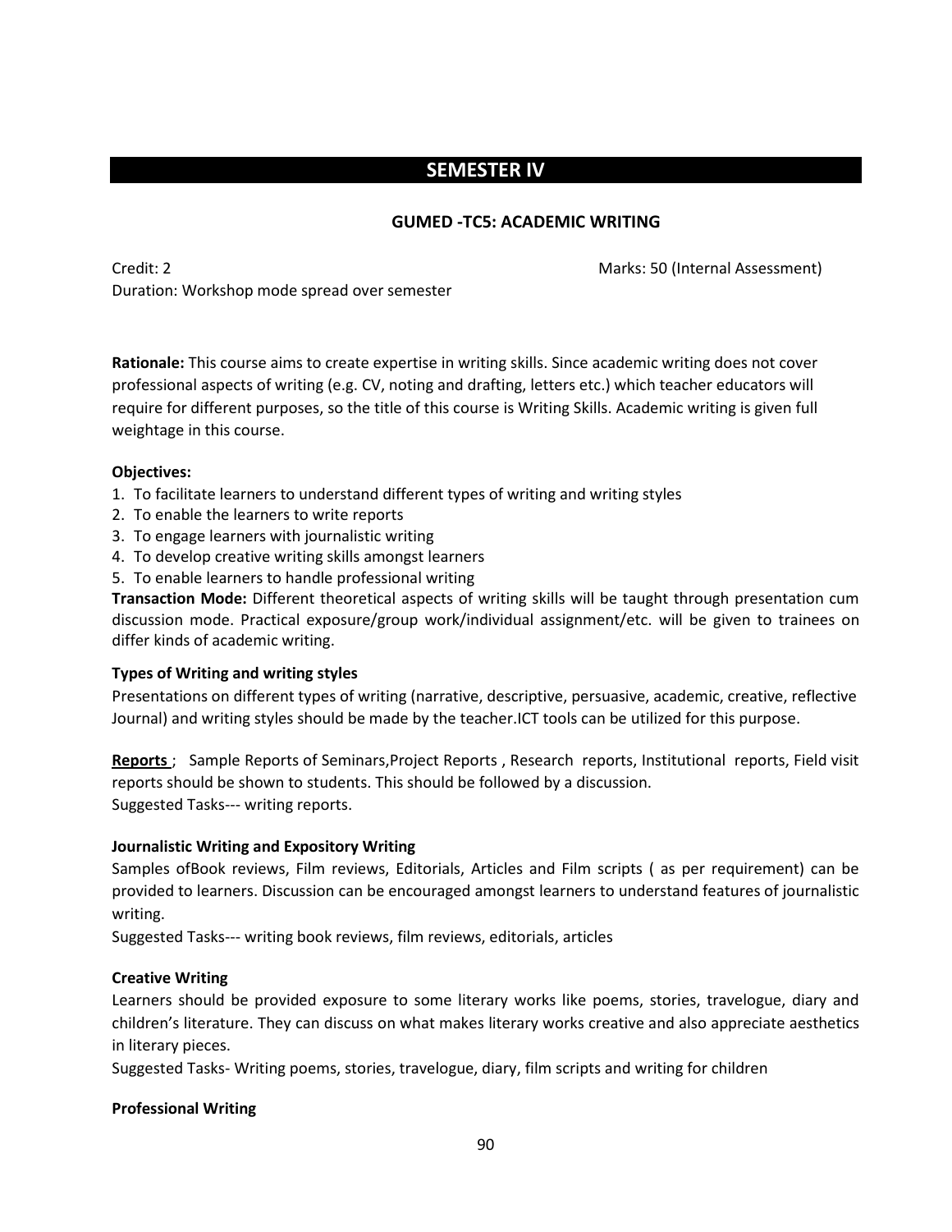## SEMESTER IV

### GUMED -TC5: ACADEMIC WRITING

Credit: 2 Marks: 50 (Internal Assessment)

Duration: Workshop mode spread over semester

**Rationale:** This course aims to create expertise in writing skills. Since academic writing does not cover professional aspects of writing (e.g. CV, noting and drafting, letters etc.) which teacher educators will require for different purposes, so the title of this course is Writing Skills. Academic writing is given full weightage in this course.

**Objectives:**

1. To facilitate learners to understand different types of writing and writing styles
2. To enable the learners to write reports
3. To engage learners with journalistic writing
4. To develop creative writing skills amongst learners
5. To enable learners to handle professional writing

**Transaction Mode:** Different theoretical aspects of writing skills will be taught through presentation cum discussion mode. Practical exposure/group work/individual assignment/etc. will be given to trainees on differ kinds of academic writing.

**Types of Writing and writing styles**

Presentations on different types of writing (narrative, descriptive, persuasive, academic, creative, reflective Journal) and writing styles should be made by the teacher.ICT tools can be utilized for this purpose.

**Reports** ; Sample Reports of Seminars,Project Reports , Research reports, Institutional reports, Field visit reports should be shown to students. This should be followed by a discussion.
Suggested Tasks--- writing reports.

**Journalistic Writing and Expository Writing**

Samples ofBook reviews, Film reviews, Editorials, Articles and Film scripts ( as per requirement) can be provided to learners. Discussion can be encouraged amongst learners to understand features of journalistic writing.
Suggested Tasks--- writing book reviews, film reviews, editorials, articles

**Creative Writing**

Learners should be provided exposure to some literary works like poems, stories, travelogue, diary and children's literature. They can discuss on what makes literary works creative and also appreciate aesthetics in literary pieces.
Suggested Tasks- Writing poems, stories, travelogue, diary, film scripts and writing for children

**Professional Writing**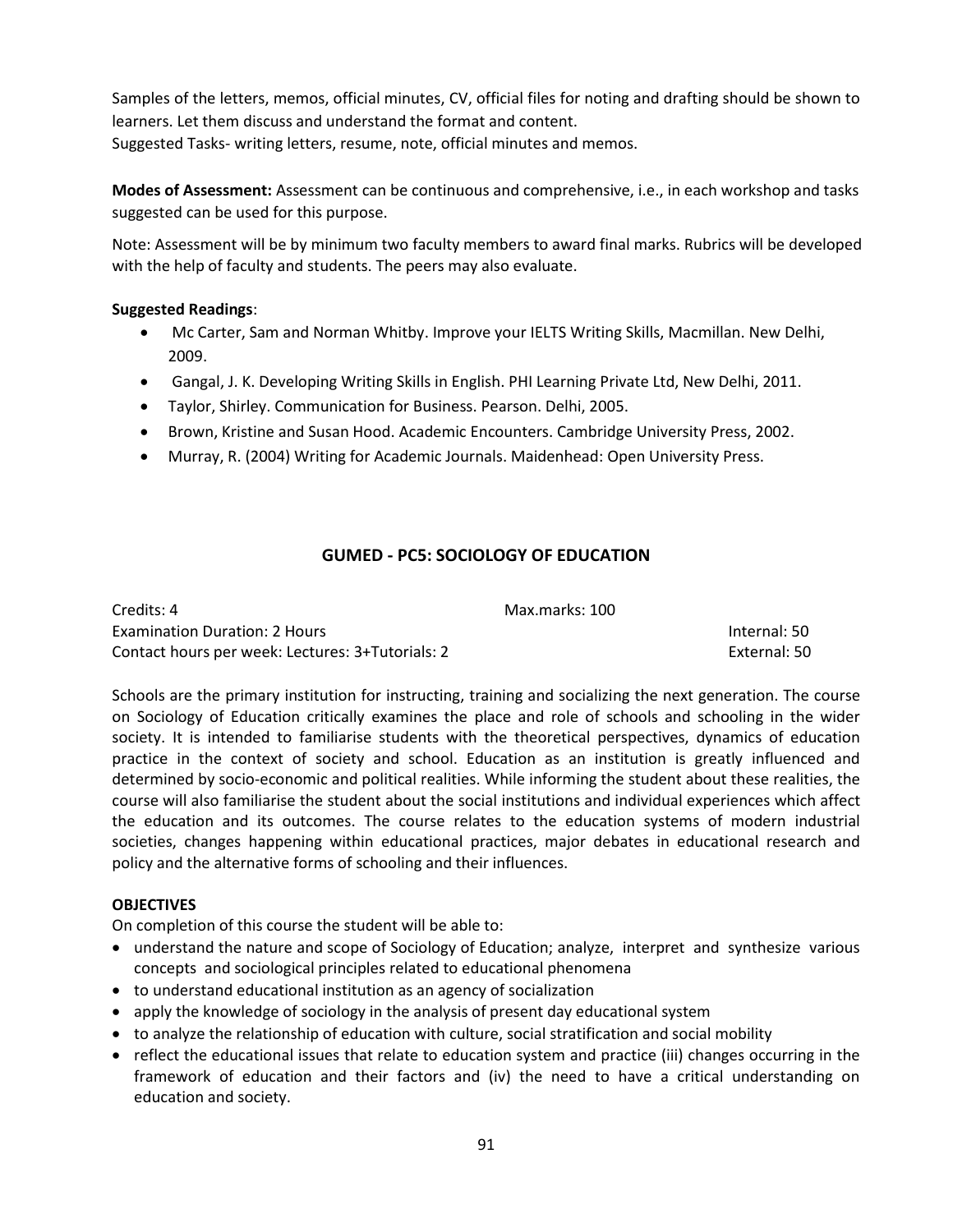Samples of the letters, memos, official minutes, CV, official files for noting and drafting should be shown to learners. Let them discuss and understand the format and content.
Suggested Tasks- writing letters, resume, note, official minutes and memos.

**Modes of Assessment:** Assessment can be continuous and comprehensive, i.e., in each workshop and tasks suggested can be used for this purpose.

Note: Assessment will be by minimum two faculty members to award final marks. Rubrics will be developed with the help of faculty and students. The peers may also evaluate.

**Suggested Readings**:

- Mc Carter, Sam and Norman Whitby. Improve your IELTS Writing Skills, Macmillan. New Delhi, 2009.
- Gangal, J. K. Developing Writing Skills in English. PHI Learning Private Ltd, New Delhi, 2011.
- Taylor, Shirley. Communication for Business. Pearson. Delhi, 2005.
- Brown, Kristine and Susan Hood. Academic Encounters. Cambridge University Press, 2002.
- Murray, R. (2004) Writing for Academic Journals. Maidenhead: Open University Press.

## GUMED - PC5: SOCIOLOGY OF EDUCATION

Credits: 4 | Max.marks: 100
Examination Duration: 2 Hours | Internal: 50
Contact hours per week: Lectures: 3+Tutorials: 2 | External: 50

Schools are the primary institution for instructing, training and socializing the next generation. The course on Sociology of Education critically examines the place and role of schools and schooling in the wider society. It is intended to familiarise students with the theoretical perspectives, dynamics of education practice in the context of society and school. Education as an institution is greatly influenced and determined by socio-economic and political realities. While informing the student about these realities, the course will also familiarise the student about the social institutions and individual experiences which affect the education and its outcomes. The course relates to the education systems of modern industrial societies, changes happening within educational practices, major debates in educational research and policy and the alternative forms of schooling and their influences.

**OBJECTIVES**

On completion of this course the student will be able to:

- understand the nature and scope of Sociology of Education; analyze, interpret and synthesize various concepts and sociological principles related to educational phenomena
- to understand educational institution as an agency of socialization
- apply the knowledge of sociology in the analysis of present day educational system
- to analyze the relationship of education with culture, social stratification and social mobility
- reflect the educational issues that relate to education system and practice (iii) changes occurring in the framework of education and their factors and (iv) the need to have a critical understanding on education and society.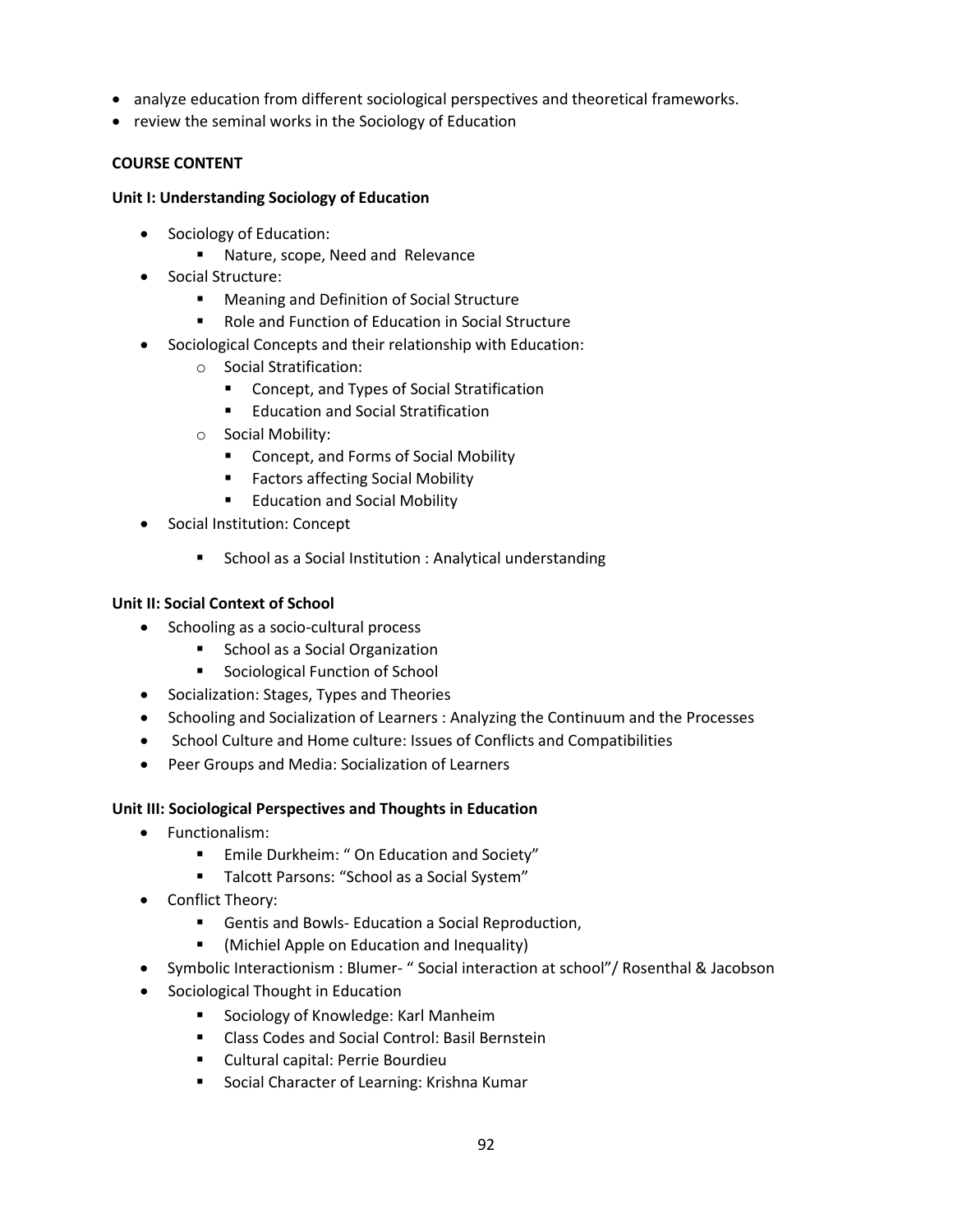- analyze education from different sociological perspectives and theoretical frameworks.
- review the seminal works in the Sociology of Education

**COURSE CONTENT**

**Unit I: Understanding Sociology of Education**

- Sociology of Education:
  - Nature, scope, Need and Relevance
- Social Structure:
  - Meaning and Definition of Social Structure
  - Role and Function of Education in Social Structure
- Sociological Concepts and their relationship with Education:
  - Social Stratification:
    - Concept, and Types of Social Stratification
    - Education and Social Stratification
  - Social Mobility:
    - Concept, and Forms of Social Mobility
    - Factors affecting Social Mobility
    - Education and Social Mobility
- Social Institution: Concept
  - School as a Social Institution : Analytical understanding

**Unit II: Social Context of School**

- Schooling as a socio-cultural process
  - School as a Social Organization
  - Sociological Function of School
- Socialization: Stages, Types and Theories
- Schooling and Socialization of Learners : Analyzing the Continuum and the Processes
- School Culture and Home culture: Issues of Conflicts and Compatibilities
- Peer Groups and Media: Socialization of Learners

**Unit III: Sociological Perspectives and Thoughts in Education**

- Functionalism:
  - Emile Durkheim: " On Education and Society"
  - Talcott Parsons: "School as a Social System"
- Conflict Theory:
  - Gentis and Bowls- Education a Social Reproduction,
  - (Michiel Apple on Education and Inequality)
- Symbolic Interactionism : Blumer- " Social interaction at school"/ Rosenthal & Jacobson
- Sociological Thought in Education
  - Sociology of Knowledge: Karl Manheim
  - Class Codes and Social Control: Basil Bernstein
  - Cultural capital: Perrie Bourdieu
  - Social Character of Learning: Krishna Kumar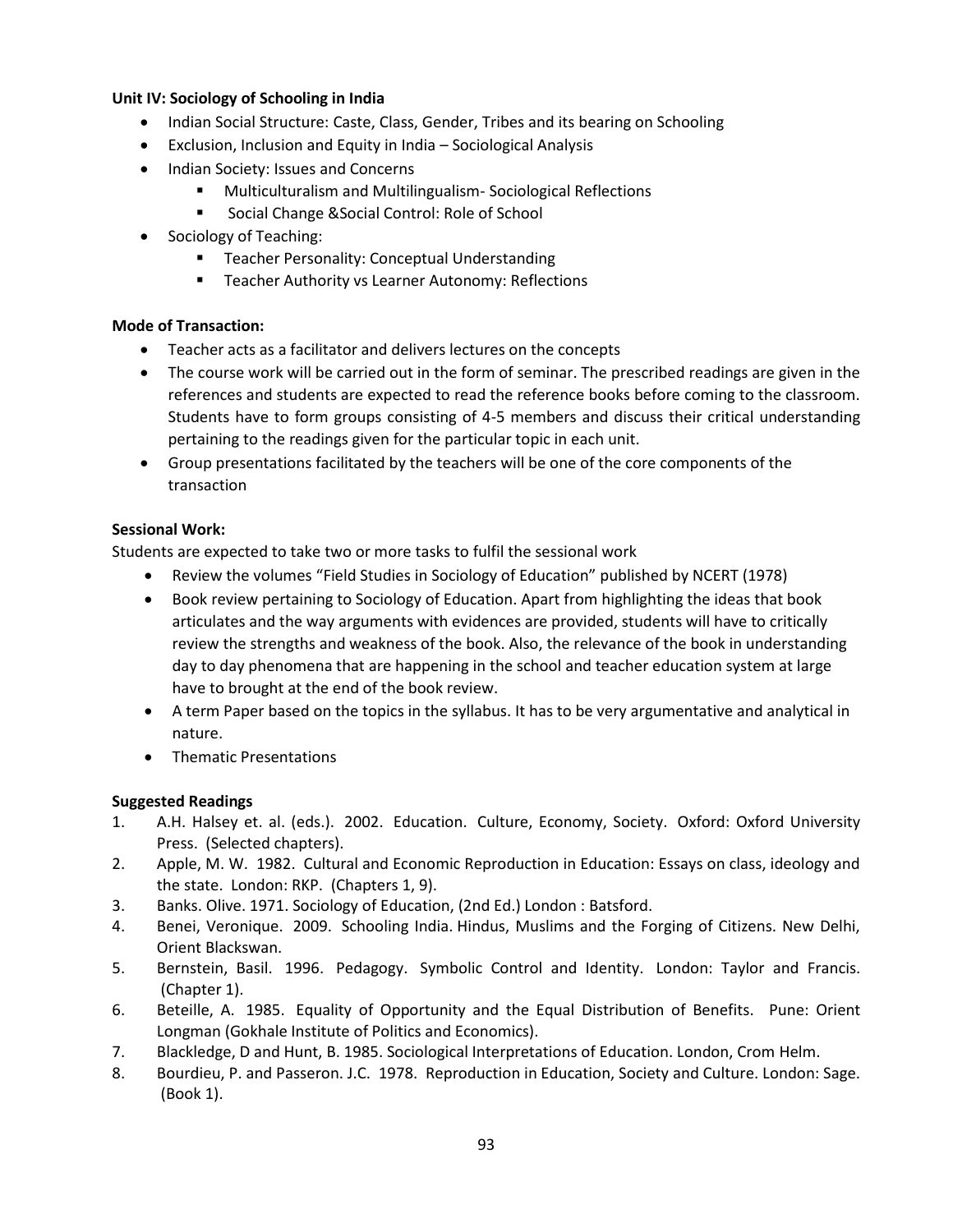**Unit IV: Sociology of Schooling in India**

- Indian Social Structure: Caste, Class, Gender, Tribes and its bearing on Schooling
- Exclusion, Inclusion and Equity in India – Sociological Analysis
- Indian Society: Issues and Concerns
  - Multiculturalism and Multilingualism- Sociological Reflections
  - Social Change &Social Control: Role of School
- Sociology of Teaching:
  - Teacher Personality: Conceptual Understanding
  - Teacher Authority vs Learner Autonomy: Reflections

**Mode of Transaction:**

- Teacher acts as a facilitator and delivers lectures on the concepts
- The course work will be carried out in the form of seminar. The prescribed readings are given in the references and students are expected to read the reference books before coming to the classroom. Students have to form groups consisting of 4-5 members and discuss their critical understanding pertaining to the readings given for the particular topic in each unit.
- Group presentations facilitated by the teachers will be one of the core components of the transaction

**Sessional Work:**

Students are expected to take two or more tasks to fulfil the sessional work

- Review the volumes "Field Studies in Sociology of Education" published by NCERT (1978)
- Book review pertaining to Sociology of Education. Apart from highlighting the ideas that book articulates and the way arguments with evidences are provided, students will have to critically review the strengths and weakness of the book. Also, the relevance of the book in understanding day to day phenomena that are happening in the school and teacher education system at large have to brought at the end of the book review.
- A term Paper based on the topics in the syllabus. It has to be very argumentative and analytical in nature.
- Thematic Presentations

**Suggested Readings**

1. A.H. Halsey et. al. (eds.). 2002. Education. Culture, Economy, Society. Oxford: Oxford University Press. (Selected chapters).
2. Apple, M. W. 1982. Cultural and Economic Reproduction in Education: Essays on class, ideology and the state. London: RKP. (Chapters 1, 9).
3. Banks. Olive. 1971. Sociology of Education, (2nd Ed.) London : Batsford.
4. Benei, Veronique. 2009. Schooling India. Hindus, Muslims and the Forging of Citizens. New Delhi, Orient Blackswan.
5. Bernstein, Basil. 1996. Pedagogy. Symbolic Control and Identity. London: Taylor and Francis. (Chapter 1).
6. Beteille, A. 1985. Equality of Opportunity and the Equal Distribution of Benefits. Pune: Orient Longman (Gokhale Institute of Politics and Economics).
7. Blackledge, D and Hunt, B. 1985. Sociological Interpretations of Education. London, Crom Helm.
8. Bourdieu, P. and Passeron. J.C. 1978. Reproduction in Education, Society and Culture. London: Sage. (Book 1).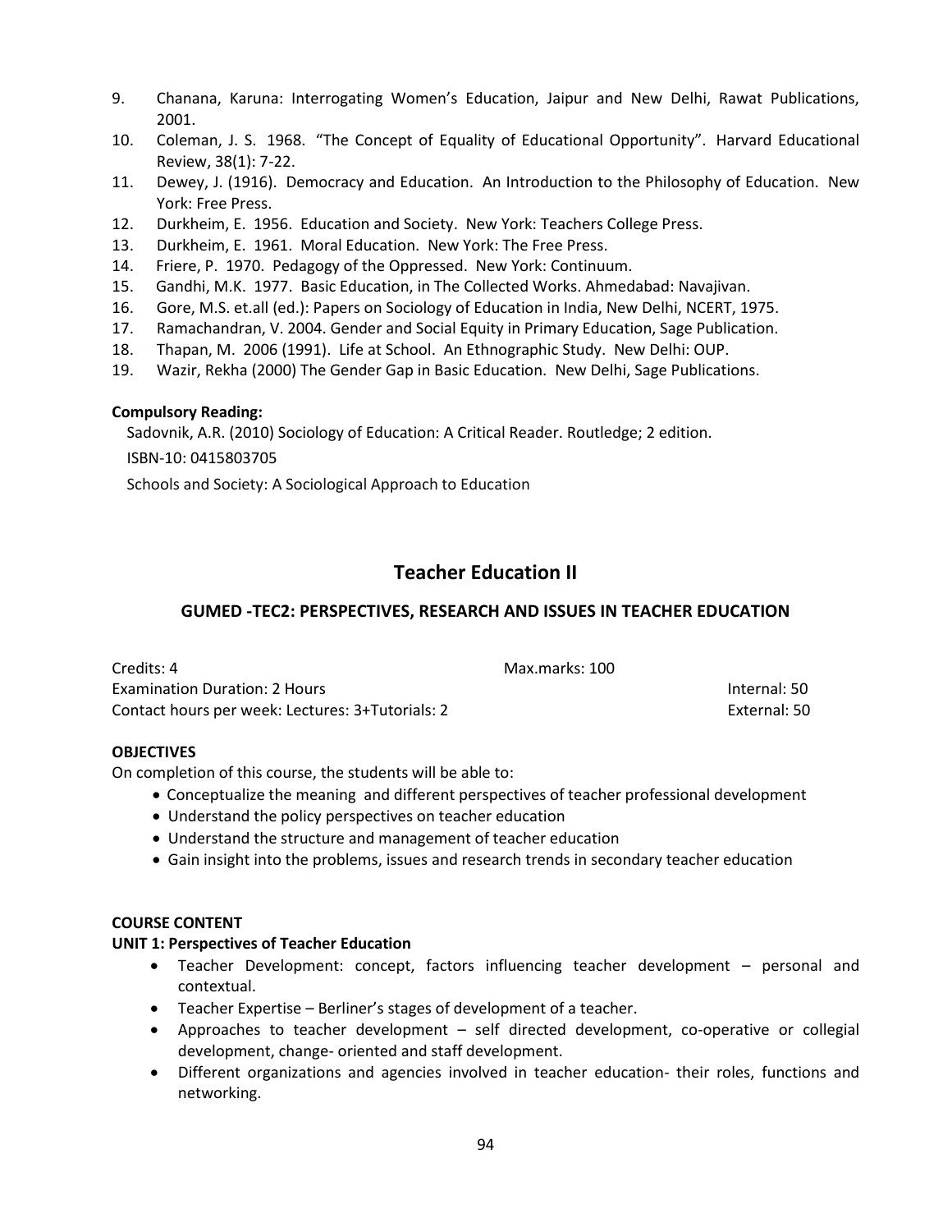9. Chanana, Karuna: Interrogating Women's Education, Jaipur and New Delhi, Rawat Publications, 2001.
10. Coleman, J. S. 1968. "The Concept of Equality of Educational Opportunity". Harvard Educational Review, 38(1): 7-22.
11. Dewey, J. (1916). Democracy and Education. An Introduction to the Philosophy of Education. New York: Free Press.
12. Durkheim, E. 1956. Education and Society. New York: Teachers College Press.
13. Durkheim, E. 1961. Moral Education. New York: The Free Press.
14. Friere, P. 1970. Pedagogy of the Oppressed. New York: Continuum.
15. Gandhi, M.K. 1977. Basic Education, in The Collected Works. Ahmedabad: Navajivan.
16. Gore, M.S. et.all (ed.): Papers on Sociology of Education in India, New Delhi, NCERT, 1975.
17. Ramachandran, V. 2004. Gender and Social Equity in Primary Education, Sage Publication.
18. Thapan, M. 2006 (1991). Life at School. An Ethnographic Study. New Delhi: OUP.
19. Wazir, Rekha (2000) The Gender Gap in Basic Education. New Delhi, Sage Publications.

**Compulsory Reading:**

Sadovnik, A.R. (2010) Sociology of Education: A Critical Reader. Routledge; 2 edition.

ISBN-10: 0415803705

Schools and Society: A Sociological Approach to Education

## Teacher Education II

### GUMED -TEC2: PERSPECTIVES, RESEARCH AND ISSUES IN TEACHER EDUCATION

Credits: 4 | Max.marks: 100
Examination Duration: 2 Hours | Internal: 50
Contact hours per week: Lectures: 3+Tutorials: 2 | External: 50

**OBJECTIVES**

On completion of this course, the students will be able to:

- Conceptualize the meaning and different perspectives of teacher professional development
- Understand the policy perspectives on teacher education
- Understand the structure and management of teacher education
- Gain insight into the problems, issues and research trends in secondary teacher education

**COURSE CONTENT**

**UNIT 1: Perspectives of Teacher Education**

- Teacher Development: concept, factors influencing teacher development – personal and contextual.
- Teacher Expertise – Berliner's stages of development of a teacher.
- Approaches to teacher development – self directed development, co-operative or collegial development, change- oriented and staff development.
- Different organizations and agencies involved in teacher education- their roles, functions and networking.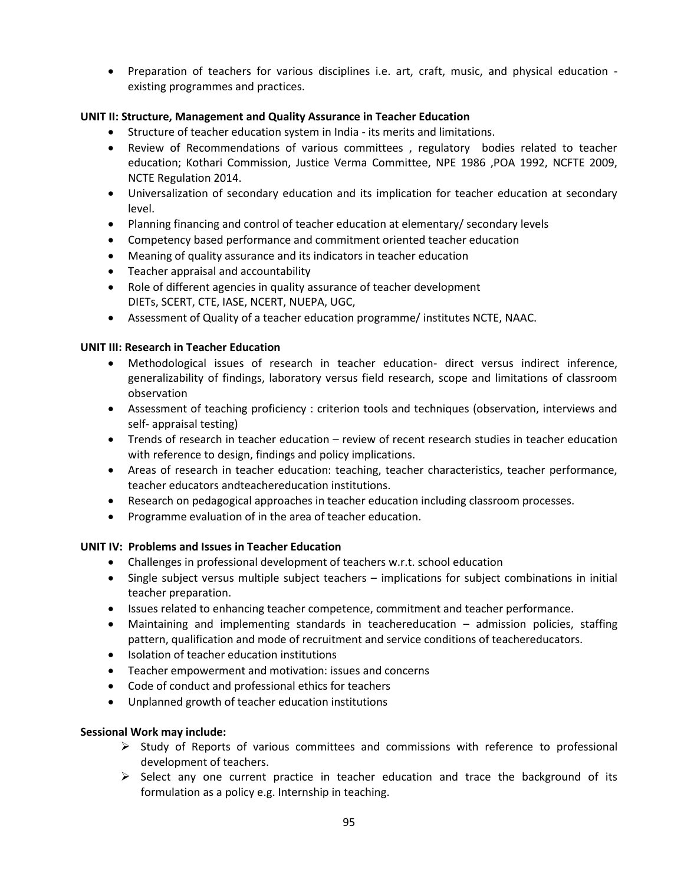- Preparation of teachers for various disciplines i.e. art, craft, music, and physical education - existing programmes and practices.

**UNIT II: Structure, Management and Quality Assurance in Teacher Education**

- Structure of teacher education system in India - its merits and limitations.
- Review of Recommendations of various committees , regulatory bodies related to teacher education; Kothari Commission, Justice Verma Committee, NPE 1986 ,POA 1992, NCFTE 2009, NCTE Regulation 2014.
- Universalization of secondary education and its implication for teacher education at secondary level.
- Planning financing and control of teacher education at elementary/ secondary levels
- Competency based performance and commitment oriented teacher education
- Meaning of quality assurance and its indicators in teacher education
- Teacher appraisal and accountability
- Role of different agencies in quality assurance of teacher development
  DIETs, SCERT, CTE, IASE, NCERT, NUEPA, UGC,
- Assessment of Quality of a teacher education programme/ institutes NCTE, NAAC.

**UNIT III: Research in Teacher Education**

- Methodological issues of research in teacher education- direct versus indirect inference, generalizability of findings, laboratory versus field research, scope and limitations of classroom observation
- Assessment of teaching proficiency : criterion tools and techniques (observation, interviews and self- appraisal testing)
- Trends of research in teacher education – review of recent research studies in teacher education with reference to design, findings and policy implications.
- Areas of research in teacher education: teaching, teacher characteristics, teacher performance, teacher educators andteachereducation institutions.
- Research on pedagogical approaches in teacher education including classroom processes.
- Programme evaluation of in the area of teacher education.

**UNIT IV: Problems and Issues in Teacher Education**

- Challenges in professional development of teachers w.r.t. school education
- Single subject versus multiple subject teachers – implications for subject combinations in initial teacher preparation.
- Issues related to enhancing teacher competence, commitment and teacher performance.
- Maintaining and implementing standards in teachereducation – admission policies, staffing pattern, qualification and mode of recruitment and service conditions of teachereducators.
- Isolation of teacher education institutions
- Teacher empowerment and motivation: issues and concerns
- Code of conduct and professional ethics for teachers
- Unplanned growth of teacher education institutions

**Sessional Work may include:**

- Study of Reports of various committees and commissions with reference to professional development of teachers.
- Select any one current practice in teacher education and trace the background of its formulation as a policy e.g. Internship in teaching.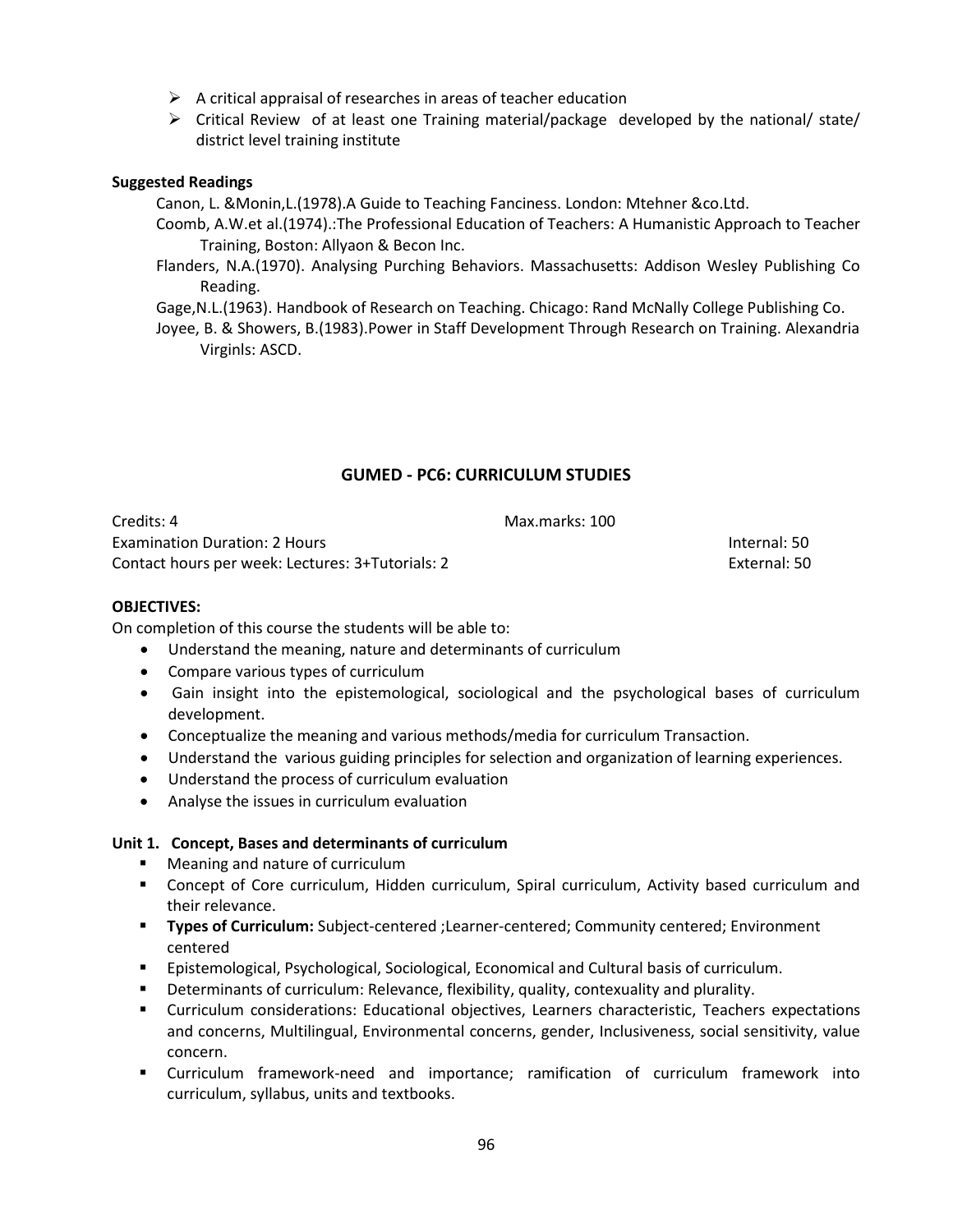- A critical appraisal of researches in areas of teacher education
- Critical Review of at least one Training material/package developed by the national/ state/ district level training institute

**Suggested Readings**

Canon, L. &Monin,L.(1978).A Guide to Teaching Fanciness. London: Mtehner &co.Ltd.

Coomb, A.W.et al.(1974).:The Professional Education of Teachers: A Humanistic Approach to Teacher Training, Boston: Allyaon & Becon Inc.

Flanders, N.A.(1970). Analysing Purching Behaviors. Massachusetts: Addison Wesley Publishing Co Reading.

Gage,N.L.(1963). Handbook of Research on Teaching. Chicago: Rand McNally College Publishing Co.

Joyee, B. & Showers, B.(1983).Power in Staff Development Through Research on Training. Alexandria Virginls: ASCD.

## GUMED - PC6: CURRICULUM STUDIES

Credits: 4 | Max.marks: 100

Examination Duration: 2 Hours | Internal: 50

Contact hours per week: Lectures: 3+Tutorials: 2 | External: 50

**OBJECTIVES:**

On completion of this course the students will be able to:

- Understand the meaning, nature and determinants of curriculum
- Compare various types of curriculum
- Gain insight into the epistemological, sociological and the psychological bases of curriculum development.
- Conceptualize the meaning and various methods/media for curriculum Transaction.
- Understand the various guiding principles for selection and organization of learning experiences.
- Understand the process of curriculum evaluation
- Analyse the issues in curriculum evaluation

**Unit 1. Concept, Bases and determinants of curriculum**

- Meaning and nature of curriculum
- Concept of Core curriculum, Hidden curriculum, Spiral curriculum, Activity based curriculum and their relevance.
- **Types of Curriculum:** Subject-centered ;Learner-centered; Community centered; Environment centered
- Epistemological, Psychological, Sociological, Economical and Cultural basis of curriculum.
- Determinants of curriculum: Relevance, flexibility, quality, contexuality and plurality.
- Curriculum considerations: Educational objectives, Learners characteristic, Teachers expectations and concerns, Multilingual, Environmental concerns, gender, Inclusiveness, social sensitivity, value concern.
- Curriculum framework-need and importance; ramification of curriculum framework into curriculum, syllabus, units and textbooks.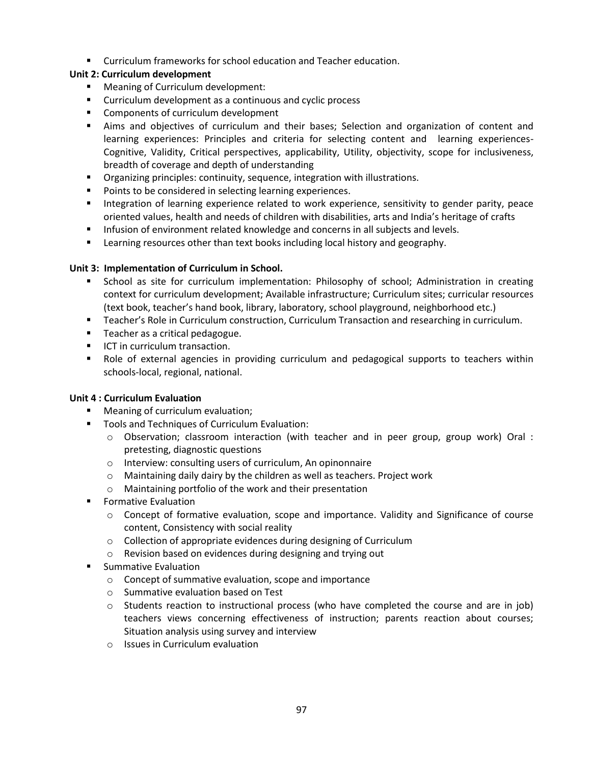- Curriculum frameworks for school education and Teacher education.

**Unit 2: Curriculum development**

- Meaning of Curriculum development:
- Curriculum development as a continuous and cyclic process
- Components of curriculum development
- Aims and objectives of curriculum and their bases; Selection and organization of content and learning experiences: Principles and criteria for selecting content and learning experiences- Cognitive, Validity, Critical perspectives, applicability, Utility, objectivity, scope for inclusiveness, breadth of coverage and depth of understanding
- Organizing principles: continuity, sequence, integration with illustrations.
- Points to be considered in selecting learning experiences.
- Integration of learning experience related to work experience, sensitivity to gender parity, peace oriented values, health and needs of children with disabilities, arts and India's heritage of crafts
- Infusion of environment related knowledge and concerns in all subjects and levels.
- Learning resources other than text books including local history and geography.

**Unit 3: Implementation of Curriculum in School.**

- School as site for curriculum implementation: Philosophy of school; Administration in creating context for curriculum development; Available infrastructure; Curriculum sites; curricular resources (text book, teacher's hand book, library, laboratory, school playground, neighborhood etc.)
- Teacher's Role in Curriculum construction, Curriculum Transaction and researching in curriculum.
- Teacher as a critical pedagogue.
- ICT in curriculum transaction.
- Role of external agencies in providing curriculum and pedagogical supports to teachers within schools-local, regional, national.

**Unit 4 : Curriculum Evaluation**

- Meaning of curriculum evaluation;
- Tools and Techniques of Curriculum Evaluation:
  - Observation; classroom interaction (with teacher and in peer group, group work) Oral : pretesting, diagnostic questions
  - Interview: consulting users of curriculum, An opinonnaire
  - Maintaining daily dairy by the children as well as teachers. Project work
  - Maintaining portfolio of the work and their presentation
- Formative Evaluation
  - Concept of formative evaluation, scope and importance. Validity and Significance of course content, Consistency with social reality
  - Collection of appropriate evidences during designing of Curriculum
  - Revision based on evidences during designing and trying out
- Summative Evaluation
  - Concept of summative evaluation, scope and importance
  - Summative evaluation based on Test
  - Students reaction to instructional process (who have completed the course and are in job) teachers views concerning effectiveness of instruction; parents reaction about courses; Situation analysis using survey and interview
  - Issues in Curriculum evaluation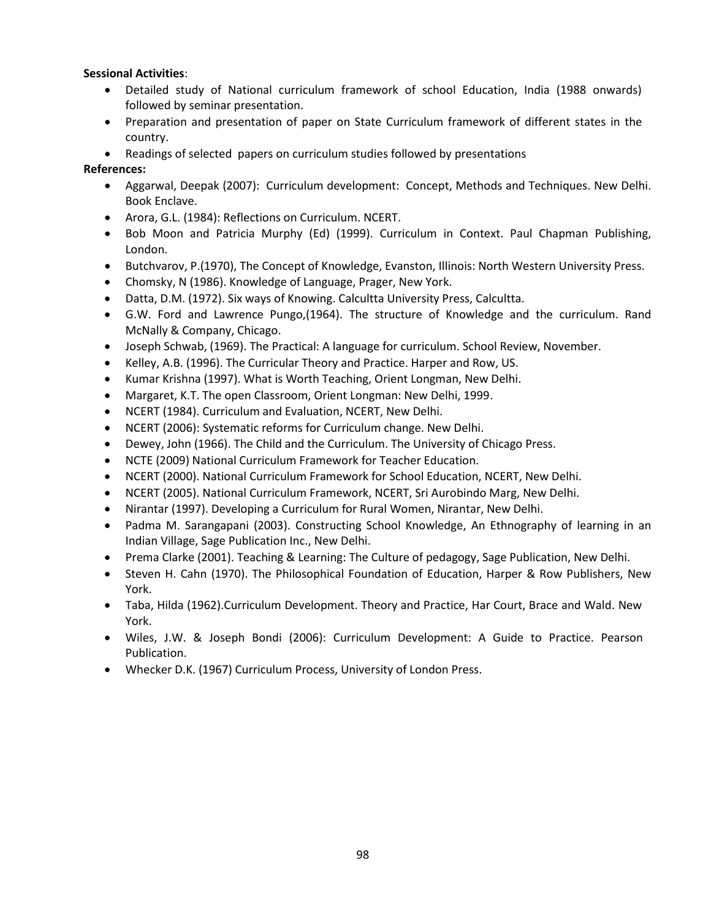**Sessional Activities**:

- Detailed study of National curriculum framework of school Education, India (1988 onwards) followed by seminar presentation.
- Preparation and presentation of paper on State Curriculum framework of different states in the country.
- Readings of selected papers on curriculum studies followed by presentations

**References:**

- Aggarwal, Deepak (2007): Curriculum development: Concept, Methods and Techniques. New Delhi. Book Enclave.
- Arora, G.L. (1984): Reflections on Curriculum. NCERT.
- Bob Moon and Patricia Murphy (Ed) (1999). Curriculum in Context. Paul Chapman Publishing, London.
- Butchvarov, P.(1970), The Concept of Knowledge, Evanston, Illinois: North Western University Press.
- Chomsky, N (1986). Knowledge of Language, Prager, New York.
- Datta, D.M. (1972). Six ways of Knowing. Calcultta University Press, Calcultta.
- G.W. Ford and Lawrence Pungo,(1964). The structure of Knowledge and the curriculum. Rand McNally & Company, Chicago.
- Joseph Schwab, (1969). The Practical: A language for curriculum. School Review, November.
- Kelley, A.B. (1996). The Curricular Theory and Practice. Harper and Row, US.
- Kumar Krishna (1997). What is Worth Teaching, Orient Longman, New Delhi.
- Margaret, K.T. The open Classroom, Orient Longman: New Delhi, 1999.
- NCERT (1984). Curriculum and Evaluation, NCERT, New Delhi.
- NCERT (2006): Systematic reforms for Curriculum change. New Delhi.
- Dewey, John (1966). The Child and the Curriculum. The University of Chicago Press.
- NCTE (2009) National Curriculum Framework for Teacher Education.
- NCERT (2000). National Curriculum Framework for School Education, NCERT, New Delhi.
- NCERT (2005). National Curriculum Framework, NCERT, Sri Aurobindo Marg, New Delhi.
- Nirantar (1997). Developing a Curriculum for Rural Women, Nirantar, New Delhi.
- Padma M. Sarangapani (2003). Constructing School Knowledge, An Ethnography of learning in an Indian Village, Sage Publication Inc., New Delhi.
- Prema Clarke (2001). Teaching & Learning: The Culture of pedagogy, Sage Publication, New Delhi.
- Steven H. Cahn (1970). The Philosophical Foundation of Education, Harper & Row Publishers, New York.
- Taba, Hilda (1962).Curriculum Development. Theory and Practice, Har Court, Brace and Wald. New York.
- Wiles, J.W. & Joseph Bondi (2006): Curriculum Development: A Guide to Practice. Pearson Publication.
- Whecker D.K. (1967) Curriculum Process, University of London Press.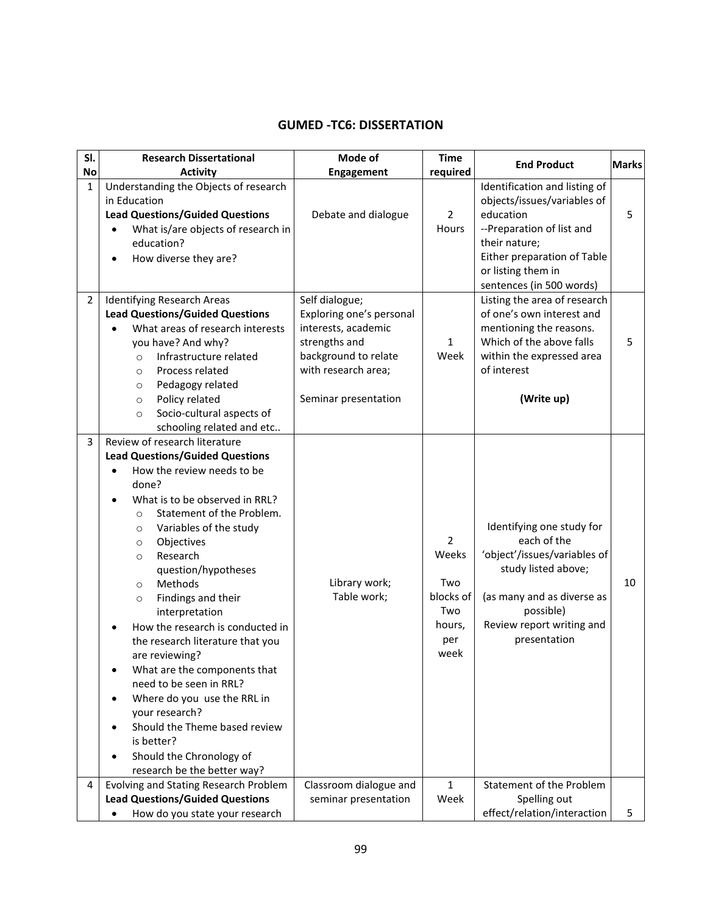## GUMED -TC6: DISSERTATION

| Sl. No | Research Dissertational Activity | Mode of Engagement | Time required | End Product | Marks |
|---|---|---|---|---|---|
| 1 | Understanding the Objects of research in Education<br>**Lead Questions/Guided Questions**<br>• What is/are objects of research in education?<br>• How diverse they are? | Debate and dialogue | 2 Hours | Identification and listing of objects/issues/variables of education<br>--Preparation of list and their nature;<br>Either preparation of Table or listing them in sentences (in 500 words) | 5 |
| 2 | Identifying Research Areas<br>**Lead Questions/Guided Questions**<br>• What areas of research interests you have? And why?<br>  ○ Infrastructure related<br>  ○ Process related<br>  ○ Pedagogy related<br>  ○ Policy related<br>  ○ Socio-cultural aspects of schooling related and etc.. | Self dialogue;<br>Exploring one's personal interests, academic strengths and background to relate with research area;<br><br>Seminar presentation | 1 Week | Listing the area of research of one's own interest and mentioning the reasons. Which of the above falls within the expressed area of interest<br><br>**(Write up)** | 5 |
| 3 | Review of research literature<br>**Lead Questions/Guided Questions**<br>• How the review needs to be done?<br>• What is to be observed in RRL?<br>  ○ Statement of the Problem.<br>  ○ Variables of the study<br>  ○ Objectives<br>  ○ Research question/hypotheses<br>  ○ Methods<br>  ○ Findings and their interpretation<br>• How the research is conducted in the research literature that you are reviewing?<br>• What are the components that need to be seen in RRL?<br>• Where do you use the RRL in your research?<br>• Should the Theme based review is better?<br>• Should the Chronology of research be the better way? | Library work;<br>Table work; | 2 Weeks<br><br>Two blocks of Two hours, per week | Identifying one study for each of the 'object'/issues/variables of study listed above;<br><br>(as many and as diverse as possible)<br>Review report writing and presentation | 10 |
| 4 | Evolving and Stating Research Problem<br>**Lead Questions/Guided Questions**<br>• How do you state your research | Classroom dialogue and seminar presentation | 1 Week | Statement of the Problem<br>Spelling out effect/relation/interaction | 5 |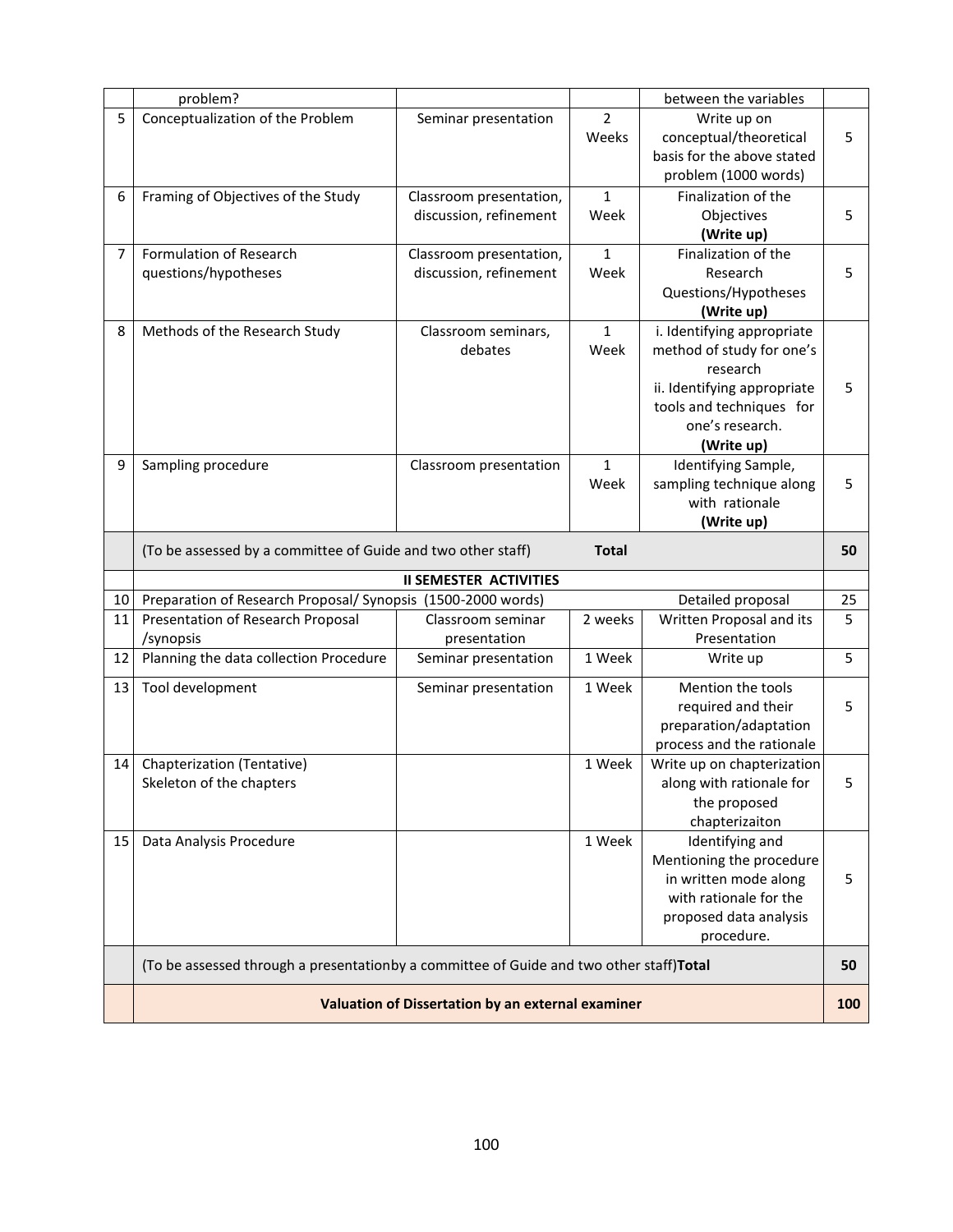| | | | | | |
|---|---|---|---|---|---|
| | problem? | | | between the variables | |
| 5 | Conceptualization of the Problem | Seminar presentation | 2 Weeks | Write up on conceptual/theoretical basis for the above stated problem (1000 words) | 5 |
| 6 | Framing of Objectives of the Study | Classroom presentation, discussion, refinement | 1 Week | Finalization of the Objectives **(Write up)** | 5 |
| 7 | Formulation of Research questions/hypotheses | Classroom presentation, discussion, refinement | 1 Week | Finalization of the Research Questions/Hypotheses **(Write up)** | 5 |
| 8 | Methods of the Research Study | Classroom seminars, debates | 1 Week | i. Identifying appropriate method of study for one's research ii. Identifying appropriate tools and techniques for one's research. **(Write up)** | 5 |
| 9 | Sampling procedure | Classroom presentation | 1 Week | Identifying Sample, sampling technique along with rationale **(Write up)** | 5 |
| | (To be assessed by a committee of Guide and two other staff) | | **Total** | | **50** |
| | **II SEMESTER ACTIVITIES** | | | | |
| 10 | Preparation of Research Proposal/ Synopsis (1500-2000 words) | | | Detailed proposal | 25 |
| 11 | Presentation of Research Proposal /synopsis | Classroom seminar presentation | 2 weeks | Written Proposal and its Presentation | 5 |
| 12 | Planning the data collection Procedure | Seminar presentation | 1 Week | Write up | 5 |
| 13 | Tool development | Seminar presentation | 1 Week | Mention the tools required and their preparation/adaptation process and the rationale | 5 |
| 14 | Chapterization (Tentative) Skeleton of the chapters | | 1 Week | Write up on chapterization along with rationale for the proposed chapterizaiton | 5 |
| 15 | Data Analysis Procedure | | 1 Week | Identifying and Mentioning the procedure in written mode along with rationale for the proposed data analysis procedure. | 5 |
| | (To be assessed through a presentationby a committee of Guide and two other staff)**Total** | | | | **50** |
| | **Valuation of Dissertation by an external examiner** | | | | **100** |